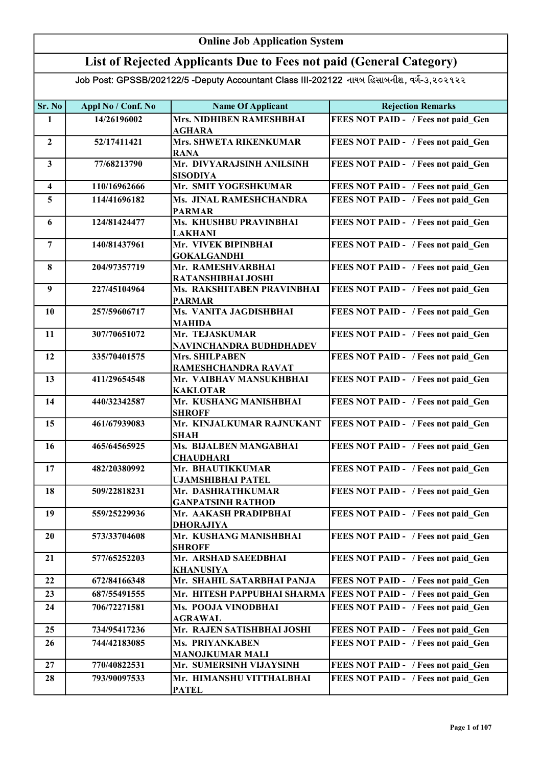# Online Job Application System

## List of Rejected Applicants Due to Fees not paid (General Category)

Job Post: GPSSB/202122/5 -Deputy Accountant Class III-202122 નાયબ હિસાબનીશ, વર્ગ-૩,૨૦૨૧૨૨

| Sr. No | Appl No / Conf. No | Name Of Applicant | Rejection Remarks |
|---|---|---|---|
| 1 | 14/26196002 | Mrs. NIDHIBEN RAMESHBHAI AGHARA | FEES NOT PAID - / Fees not paid_Gen |
| 2 | 52/17411421 | Mrs. SHWETA RIKENKUMAR RANA | FEES NOT PAID - / Fees not paid_Gen |
| 3 | 77/68213790 | Mr. DIVYARAJSINH ANILSINH SISODIYA | FEES NOT PAID - / Fees not paid_Gen |
| 4 | 110/16962666 | Mr. SMIT YOGESHKUMAR | FEES NOT PAID - / Fees not paid_Gen |
| 5 | 114/41696182 | Ms. JINAL RAMESHCHANDRA PARMAR | FEES NOT PAID - / Fees not paid_Gen |
| 6 | 124/81424477 | Ms. KHUSHBU PRAVINBHAI LAKHANI | FEES NOT PAID - / Fees not paid_Gen |
| 7 | 140/81437961 | Mr. VIVEK BIPINBHAI GOKALGANDHI | FEES NOT PAID - / Fees not paid_Gen |
| 8 | 204/97357719 | Mr. RAMESHVARBHAI RATANSHIBHAI JOSHI | FEES NOT PAID - / Fees not paid_Gen |
| 9 | 227/45104964 | Ms. RAKSHITABEN PRAVINBHAI PARMAR | FEES NOT PAID - / Fees not paid_Gen |
| 10 | 257/59606717 | Ms. VANITA JAGDISHBHAI MAHIDA | FEES NOT PAID - / Fees not paid_Gen |
| 11 | 307/70651072 | Mr. TEJASKUMAR NAVINCHANDRA BUDHDHADEV | FEES NOT PAID - / Fees not paid_Gen |
| 12 | 335/70401575 | Mrs. SHILPABEN RAMESHCHANDRA RAVAT | FEES NOT PAID - / Fees not paid_Gen |
| 13 | 411/29654548 | Mr. VAIBHAV MANSUKHBHAI KAKLOTAR | FEES NOT PAID - / Fees not paid_Gen |
| 14 | 440/32342587 | Mr. KUSHANG MANISHBHAI SHROFF | FEES NOT PAID - / Fees not paid_Gen |
| 15 | 461/67939083 | Mr. KINJALKUMAR RAJNUKANT SHAH | FEES NOT PAID - / Fees not paid_Gen |
| 16 | 465/64565925 | Ms. BIJALBEN MANGABHAI CHAUDHARI | FEES NOT PAID - / Fees not paid_Gen |
| 17 | 482/20380992 | Mr. BHAUTIKKUMAR UJAMSHIBHAI PATEL | FEES NOT PAID - / Fees not paid_Gen |
| 18 | 509/22818231 | Mr. DASHRATHKUMAR GANPATSINH RATHOD | FEES NOT PAID - / Fees not paid_Gen |
| 19 | 559/25229936 | Mr. AAKASH PRADIPBHAI DHORAJIYA | FEES NOT PAID - / Fees not paid_Gen |
| 20 | 573/33704608 | Mr. KUSHANG MANISHBHAI SHROFF | FEES NOT PAID - / Fees not paid_Gen |
| 21 | 577/65252203 | Mr. ARSHAD SAEEDBHAI KHANUSIYA | FEES NOT PAID - / Fees not paid_Gen |
| 22 | 672/84166348 | Mr. SHAHIL SATARBHAI PANJA | FEES NOT PAID - / Fees not paid_Gen |
| 23 | 687/55491555 | Mr. HITESH PAPPUBHAI SHARMA | FEES NOT PAID - / Fees not paid_Gen |
| 24 | 706/72271581 | Ms. POOJA VINODBHAI AGRAWAL | FEES NOT PAID - / Fees not paid_Gen |
| 25 | 734/95417236 | Mr. RAJEN SATISHBHAI JOSHI | FEES NOT PAID - / Fees not paid_Gen |
| 26 | 744/42183085 | Ms. PRIYANKABEN MANOJKUMAR MALI | FEES NOT PAID - / Fees not paid_Gen |
| 27 | 770/40822531 | Mr. SUMERSINH VIJAYSINH | FEES NOT PAID - / Fees not paid_Gen |
| 28 | 793/90097533 | Mr. HIMANSHU VITTHALBHAI PATEL | FEES NOT PAID - / Fees not paid_Gen |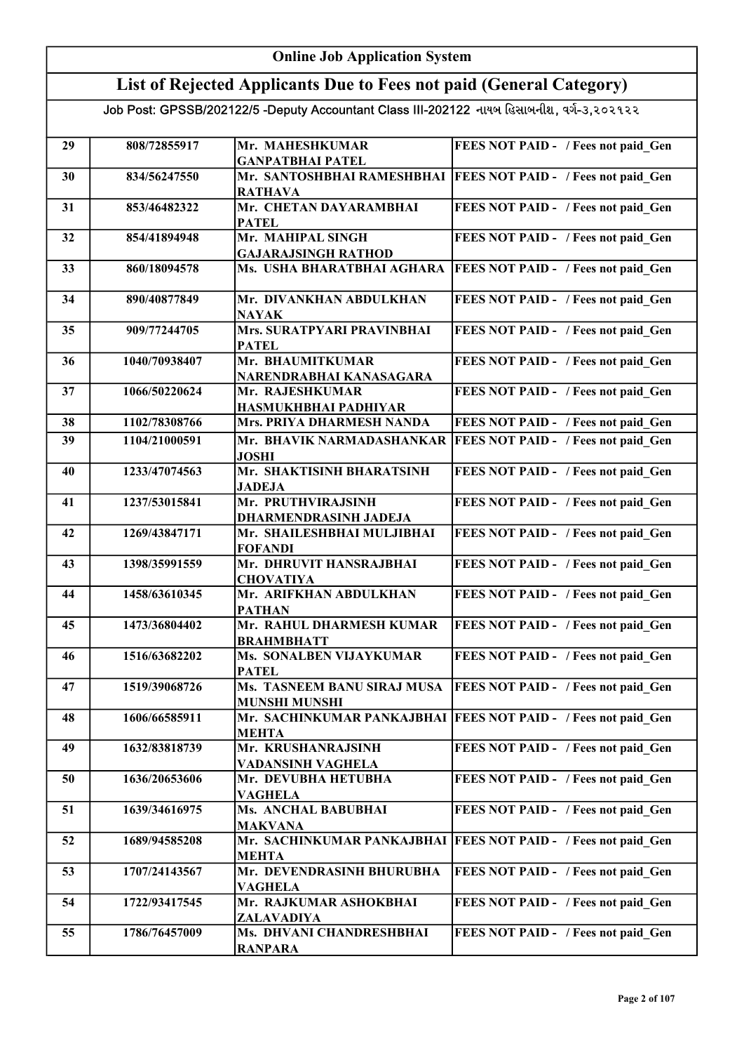# Online Job Application System

## List of Rejected Applicants Due to Fees not paid (General Category)

Job Post: GPSSB/202122/5 -Deputy Accountant Class III-202122 નાયબ હિસાબનીશ, વર્ગ-૩,૨૦૨૧૨૨

| | | | |
|---|---|---|---|
| 29 | 808/72855917 | Mr. MAHESHKUMAR GANPATBHAI PATEL | FEES NOT PAID - / Fees not paid_Gen |
| 30 | 834/56247550 | Mr. SANTOSHBHAI RAMESHBHAI RATHAVA | FEES NOT PAID - / Fees not paid_Gen |
| 31 | 853/46482322 | Mr. CHETAN DAYARAMBHAI PATEL | FEES NOT PAID - / Fees not paid_Gen |
| 32 | 854/41894948 | Mr. MAHIPAL SINGH GAJARAJSINGH RATHOD | FEES NOT PAID - / Fees not paid_Gen |
| 33 | 860/18094578 | Ms. USHA BHARATBHAI AGHARA | FEES NOT PAID - / Fees not paid_Gen |
| 34 | 890/40877849 | Mr. DIVANKHAN ABDULKHAN NAYAK | FEES NOT PAID - / Fees not paid_Gen |
| 35 | 909/77244705 | Mrs. SURATPYARI PRAVINBHAI PATEL | FEES NOT PAID - / Fees not paid_Gen |
| 36 | 1040/70938407 | Mr. BHAUMITKUMAR NARENDRABHAI KANASAGARA | FEES NOT PAID - / Fees not paid_Gen |
| 37 | 1066/50220624 | Mr. RAJESHKUMAR HASMUKHBHAI PADHIYAR | FEES NOT PAID - / Fees not paid_Gen |
| 38 | 1102/78308766 | Mrs. PRIYA DHARMESH NANDA | FEES NOT PAID - / Fees not paid_Gen |
| 39 | 1104/21000591 | Mr. BHAVIK NARMADASHANKAR JOSHI | FEES NOT PAID - / Fees not paid_Gen |
| 40 | 1233/47074563 | Mr. SHAKTISINH BHARATSINH JADEJA | FEES NOT PAID - / Fees not paid_Gen |
| 41 | 1237/53015841 | Mr. PRUTHVIRAJSINH DHARMENDRASINH JADEJA | FEES NOT PAID - / Fees not paid_Gen |
| 42 | 1269/43847171 | Mr. SHAILESHBHAI MULJIBHAI FOFANDI | FEES NOT PAID - / Fees not paid_Gen |
| 43 | 1398/35991559 | Mr. DHRUVIT HANSRAJBHAI CHOVATIYA | FEES NOT PAID - / Fees not paid_Gen |
| 44 | 1458/63610345 | Mr. ARIFKHAN ABDULKHAN PATHAN | FEES NOT PAID - / Fees not paid_Gen |
| 45 | 1473/36804402 | Mr. RAHUL DHARMESH KUMAR BRAHMBHATT | FEES NOT PAID - / Fees not paid_Gen |
| 46 | 1516/63682202 | Ms. SONALBEN VIJAYKUMAR PATEL | FEES NOT PAID - / Fees not paid_Gen |
| 47 | 1519/39068726 | Ms. TASNEEM BANU SIRAJ MUSA MUNSHI MUNSHI | FEES NOT PAID - / Fees not paid_Gen |
| 48 | 1606/66585911 | Mr. SACHINKUMAR PANKAJBHAI MEHTA | FEES NOT PAID - / Fees not paid_Gen |
| 49 | 1632/83818739 | Mr. KRUSHANRAJSINH VADANSINH VAGHELA | FEES NOT PAID - / Fees not paid_Gen |
| 50 | 1636/20653606 | Mr. DEVUBHA HETUBHA VAGHELA | FEES NOT PAID - / Fees not paid_Gen |
| 51 | 1639/34616975 | Ms. ANCHAL BABUBHAI MAKVANA | FEES NOT PAID - / Fees not paid_Gen |
| 52 | 1689/94585208 | Mr. SACHINKUMAR PANKAJBHAI MEHTA | FEES NOT PAID - / Fees not paid_Gen |
| 53 | 1707/24143567 | Mr. DEVENDRASINH BHURUBHA VAGHELA | FEES NOT PAID - / Fees not paid_Gen |
| 54 | 1722/93417545 | Mr. RAJKUMAR ASHOKBHAI ZALAVADIYA | FEES NOT PAID - / Fees not paid_Gen |
| 55 | 1786/76457009 | Ms. DHVANI CHANDRESHBHAI RANPARA | FEES NOT PAID - / Fees not paid_Gen |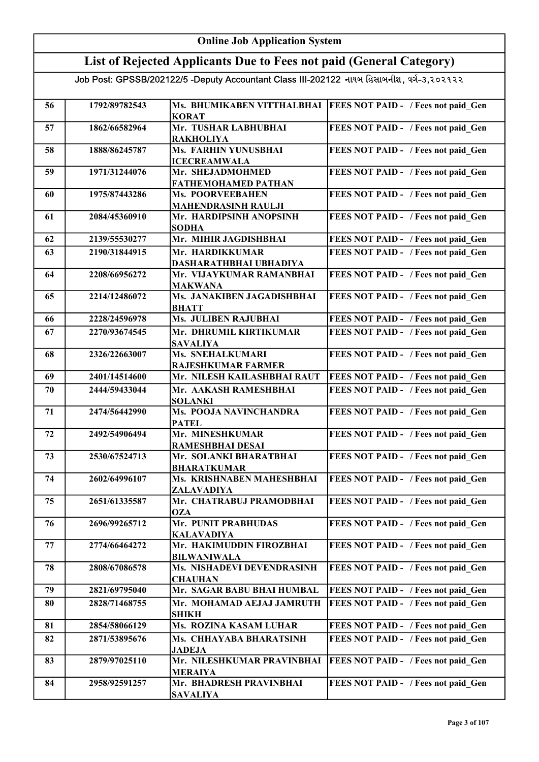# Online Job Application System

## List of Rejected Applicants Due to Fees not paid (General Category)

Job Post: GPSSB/202122/5 -Deputy Accountant Class III-202122 નાયબ હિસાબનીશ, વર્ગ-૩,૨૦૨૧૨૨

| | | | |
|---|---|---|---|
| 56 | 1792/89782543 | Ms. BHUMIKABEN VITTHALBHAI KORAT | FEES NOT PAID - / Fees not paid_Gen |
| 57 | 1862/66582964 | Mr. TUSHAR LABHUBHAI RAKHOLIYA | FEES NOT PAID - / Fees not paid_Gen |
| 58 | 1888/86245787 | Ms. FARHIN YUNUSBHAI ICECREAMWALA | FEES NOT PAID - / Fees not paid_Gen |
| 59 | 1971/31244076 | Mr. SHEJADMOHMED FATHEMOHAMED PATHAN | FEES NOT PAID - / Fees not paid_Gen |
| 60 | 1975/87443286 | Ms. POORVEEBAHEN MAHENDRASINH RAULJI | FEES NOT PAID - / Fees not paid_Gen |
| 61 | 2084/45360910 | Mr. HARDIPSINH ANOPSINH SODHA | FEES NOT PAID - / Fees not paid_Gen |
| 62 | 2139/55530277 | Mr. MIHIR JAGDISHBHAI | FEES NOT PAID - / Fees not paid_Gen |
| 63 | 2190/31844915 | Mr. HARDIKKUMAR DASHARATHBHAI UBHADIYA | FEES NOT PAID - / Fees not paid_Gen |
| 64 | 2208/66956272 | Mr. VIJAYKUMAR RAMANBHAI MAKWANA | FEES NOT PAID - / Fees not paid_Gen |
| 65 | 2214/12486072 | Ms. JANAKIBEN JAGADISHBHAI BHATT | FEES NOT PAID - / Fees not paid_Gen |
| 66 | 2228/24596978 | Ms. JULIBEN RAJUBHAI | FEES NOT PAID - / Fees not paid_Gen |
| 67 | 2270/93674545 | Mr. DHRUMIL KIRTIKUMAR SAVALIYA | FEES NOT PAID - / Fees not paid_Gen |
| 68 | 2326/22663007 | Ms. SNEHALKUMARI RAJESHKUMAR FARMER | FEES NOT PAID - / Fees not paid_Gen |
| 69 | 2401/14514600 | Mr. NILESH KAILASHBHAI RAUT | FEES NOT PAID - / Fees not paid_Gen |
| 70 | 2444/59433044 | Mr. AAKASH RAMESHBHAI SOLANKI | FEES NOT PAID - / Fees not paid_Gen |
| 71 | 2474/56442990 | Ms. POOJA NAVINCHANDRA PATEL | FEES NOT PAID - / Fees not paid_Gen |
| 72 | 2492/54906494 | Mr. MINESHKUMAR RAMESHBHAI DESAI | FEES NOT PAID - / Fees not paid_Gen |
| 73 | 2530/67524713 | Mr. SOLANKI BHARATBHAI BHARATKUMAR | FEES NOT PAID - / Fees not paid_Gen |
| 74 | 2602/64996107 | Ms. KRISHNABEN MAHESHBHAI ZALAVADIYA | FEES NOT PAID - / Fees not paid_Gen |
| 75 | 2651/61335587 | Mr. CHATRABUJ PRAMODBHAI OZA | FEES NOT PAID - / Fees not paid_Gen |
| 76 | 2696/99265712 | Mr. PUNIT PRABHUDAS KALAVADIYA | FEES NOT PAID - / Fees not paid_Gen |
| 77 | 2774/66464272 | Mr. HAKIMUDDIN FIROZBHAI BILWANIWALA | FEES NOT PAID - / Fees not paid_Gen |
| 78 | 2808/67086578 | Ms. NISHADEVI DEVENDRASINH CHAUHAN | FEES NOT PAID - / Fees not paid_Gen |
| 79 | 2821/69795040 | Mr. SAGAR BABU BHAI HUMBAL | FEES NOT PAID - / Fees not paid_Gen |
| 80 | 2828/71468755 | Mr. MOHAMAD AEJAJ JAMRUTH SHIKH | FEES NOT PAID - / Fees not paid_Gen |
| 81 | 2854/58066129 | Ms. ROZINA KASAM LUHAR | FEES NOT PAID - / Fees not paid_Gen |
| 82 | 2871/53895676 | Ms. CHHAYABA BHARATSINH JADEJA | FEES NOT PAID - / Fees not paid_Gen |
| 83 | 2879/97025110 | Mr. NILESHKUMAR PRAVINBHAI MERAIYA | FEES NOT PAID - / Fees not paid_Gen |
| 84 | 2958/92591257 | Mr. BHADRESH PRAVINBHAI SAVALIYA | FEES NOT PAID - / Fees not paid_Gen |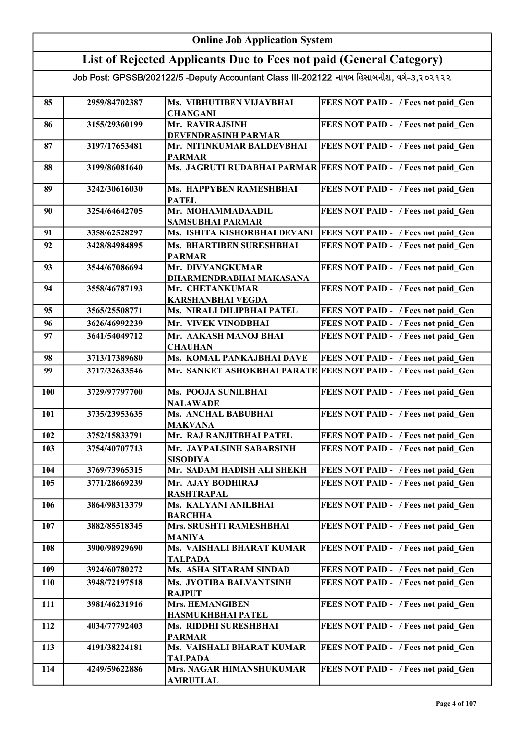# Online Job Application System

## List of Rejected Applicants Due to Fees not paid (General Category)

Job Post: GPSSB/202122/5 -Deputy Accountant Class III-202122 નાયબ હિસાબનીશ, વર્ગ-૩,૨૦૨૧૨૨

| | | | |
|---|---|---|---|
| 85 | 2959/84702387 | Ms. VIBHUTIBEN VIJAYBHAI CHANGANI | FEES NOT PAID - / Fees not paid_Gen |
| 86 | 3155/29360199 | Mr. RAVIRAJSINH DEVENDRASINH PARMAR | FEES NOT PAID - / Fees not paid_Gen |
| 87 | 3197/17653481 | Mr. NITINKUMAR BALDEVBHAI PARMAR | FEES NOT PAID - / Fees not paid_Gen |
| 88 | 3199/86081640 | Ms. JAGRUTI RUDABHAI PARMAR | FEES NOT PAID - / Fees not paid_Gen |
| 89 | 3242/30616030 | Ms. HAPPYBEN RAMESHBHAI PATEL | FEES NOT PAID - / Fees not paid_Gen |
| 90 | 3254/64642705 | Mr. MOHAMMADAADIL SAMSUBHAI PARMAR | FEES NOT PAID - / Fees not paid_Gen |
| 91 | 3358/62528297 | Ms. ISHITA KISHORBHAI DEVANI | FEES NOT PAID - / Fees not paid_Gen |
| 92 | 3428/84984895 | Ms. BHARTIBEN SURESHBHAI PARMAR | FEES NOT PAID - / Fees not paid_Gen |
| 93 | 3544/67086694 | Mr. DIVYANGKUMAR DHARMENDRABHAI MAKASANA | FEES NOT PAID - / Fees not paid_Gen |
| 94 | 3558/46787193 | Mr. CHETANKUMAR KARSHANBHAI VEGDA | FEES NOT PAID - / Fees not paid_Gen |
| 95 | 3565/25508771 | Ms. NIRALI DILIPBHAI PATEL | FEES NOT PAID - / Fees not paid_Gen |
| 96 | 3626/46992239 | Mr. VIVEK VINODBHAI | FEES NOT PAID - / Fees not paid_Gen |
| 97 | 3641/54049712 | Mr. AAKASH MANOJ BHAI CHAUHAN | FEES NOT PAID - / Fees not paid_Gen |
| 98 | 3713/17389680 | Ms. KOMAL PANKAJBHAI DAVE | FEES NOT PAID - / Fees not paid_Gen |
| 99 | 3717/32633546 | Mr. SANKET ASHOKBHAI PARATE | FEES NOT PAID - / Fees not paid_Gen |
| 100 | 3729/97797700 | Ms. POOJA SUNILBHAI NALAWADE | FEES NOT PAID - / Fees not paid_Gen |
| 101 | 3735/23953635 | Ms. ANCHAL BABUBHAI MAKVANA | FEES NOT PAID - / Fees not paid_Gen |
| 102 | 3752/15833791 | Mr. RAJ RANJITBHAI PATEL | FEES NOT PAID - / Fees not paid_Gen |
| 103 | 3754/40707713 | Mr. JAYPALSINH SABARSINH SISODIYA | FEES NOT PAID - / Fees not paid_Gen |
| 104 | 3769/73965315 | Mr. SADAM HADISH ALI SHEKH | FEES NOT PAID - / Fees not paid_Gen |
| 105 | 3771/28669239 | Mr. AJAY BODHIRAJ RASHTRAPAL | FEES NOT PAID - / Fees not paid_Gen |
| 106 | 3864/98313379 | Ms. KALYANI ANILBHAI BARCHHA | FEES NOT PAID - / Fees not paid_Gen |
| 107 | 3882/85518345 | Mrs. SRUSHTI RAMESHBHAI MANIYA | FEES NOT PAID - / Fees not paid_Gen |
| 108 | 3900/98929690 | Ms. VAISHALI BHARAT KUMAR TALPADA | FEES NOT PAID - / Fees not paid_Gen |
| 109 | 3924/60780272 | Ms. ASHA SITARAM SINDAD | FEES NOT PAID - / Fees not paid_Gen |
| 110 | 3948/72197518 | Ms. JYOTIBA BALVANTSINH RAJPUT | FEES NOT PAID - / Fees not paid_Gen |
| 111 | 3981/46231916 | Mrs. HEMANGIBEN HASMUKHBHAI PATEL | FEES NOT PAID - / Fees not paid_Gen |
| 112 | 4034/77792403 | Ms. RIDDHI SURESHBHAI PARMAR | FEES NOT PAID - / Fees not paid_Gen |
| 113 | 4191/38224181 | Ms. VAISHALI BHARAT KUMAR TALPADA | FEES NOT PAID - / Fees not paid_Gen |
| 114 | 4249/59622886 | Mrs. NAGAR HIMANSHUKUMAR AMRUTLAL | FEES NOT PAID - / Fees not paid_Gen |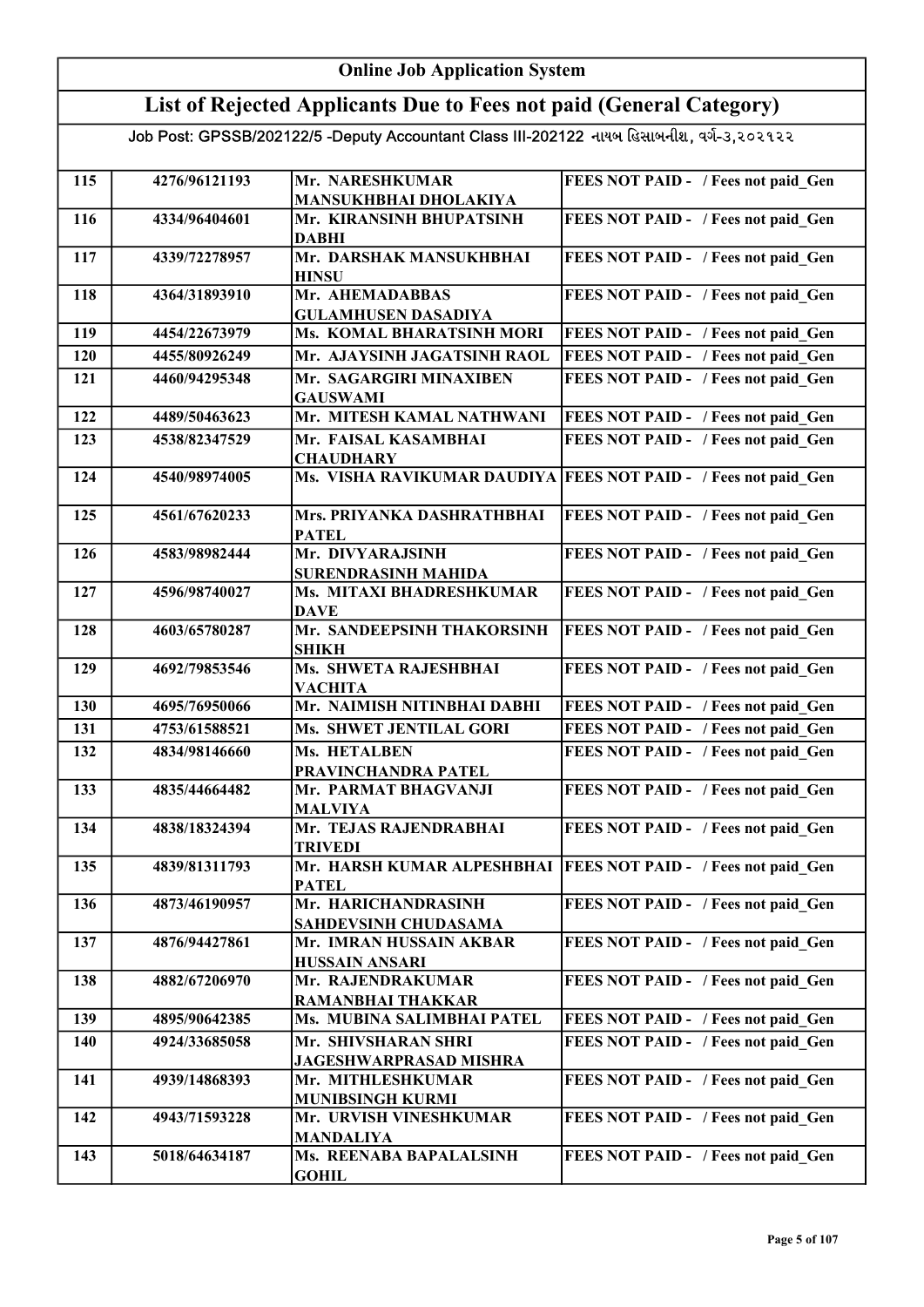# Online Job Application System

## List of Rejected Applicants Due to Fees not paid (General Category)

Job Post: GPSSB/202122/5 -Deputy Accountant Class III-202122 નાયબ હિસાબનીશ, વર્ગ-૩,૨૦૨૧૨૨

| | | | |
|---|---|---|---|
| 115 | 4276/96121193 | Mr. NARESHKUMAR MANSUKHBHAI DHOLAKIYA | FEES NOT PAID - / Fees not paid_Gen |
| 116 | 4334/96404601 | Mr. KIRANSINH BHUPATSINH DABHI | FEES NOT PAID - / Fees not paid_Gen |
| 117 | 4339/72278957 | Mr. DARSHAK MANSUKHBHAI HINSU | FEES NOT PAID - / Fees not paid_Gen |
| 118 | 4364/31893910 | Mr. AHEMADABBAS GULAMHUSEN DASADIYA | FEES NOT PAID - / Fees not paid_Gen |
| 119 | 4454/22673979 | Ms. KOMAL BHARATSINH MORI | FEES NOT PAID - / Fees not paid_Gen |
| 120 | 4455/80926249 | Mr. AJAYSINH JAGATSINH RAOL | FEES NOT PAID - / Fees not paid_Gen |
| 121 | 4460/94295348 | Mr. SAGARGIRI MINAXIBEN GAUSWAMI | FEES NOT PAID - / Fees not paid_Gen |
| 122 | 4489/50463623 | Mr. MITESH KAMAL NATHWANI | FEES NOT PAID - / Fees not paid_Gen |
| 123 | 4538/82347529 | Mr. FAISAL KASAMBHAI CHAUDHARY | FEES NOT PAID - / Fees not paid_Gen |
| 124 | 4540/98974005 | Ms. VISHA RAVIKUMAR DAUDIYA | FEES NOT PAID - / Fees not paid_Gen |
| 125 | 4561/67620233 | Mrs. PRIYANKA DASHRATHBHAI PATEL | FEES NOT PAID - / Fees not paid_Gen |
| 126 | 4583/98982444 | Mr. DIVYARAJSINH SURENDRASINH MAHIDA | FEES NOT PAID - / Fees not paid_Gen |
| 127 | 4596/98740027 | Ms. MITAXI BHADRESHKUMAR DAVE | FEES NOT PAID - / Fees not paid_Gen |
| 128 | 4603/65780287 | Mr. SANDEEPSINH THAKORSINH SHIKH | FEES NOT PAID - / Fees not paid_Gen |
| 129 | 4692/79853546 | Ms. SHWETA RAJESHBHAI VACHITA | FEES NOT PAID - / Fees not paid_Gen |
| 130 | 4695/76950066 | Mr. NAIMISH NITINBHAI DABHI | FEES NOT PAID - / Fees not paid_Gen |
| 131 | 4753/61588521 | Ms. SHWET JENTILAL GORI | FEES NOT PAID - / Fees not paid_Gen |
| 132 | 4834/98146660 | Ms. HETALBEN PRAVINCHANDRA PATEL | FEES NOT PAID - / Fees not paid_Gen |
| 133 | 4835/44664482 | Mr. PARMAT BHAGVANJI MALVIYA | FEES NOT PAID - / Fees not paid_Gen |
| 134 | 4838/18324394 | Mr. TEJAS RAJENDRABHAI TRIVEDI | FEES NOT PAID - / Fees not paid_Gen |
| 135 | 4839/81311793 | Mr. HARSH KUMAR ALPESHBHAI PATEL | FEES NOT PAID - / Fees not paid_Gen |
| 136 | 4873/46190957 | Mr. HARICHANDRASINH SAHDEVSINH CHUDASAMA | FEES NOT PAID - / Fees not paid_Gen |
| 137 | 4876/94427861 | Mr. IMRAN HUSSAIN AKBAR HUSSAIN ANSARI | FEES NOT PAID - / Fees not paid_Gen |
| 138 | 4882/67206970 | Mr. RAJENDRAKUMAR RAMANBHAI THAKKAR | FEES NOT PAID - / Fees not paid_Gen |
| 139 | 4895/90642385 | Ms. MUBINA SALIMBHAI PATEL | FEES NOT PAID - / Fees not paid_Gen |
| 140 | 4924/33685058 | Mr. SHIVSHARAN SHRI JAGESHWARPRASAD MISHRA | FEES NOT PAID - / Fees not paid_Gen |
| 141 | 4939/14868393 | Mr. MITHLESHKUMAR MUNIBSINGH KURMI | FEES NOT PAID - / Fees not paid_Gen |
| 142 | 4943/71593228 | Mr. URVISH VINESHKUMAR MANDALIYA | FEES NOT PAID - / Fees not paid_Gen |
| 143 | 5018/64634187 | Ms. REENABA BAPALALSINH GOHIL | FEES NOT PAID - / Fees not paid_Gen |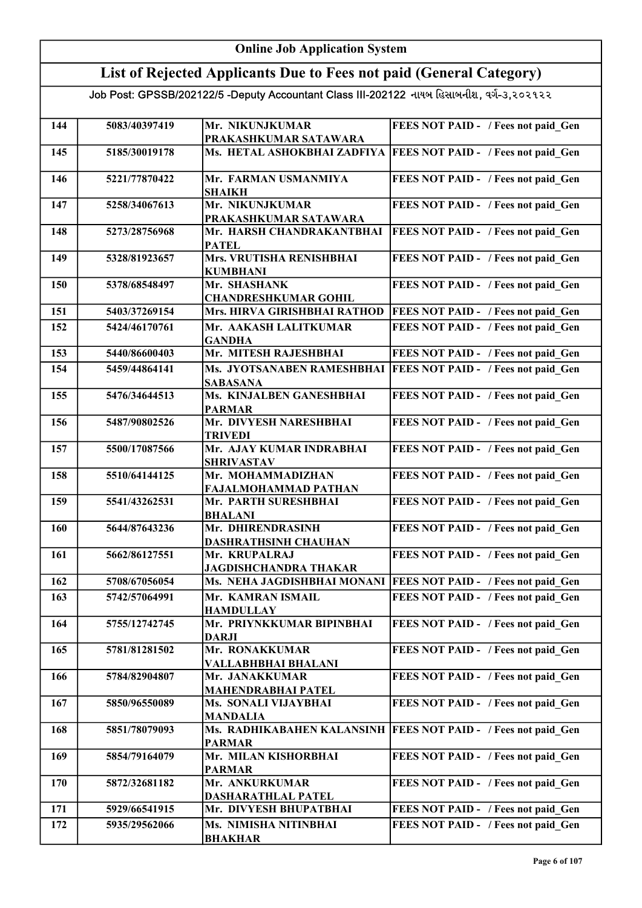# Online Job Application System

## List of Rejected Applicants Due to Fees not paid (General Category)

Job Post: GPSSB/202122/5 -Deputy Accountant Class III-202122 નાયબ હિસાબનીશ, વર્ગ-૩,૨૦૨૧૨૨

| | | | |
|---|---|---|---|
| 144 | 5083/40397419 | Mr. NIKUNJKUMAR PRAKASHKUMAR SATAWARA | FEES NOT PAID - / Fees not paid_Gen |
| 145 | 5185/30019178 | Ms. HETAL ASHOKBHAI ZADFIYA | FEES NOT PAID - / Fees not paid_Gen |
| 146 | 5221/77870422 | Mr. FARMAN USMANMIYA SHAIKH | FEES NOT PAID - / Fees not paid_Gen |
| 147 | 5258/34067613 | Mr. NIKUNJKUMAR PRAKASHKUMAR SATAWARA | FEES NOT PAID - / Fees not paid_Gen |
| 148 | 5273/28756968 | Mr. HARSH CHANDRAKANTBHAI PATEL | FEES NOT PAID - / Fees not paid_Gen |
| 149 | 5328/81923657 | Mrs. VRUTISHA RENISHBHAI KUMBHANI | FEES NOT PAID - / Fees not paid_Gen |
| 150 | 5378/68548497 | Mr. SHASHANK CHANDRESHKUMAR GOHIL | FEES NOT PAID - / Fees not paid_Gen |
| 151 | 5403/37269154 | Mrs. HIRVA GIRISHBHAI RATHOD | FEES NOT PAID - / Fees not paid_Gen |
| 152 | 5424/46170761 | Mr. AAKASH LALITKUMAR GANDHA | FEES NOT PAID - / Fees not paid_Gen |
| 153 | 5440/86600403 | Mr. MITESH RAJESHBHAI | FEES NOT PAID - / Fees not paid_Gen |
| 154 | 5459/44864141 | Ms. JYOTSANABEN RAMESHBHAI SABASANA | FEES NOT PAID - / Fees not paid_Gen |
| 155 | 5476/34644513 | Ms. KINJALBEN GANESHBHAI PARMAR | FEES NOT PAID - / Fees not paid_Gen |
| 156 | 5487/90802526 | Mr. DIVYESH NARESHBHAI TRIVEDI | FEES NOT PAID - / Fees not paid_Gen |
| 157 | 5500/17087566 | Mr. AJAY KUMAR INDRABHAI SHRIVASTAV | FEES NOT PAID - / Fees not paid_Gen |
| 158 | 5510/64144125 | Mr. MOHAMMADIZHAN FAJALMOHAMMAD PATHAN | FEES NOT PAID - / Fees not paid_Gen |
| 159 | 5541/43262531 | Mr. PARTH SURESHBHAI BHALANI | FEES NOT PAID - / Fees not paid_Gen |
| 160 | 5644/87643236 | Mr. DHIRENDRASINH DASHRATHSINH CHAUHAN | FEES NOT PAID - / Fees not paid_Gen |
| 161 | 5662/86127551 | Mr. KRUPALRAJ JAGDISHCHANDRA THAKAR | FEES NOT PAID - / Fees not paid_Gen |
| 162 | 5708/67056054 | Ms. NEHA JAGDISHBHAI MONANI | FEES NOT PAID - / Fees not paid_Gen |
| 163 | 5742/57064991 | Mr. KAMRAN ISMAIL HAMDULLAY | FEES NOT PAID - / Fees not paid_Gen |
| 164 | 5755/12742745 | Mr. PRIYNKKUMAR BIPINBHAI DARJI | FEES NOT PAID - / Fees not paid_Gen |
| 165 | 5781/81281502 | Mr. RONAKKUMAR VALLABHBHAI BHALANI | FEES NOT PAID - / Fees not paid_Gen |
| 166 | 5784/82904807 | Mr. JANAKKUMAR MAHENDRABHAI PATEL | FEES NOT PAID - / Fees not paid_Gen |
| 167 | 5850/96550089 | Ms. SONALI VIJAYBHAI MANDALIA | FEES NOT PAID - / Fees not paid_Gen |
| 168 | 5851/78079093 | Ms. RADHIKABAHEN KALANSINH PARMAR | FEES NOT PAID - / Fees not paid_Gen |
| 169 | 5854/79164079 | Mr. MILAN KISHORBHAI PARMAR | FEES NOT PAID - / Fees not paid_Gen |
| 170 | 5872/32681182 | Mr. ANKURKUMAR DASHARATHLAL PATEL | FEES NOT PAID - / Fees not paid_Gen |
| 171 | 5929/66541915 | Mr. DIVYESH BHUPATBHAI | FEES NOT PAID - / Fees not paid_Gen |
| 172 | 5935/29562066 | Ms. NIMISHA NITINBHAI BHAKHAR | FEES NOT PAID - / Fees not paid_Gen |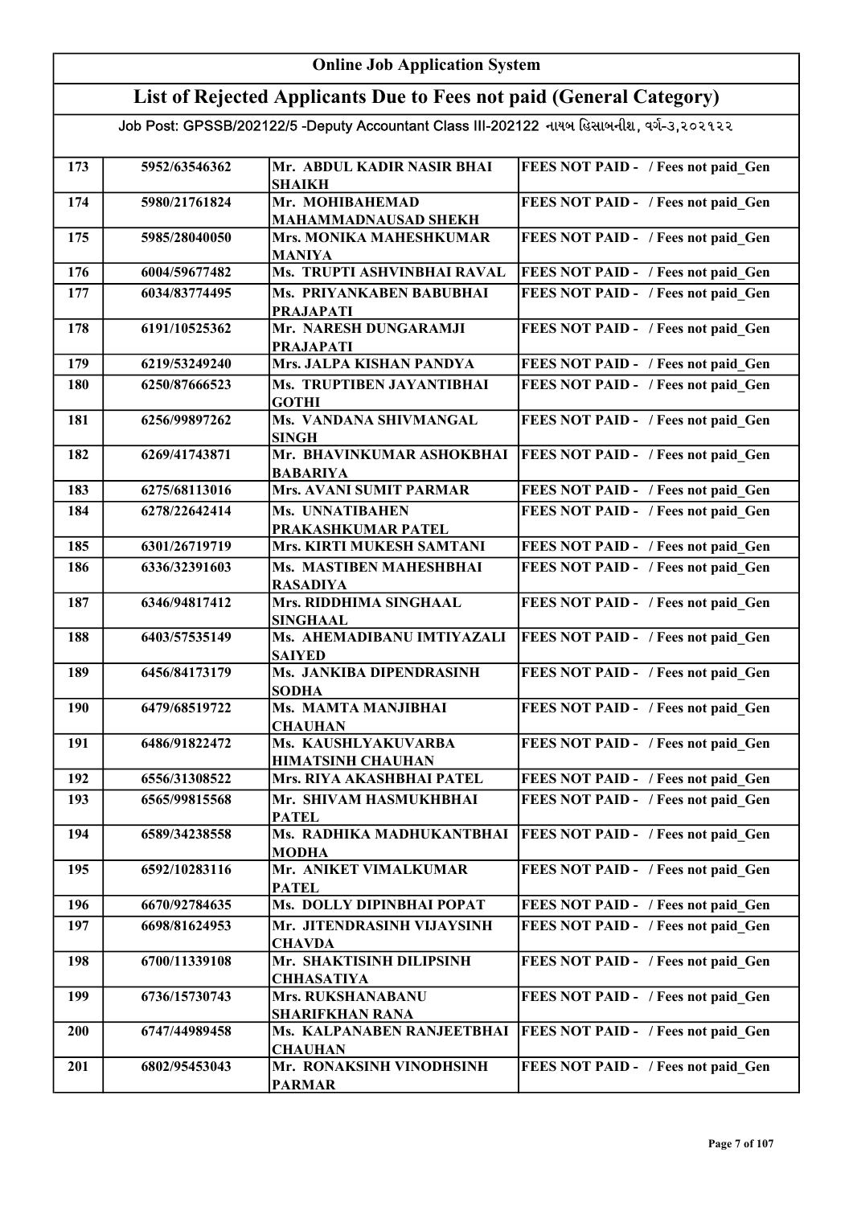# Online Job Application System

## List of Rejected Applicants Due to Fees not paid (General Category)

Job Post: GPSSB/202122/5 -Deputy Accountant Class III-202122 નાયબ હિસાબનીશ, વર્ગ-૩,૨૦૨૧૨૨

| | | | |
|---|---|---|---|
| 173 | 5952/63546362 | Mr. ABDUL KADIR NASIR BHAI SHAIKH | FEES NOT PAID - / Fees not paid_Gen |
| 174 | 5980/21761824 | Mr. MOHIBAHEMAD MAHAMMADNAUSAD SHEKH | FEES NOT PAID - / Fees not paid_Gen |
| 175 | 5985/28040050 | Mrs. MONIKA MAHESHKUMAR MANIYA | FEES NOT PAID - / Fees not paid_Gen |
| 176 | 6004/59677482 | Ms. TRUPTI ASHVINBHAI RAVAL | FEES NOT PAID - / Fees not paid_Gen |
| 177 | 6034/83774495 | Ms. PRIYANKABEN BABUBHAI PRAJAPATI | FEES NOT PAID - / Fees not paid_Gen |
| 178 | 6191/10525362 | Mr. NARESH DUNGARAMJI PRAJAPATI | FEES NOT PAID - / Fees not paid_Gen |
| 179 | 6219/53249240 | Mrs. JALPA KISHAN PANDYA | FEES NOT PAID - / Fees not paid_Gen |
| 180 | 6250/87666523 | Ms. TRUPTIBEN JAYANTIBHAI GOTHI | FEES NOT PAID - / Fees not paid_Gen |
| 181 | 6256/99897262 | Ms. VANDANA SHIVMANGAL SINGH | FEES NOT PAID - / Fees not paid_Gen |
| 182 | 6269/41743871 | Mr. BHAVINKUMAR ASHOKBHAI BABARIYA | FEES NOT PAID - / Fees not paid_Gen |
| 183 | 6275/68113016 | Mrs. AVANI SUMIT PARMAR | FEES NOT PAID - / Fees not paid_Gen |
| 184 | 6278/22642414 | Ms. UNNATIBAHEN PRAKASHKUMAR PATEL | FEES NOT PAID - / Fees not paid_Gen |
| 185 | 6301/26719719 | Mrs. KIRTI MUKESH SAMTANI | FEES NOT PAID - / Fees not paid_Gen |
| 186 | 6336/32391603 | Ms. MASTIBEN MAHESHBHAI RASADIYA | FEES NOT PAID - / Fees not paid_Gen |
| 187 | 6346/94817412 | Mrs. RIDDHIMA SINGHAAL SINGHAAL | FEES NOT PAID - / Fees not paid_Gen |
| 188 | 6403/57535149 | Ms. AHEMADIBANU IMTIYAZALI SAIYED | FEES NOT PAID - / Fees not paid_Gen |
| 189 | 6456/84173179 | Ms. JANKIBA DIPENDRASINH SODHA | FEES NOT PAID - / Fees not paid_Gen |
| 190 | 6479/68519722 | Ms. MAMTA MANJIBHAI CHAUHAN | FEES NOT PAID - / Fees not paid_Gen |
| 191 | 6486/91822472 | Ms. KAUSHLYAKUVARBA HIMATSINH CHAUHAN | FEES NOT PAID - / Fees not paid_Gen |
| 192 | 6556/31308522 | Mrs. RIYA AKASHBHAI PATEL | FEES NOT PAID - / Fees not paid_Gen |
| 193 | 6565/99815568 | Mr. SHIVAM HASMUKHBHAI PATEL | FEES NOT PAID - / Fees not paid_Gen |
| 194 | 6589/34238558 | Ms. RADHIKA MADHUKANTBHAI MODHA | FEES NOT PAID - / Fees not paid_Gen |
| 195 | 6592/10283116 | Mr. ANIKET VIMALKUMAR PATEL | FEES NOT PAID - / Fees not paid_Gen |
| 196 | 6670/92784635 | Ms. DOLLY DIPINBHAI POPAT | FEES NOT PAID - / Fees not paid_Gen |
| 197 | 6698/81624953 | Mr. JITENDRASINH VIJAYSINH CHAVDA | FEES NOT PAID - / Fees not paid_Gen |
| 198 | 6700/11339108 | Mr. SHAKTISINH DILIPSINH CHHASATIYA | FEES NOT PAID - / Fees not paid_Gen |
| 199 | 6736/15730743 | Mrs. RUKSHANABANU SHARIFKHAN RANA | FEES NOT PAID - / Fees not paid_Gen |
| 200 | 6747/44989458 | Ms. KALPANABEN RANJEETBHAI CHAUHAN | FEES NOT PAID - / Fees not paid_Gen |
| 201 | 6802/95453043 | Mr. RONAKSINH VINODHSINH PARMAR | FEES NOT PAID - / Fees not paid_Gen |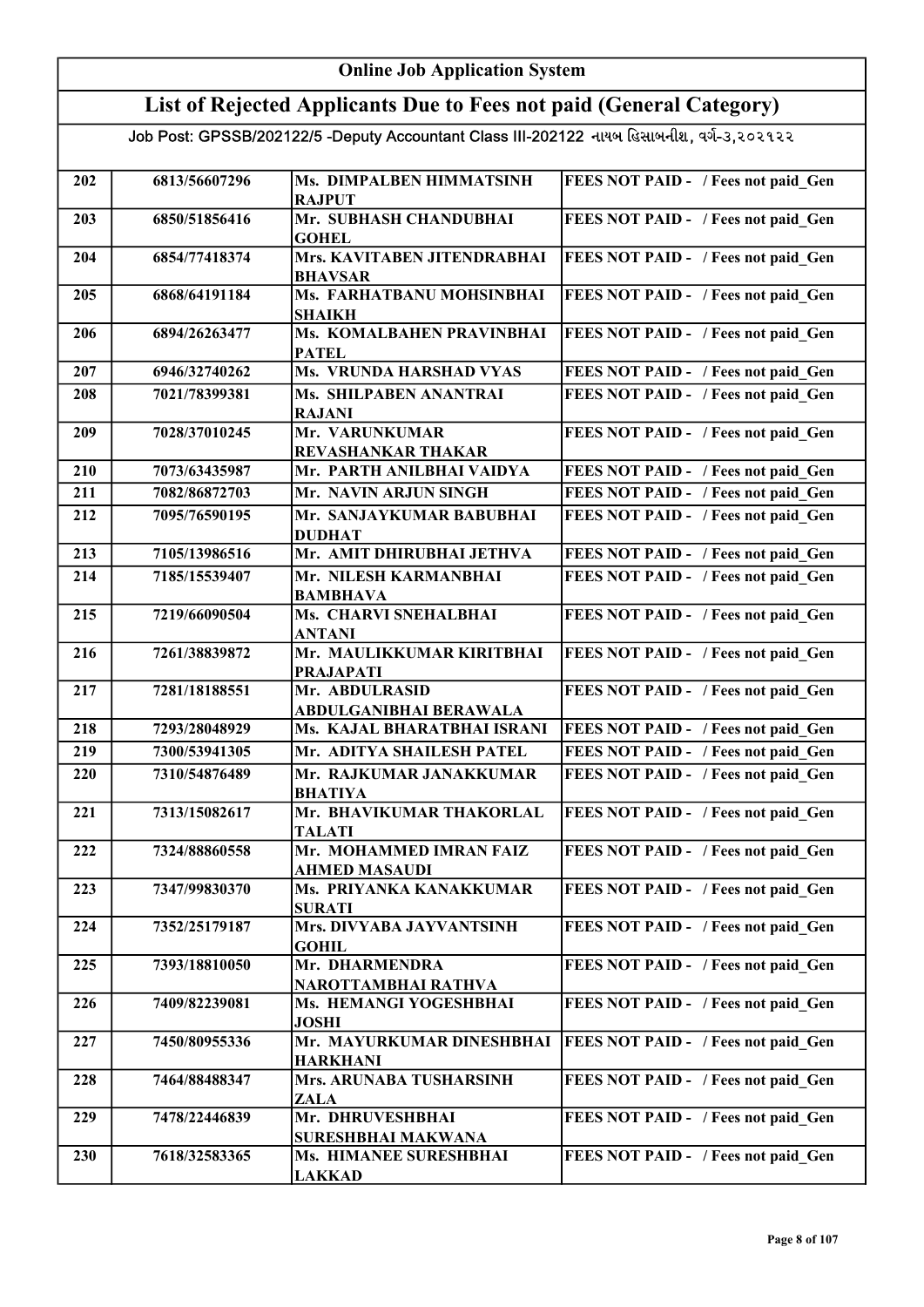# Online Job Application System

## List of Rejected Applicants Due to Fees not paid (General Category)

Job Post: GPSSB/202122/5 -Deputy Accountant Class III-202122 નાયબ હિસાબનીશ, વર્ગ-૩,૨૦૨૧૨૨

| | | | |
|---|---|---|---|
| 202 | 6813/56607296 | Ms. DIMPALBEN HIMMATSINH RAJPUT | FEES NOT PAID - / Fees not paid_Gen |
| 203 | 6850/51856416 | Mr. SUBHASH CHANDUBHAI GOHEL | FEES NOT PAID - / Fees not paid_Gen |
| 204 | 6854/77418374 | Mrs. KAVITABEN JITENDRABHAI BHAVSAR | FEES NOT PAID - / Fees not paid_Gen |
| 205 | 6868/64191184 | Ms. FARHATBANU MOHSINBHAI SHAIKH | FEES NOT PAID - / Fees not paid_Gen |
| 206 | 6894/26263477 | Ms. KOMALBAHEN PRAVINBHAI PATEL | FEES NOT PAID - / Fees not paid_Gen |
| 207 | 6946/32740262 | Ms. VRUNDA HARSHAD VYAS | FEES NOT PAID - / Fees not paid_Gen |
| 208 | 7021/78399381 | Ms. SHILPABEN ANANTRAI RAJANI | FEES NOT PAID - / Fees not paid_Gen |
| 209 | 7028/37010245 | Mr. VARUNKUMAR REVASHANKAR THAKAR | FEES NOT PAID - / Fees not paid_Gen |
| 210 | 7073/63435987 | Mr. PARTH ANILBHAI VAIDYA | FEES NOT PAID - / Fees not paid_Gen |
| 211 | 7082/86872703 | Mr. NAVIN ARJUN SINGH | FEES NOT PAID - / Fees not paid_Gen |
| 212 | 7095/76590195 | Mr. SANJAYKUMAR BABUBHAI DUDHAT | FEES NOT PAID - / Fees not paid_Gen |
| 213 | 7105/13986516 | Mr. AMIT DHIRUBHAI JETHVA | FEES NOT PAID - / Fees not paid_Gen |
| 214 | 7185/15539407 | Mr. NILESH KARMANBHAI BAMBHAVA | FEES NOT PAID - / Fees not paid_Gen |
| 215 | 7219/66090504 | Ms. CHARVI SNEHALBHAI ANTANI | FEES NOT PAID - / Fees not paid_Gen |
| 216 | 7261/38839872 | Mr. MAULIKKUMAR KIRITBHAI PRAJAPATI | FEES NOT PAID - / Fees not paid_Gen |
| 217 | 7281/18188551 | Mr. ABDULRASID ABDULGANIBHAI BERAWALA | FEES NOT PAID - / Fees not paid_Gen |
| 218 | 7293/28048929 | Ms. KAJAL BHARATBHAI ISRANI | FEES NOT PAID - / Fees not paid_Gen |
| 219 | 7300/53941305 | Mr. ADITYA SHAILESH PATEL | FEES NOT PAID - / Fees not paid_Gen |
| 220 | 7310/54876489 | Mr. RAJKUMAR JANAKKUMAR BHATIYA | FEES NOT PAID - / Fees not paid_Gen |
| 221 | 7313/15082617 | Mr. BHAVIKUMAR THAKORLAL TALATI | FEES NOT PAID - / Fees not paid_Gen |
| 222 | 7324/88860558 | Mr. MOHAMMED IMRAN FAIZ AHMED MASAUDI | FEES NOT PAID - / Fees not paid_Gen |
| 223 | 7347/99830370 | Ms. PRIYANKA KANAKKUMAR SURATI | FEES NOT PAID - / Fees not paid_Gen |
| 224 | 7352/25179187 | Mrs. DIVYABA JAYVANTSINH GOHIL | FEES NOT PAID - / Fees not paid_Gen |
| 225 | 7393/18810050 | Mr. DHARMENDRA NAROTTAMBHAI RATHVA | FEES NOT PAID - / Fees not paid_Gen |
| 226 | 7409/82239081 | Ms. HEMANGI YOGESHBHAI JOSHI | FEES NOT PAID - / Fees not paid_Gen |
| 227 | 7450/80955336 | Mr. MAYURKUMAR DINESHBHAI HARKHANI | FEES NOT PAID - / Fees not paid_Gen |
| 228 | 7464/88488347 | Mrs. ARUNABA TUSHARSINH ZALA | FEES NOT PAID - / Fees not paid_Gen |
| 229 | 7478/22446839 | Mr. DHRUVESHBHAI SURESHBHAI MAKWANA | FEES NOT PAID - / Fees not paid_Gen |
| 230 | 7618/32583365 | Ms. HIMANEE SURESHBHAI LAKKAD | FEES NOT PAID - / Fees not paid_Gen |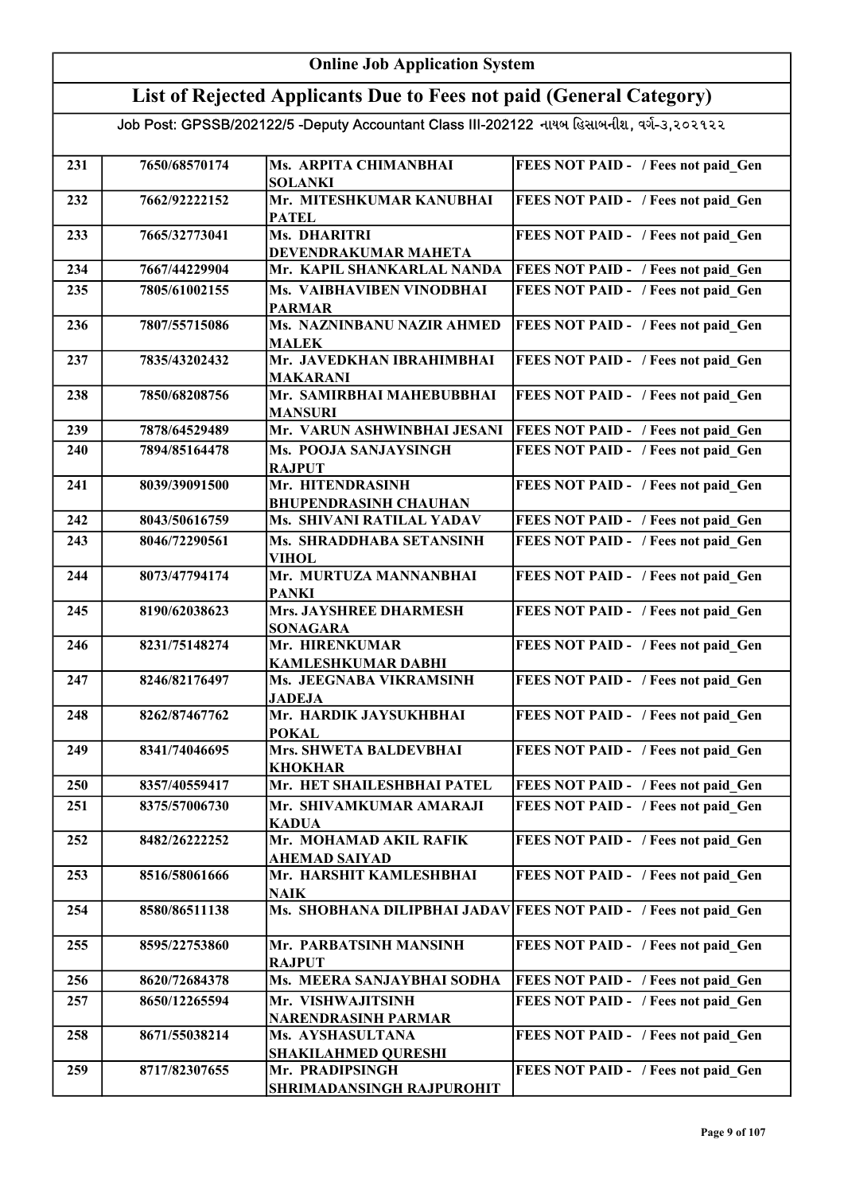# Online Job Application System

## List of Rejected Applicants Due to Fees not paid (General Category)

Job Post: GPSSB/202122/5 -Deputy Accountant Class III-202122 નાયબ હિસાબનીશ, વર્ગ-૩,૨૦૨૧૨૨

| | | | |
|---|---|---|---|
| 231 | 7650/68570174 | Ms. ARPITA CHIMANBHAI SOLANKI | FEES NOT PAID - / Fees not paid_Gen |
| 232 | 7662/92222152 | Mr. MITESHKUMAR KANUBHAI PATEL | FEES NOT PAID - / Fees not paid_Gen |
| 233 | 7665/32773041 | Ms. DHARITRI DEVENDRAKUMAR MAHETA | FEES NOT PAID - / Fees not paid_Gen |
| 234 | 7667/44229904 | Mr. KAPIL SHANKARLAL NANDA | FEES NOT PAID - / Fees not paid_Gen |
| 235 | 7805/61002155 | Ms. VAIBHAVIBEN VINODBHAI PARMAR | FEES NOT PAID - / Fees not paid_Gen |
| 236 | 7807/55715086 | Ms. NAZNINBANU NAZIR AHMED MALEK | FEES NOT PAID - / Fees not paid_Gen |
| 237 | 7835/43202432 | Mr. JAVEDKHAN IBRAHIMBHAI MAKARANI | FEES NOT PAID - / Fees not paid_Gen |
| 238 | 7850/68208756 | Mr. SAMIRBHAI MAHEBUBBHAI MANSURI | FEES NOT PAID - / Fees not paid_Gen |
| 239 | 7878/64529489 | Mr. VARUN ASHWINBHAI JESANI | FEES NOT PAID - / Fees not paid_Gen |
| 240 | 7894/85164478 | Ms. POOJA SANJAYSINGH RAJPUT | FEES NOT PAID - / Fees not paid_Gen |
| 241 | 8039/39091500 | Mr. HITENDRASINH BHUPENDRASINH CHAUHAN | FEES NOT PAID - / Fees not paid_Gen |
| 242 | 8043/50616759 | Ms. SHIVANI RATILAL YADAV | FEES NOT PAID - / Fees not paid_Gen |
| 243 | 8046/72290561 | Ms. SHRADDHABA SETANSINH VIHOL | FEES NOT PAID - / Fees not paid_Gen |
| 244 | 8073/47794174 | Mr. MURTUZA MANNANBHAI PANKI | FEES NOT PAID - / Fees not paid_Gen |
| 245 | 8190/62038623 | Mrs. JAYSHREE DHARMESH SONAGARA | FEES NOT PAID - / Fees not paid_Gen |
| 246 | 8231/75148274 | Mr. HIRENKUMAR KAMLESHKUMAR DABHI | FEES NOT PAID - / Fees not paid_Gen |
| 247 | 8246/82176497 | Ms. JEEGNABA VIKRAMSINH JADEJA | FEES NOT PAID - / Fees not paid_Gen |
| 248 | 8262/87467762 | Mr. HARDIK JAYSUKHBHAI POKAL | FEES NOT PAID - / Fees not paid_Gen |
| 249 | 8341/74046695 | Mrs. SHWETA BALDEVBHAI KHOKHAR | FEES NOT PAID - / Fees not paid_Gen |
| 250 | 8357/40559417 | Mr. HET SHAILESHBHAI PATEL | FEES NOT PAID - / Fees not paid_Gen |
| 251 | 8375/57006730 | Mr. SHIVAMKUMAR AMARAJI KADUA | FEES NOT PAID - / Fees not paid_Gen |
| 252 | 8482/26222252 | Mr. MOHAMAD AKIL RAFIK AHEMAD SAIYAD | FEES NOT PAID - / Fees not paid_Gen |
| 253 | 8516/58061666 | Mr. HARSHIT KAMLESHBHAI NAIK | FEES NOT PAID - / Fees not paid_Gen |
| 254 | 8580/86511138 | Ms. SHOBHANA DILIPBHAI JADAV | FEES NOT PAID - / Fees not paid_Gen |
| 255 | 8595/22753860 | Mr. PARBATSINH MANSINH RAJPUT | FEES NOT PAID - / Fees not paid_Gen |
| 256 | 8620/72684378 | Ms. MEERA SANJAYBHAI SODHA | FEES NOT PAID - / Fees not paid_Gen |
| 257 | 8650/12265594 | Mr. VISHWAJITSINH NARENDRASINH PARMAR | FEES NOT PAID - / Fees not paid_Gen |
| 258 | 8671/55038214 | Ms. AYSHASULTANA SHAKILAHMED QURESHI | FEES NOT PAID - / Fees not paid_Gen |
| 259 | 8717/82307655 | Mr. PRADIPSINGH SHRIMADANSINGH RAJPUROHIT | FEES NOT PAID - / Fees not paid_Gen |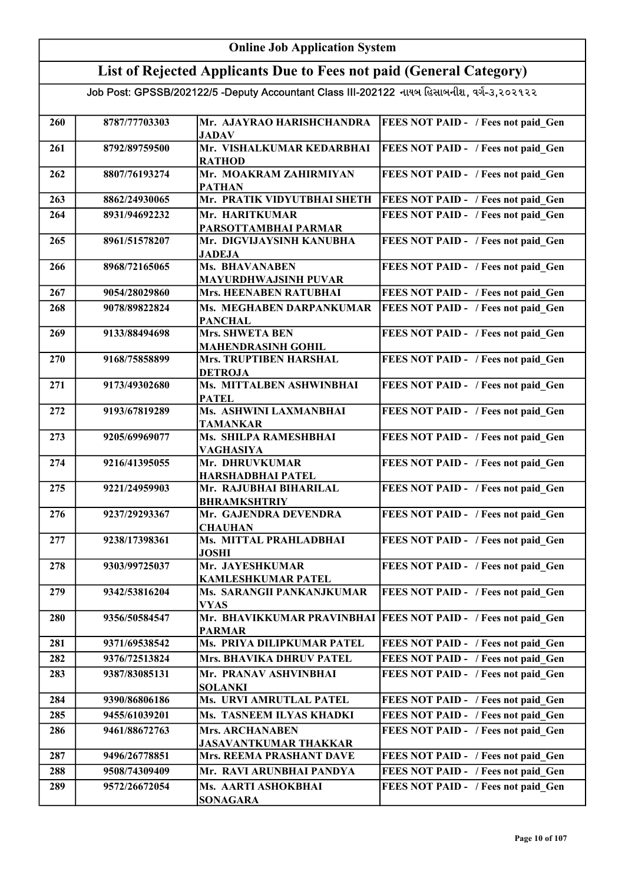| Online Job Application System | | | |
|---|---|---|---|
| **List of Rejected Applicants Due to Fees not paid (General Category)** | | | |
| Job Post: GPSSB/202122/5 -Deputy Accountant Class III-202122 નાયબ હિસાબનીશ, વર્ગ-૩,૨૦૨૧૨૨ | | | |
| 260 | 8787/77703303 | Mr. AJAYRAO HARISHCHANDRA JADAV | FEES NOT PAID - / Fees not paid_Gen |
| 261 | 8792/89759500 | Mr. VISHALKUMAR KEDARBHAI RATHOD | FEES NOT PAID - / Fees not paid_Gen |
| 262 | 8807/76193274 | Mr. MOAKRAM ZAHIRMIYAN PATHAN | FEES NOT PAID - / Fees not paid_Gen |
| 263 | 8862/24930065 | Mr. PRATIK VIDYUTBHAI SHETH | FEES NOT PAID - / Fees not paid_Gen |
| 264 | 8931/94692232 | Mr. HARITKUMAR PARSOTTAMBHAI PARMAR | FEES NOT PAID - / Fees not paid_Gen |
| 265 | 8961/51578207 | Mr. DIGVIJAYSINH KANUBHA JADEJA | FEES NOT PAID - / Fees not paid_Gen |
| 266 | 8968/72165065 | Ms. BHAVANABEN MAYURDHWAJSINH PUVAR | FEES NOT PAID - / Fees not paid_Gen |
| 267 | 9054/28029860 | Mrs. HEENABEN RATUBHAI | FEES NOT PAID - / Fees not paid_Gen |
| 268 | 9078/89822824 | Ms. MEGHABEN DARPANKUMAR PANCHAL | FEES NOT PAID - / Fees not paid_Gen |
| 269 | 9133/88494698 | Mrs. SHWETA BEN MAHENDRASINH GOHIL | FEES NOT PAID - / Fees not paid_Gen |
| 270 | 9168/75858899 | Mrs. TRUPTIBEN HARSHAL DETROJA | FEES NOT PAID - / Fees not paid_Gen |
| 271 | 9173/49302680 | Ms. MITTALBEN ASHWINBHAI PATEL | FEES NOT PAID - / Fees not paid_Gen |
| 272 | 9193/67819289 | Ms. ASHWINI LAXMANBHAI TAMANKAR | FEES NOT PAID - / Fees not paid_Gen |
| 273 | 9205/69969077 | Ms. SHILPA RAMESHBHAI VAGHASIYA | FEES NOT PAID - / Fees not paid_Gen |
| 274 | 9216/41395055 | Mr. DHRUVKUMAR HARSHADBHAI PATEL | FEES NOT PAID - / Fees not paid_Gen |
| 275 | 9221/24959903 | Mr. RAJUBHAI BIHARILAL BHRAMKSHTRIY | FEES NOT PAID - / Fees not paid_Gen |
| 276 | 9237/29293367 | Mr. GAJENDRA DEVENDRA CHAUHAN | FEES NOT PAID - / Fees not paid_Gen |
| 277 | 9238/17398361 | Ms. MITTAL PRAHLADBHAI JOSHI | FEES NOT PAID - / Fees not paid_Gen |
| 278 | 9303/99725037 | Mr. JAYESHKUMAR KAMLESHKUMAR PATEL | FEES NOT PAID - / Fees not paid_Gen |
| 279 | 9342/53816204 | Ms. SARANGII PANKANJKUMAR VYAS | FEES NOT PAID - / Fees not paid_Gen |
| 280 | 9356/50584547 | Mr. BHAVIKKUMAR PRAVINBHAI PARMAR | FEES NOT PAID - / Fees not paid_Gen |
| 281 | 9371/69538542 | Ms. PRIYA DILIPKUMAR PATEL | FEES NOT PAID - / Fees not paid_Gen |
| 282 | 9376/72513824 | Mrs. BHAVIKA DHRUV PATEL | FEES NOT PAID - / Fees not paid_Gen |
| 283 | 9387/83085131 | Mr. PRANAV ASHVINBHAI SOLANKI | FEES NOT PAID - / Fees not paid_Gen |
| 284 | 9390/86806186 | Ms. URVI AMRUTLAL PATEL | FEES NOT PAID - / Fees not paid_Gen |
| 285 | 9455/61039201 | Ms. TASNEEM ILYAS KHADKI | FEES NOT PAID - / Fees not paid_Gen |
| 286 | 9461/88672763 | Mrs. ARCHANABEN JASAVANTKUMAR THAKKAR | FEES NOT PAID - / Fees not paid_Gen |
| 287 | 9496/26778851 | Mrs. REEMA PRASHANT DAVE | FEES NOT PAID - / Fees not paid_Gen |
| 288 | 9508/74309409 | Mr. RAVI ARUNBHAI PANDYA | FEES NOT PAID - / Fees not paid_Gen |
| 289 | 9572/26672054 | Ms. AARTI ASHOKBHAI SONAGARA | FEES NOT PAID - / Fees not paid_Gen |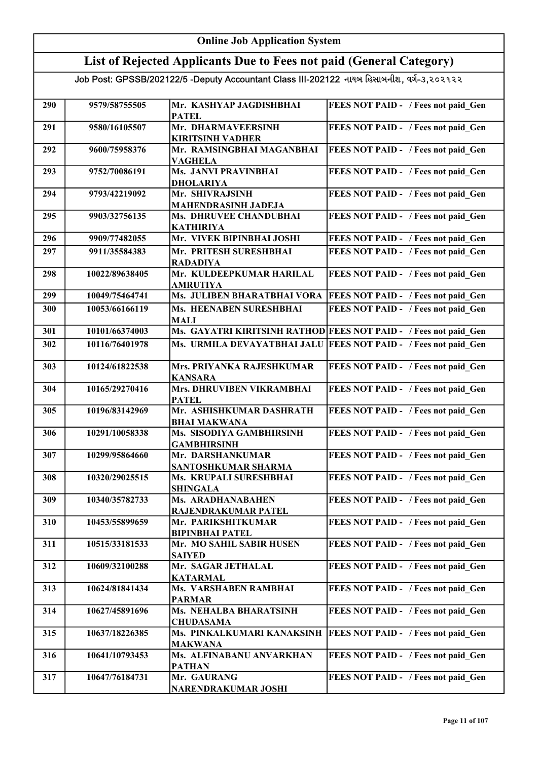# Online Job Application System

## List of Rejected Applicants Due to Fees not paid (General Category)

### Job Post: GPSSB/202122/5 -Deputy Accountant Class III-202122 નાયબ હિસાબનીશ, વર્ગ-૩,૨૦૨૧૨૨

| | | | |
|---|---|---|---|
| 290 | 9579/58755505 | Mr. KASHYAP JAGDISHBHAI PATEL | FEES NOT PAID - / Fees not paid_Gen |
| 291 | 9580/16105507 | Mr. DHARMAVEERSINH KIRITSINH VADHER | FEES NOT PAID - / Fees not paid_Gen |
| 292 | 9600/75958376 | Mr. RAMSINGBHAI MAGANBHAI VAGHELA | FEES NOT PAID - / Fees not paid_Gen |
| 293 | 9752/70086191 | Ms. JANVI PRAVINBHAI DHOLARIYA | FEES NOT PAID - / Fees not paid_Gen |
| 294 | 9793/42219092 | Mr. SHIVRAJSINH MAHENDRASINH JADEJA | FEES NOT PAID - / Fees not paid_Gen |
| 295 | 9903/32756135 | Ms. DHRUVEE CHANDUBHAI KATHIRIYA | FEES NOT PAID - / Fees not paid_Gen |
| 296 | 9909/77482055 | Mr. VIVEK BIPINBHAI JOSHI | FEES NOT PAID - / Fees not paid_Gen |
| 297 | 9911/35584383 | Mr. PRITESH SURESHBHAI RADADIYA | FEES NOT PAID - / Fees not paid_Gen |
| 298 | 10022/89638405 | Mr. KULDEEPKUMAR HARILAL AMRUTIYA | FEES NOT PAID - / Fees not paid_Gen |
| 299 | 10049/75464741 | Ms. JULIBEN BHARATBHAI VORA | FEES NOT PAID - / Fees not paid_Gen |
| 300 | 10053/66166119 | Ms. HEENABEN SURESHBHAI MALI | FEES NOT PAID - / Fees not paid_Gen |
| 301 | 10101/66374003 | Ms. GAYATRI KIRITSINH RATHOD | FEES NOT PAID - / Fees not paid_Gen |
| 302 | 10116/76401978 | Ms. URMILA DEVAYATBHAI JALU | FEES NOT PAID - / Fees not paid_Gen |
| 303 | 10124/61822538 | Mrs. PRIYANKA RAJESHKUMAR KANSARA | FEES NOT PAID - / Fees not paid_Gen |
| 304 | 10165/29270416 | Mrs. DHRUVIBEN VIKRAMBHAI PATEL | FEES NOT PAID - / Fees not paid_Gen |
| 305 | 10196/83142969 | Mr. ASHISHKUMAR DASHRATH BHAI MAKWANA | FEES NOT PAID - / Fees not paid_Gen |
| 306 | 10291/10058338 | Ms. SISODIYA GAMBHIRSINH GAMBHIRSINH | FEES NOT PAID - / Fees not paid_Gen |
| 307 | 10299/95864660 | Mr. DARSHANKUMAR SANTOSHKUMAR SHARMA | FEES NOT PAID - / Fees not paid_Gen |
| 308 | 10320/29025515 | Ms. KRUPALI SURESHBHAI SHINGALA | FEES NOT PAID - / Fees not paid_Gen |
| 309 | 10340/35782733 | Ms. ARADHANABAHEN RAJENDRAKUMAR PATEL | FEES NOT PAID - / Fees not paid_Gen |
| 310 | 10453/55899659 | Mr. PARIKSHITKUMAR BIPINBHAI PATEL | FEES NOT PAID - / Fees not paid_Gen |
| 311 | 10515/33181533 | Mr. MO SAHIL SABIR HUSEN SAIYED | FEES NOT PAID - / Fees not paid_Gen |
| 312 | 10609/32100288 | Mr. SAGAR JETHALAL KATARMAL | FEES NOT PAID - / Fees not paid_Gen |
| 313 | 10624/81841434 | Ms. VARSHABEN RAMBHAI PARMAR | FEES NOT PAID - / Fees not paid_Gen |
| 314 | 10627/45891696 | Ms. NEHALBA BHARATSINH CHUDASAMA | FEES NOT PAID - / Fees not paid_Gen |
| 315 | 10637/18226385 | Ms. PINKALKUMARI KANAKSINH MAKWANA | FEES NOT PAID - / Fees not paid_Gen |
| 316 | 10641/10793453 | Ms. ALFINABANU ANVARKHAN PATHAN | FEES NOT PAID - / Fees not paid_Gen |
| 317 | 10647/76184731 | Mr. GAURANG NARENDRAKUMAR JOSHI | FEES NOT PAID - / Fees not paid_Gen |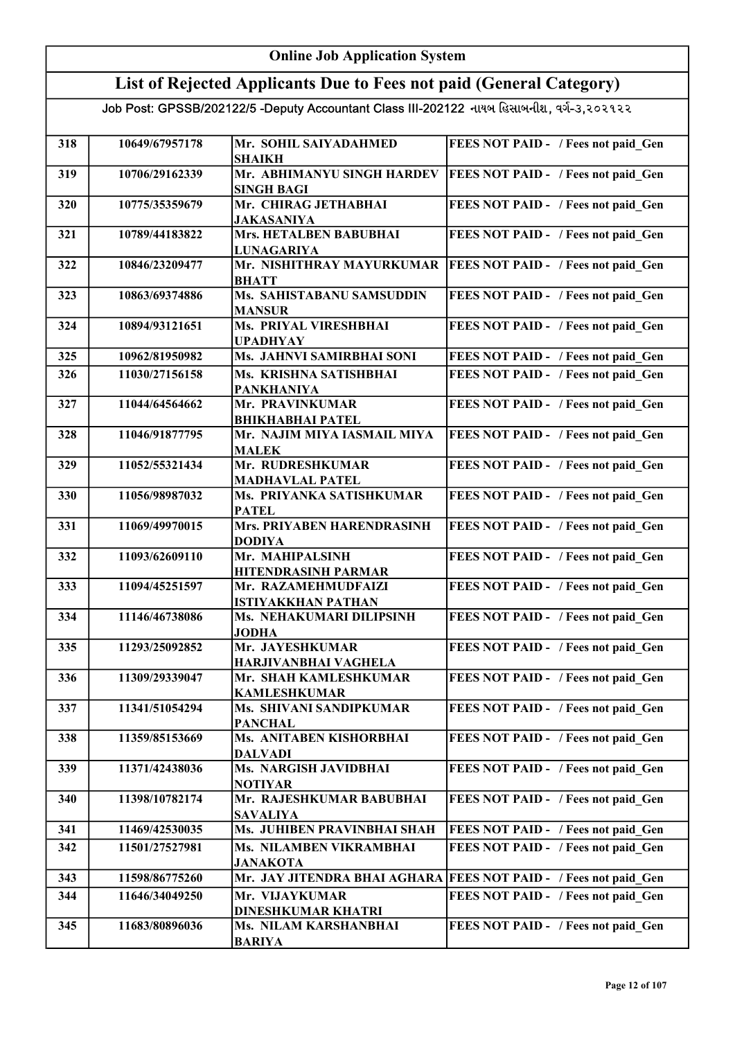# Online Job Application System

## List of Rejected Applicants Due to Fees not paid (General Category)

Job Post: GPSSB/202122/5 -Deputy Accountant Class III-202122 નાયબ હિસાબનીશ, વર્ગ-૩,૨૦૨૧૨૨

| | | | |
|---|---|---|---|
| 318 | 10649/67957178 | Mr. SOHIL SAIYADAHMED SHAIKH | FEES NOT PAID - / Fees not paid_Gen |
| 319 | 10706/29162339 | Mr. ABHIMANYU SINGH HARDEV SINGH BAGI | FEES NOT PAID - / Fees not paid_Gen |
| 320 | 10775/35359679 | Mr. CHIRAG JETHABHAI JAKASANIYA | FEES NOT PAID - / Fees not paid_Gen |
| 321 | 10789/44183822 | Mrs. HETALBEN BABUBHAI LUNAGARIYA | FEES NOT PAID - / Fees not paid_Gen |
| 322 | 10846/23209477 | Mr. NISHITHRAY MAYURKUMAR BHATT | FEES NOT PAID - / Fees not paid_Gen |
| 323 | 10863/69374886 | Ms. SAHISTABANU SAMSUDDIN MANSUR | FEES NOT PAID - / Fees not paid_Gen |
| 324 | 10894/93121651 | Ms. PRIYAL VIRESHBHAI UPADHYAY | FEES NOT PAID - / Fees not paid_Gen |
| 325 | 10962/81950982 | Ms. JAHNVI SAMIRBHAI SONI | FEES NOT PAID - / Fees not paid_Gen |
| 326 | 11030/27156158 | Ms. KRISHNA SATISHBHAI PANKHANIYA | FEES NOT PAID - / Fees not paid_Gen |
| 327 | 11044/64564662 | Mr. PRAVINKUMAR BHIKHABHAI PATEL | FEES NOT PAID - / Fees not paid_Gen |
| 328 | 11046/91877795 | Mr. NAJIM MIYA IASMAIL MIYA MALEK | FEES NOT PAID - / Fees not paid_Gen |
| 329 | 11052/55321434 | Mr. RUDRESHKUMAR MADHAVLAL PATEL | FEES NOT PAID - / Fees not paid_Gen |
| 330 | 11056/98987032 | Ms. PRIYANKA SATISHKUMAR PATEL | FEES NOT PAID - / Fees not paid_Gen |
| 331 | 11069/49970015 | Mrs. PRIYABEN HARENDRASINH DODIYA | FEES NOT PAID - / Fees not paid_Gen |
| 332 | 11093/62609110 | Mr. MAHIPALSINH HITENDRASINH PARMAR | FEES NOT PAID - / Fees not paid_Gen |
| 333 | 11094/45251597 | Mr. RAZAMEHMUDFAIZI ISTIYAKKHAN PATHAN | FEES NOT PAID - / Fees not paid_Gen |
| 334 | 11146/46738086 | Ms. NEHAKUMARI DILIPSINH JODHA | FEES NOT PAID - / Fees not paid_Gen |
| 335 | 11293/25092852 | Mr. JAYESHKUMAR HARJIVANBHAI VAGHELA | FEES NOT PAID - / Fees not paid_Gen |
| 336 | 11309/29339047 | Mr. SHAH KAMLESHKUMAR KAMLESHKUMAR | FEES NOT PAID - / Fees not paid_Gen |
| 337 | 11341/51054294 | Ms. SHIVANI SANDIPKUMAR PANCHAL | FEES NOT PAID - / Fees not paid_Gen |
| 338 | 11359/85153669 | Ms. ANITABEN KISHORBHAI DALVADI | FEES NOT PAID - / Fees not paid_Gen |
| 339 | 11371/42438036 | Ms. NARGISH JAVIDBHAI NOTIYAR | FEES NOT PAID - / Fees not paid_Gen |
| 340 | 11398/10782174 | Mr. RAJESHKUMAR BABUBHAI SAVALIYA | FEES NOT PAID - / Fees not paid_Gen |
| 341 | 11469/42530035 | Ms. JUHIBEN PRAVINBHAI SHAH | FEES NOT PAID - / Fees not paid_Gen |
| 342 | 11501/27527981 | Ms. NILAMBEN VIKRAMBHAI JANAKOTA | FEES NOT PAID - / Fees not paid_Gen |
| 343 | 11598/86775260 | Mr. JAY JITENDRA BHAI AGHARA | FEES NOT PAID - / Fees not paid_Gen |
| 344 | 11646/34049250 | Mr. VIJAYKUMAR DINESHKUMAR KHATRI | FEES NOT PAID - / Fees not paid_Gen |
| 345 | 11683/80896036 | Ms. NILAM KARSHANBHAI BARIYA | FEES NOT PAID - / Fees not paid_Gen |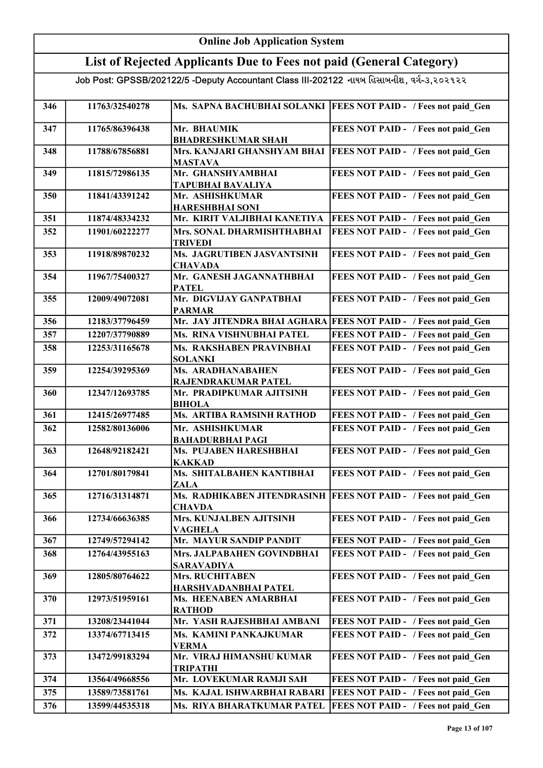# Online Job Application System

## List of Rejected Applicants Due to Fees not paid (General Category)

Job Post: GPSSB/202122/5 -Deputy Accountant Class III-202122 નાયબ હિસાબનીશ, વર્ગ-૩,૨૦૨૧૨૨

| | | | |
|---|---|---|---|
| 346 | 11763/32540278 | Ms. SAPNA BACHUBHAI SOLANKI | FEES NOT PAID - / Fees not paid_Gen |
| 347 | 11765/86396438 | Mr. BHAUMIK BHADRESHKUMAR SHAH | FEES NOT PAID - / Fees not paid_Gen |
| 348 | 11788/67856881 | Mrs. KANJARI GHANSHYAM BHAI MASTAVA | FEES NOT PAID - / Fees not paid_Gen |
| 349 | 11815/72986135 | Mr. GHANSHYAMBHAI TAPUBHAI BAVALIYA | FEES NOT PAID - / Fees not paid_Gen |
| 350 | 11841/43391242 | Mr. ASHISHKUMAR HARESHBHAI SONI | FEES NOT PAID - / Fees not paid_Gen |
| 351 | 11874/48334232 | Mr. KIRIT VALJIBHAI KANETIYA | FEES NOT PAID - / Fees not paid_Gen |
| 352 | 11901/60222277 | Mrs. SONAL DHARMISHTHABHAI TRIVEDI | FEES NOT PAID - / Fees not paid_Gen |
| 353 | 11918/89870232 | Ms. JAGRUTIBEN JASVANTSINH CHAVADA | FEES NOT PAID - / Fees not paid_Gen |
| 354 | 11967/75400327 | Mr. GANESH JAGANNATHBHAI PATEL | FEES NOT PAID - / Fees not paid_Gen |
| 355 | 12009/49072081 | Mr. DIGVIJAY GANPATBHAI PARMAR | FEES NOT PAID - / Fees not paid_Gen |
| 356 | 12183/37796459 | Mr. JAY JITENDRA BHAI AGHARA | FEES NOT PAID - / Fees not paid_Gen |
| 357 | 12207/37790889 | Ms. RINA VISHNUBHAI PATEL | FEES NOT PAID - / Fees not paid_Gen |
| 358 | 12253/31165678 | Ms. RAKSHABEN PRAVINBHAI SOLANKI | FEES NOT PAID - / Fees not paid_Gen |
| 359 | 12254/39295369 | Ms. ARADHANABAHEN RAJENDRAKUMAR PATEL | FEES NOT PAID - / Fees not paid_Gen |
| 360 | 12347/12693785 | Mr. PRADIPKUMAR AJITSINH BIHOLA | FEES NOT PAID - / Fees not paid_Gen |
| 361 | 12415/26977485 | Ms. ARTIBA RAMSINH RATHOD | FEES NOT PAID - / Fees not paid_Gen |
| 362 | 12582/80136006 | Mr. ASHISHKUMAR BAHADURBHAI PAGI | FEES NOT PAID - / Fees not paid_Gen |
| 363 | 12648/92182421 | Ms. PUJABEN HARESHBHAI KAKKAD | FEES NOT PAID - / Fees not paid_Gen |
| 364 | 12701/80179841 | Ms. SHITALBAHEN KANTIBHAI ZALA | FEES NOT PAID - / Fees not paid_Gen |
| 365 | 12716/31314871 | Ms. RADHIKABEN JITENDRASINH CHAVDA | FEES NOT PAID - / Fees not paid_Gen |
| 366 | 12734/66636385 | Mrs. KUNJALBEN AJITSINH VAGHELA | FEES NOT PAID - / Fees not paid_Gen |
| 367 | 12749/57294142 | Mr. MAYUR SANDIP PANDIT | FEES NOT PAID - / Fees not paid_Gen |
| 368 | 12764/43955163 | Mrs. JALPABAHEN GOVINDBHAI SARAVADIYA | FEES NOT PAID - / Fees not paid_Gen |
| 369 | 12805/80764622 | Mrs. RUCHITABEN HARSHVADANBHAI PATEL | FEES NOT PAID - / Fees not paid_Gen |
| 370 | 12973/51959161 | Ms. HEENABEN AMARBHAI RATHOD | FEES NOT PAID - / Fees not paid_Gen |
| 371 | 13208/23441044 | Mr. YASH RAJESHBHAI AMBANI | FEES NOT PAID - / Fees not paid_Gen |
| 372 | 13374/67713415 | Ms. KAMINI PANKAJKUMAR VERMA | FEES NOT PAID - / Fees not paid_Gen |
| 373 | 13472/99183294 | Mr. VIRAJ HIMANSHU KUMAR TRIPATHI | FEES NOT PAID - / Fees not paid_Gen |
| 374 | 13564/49668556 | Mr. LOVEKUMAR RAMJI SAH | FEES NOT PAID - / Fees not paid_Gen |
| 375 | 13589/73581761 | Ms. KAJAL ISHWARBHAI RABARI | FEES NOT PAID - / Fees not paid_Gen |
| 376 | 13599/44535318 | Ms. RIYA BHARATKUMAR PATEL | FEES NOT PAID - / Fees not paid_Gen |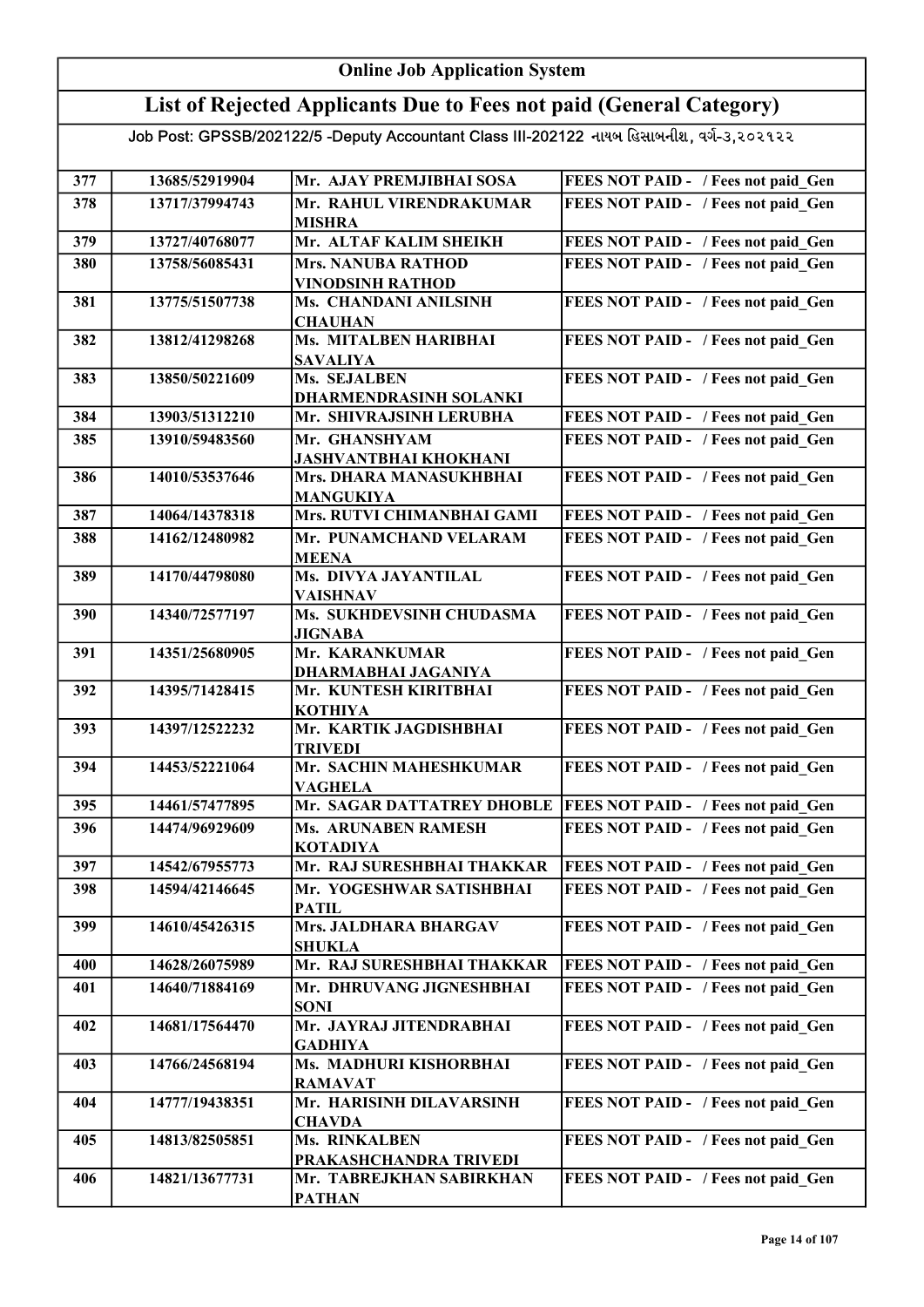# Online Job Application System

## List of Rejected Applicants Due to Fees not paid (General Category)

Job Post: GPSSB/202122/5 -Deputy Accountant Class III-202122 નાયબ હિસાબનીશ, વર્ગ-૩,૨૦૨૧૨૨

| | | | |
|---|---|---|---|
| 377 | 13685/52919904 | Mr. AJAY PREMJIBHAI SOSA | FEES NOT PAID - / Fees not paid_Gen |
| 378 | 13717/37994743 | Mr. RAHUL VIRENDRAKUMAR MISHRA | FEES NOT PAID - / Fees not paid_Gen |
| 379 | 13727/40768077 | Mr. ALTAF KALIM SHEIKH | FEES NOT PAID - / Fees not paid_Gen |
| 380 | 13758/56085431 | Mrs. NANUBA RATHOD VINODSINH RATHOD | FEES NOT PAID - / Fees not paid_Gen |
| 381 | 13775/51507738 | Ms. CHANDANI ANILSINH CHAUHAN | FEES NOT PAID - / Fees not paid_Gen |
| 382 | 13812/41298268 | Ms. MITALBEN HARIBHAI SAVALIYA | FEES NOT PAID - / Fees not paid_Gen |
| 383 | 13850/50221609 | Ms. SEJALBEN DHARMENDRASINH SOLANKI | FEES NOT PAID - / Fees not paid_Gen |
| 384 | 13903/51312210 | Mr. SHIVRAJSINH LERUBHA | FEES NOT PAID - / Fees not paid_Gen |
| 385 | 13910/59483560 | Mr. GHANSHYAM JASHVANTBHAI KHOKHANI | FEES NOT PAID - / Fees not paid_Gen |
| 386 | 14010/53537646 | Mrs. DHARA MANASUKHBHAI MANGUKIYA | FEES NOT PAID - / Fees not paid_Gen |
| 387 | 14064/14378318 | Mrs. RUTVI CHIMANBHAI GAMI | FEES NOT PAID - / Fees not paid_Gen |
| 388 | 14162/12480982 | Mr. PUNAMCHAND VELARAM MEENA | FEES NOT PAID - / Fees not paid_Gen |
| 389 | 14170/44798080 | Ms. DIVYA JAYANTILAL VAISHNAV | FEES NOT PAID - / Fees not paid_Gen |
| 390 | 14340/72577197 | Ms. SUKHDEVSINH CHUDASMA JIGNABA | FEES NOT PAID - / Fees not paid_Gen |
| 391 | 14351/25680905 | Mr. KARANKUMAR DHARMABHAI JAGANIYA | FEES NOT PAID - / Fees not paid_Gen |
| 392 | 14395/71428415 | Mr. KUNTESH KIRITBHAI KOTHIYA | FEES NOT PAID - / Fees not paid_Gen |
| 393 | 14397/12522232 | Mr. KARTIK JAGDISHBHAI TRIVEDI | FEES NOT PAID - / Fees not paid_Gen |
| 394 | 14453/52221064 | Mr. SACHIN MAHESHKUMAR VAGHELA | FEES NOT PAID - / Fees not paid_Gen |
| 395 | 14461/57477895 | Mr. SAGAR DATTATREY DHOBLE | FEES NOT PAID - / Fees not paid_Gen |
| 396 | 14474/96929609 | Ms. ARUNABEN RAMESH KOTADIYA | FEES NOT PAID - / Fees not paid_Gen |
| 397 | 14542/67955773 | Mr. RAJ SURESHBHAI THAKKAR | FEES NOT PAID - / Fees not paid_Gen |
| 398 | 14594/42146645 | Mr. YOGESHWAR SATISHBHAI PATIL | FEES NOT PAID - / Fees not paid_Gen |
| 399 | 14610/45426315 | Mrs. JALDHARA BHARGAV SHUKLA | FEES NOT PAID - / Fees not paid_Gen |
| 400 | 14628/26075989 | Mr. RAJ SURESHBHAI THAKKAR | FEES NOT PAID - / Fees not paid_Gen |
| 401 | 14640/71884169 | Mr. DHRUVANG JIGNESHBHAI SONI | FEES NOT PAID - / Fees not paid_Gen |
| 402 | 14681/17564470 | Mr. JAYRAJ JITENDRABHAI GADHIYA | FEES NOT PAID - / Fees not paid_Gen |
| 403 | 14766/24568194 | Ms. MADHURI KISHORBHAI RAMAVAT | FEES NOT PAID - / Fees not paid_Gen |
| 404 | 14777/19438351 | Mr. HARISINH DILAVARSINH CHAVDA | FEES NOT PAID - / Fees not paid_Gen |
| 405 | 14813/82505851 | Ms. RINKALBEN PRAKASHCHANDRA TRIVEDI | FEES NOT PAID - / Fees not paid_Gen |
| 406 | 14821/13677731 | Mr. TABREJKHAN SABIRKHAN PATHAN | FEES NOT PAID - / Fees not paid_Gen |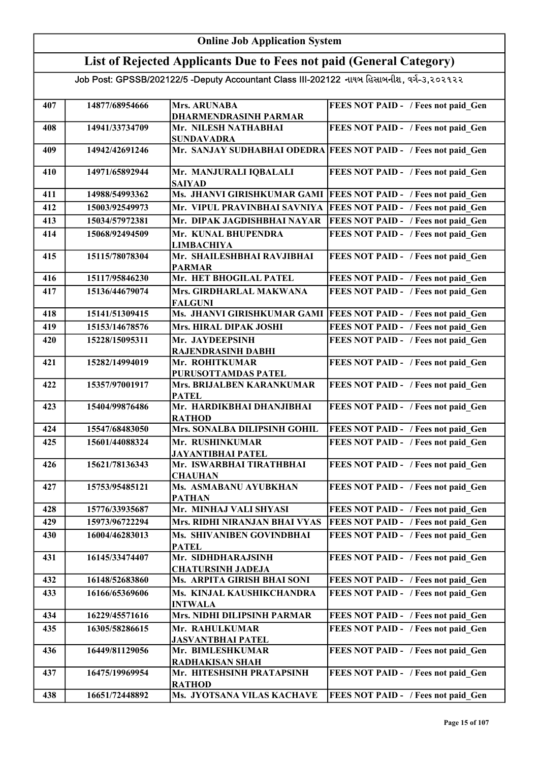# Online Job Application System

## List of Rejected Applicants Due to Fees not paid (General Category)

Job Post: GPSSB/202122/5 -Deputy Accountant Class III-202122 નાયબ હિસાબનીશ, વર્ગ-૩,૨૦૨૧૨૨

| | | | |
|---|---|---|---|
| 407 | 14877/68954666 | Mrs. ARUNABA DHARMENDRASINH PARMAR | FEES NOT PAID - / Fees not paid_Gen |
| 408 | 14941/33734709 | Mr. NILESH NATHABHAI SUNDAVADRA | FEES NOT PAID - / Fees not paid_Gen |
| 409 | 14942/42691246 | Mr. SANJAY SUDHABHAI ODEDRA | FEES NOT PAID - / Fees not paid_Gen |
| 410 | 14971/65892944 | Mr. MANJURALI IQBALALI SAIYAD | FEES NOT PAID - / Fees not paid_Gen |
| 411 | 14988/54993362 | Ms. JHANVI GIRISHKUMAR GAMI | FEES NOT PAID - / Fees not paid_Gen |
| 412 | 15003/92549973 | Mr. VIPUL PRAVINBHAI SAVNIYA | FEES NOT PAID - / Fees not paid_Gen |
| 413 | 15034/57972381 | Mr. DIPAK JAGDISHBHAI NAYAR | FEES NOT PAID - / Fees not paid_Gen |
| 414 | 15068/92494509 | Mr. KUNAL BHUPENDRA LIMBACHIYA | FEES NOT PAID - / Fees not paid_Gen |
| 415 | 15115/78078304 | Mr. SHAILESHBHAI RAVJIBHAI PARMAR | FEES NOT PAID - / Fees not paid_Gen |
| 416 | 15117/95846230 | Mr. HET BHOGILAL PATEL | FEES NOT PAID - / Fees not paid_Gen |
| 417 | 15136/44679074 | Mrs. GIRDHARLAL MAKWANA FALGUNI | FEES NOT PAID - / Fees not paid_Gen |
| 418 | 15141/51309415 | Ms. JHANVI GIRISHKUMAR GAMI | FEES NOT PAID - / Fees not paid_Gen |
| 419 | 15153/14678576 | Mrs. HIRAL DIPAK JOSHI | FEES NOT PAID - / Fees not paid_Gen |
| 420 | 15228/15095311 | Mr. JAYDEEPSINH RAJENDRASINH DABHI | FEES NOT PAID - / Fees not paid_Gen |
| 421 | 15282/14994019 | Mr. ROHITKUMAR PURUSOTTAMDAS PATEL | FEES NOT PAID - / Fees not paid_Gen |
| 422 | 15357/97001917 | Mrs. BRIJALBEN KARANKUMAR PATEL | FEES NOT PAID - / Fees not paid_Gen |
| 423 | 15404/99876486 | Mr. HARDIKBHAI DHANJIBHAI RATHOD | FEES NOT PAID - / Fees not paid_Gen |
| 424 | 15547/68483050 | Mrs. SONALBA DILIPSINH GOHIL | FEES NOT PAID - / Fees not paid_Gen |
| 425 | 15601/44088324 | Mr. RUSHINKUMAR JAYANTIBHAI PATEL | FEES NOT PAID - / Fees not paid_Gen |
| 426 | 15621/78136343 | Mr. ISWARBHAI TIRATHBHAI CHAUHAN | FEES NOT PAID - / Fees not paid_Gen |
| 427 | 15753/95485121 | Ms. ASMABANU AYUBKHAN PATHAN | FEES NOT PAID - / Fees not paid_Gen |
| 428 | 15776/33935687 | Mr. MINHAJ VALI SHYASI | FEES NOT PAID - / Fees not paid_Gen |
| 429 | 15973/96722294 | Mrs. RIDHI NIRANJAN BHAI VYAS | FEES NOT PAID - / Fees not paid_Gen |
| 430 | 16004/46283013 | Ms. SHIVANIBEN GOVINDBHAI PATEL | FEES NOT PAID - / Fees not paid_Gen |
| 431 | 16145/33474407 | Mr. SIDHDHARAJSINH CHATURSINH JADEJA | FEES NOT PAID - / Fees not paid_Gen |
| 432 | 16148/52683860 | Ms. ARPITA GIRISH BHAI SONI | FEES NOT PAID - / Fees not paid_Gen |
| 433 | 16166/65369606 | Ms. KINJAL KAUSHIKCHANDRA INTWALA | FEES NOT PAID - / Fees not paid_Gen |
| 434 | 16229/45571616 | Mrs. NIDHI DILIPSINH PARMAR | FEES NOT PAID - / Fees not paid_Gen |
| 435 | 16305/58286615 | Mr. RAHULKUMAR JASVANTBHAI PATEL | FEES NOT PAID - / Fees not paid_Gen |
| 436 | 16449/81129056 | Mr. BIMLESHKUMAR RADHAKISAN SHAH | FEES NOT PAID - / Fees not paid_Gen |
| 437 | 16475/19969954 | Mr. HITESHSINH PRATAPSINH RATHOD | FEES NOT PAID - / Fees not paid_Gen |
| 438 | 16651/72448892 | Ms. JYOTSANA VILAS KACHAVE | FEES NOT PAID - / Fees not paid_Gen |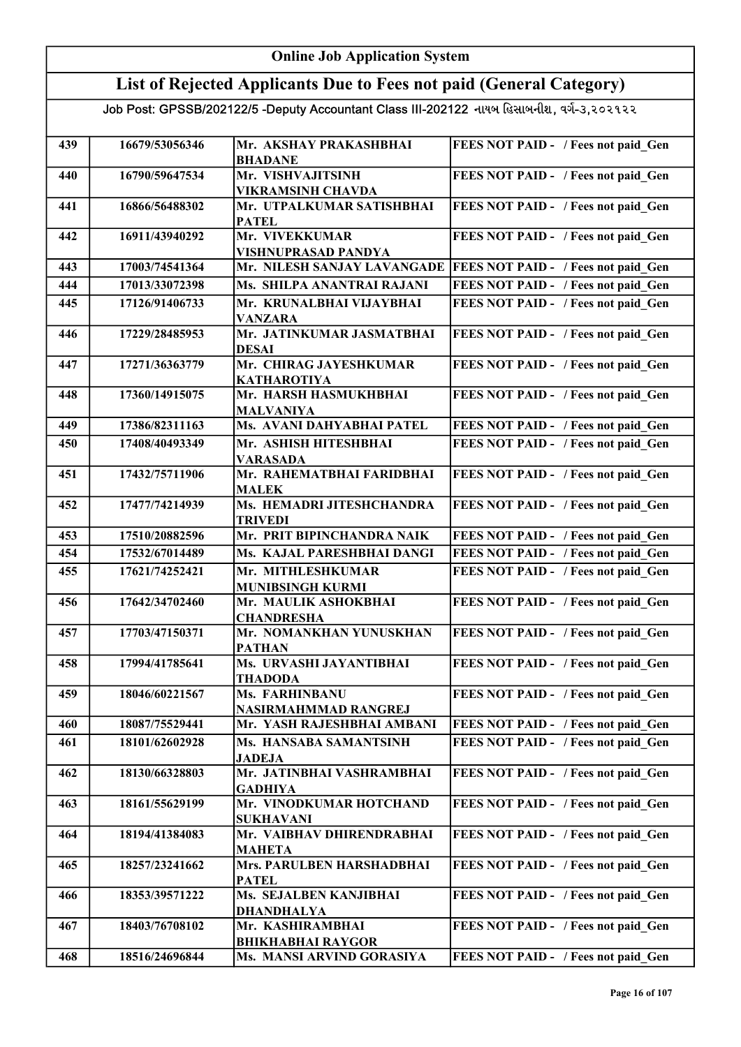# Online Job Application System

## List of Rejected Applicants Due to Fees not paid (General Category)

Job Post: GPSSB/202122/5 -Deputy Accountant Class III-202122 નાયબ હિસાબનીશ, વર્ગ-૩,૨૦૨૧૨૨

| | | | |
|---|---|---|---|
| 439 | 16679/53056346 | Mr. AKSHAY PRAKASHBHAI BHADANE | FEES NOT PAID - / Fees not paid_Gen |
| 440 | 16790/59647534 | Mr. VISHVAJITSINH VIKRAMSINH CHAVDA | FEES NOT PAID - / Fees not paid_Gen |
| 441 | 16866/56488302 | Mr. UTPALKUMAR SATISHBHAI PATEL | FEES NOT PAID - / Fees not paid_Gen |
| 442 | 16911/43940292 | Mr. VIVEKKUMAR VISHNUPRASAD PANDYA | FEES NOT PAID - / Fees not paid_Gen |
| 443 | 17003/74541364 | Mr. NILESH SANJAY LAVANGADE | FEES NOT PAID - / Fees not paid_Gen |
| 444 | 17013/33072398 | Ms. SHILPA ANANTRAI RAJANI | FEES NOT PAID - / Fees not paid_Gen |
| 445 | 17126/91406733 | Mr. KRUNALBHAI VIJAYBHAI VANZARA | FEES NOT PAID - / Fees not paid_Gen |
| 446 | 17229/28485953 | Mr. JATINKUMAR JASMATBHAI DESAI | FEES NOT PAID - / Fees not paid_Gen |
| 447 | 17271/36363779 | Mr. CHIRAG JAYESHKUMAR KATHAROTIYA | FEES NOT PAID - / Fees not paid_Gen |
| 448 | 17360/14915075 | Mr. HARSH HASMUKHBHAI MALVANIYA | FEES NOT PAID - / Fees not paid_Gen |
| 449 | 17386/82311163 | Ms. AVANI DAHYABHAI PATEL | FEES NOT PAID - / Fees not paid_Gen |
| 450 | 17408/40493349 | Mr. ASHISH HITESHBHAI VARASADA | FEES NOT PAID - / Fees not paid_Gen |
| 451 | 17432/75711906 | Mr. RAHEMATBHAI FARIDBHAI MALEK | FEES NOT PAID - / Fees not paid_Gen |
| 452 | 17477/74214939 | Ms. HEMADRI JITESHCHANDRA TRIVEDI | FEES NOT PAID - / Fees not paid_Gen |
| 453 | 17510/20882596 | Mr. PRIT BIPINCHANDRA NAIK | FEES NOT PAID - / Fees not paid_Gen |
| 454 | 17532/67014489 | Ms. KAJAL PARESHBHAI DANGI | FEES NOT PAID - / Fees not paid_Gen |
| 455 | 17621/74252421 | Mr. MITHLESHKUMAR MUNIBSINGH KURMI | FEES NOT PAID - / Fees not paid_Gen |
| 456 | 17642/34702460 | Mr. MAULIK ASHOKBHAI CHANDRESHA | FEES NOT PAID - / Fees not paid_Gen |
| 457 | 17703/47150371 | Mr. NOMANKHAN YUNUSKHAN PATHAN | FEES NOT PAID - / Fees not paid_Gen |
| 458 | 17994/41785641 | Ms. URVASHI JAYANTIBHAI THADODA | FEES NOT PAID - / Fees not paid_Gen |
| 459 | 18046/60221567 | Ms. FARHINBANU NASIRMAHMMAD RANGREJ | FEES NOT PAID - / Fees not paid_Gen |
| 460 | 18087/75529441 | Mr. YASH RAJESHBHAI AMBANI | FEES NOT PAID - / Fees not paid_Gen |
| 461 | 18101/62602928 | Ms. HANSABA SAMANTSINH JADEJA | FEES NOT PAID - / Fees not paid_Gen |
| 462 | 18130/66328803 | Mr. JATINBHAI VASHRAMBHAI GADHIYA | FEES NOT PAID - / Fees not paid_Gen |
| 463 | 18161/55629199 | Mr. VINODKUMAR HOTCHAND SUKHAVANI | FEES NOT PAID - / Fees not paid_Gen |
| 464 | 18194/41384083 | Mr. VAIBHAV DHIRENDRABHAI MAHETA | FEES NOT PAID - / Fees not paid_Gen |
| 465 | 18257/23241662 | Mrs. PARULBEN HARSHADBHAI PATEL | FEES NOT PAID - / Fees not paid_Gen |
| 466 | 18353/39571222 | Ms. SEJALBEN KANJIBHAI DHANDHALYA | FEES NOT PAID - / Fees not paid_Gen |
| 467 | 18403/76708102 | Mr. KASHIRAMBHAI BHIKHABHAI RAYGOR | FEES NOT PAID - / Fees not paid_Gen |
| 468 | 18516/24696844 | Ms. MANSI ARVIND GORASIYA | FEES NOT PAID - / Fees not paid_Gen |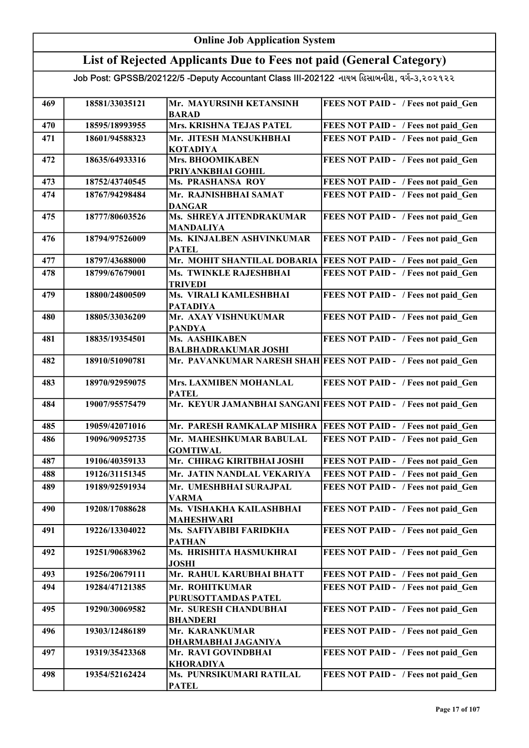## Online Job Application System

## List of Rejected Applicants Due to Fees not paid (General Category)

Job Post: GPSSB/202122/5 -Deputy Accountant Class III-202122 નાયબ હિસાબનીશ, વર્ગ-૩,૨૦૨૧૨૨

| | | | |
|---|---|---|---|
| 469 | 18581/33035121 | Mr. MAYURSINH KETANSINH BARAD | FEES NOT PAID - / Fees not paid_Gen |
| 470 | 18595/18993955 | Mrs. KRISHNA TEJAS PATEL | FEES NOT PAID - / Fees not paid_Gen |
| 471 | 18601/94588323 | Mr. JITESH MANSUKHBHAI KOTADIYA | FEES NOT PAID - / Fees not paid_Gen |
| 472 | 18635/64933316 | Mrs. BHOOMIKABEN PRIYANKBHAI GOHIL | FEES NOT PAID - / Fees not paid_Gen |
| 473 | 18752/43740545 | Ms. PRASHANSA ROY | FEES NOT PAID - / Fees not paid_Gen |
| 474 | 18767/94298484 | Mr. RAJNISHBHAI SAMAT DANGAR | FEES NOT PAID - / Fees not paid_Gen |
| 475 | 18777/80603526 | Ms. SHREYA JITENDRAKUMAR MANDALIYA | FEES NOT PAID - / Fees not paid_Gen |
| 476 | 18794/97526009 | Ms. KINJALBEN ASHVINKUMAR PATEL | FEES NOT PAID - / Fees not paid_Gen |
| 477 | 18797/43688000 | Mr. MOHIT SHANTILAL DOBARIA | FEES NOT PAID - / Fees not paid_Gen |
| 478 | 18799/67679001 | Ms. TWINKLE RAJESHBHAI TRIVEDI | FEES NOT PAID - / Fees not paid_Gen |
| 479 | 18800/24800509 | Ms. VIRALI KAMLESHBHAI PATADIYA | FEES NOT PAID - / Fees not paid_Gen |
| 480 | 18805/33036209 | Mr. AXAY VISHNUKUMAR PANDYA | FEES NOT PAID - / Fees not paid_Gen |
| 481 | 18835/19354501 | Ms. AASHIKABEN BALBHADRAKUMAR JOSHI | FEES NOT PAID - / Fees not paid_Gen |
| 482 | 18910/51090781 | Mr. PAVANKUMAR NARESH SHAH | FEES NOT PAID - / Fees not paid_Gen |
| 483 | 18970/92959075 | Mrs. LAXMIBEN MOHANLAL PATEL | FEES NOT PAID - / Fees not paid_Gen |
| 484 | 19007/95575479 | Mr. KEYUR JAMANBHAI SANGANI | FEES NOT PAID - / Fees not paid_Gen |
| 485 | 19059/42071016 | Mr. PARESH RAMKALAP MISHRA | FEES NOT PAID - / Fees not paid_Gen |
| 486 | 19096/90952735 | Mr. MAHESHKUMAR BABULAL GOMTIWAL | FEES NOT PAID - / Fees not paid_Gen |
| 487 | 19106/40359133 | Mr. CHIRAG KIRITBHAI JOSHI | FEES NOT PAID - / Fees not paid_Gen |
| 488 | 19126/31151345 | Mr. JATIN NANDLAL VEKARIYA | FEES NOT PAID - / Fees not paid_Gen |
| 489 | 19189/92591934 | Mr. UMESHBHAI SURAJPAL VARMA | FEES NOT PAID - / Fees not paid_Gen |
| 490 | 19208/17088628 | Ms. VISHAKHA KAILASHBHAI MAHESHWARI | FEES NOT PAID - / Fees not paid_Gen |
| 491 | 19226/13304022 | Ms. SAFIYABIBI FARIDKHA PATHAN | FEES NOT PAID - / Fees not paid_Gen |
| 492 | 19251/90683962 | Ms. HRISHITA HASMUKHRAI JOSHI | FEES NOT PAID - / Fees not paid_Gen |
| 493 | 19256/20679111 | Mr. RAHUL KARUBHAI BHATT | FEES NOT PAID - / Fees not paid_Gen |
| 494 | 19284/47121385 | Mr. ROHITKUMAR PURUSOTTAMDAS PATEL | FEES NOT PAID - / Fees not paid_Gen |
| 495 | 19290/30069582 | Mr. SURESH CHANDUBHAI BHANDERI | FEES NOT PAID - / Fees not paid_Gen |
| 496 | 19303/12486189 | Mr. KARANKUMAR DHARMABHAI JAGANIYA | FEES NOT PAID - / Fees not paid_Gen |
| 497 | 19319/35423368 | Mr. RAVI GOVINDBHAI KHORADIYA | FEES NOT PAID - / Fees not paid_Gen |
| 498 | 19354/52162424 | Ms. PUNRSIKUMARI RATILAL PATEL | FEES NOT PAID - / Fees not paid_Gen |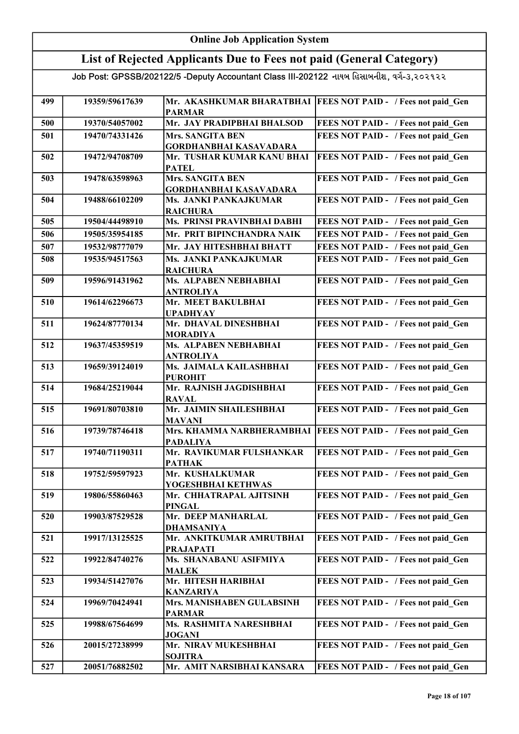# Online Job Application System

## List of Rejected Applicants Due to Fees not paid (General Category)

Job Post: GPSSB/202122/5 -Deputy Accountant Class III-202122 નાયબ હિસાબનીશ, વર્ગ-૩,૨૦૨૧૨૨

| | | | |
|---|---|---|---|
| 499 | 19359/59617639 | Mr. AKASHKUMAR BHARATBHAI PARMAR | FEES NOT PAID - / Fees not paid_Gen |
| 500 | 19370/54057002 | Mr. JAY PRADIPBHAI BHALSOD | FEES NOT PAID - / Fees not paid_Gen |
| 501 | 19470/74331426 | Mrs. SANGITA BEN GORDHANBHAI KASAVADARA | FEES NOT PAID - / Fees not paid_Gen |
| 502 | 19472/94708709 | Mr. TUSHAR KUMAR KANU BHAI PATEL | FEES NOT PAID - / Fees not paid_Gen |
| 503 | 19478/63598963 | Mrs. SANGITA BEN GORDHANBHAI KASAVADARA | FEES NOT PAID - / Fees not paid_Gen |
| 504 | 19488/66102209 | Ms. JANKI PANKAJKUMAR RAICHURA | FEES NOT PAID - / Fees not paid_Gen |
| 505 | 19504/44498910 | Ms. PRINSI PRAVINBHAI DABHI | FEES NOT PAID - / Fees not paid_Gen |
| 506 | 19505/35954185 | Mr. PRIT BIPINCHANDRA NAIK | FEES NOT PAID - / Fees not paid_Gen |
| 507 | 19532/98777079 | Mr. JAY HITESHBHAI BHATT | FEES NOT PAID - / Fees not paid_Gen |
| 508 | 19535/94517563 | Ms. JANKI PANKAJKUMAR RAICHURA | FEES NOT PAID - / Fees not paid_Gen |
| 509 | 19596/91431962 | Ms. ALPABEN NEBHABHAI ANTROLIYA | FEES NOT PAID - / Fees not paid_Gen |
| 510 | 19614/62296673 | Mr. MEET BAKULBHAI UPADHYAY | FEES NOT PAID - / Fees not paid_Gen |
| 511 | 19624/87770134 | Mr. DHAVAL DINESHBHAI MORADIYA | FEES NOT PAID - / Fees not paid_Gen |
| 512 | 19637/45359519 | Ms. ALPABEN NEBHABHAI ANTROLIYA | FEES NOT PAID - / Fees not paid_Gen |
| 513 | 19659/39124019 | Ms. JAIMALA KAILASHBHAI PUROHIT | FEES NOT PAID - / Fees not paid_Gen |
| 514 | 19684/25219044 | Mr. RAJNISH JAGDISHBHAI RAVAL | FEES NOT PAID - / Fees not paid_Gen |
| 515 | 19691/80703810 | Mr. JAIMIN SHAILESHBHAI MAVANI | FEES NOT PAID - / Fees not paid_Gen |
| 516 | 19739/78746418 | Mrs. KHAMMA NARBHERAMBHAI PADALIYA | FEES NOT PAID - / Fees not paid_Gen |
| 517 | 19740/71190311 | Mr. RAVIKUMAR FULSHANKAR PATHAK | FEES NOT PAID - / Fees not paid_Gen |
| 518 | 19752/59597923 | Mr. KUSHALKUMAR YOGESHBHAI KETHWAS | FEES NOT PAID - / Fees not paid_Gen |
| 519 | 19806/55860463 | Mr. CHHATRAPAL AJITSINH PINGAL | FEES NOT PAID - / Fees not paid_Gen |
| 520 | 19903/87529528 | Mr. DEEP MANHARLAL DHAMSANIYA | FEES NOT PAID - / Fees not paid_Gen |
| 521 | 19917/13125525 | Mr. ANKITKUMAR AMRUTBHAI PRAJAPATI | FEES NOT PAID - / Fees not paid_Gen |
| 522 | 19922/84740276 | Ms. SHANABANU ASIFMIYA MALEK | FEES NOT PAID - / Fees not paid_Gen |
| 523 | 19934/51427076 | Mr. HITESH HARIBHAI KANZARIYA | FEES NOT PAID - / Fees not paid_Gen |
| 524 | 19969/70424941 | Mrs. MANISHABEN GULABSINH PARMAR | FEES NOT PAID - / Fees not paid_Gen |
| 525 | 19988/67564699 | Ms. RASHMITA NARESHBHAI JOGANI | FEES NOT PAID - / Fees not paid_Gen |
| 526 | 20015/27238999 | Mr. NIRAV MUKESHBHAI SOJITRA | FEES NOT PAID - / Fees not paid_Gen |
| 527 | 20051/76882502 | Mr. AMIT NARSIBHAI KANSARA | FEES NOT PAID - / Fees not paid_Gen |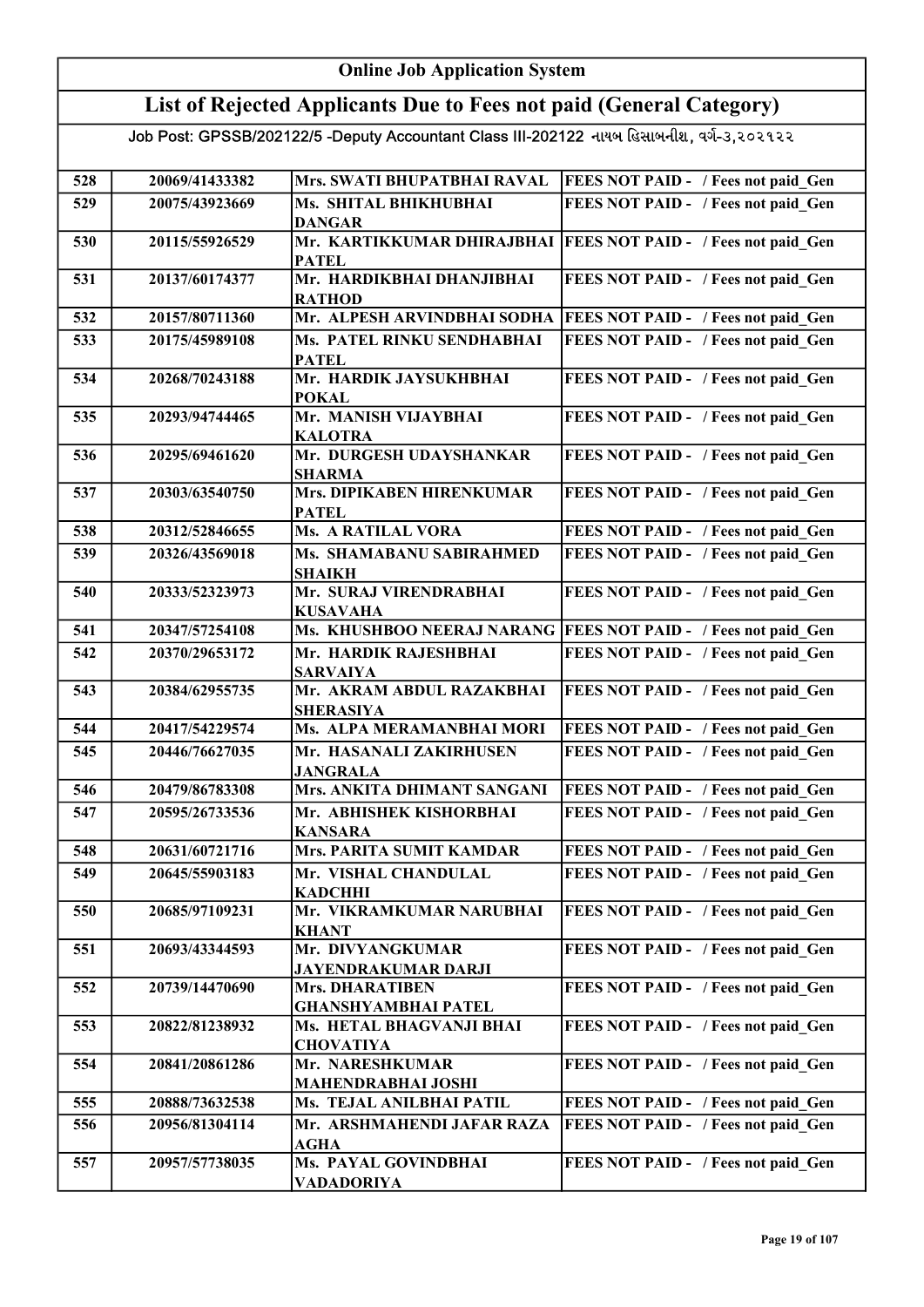# Online Job Application System

## List of Rejected Applicants Due to Fees not paid (General Category)

Job Post: GPSSB/202122/5 -Deputy Accountant Class III-202122 નાયબ હિસાબનીશ, વર્ગ-૩,૨૦૨૧૨૨

| | | | |
|---|---|---|---|
| 528 | 20069/41433382 | Mrs. SWATI BHUPATBHAI RAVAL | FEES NOT PAID - / Fees not paid_Gen |
| 529 | 20075/43923669 | Ms. SHITAL BHIKHUBHAI DANGAR | FEES NOT PAID - / Fees not paid_Gen |
| 530 | 20115/55926529 | Mr. KARTIKKUMAR DHIRAJBHAI PATEL | FEES NOT PAID - / Fees not paid_Gen |
| 531 | 20137/60174377 | Mr. HARDIKBHAI DHANJIBHAI RATHOD | FEES NOT PAID - / Fees not paid_Gen |
| 532 | 20157/80711360 | Mr. ALPESH ARVINDBHAI SODHA | FEES NOT PAID - / Fees not paid_Gen |
| 533 | 20175/45989108 | Ms. PATEL RINKU SENDHABHAI PATEL | FEES NOT PAID - / Fees not paid_Gen |
| 534 | 20268/70243188 | Mr. HARDIK JAYSUKHBHAI POKAL | FEES NOT PAID - / Fees not paid_Gen |
| 535 | 20293/94744465 | Mr. MANISH VIJAYBHAI KALOTRA | FEES NOT PAID - / Fees not paid_Gen |
| 536 | 20295/69461620 | Mr. DURGESH UDAYSHANKAR SHARMA | FEES NOT PAID - / Fees not paid_Gen |
| 537 | 20303/63540750 | Mrs. DIPIKABEN HIRENKUMAR PATEL | FEES NOT PAID - / Fees not paid_Gen |
| 538 | 20312/52846655 | Ms. A RATILAL VORA | FEES NOT PAID - / Fees not paid_Gen |
| 539 | 20326/43569018 | Ms. SHAMABANU SABIRAHMED SHAIKH | FEES NOT PAID - / Fees not paid_Gen |
| 540 | 20333/52323973 | Mr. SURAJ VIRENDRABHAI KUSAVAHA | FEES NOT PAID - / Fees not paid_Gen |
| 541 | 20347/57254108 | Ms. KHUSHBOO NEERAJ NARANG | FEES NOT PAID - / Fees not paid_Gen |
| 542 | 20370/29653172 | Mr. HARDIK RAJESHBHAI SARVAIYA | FEES NOT PAID - / Fees not paid_Gen |
| 543 | 20384/62955735 | Mr. AKRAM ABDUL RAZAKBHAI SHERASIYA | FEES NOT PAID - / Fees not paid_Gen |
| 544 | 20417/54229574 | Ms. ALPA MERAMANBHAI MORI | FEES NOT PAID - / Fees not paid_Gen |
| 545 | 20446/76627035 | Mr. HASANALI ZAKIRHUSEN JANGRALA | FEES NOT PAID - / Fees not paid_Gen |
| 546 | 20479/86783308 | Mrs. ANKITA DHIMANT SANGANI | FEES NOT PAID - / Fees not paid_Gen |
| 547 | 20595/26733536 | Mr. ABHISHEK KISHORBHAI KANSARA | FEES NOT PAID - / Fees not paid_Gen |
| 548 | 20631/60721716 | Mrs. PARITA SUMIT KAMDAR | FEES NOT PAID - / Fees not paid_Gen |
| 549 | 20645/55903183 | Mr. VISHAL CHANDULAL KADCHHI | FEES NOT PAID - / Fees not paid_Gen |
| 550 | 20685/97109231 | Mr. VIKRAMKUMAR NARUBHAI KHANT | FEES NOT PAID - / Fees not paid_Gen |
| 551 | 20693/43344593 | Mr. DIVYANGKUMAR JAYENDRAKUMAR DARJI | FEES NOT PAID - / Fees not paid_Gen |
| 552 | 20739/14470690 | Mrs. DHARATIBEN GHANSHYAMBHAI PATEL | FEES NOT PAID - / Fees not paid_Gen |
| 553 | 20822/81238932 | Ms. HETAL BHAGVANJI BHAI CHOVATIYA | FEES NOT PAID - / Fees not paid_Gen |
| 554 | 20841/20861286 | Mr. NARESHKUMAR MAHENDRABHAI JOSHI | FEES NOT PAID - / Fees not paid_Gen |
| 555 | 20888/73632538 | Ms. TEJAL ANILBHAI PATIL | FEES NOT PAID - / Fees not paid_Gen |
| 556 | 20956/81304114 | Mr. ARSHMAHENDI JAFAR RAZA AGHA | FEES NOT PAID - / Fees not paid_Gen |
| 557 | 20957/57738035 | Ms. PAYAL GOVINDBHAI VADADORIYA | FEES NOT PAID - / Fees not paid_Gen |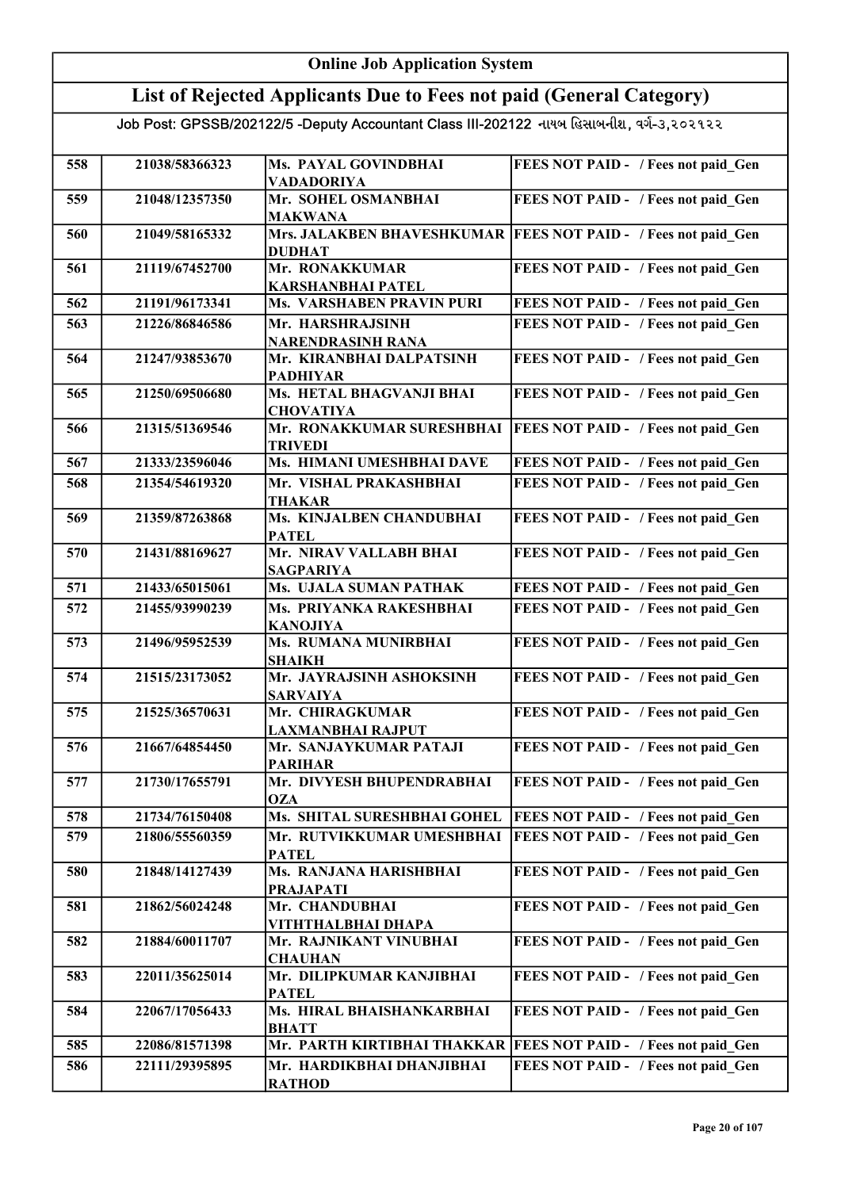# Online Job Application System

## List of Rejected Applicants Due to Fees not paid (General Category)

Job Post: GPSSB/202122/5 -Deputy Accountant Class III-202122 નાયબ હિસાબનીશ, વર્ગ-૩,૨૦૨૧૨૨

| | | | |
|---|---|---|---|
| 558 | 21038/58366323 | Ms. PAYAL GOVINDBHAI VADADORIYA | FEES NOT PAID - / Fees not paid_Gen |
| 559 | 21048/12357350 | Mr. SOHEL OSMANBHAI MAKWANA | FEES NOT PAID - / Fees not paid_Gen |
| 560 | 21049/58165332 | Mrs. JALAKBEN BHAVESHKUMAR DUDHAT | FEES NOT PAID - / Fees not paid_Gen |
| 561 | 21119/67452700 | Mr. RONAKKUMAR KARSHANBHAI PATEL | FEES NOT PAID - / Fees not paid_Gen |
| 562 | 21191/96173341 | Ms. VARSHABEN PRAVIN PURI | FEES NOT PAID - / Fees not paid_Gen |
| 563 | 21226/86846586 | Mr. HARSHRAJSINH NARENDRASINH RANA | FEES NOT PAID - / Fees not paid_Gen |
| 564 | 21247/93853670 | Mr. KIRANBHAI DALPATSINH PADHIYAR | FEES NOT PAID - / Fees not paid_Gen |
| 565 | 21250/69506680 | Ms. HETAL BHAGVANJI BHAI CHOVATIYA | FEES NOT PAID - / Fees not paid_Gen |
| 566 | 21315/51369546 | Mr. RONAKKUMAR SURESHBHAI TRIVEDI | FEES NOT PAID - / Fees not paid_Gen |
| 567 | 21333/23596046 | Ms. HIMANI UMESHBHAI DAVE | FEES NOT PAID - / Fees not paid_Gen |
| 568 | 21354/54619320 | Mr. VISHAL PRAKASHBHAI THAKAR | FEES NOT PAID - / Fees not paid_Gen |
| 569 | 21359/87263868 | Ms. KINJALBEN CHANDUBHAI PATEL | FEES NOT PAID - / Fees not paid_Gen |
| 570 | 21431/88169627 | Mr. NIRAV VALLABH BHAI SAGPARIYA | FEES NOT PAID - / Fees not paid_Gen |
| 571 | 21433/65015061 | Ms. UJALA SUMAN PATHAK | FEES NOT PAID - / Fees not paid_Gen |
| 572 | 21455/93990239 | Ms. PRIYANKA RAKESHBHAI KANOJIYA | FEES NOT PAID - / Fees not paid_Gen |
| 573 | 21496/95952539 | Ms. RUMANA MUNIRBHAI SHAIKH | FEES NOT PAID - / Fees not paid_Gen |
| 574 | 21515/23173052 | Mr. JAYRAJSINH ASHOKSINH SARVAIYA | FEES NOT PAID - / Fees not paid_Gen |
| 575 | 21525/36570631 | Mr. CHIRAGKUMAR LAXMANBHAI RAJPUT | FEES NOT PAID - / Fees not paid_Gen |
| 576 | 21667/64854450 | Mr. SANJAYKUMAR PATAJI PARIHAR | FEES NOT PAID - / Fees not paid_Gen |
| 577 | 21730/17655791 | Mr. DIVYESH BHUPENDRABHAI OZA | FEES NOT PAID - / Fees not paid_Gen |
| 578 | 21734/76150408 | Ms. SHITAL SURESHBHAI GOHEL | FEES NOT PAID - / Fees not paid_Gen |
| 579 | 21806/55560359 | Mr. RUTVIKKUMAR UMESHBHAI PATEL | FEES NOT PAID - / Fees not paid_Gen |
| 580 | 21848/14127439 | Ms. RANJANA HARISHBHAI PRAJAPATI | FEES NOT PAID - / Fees not paid_Gen |
| 581 | 21862/56024248 | Mr. CHANDUBHAI VITHTHALBHAI DHAPA | FEES NOT PAID - / Fees not paid_Gen |
| 582 | 21884/60011707 | Mr. RAJNIKANT VINUBHAI CHAUHAN | FEES NOT PAID - / Fees not paid_Gen |
| 583 | 22011/35625014 | Mr. DILIPKUMAR KANJIBHAI PATEL | FEES NOT PAID - / Fees not paid_Gen |
| 584 | 22067/17056433 | Ms. HIRAL BHAISHANKARBHAI BHATT | FEES NOT PAID - / Fees not paid_Gen |
| 585 | 22086/81571398 | Mr. PARTH KIRTIBHAI THAKKAR | FEES NOT PAID - / Fees not paid_Gen |
| 586 | 22111/29395895 | Mr. HARDIKBHAI DHANJIBHAI RATHOD | FEES NOT PAID - / Fees not paid_Gen |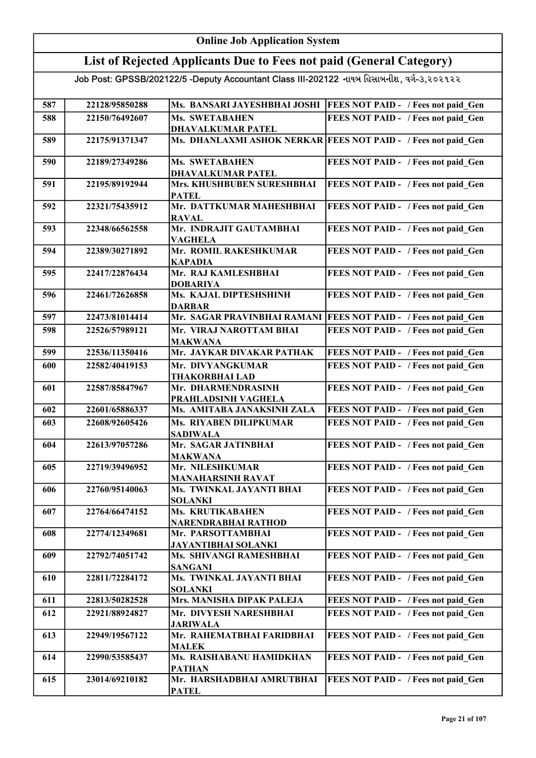# Online Job Application System

## List of Rejected Applicants Due to Fees not paid (General Category)

Job Post: GPSSB/202122/5 -Deputy Accountant Class III-202122 નાયબ હિસાબનીશ, વર્ગ-૩,૨૦૨૧૨૨

| | | | |
|---|---|---|---|
| 587 | 22128/95850288 | Ms. BANSARI JAYESHBHAI JOSHI | FEES NOT PAID - / Fees not paid_Gen |
| 588 | 22150/76492607 | Ms. SWETABAHEN DHAVALKUMAR PATEL | FEES NOT PAID - / Fees not paid_Gen |
| 589 | 22175/91371347 | Ms. DHANLAXMI ASHOK NERKAR | FEES NOT PAID - / Fees not paid_Gen |
| 590 | 22189/27349286 | Ms. SWETABAHEN DHAVALKUMAR PATEL | FEES NOT PAID - / Fees not paid_Gen |
| 591 | 22195/89192944 | Mrs. KHUSHBUBEN SURESHBHAI PATEL | FEES NOT PAID - / Fees not paid_Gen |
| 592 | 22321/75435912 | Mr. DATTKUMAR MAHESHBHAI RAVAL | FEES NOT PAID - / Fees not paid_Gen |
| 593 | 22348/66562558 | Mr. INDRAJIT GAUTAMBHAI VAGHELA | FEES NOT PAID - / Fees not paid_Gen |
| 594 | 22389/30271892 | Mr. ROMIL RAKESHKUMAR KAPADIA | FEES NOT PAID - / Fees not paid_Gen |
| 595 | 22417/22876434 | Mr. RAJ KAMLESHBHAI DOBARIYA | FEES NOT PAID - / Fees not paid_Gen |
| 596 | 22461/72626858 | Ms. KAJAL DIPTESHSHINH DARBAR | FEES NOT PAID - / Fees not paid_Gen |
| 597 | 22473/81014414 | Mr. SAGAR PRAVINBHAI RAMANI | FEES NOT PAID - / Fees not paid_Gen |
| 598 | 22526/57989121 | Mr. VIRAJ NAROTTAM BHAI MAKWANA | FEES NOT PAID - / Fees not paid_Gen |
| 599 | 22536/11350416 | Mr. JAYKAR DIVAKAR PATHAK | FEES NOT PAID - / Fees not paid_Gen |
| 600 | 22582/40419153 | Mr. DIVYANGKUMAR THAKORBHAI LAD | FEES NOT PAID - / Fees not paid_Gen |
| 601 | 22587/85847967 | Mr. DHARMENDRASINH PRAHLADSINH VAGHELA | FEES NOT PAID - / Fees not paid_Gen |
| 602 | 22601/65886337 | Ms. AMITABA JANAKSINH ZALA | FEES NOT PAID - / Fees not paid_Gen |
| 603 | 22608/92605426 | Ms. RIYABEN DILIPKUMAR SADIWALA | FEES NOT PAID - / Fees not paid_Gen |
| 604 | 22613/97057286 | Mr. SAGAR JATINBHAI MAKWANA | FEES NOT PAID - / Fees not paid_Gen |
| 605 | 22719/39496952 | Mr. NILESHKUMAR MANAHARSINH RAVAT | FEES NOT PAID - / Fees not paid_Gen |
| 606 | 22760/95140063 | Ms. TWINKAL JAYANTI BHAI SOLANKI | FEES NOT PAID - / Fees not paid_Gen |
| 607 | 22764/66474152 | Ms. KRUTIKABAHEN NARENDRABHAI RATHOD | FEES NOT PAID - / Fees not paid_Gen |
| 608 | 22774/12349681 | Mr. PARSOTTAMBHAI JAYANTIBHAI SOLANKI | FEES NOT PAID - / Fees not paid_Gen |
| 609 | 22792/74051742 | Ms. SHIVANGI RAMESHBHAI SANGANI | FEES NOT PAID - / Fees not paid_Gen |
| 610 | 22811/72284172 | Ms. TWINKAL JAYANTI BHAI SOLANKI | FEES NOT PAID - / Fees not paid_Gen |
| 611 | 22813/50282528 | Mrs. MANISHA DIPAK PALEJA | FEES NOT PAID - / Fees not paid_Gen |
| 612 | 22921/88924827 | Mr. DIVYESH NARESHBHAI JARIWALA | FEES NOT PAID - / Fees not paid_Gen |
| 613 | 22949/19567122 | Mr. RAHEMATBHAI FARIDBHAI MALEK | FEES NOT PAID - / Fees not paid_Gen |
| 614 | 22990/53585437 | Ms. RAISHABANU HAMIDKHAN PATHAN | FEES NOT PAID - / Fees not paid_Gen |
| 615 | 23014/69210182 | Mr. HARSHADBHAI AMRUTBHAI PATEL | FEES NOT PAID - / Fees not paid_Gen |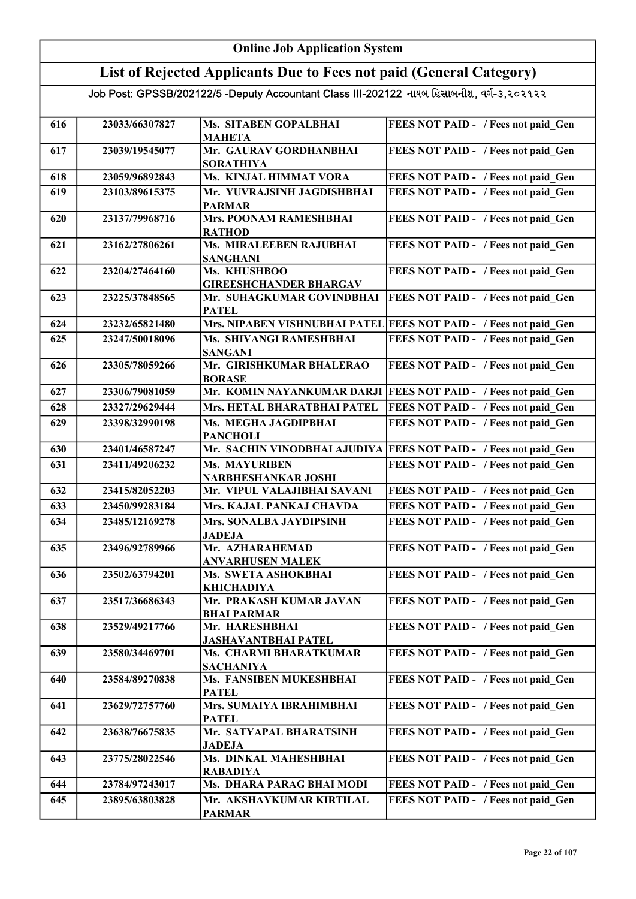# Online Job Application System

## List of Rejected Applicants Due to Fees not paid (General Category)

### Job Post: GPSSB/202122/5 -Deputy Accountant Class III-202122 નાયબ હિસાબનીશ, વર્ગ-૩,૨૦૨૧૨૨

| | | | |
|---|---|---|---|
| 616 | 23033/66307827 | Ms. SITABEN GOPALBHAI MAHETA | FEES NOT PAID - / Fees not paid_Gen |
| 617 | 23039/19545077 | Mr. GAURAV GORDHANBHAI SORATHIYA | FEES NOT PAID - / Fees not paid_Gen |
| 618 | 23059/96892843 | Ms. KINJAL HIMMAT VORA | FEES NOT PAID - / Fees not paid_Gen |
| 619 | 23103/89615375 | Mr. YUVRAJSINH JAGDISHBHAI PARMAR | FEES NOT PAID - / Fees not paid_Gen |
| 620 | 23137/79968716 | Mrs. POONAM RAMESHBHAI RATHOD | FEES NOT PAID - / Fees not paid_Gen |
| 621 | 23162/27806261 | Ms. MIRALEEBEN RAJUBHAI SANGHANI | FEES NOT PAID - / Fees not paid_Gen |
| 622 | 23204/27464160 | Ms. KHUSHBOO GIREESHCHANDER BHARGAV | FEES NOT PAID - / Fees not paid_Gen |
| 623 | 23225/37848565 | Mr. SUHAGKUMAR GOVINDBHAI PATEL | FEES NOT PAID - / Fees not paid_Gen |
| 624 | 23232/65821480 | Mrs. NIPABEN VISHNUBHAI PATEL | FEES NOT PAID - / Fees not paid_Gen |
| 625 | 23247/50018096 | Ms. SHIVANGI RAMESHBHAI SANGANI | FEES NOT PAID - / Fees not paid_Gen |
| 626 | 23305/78059266 | Mr. GIRISHKUMAR BHALERAO BORASE | FEES NOT PAID - / Fees not paid_Gen |
| 627 | 23306/79081059 | Mr. KOMIN NAYANKUMAR DARJI | FEES NOT PAID - / Fees not paid_Gen |
| 628 | 23327/29629444 | Mrs. HETAL BHARATBHAI PATEL | FEES NOT PAID - / Fees not paid_Gen |
| 629 | 23398/32990198 | Ms. MEGHA JAGDIPBHAI PANCHOLI | FEES NOT PAID - / Fees not paid_Gen |
| 630 | 23401/46587247 | Mr. SACHIN VINODBHAI AJUDIYA | FEES NOT PAID - / Fees not paid_Gen |
| 631 | 23411/49206232 | Ms. MAYURIBEN NARBHESHANKAR JOSHI | FEES NOT PAID - / Fees not paid_Gen |
| 632 | 23415/82052203 | Mr. VIPUL VALAJIBHAI SAVANI | FEES NOT PAID - / Fees not paid_Gen |
| 633 | 23450/99283184 | Mrs. KAJAL PANKAJ CHAVDA | FEES NOT PAID - / Fees not paid_Gen |
| 634 | 23485/12169278 | Mrs. SONALBA JAYDIPSINH JADEJA | FEES NOT PAID - / Fees not paid_Gen |
| 635 | 23496/92789966 | Mr. AZHARAHEMAD ANVARHUSEN MALEK | FEES NOT PAID - / Fees not paid_Gen |
| 636 | 23502/63794201 | Ms. SWETA ASHOKBHAI KHICHADIYA | FEES NOT PAID - / Fees not paid_Gen |
| 637 | 23517/36686343 | Mr. PRAKASH KUMAR JAVAN BHAI PARMAR | FEES NOT PAID - / Fees not paid_Gen |
| 638 | 23529/49217766 | Mr. HARESHBHAI JASHAVANTBHAI PATEL | FEES NOT PAID - / Fees not paid_Gen |
| 639 | 23580/34469701 | Ms. CHARMI BHARATKUMAR SACHANIYA | FEES NOT PAID - / Fees not paid_Gen |
| 640 | 23584/89270838 | Ms. FANSIBEN MUKESHBHAI PATEL | FEES NOT PAID - / Fees not paid_Gen |
| 641 | 23629/72757760 | Mrs. SUMAIYA IBRAHIMBHAI PATEL | FEES NOT PAID - / Fees not paid_Gen |
| 642 | 23638/76675835 | Mr. SATYAPAL BHARATSINH JADEJA | FEES NOT PAID - / Fees not paid_Gen |
| 643 | 23775/28022546 | Ms. DINKAL MAHESHBHAI RABADIYA | FEES NOT PAID - / Fees not paid_Gen |
| 644 | 23784/97243017 | Ms. DHARA PARAG BHAI MODI | FEES NOT PAID - / Fees not paid_Gen |
| 645 | 23895/63803828 | Mr. AKSHAYKUMAR KIRTILAL PARMAR | FEES NOT PAID - / Fees not paid_Gen |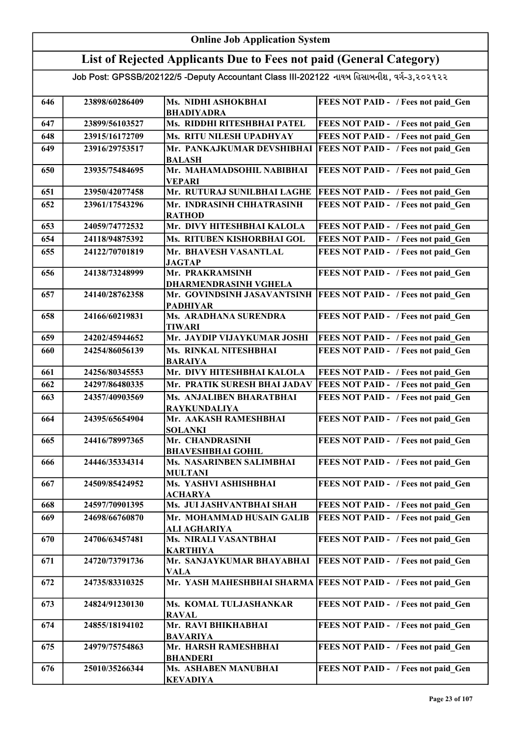# Online Job Application System

## List of Rejected Applicants Due to Fees not paid (General Category)

Job Post: GPSSB/202122/5 -Deputy Accountant Class III-202122 નાયબ હિસાબનીશ, વર્ગ-૩,૨૦૨૧૨૨

| | | | |
|---|---|---|---|
| 646 | 23898/60286409 | Ms. NIDHI ASHOKBHAI BHADIYADRA | FEES NOT PAID - / Fees not paid_Gen |
| 647 | 23899/56103527 | Ms. RIDDHI RITESHBHAI PATEL | FEES NOT PAID - / Fees not paid_Gen |
| 648 | 23915/16172709 | Ms. RITU NILESH UPADHYAY | FEES NOT PAID - / Fees not paid_Gen |
| 649 | 23916/29753517 | Mr. PANKAJKUMAR DEVSHIBHAI BALASH | FEES NOT PAID - / Fees not paid_Gen |
| 650 | 23935/75484695 | Mr. MAHAMADSOHIL NABIBHAI VEPARI | FEES NOT PAID - / Fees not paid_Gen |
| 651 | 23950/42077458 | Mr. RUTURAJ SUNILBHAI LAGHE | FEES NOT PAID - / Fees not paid_Gen |
| 652 | 23961/17543296 | Mr. INDRASINH CHHATRASINH RATHOD | FEES NOT PAID - / Fees not paid_Gen |
| 653 | 24059/74772532 | Mr. DIVY HITESHBHAI KALOLA | FEES NOT PAID - / Fees not paid_Gen |
| 654 | 24118/94875392 | Ms. RITUBEN KISHORBHAI GOL | FEES NOT PAID - / Fees not paid_Gen |
| 655 | 24122/70701819 | Mr. BHAVESH VASANTLAL JAGTAP | FEES NOT PAID - / Fees not paid_Gen |
| 656 | 24138/73248999 | Mr. PRAKRAMSINH DHARMENDRASINH VGHELA | FEES NOT PAID - / Fees not paid_Gen |
| 657 | 24140/28762358 | Mr. GOVINDSINH JASAVANTSINH PADHIYAR | FEES NOT PAID - / Fees not paid_Gen |
| 658 | 24166/60219831 | Ms. ARADHANA SURENDRA TIWARI | FEES NOT PAID - / Fees not paid_Gen |
| 659 | 24202/45944652 | Mr. JAYDIP VIJAYKUMAR JOSHI | FEES NOT PAID - / Fees not paid_Gen |
| 660 | 24254/86056139 | Ms. RINKAL NITESHBHAI BARAIYA | FEES NOT PAID - / Fees not paid_Gen |
| 661 | 24256/80345553 | Mr. DIVY HITESHBHAI KALOLA | FEES NOT PAID - / Fees not paid_Gen |
| 662 | 24297/86480335 | Mr. PRATIK SURESH BHAI JADAV | FEES NOT PAID - / Fees not paid_Gen |
| 663 | 24357/40903569 | Ms. ANJALIBEN BHARATBHAI RAYKUNDALIYA | FEES NOT PAID - / Fees not paid_Gen |
| 664 | 24395/65654904 | Mr. AAKASH RAMESHBHAI SOLANKI | FEES NOT PAID - / Fees not paid_Gen |
| 665 | 24416/78997365 | Mr. CHANDRASINH BHAVESHBHAI GOHIL | FEES NOT PAID - / Fees not paid_Gen |
| 666 | 24446/35334314 | Ms. NASARINBEN SALIMBHAI MULTANI | FEES NOT PAID - / Fees not paid_Gen |
| 667 | 24509/85424952 | Ms. YASHVI ASHISHBHAI ACHARYA | FEES NOT PAID - / Fees not paid_Gen |
| 668 | 24597/70901395 | Ms. JUI JASHVANTBHAI SHAH | FEES NOT PAID - / Fees not paid_Gen |
| 669 | 24698/66760870 | Mr. MOHAMMAD HUSAIN GALIB ALI AGHARIYA | FEES NOT PAID - / Fees not paid_Gen |
| 670 | 24706/63457481 | Ms. NIRALI VASANTBHAI KARTHIYA | FEES NOT PAID - / Fees not paid_Gen |
| 671 | 24720/73791736 | Mr. SANJAYKUMAR BHAYABHAI VALA | FEES NOT PAID - / Fees not paid_Gen |
| 672 | 24735/83310325 | Mr. YASH MAHESHBHAI SHARMA | FEES NOT PAID - / Fees not paid_Gen |
| 673 | 24824/91230130 | Ms. KOMAL TULJASHANKAR RAVAL | FEES NOT PAID - / Fees not paid_Gen |
| 674 | 24855/18194102 | Mr. RAVI BHIKHABHAI BAVARIYA | FEES NOT PAID - / Fees not paid_Gen |
| 675 | 24979/75754863 | Mr. HARSH RAMESHBHAI BHANDERI | FEES NOT PAID - / Fees not paid_Gen |
| 676 | 25010/35266344 | Ms. ASHABEN MANUBHAI KEVADIYA | FEES NOT PAID - / Fees not paid_Gen |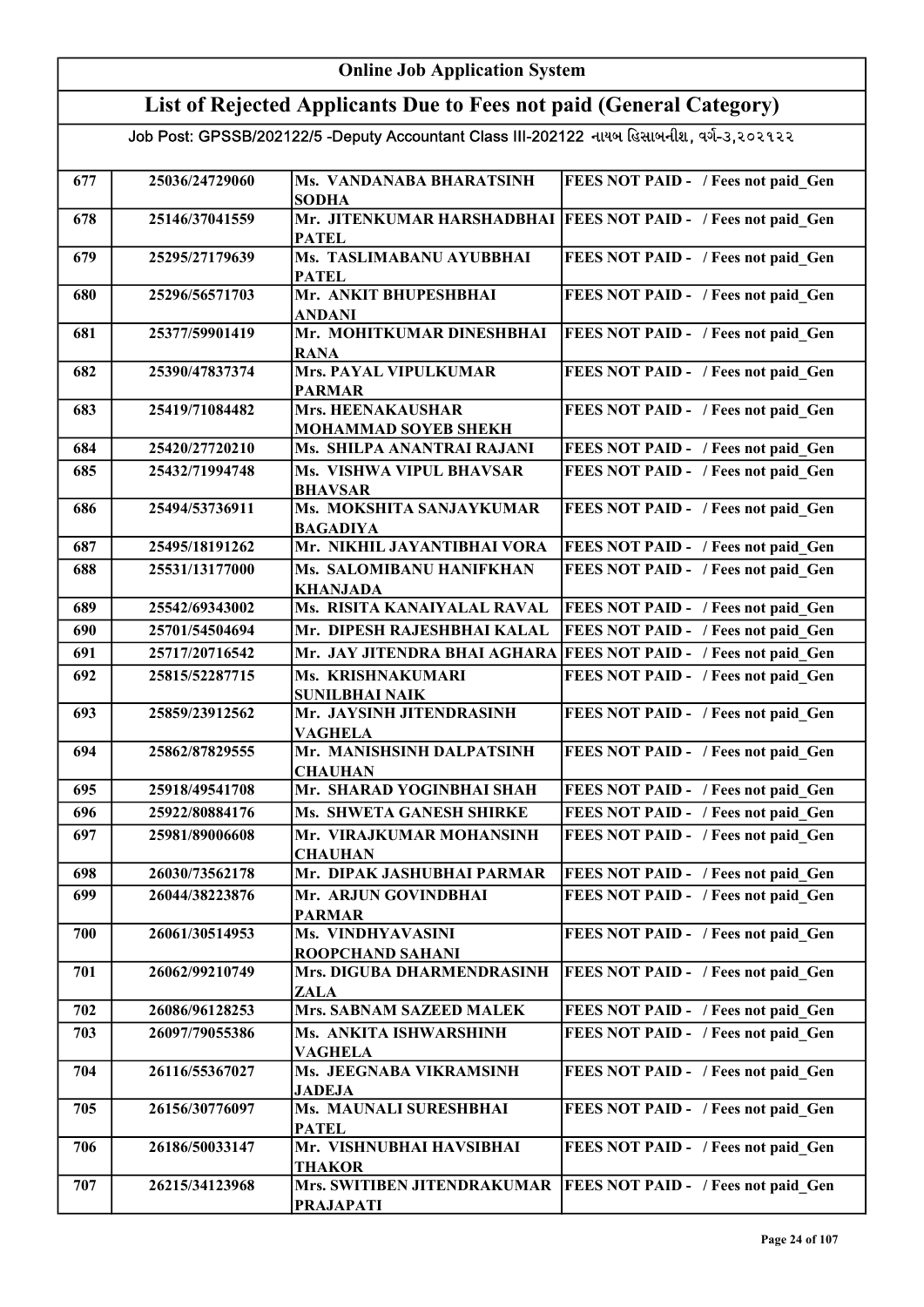# Online Job Application System

## List of Rejected Applicants Due to Fees not paid (General Category)

Job Post: GPSSB/202122/5 -Deputy Accountant Class III-202122 નાયબ હિસાબનીશ, વર્ગ-૩,૨૦૨૧૨૨

| | | | |
|---|---|---|---|
| 677 | 25036/24729060 | Ms. VANDANABA BHARATSINH SODHA | FEES NOT PAID - / Fees not paid_Gen |
| 678 | 25146/37041559 | Mr. JITENKUMAR HARSHADBHAI PATEL | FEES NOT PAID - / Fees not paid_Gen |
| 679 | 25295/27179639 | Ms. TASLIMABANU AYUBBHAI PATEL | FEES NOT PAID - / Fees not paid_Gen |
| 680 | 25296/56571703 | Mr. ANKIT BHUPESHBHAI ANDANI | FEES NOT PAID - / Fees not paid_Gen |
| 681 | 25377/59901419 | Mr. MOHITKUMAR DINESHBHAI RANA | FEES NOT PAID - / Fees not paid_Gen |
| 682 | 25390/47837374 | Mrs. PAYAL VIPULKUMAR PARMAR | FEES NOT PAID - / Fees not paid_Gen |
| 683 | 25419/71084482 | Mrs. HEENAKAUSHAR MOHAMMAD SOYEB SHEKH | FEES NOT PAID - / Fees not paid_Gen |
| 684 | 25420/27720210 | Ms. SHILPA ANANTRAI RAJANI | FEES NOT PAID - / Fees not paid_Gen |
| 685 | 25432/71994748 | Ms. VISHWA VIPUL BHAVSAR BHAVSAR | FEES NOT PAID - / Fees not paid_Gen |
| 686 | 25494/53736911 | Ms. MOKSHITA SANJAYKUMAR BAGADIYA | FEES NOT PAID - / Fees not paid_Gen |
| 687 | 25495/18191262 | Mr. NIKHIL JAYANTIBHAI VORA | FEES NOT PAID - / Fees not paid_Gen |
| 688 | 25531/13177000 | Ms. SALOMIBANU HANIFKHAN KHANJADA | FEES NOT PAID - / Fees not paid_Gen |
| 689 | 25542/69343002 | Ms. RISITA KANAIYALAL RAVAL | FEES NOT PAID - / Fees not paid_Gen |
| 690 | 25701/54504694 | Mr. DIPESH RAJESHBHAI KALAL | FEES NOT PAID - / Fees not paid_Gen |
| 691 | 25717/20716542 | Mr. JAY JITENDRA BHAI AGHARA | FEES NOT PAID - / Fees not paid_Gen |
| 692 | 25815/52287715 | Ms. KRISHNAKUMARI SUNILBHAI NAIK | FEES NOT PAID - / Fees not paid_Gen |
| 693 | 25859/23912562 | Mr. JAYSINH JITENDRASINH VAGHELA | FEES NOT PAID - / Fees not paid_Gen |
| 694 | 25862/87829555 | Mr. MANISHSINH DALPATSINH CHAUHAN | FEES NOT PAID - / Fees not paid_Gen |
| 695 | 25918/49541708 | Mr. SHARAD YOGINBHAI SHAH | FEES NOT PAID - / Fees not paid_Gen |
| 696 | 25922/80884176 | Ms. SHWETA GANESH SHIRKE | FEES NOT PAID - / Fees not paid_Gen |
| 697 | 25981/89006608 | Mr. VIRAJKUMAR MOHANSINH CHAUHAN | FEES NOT PAID - / Fees not paid_Gen |
| 698 | 26030/73562178 | Mr. DIPAK JASHUBHAI PARMAR | FEES NOT PAID - / Fees not paid_Gen |
| 699 | 26044/38223876 | Mr. ARJUN GOVINDBHAI PARMAR | FEES NOT PAID - / Fees not paid_Gen |
| 700 | 26061/30514953 | Ms. VINDHYAVASINI ROOPCHAND SAHANI | FEES NOT PAID - / Fees not paid_Gen |
| 701 | 26062/99210749 | Mrs. DIGUBA DHARMENDRASINH ZALA | FEES NOT PAID - / Fees not paid_Gen |
| 702 | 26086/96128253 | Mrs. SABNAM SAZEED MALEK | FEES NOT PAID - / Fees not paid_Gen |
| 703 | 26097/79055386 | Ms. ANKITA ISHWARSHINH VAGHELA | FEES NOT PAID - / Fees not paid_Gen |
| 704 | 26116/55367027 | Ms. JEEGNABA VIKRAMSINH JADEJA | FEES NOT PAID - / Fees not paid_Gen |
| 705 | 26156/30776097 | Ms. MAUNALI SURESHBHAI PATEL | FEES NOT PAID - / Fees not paid_Gen |
| 706 | 26186/50033147 | Mr. VISHNUBHAI HAVSIBHAI THAKOR | FEES NOT PAID - / Fees not paid_Gen |
| 707 | 26215/34123968 | Mrs. SWITIBEN JITENDRAKUMAR PRAJAPATI | FEES NOT PAID - / Fees not paid_Gen |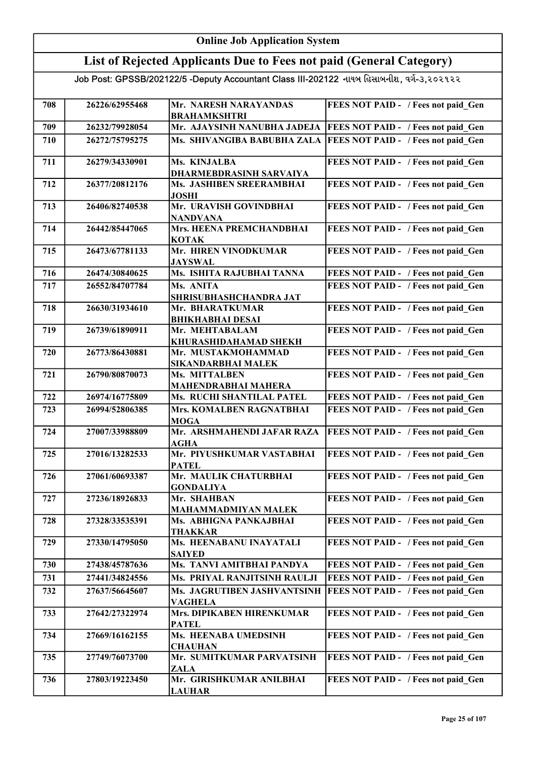# Online Job Application System

## List of Rejected Applicants Due to Fees not paid (General Category)

Job Post: GPSSB/202122/5 -Deputy Accountant Class III-202122 નાયબ હિસાબનીશ, વર્ગ-૩,૨૦૨૧૨૨

| | | | |
|---|---|---|---|
| 708 | 26226/62955468 | Mr. NARESH NARAYANDAS BRAHAMKSHTRI | FEES NOT PAID - / Fees not paid_Gen |
| 709 | 26232/79928054 | Mr. AJAYSINH NANUBHA JADEJA | FEES NOT PAID - / Fees not paid_Gen |
| 710 | 26272/75795275 | Ms. SHIVANGIBA BABUBHA ZALA | FEES NOT PAID - / Fees not paid_Gen |
| 711 | 26279/34330901 | Ms. KINJALBA DHARMEBDRASINH SARVAIYA | FEES NOT PAID - / Fees not paid_Gen |
| 712 | 26377/20812176 | Ms. JASHIBEN SREERAMBHAI JOSHI | FEES NOT PAID - / Fees not paid_Gen |
| 713 | 26406/82740538 | Mr. URAVISH GOVINDBHAI NANDVANA | FEES NOT PAID - / Fees not paid_Gen |
| 714 | 26442/85447065 | Mrs. HEENA PREMCHANDBHAI KOTAK | FEES NOT PAID - / Fees not paid_Gen |
| 715 | 26473/67781133 | Mr. HIREN VINODKUMAR JAYSWAL | FEES NOT PAID - / Fees not paid_Gen |
| 716 | 26474/30840625 | Ms. ISHITA RAJUBHAI TANNA | FEES NOT PAID - / Fees not paid_Gen |
| 717 | 26552/84707784 | Ms. ANITA SHRISUBHASHCHANDRA JAT | FEES NOT PAID - / Fees not paid_Gen |
| 718 | 26630/31934610 | Mr. BHARATKUMAR BHIKHABHAI DESAI | FEES NOT PAID - / Fees not paid_Gen |
| 719 | 26739/61890911 | Mr. MEHTABALAM KHURASHIDAHAMAD SHEKH | FEES NOT PAID - / Fees not paid_Gen |
| 720 | 26773/86430881 | Mr. MUSTAKMOHAMMAD SIKANDARBHAI MALEK | FEES NOT PAID - / Fees not paid_Gen |
| 721 | 26790/80870073 | Ms. MITTALBEN MAHENDRABHAI MAHERA | FEES NOT PAID - / Fees not paid_Gen |
| 722 | 26974/16775809 | Ms. RUCHI SHANTILAL PATEL | FEES NOT PAID - / Fees not paid_Gen |
| 723 | 26994/52806385 | Mrs. KOMALBEN RAGNATBHAI MOGA | FEES NOT PAID - / Fees not paid_Gen |
| 724 | 27007/33988809 | Mr. ARSHMAHENDI JAFAR RAZA AGHA | FEES NOT PAID - / Fees not paid_Gen |
| 725 | 27016/13282533 | Mr. PIYUSHKUMAR VASTABHAI PATEL | FEES NOT PAID - / Fees not paid_Gen |
| 726 | 27061/60693387 | Mr. MAULIK CHATURBHAI GONDALIYA | FEES NOT PAID - / Fees not paid_Gen |
| 727 | 27236/18926833 | Mr. SHAHBAN MAHAMMADMIYAN MALEK | FEES NOT PAID - / Fees not paid_Gen |
| 728 | 27328/33535391 | Ms. ABHIGNA PANKAJBHAI THAKKAR | FEES NOT PAID - / Fees not paid_Gen |
| 729 | 27330/14795050 | Ms. HEENABANU INAYATALI SAIYED | FEES NOT PAID - / Fees not paid_Gen |
| 730 | 27438/45787636 | Ms. TANVI AMITBHAI PANDYA | FEES NOT PAID - / Fees not paid_Gen |
| 731 | 27441/34824556 | Ms. PRIYAL RANJITSINH RAULJI | FEES NOT PAID - / Fees not paid_Gen |
| 732 | 27637/56645607 | Ms. JAGRUTIBEN JASHVANTSINH VAGHELA | FEES NOT PAID - / Fees not paid_Gen |
| 733 | 27642/27322974 | Mrs. DIPIKABEN HIRENKUMAR PATEL | FEES NOT PAID - / Fees not paid_Gen |
| 734 | 27669/16162155 | Ms. HEENABA UMEDSINH CHAUHAN | FEES NOT PAID - / Fees not paid_Gen |
| 735 | 27749/76073700 | Mr. SUMITKUMAR PARVATSINH ZALA | FEES NOT PAID - / Fees not paid_Gen |
| 736 | 27803/19223450 | Mr. GIRISHKUMAR ANILBHAI LAUHAR | FEES NOT PAID - / Fees not paid_Gen |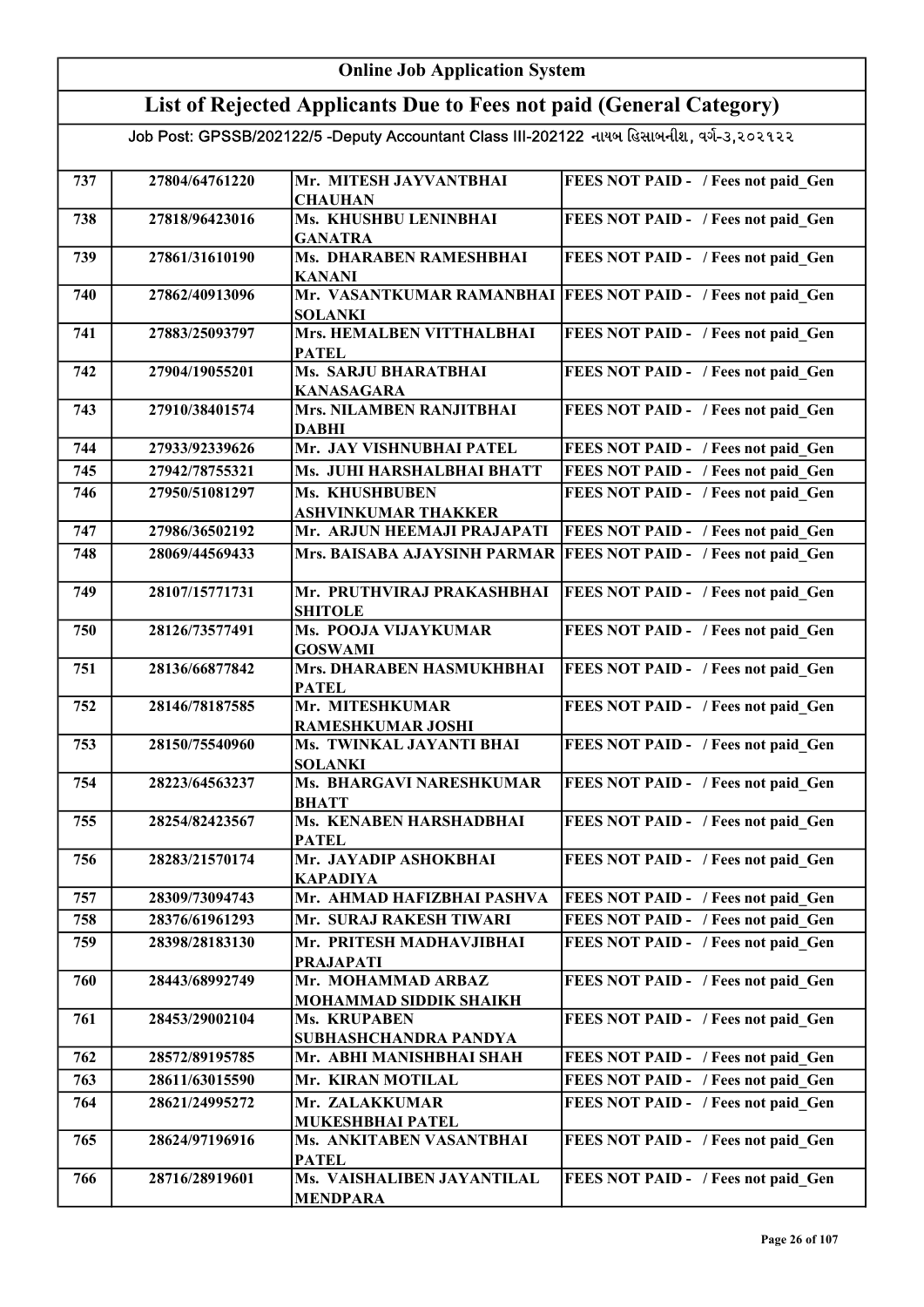# Online Job Application System

## List of Rejected Applicants Due to Fees not paid (General Category)

Job Post: GPSSB/202122/5 -Deputy Accountant Class III-202122 નાયબ હિસાબનીશ, વર્ગ-૩,૨૦૨૧૨૨

| | | | |
|---|---|---|---|
| 737 | 27804/64761220 | Mr. MITESH JAYVANTBHAI CHAUHAN | FEES NOT PAID - / Fees not paid_Gen |
| 738 | 27818/96423016 | Ms. KHUSHBU LENINBHAI GANATRA | FEES NOT PAID - / Fees not paid_Gen |
| 739 | 27861/31610190 | Ms. DHARABEN RAMESHBHAI KANANI | FEES NOT PAID - / Fees not paid_Gen |
| 740 | 27862/40913096 | Mr. VASANTKUMAR RAMANBHAI SOLANKI | FEES NOT PAID - / Fees not paid_Gen |
| 741 | 27883/25093797 | Mrs. HEMALBEN VITTHALBHAI PATEL | FEES NOT PAID - / Fees not paid_Gen |
| 742 | 27904/19055201 | Ms. SARJU BHARATBHAI KANASAGARA | FEES NOT PAID - / Fees not paid_Gen |
| 743 | 27910/38401574 | Mrs. NILAMBEN RANJITBHAI DABHI | FEES NOT PAID - / Fees not paid_Gen |
| 744 | 27933/92339626 | Mr. JAY VISHNUBHAI PATEL | FEES NOT PAID - / Fees not paid_Gen |
| 745 | 27942/78755321 | Ms. JUHI HARSHALBHAI BHATT | FEES NOT PAID - / Fees not paid_Gen |
| 746 | 27950/51081297 | Ms. KHUSHBUBEN ASHVINKUMAR THAKKER | FEES NOT PAID - / Fees not paid_Gen |
| 747 | 27986/36502192 | Mr. ARJUN HEEMAJI PRAJAPATI | FEES NOT PAID - / Fees not paid_Gen |
| 748 | 28069/44569433 | Mrs. BAISABA AJAYSINH PARMAR | FEES NOT PAID - / Fees not paid_Gen |
| 749 | 28107/15771731 | Mr. PRUTHVIRAJ PRAKASHBHAI SHITOLE | FEES NOT PAID - / Fees not paid_Gen |
| 750 | 28126/73577491 | Ms. POOJA VIJAYKUMAR GOSWAMI | FEES NOT PAID - / Fees not paid_Gen |
| 751 | 28136/66877842 | Mrs. DHARABEN HASMUKHBHAI PATEL | FEES NOT PAID - / Fees not paid_Gen |
| 752 | 28146/78187585 | Mr. MITESHKUMAR RAMESHKUMAR JOSHI | FEES NOT PAID - / Fees not paid_Gen |
| 753 | 28150/75540960 | Ms. TWINKAL JAYANTI BHAI SOLANKI | FEES NOT PAID - / Fees not paid_Gen |
| 754 | 28223/64563237 | Ms. BHARGAVI NARESHKUMAR BHATT | FEES NOT PAID - / Fees not paid_Gen |
| 755 | 28254/82423567 | Ms. KENABEN HARSHADBHAI PATEL | FEES NOT PAID - / Fees not paid_Gen |
| 756 | 28283/21570174 | Mr. JAYADIP ASHOKBHAI KAPADIYA | FEES NOT PAID - / Fees not paid_Gen |
| 757 | 28309/73094743 | Mr. AHMAD HAFIZBHAI PASHVA | FEES NOT PAID - / Fees not paid_Gen |
| 758 | 28376/61961293 | Mr. SURAJ RAKESH TIWARI | FEES NOT PAID - / Fees not paid_Gen |
| 759 | 28398/28183130 | Mr. PRITESH MADHAVJIBHAI PRAJAPATI | FEES NOT PAID - / Fees not paid_Gen |
| 760 | 28443/68992749 | Mr. MOHAMMAD ARBAZ MOHAMMAD SIDDIK SHAIKH | FEES NOT PAID - / Fees not paid_Gen |
| 761 | 28453/29002104 | Ms. KRUPABEN SUBHASHCHANDRA PANDYA | FEES NOT PAID - / Fees not paid_Gen |
| 762 | 28572/89195785 | Mr. ABHI MANISHBHAI SHAH | FEES NOT PAID - / Fees not paid_Gen |
| 763 | 28611/63015590 | Mr. KIRAN MOTILAL | FEES NOT PAID - / Fees not paid_Gen |
| 764 | 28621/24995272 | Mr. ZALAKKUMAR MUKESHBHAI PATEL | FEES NOT PAID - / Fees not paid_Gen |
| 765 | 28624/97196916 | Ms. ANKITABEN VASANTBHAI PATEL | FEES NOT PAID - / Fees not paid_Gen |
| 766 | 28716/28919601 | Ms. VAISHALIBEN JAYANTILAL MENDPARA | FEES NOT PAID - / Fees not paid_Gen |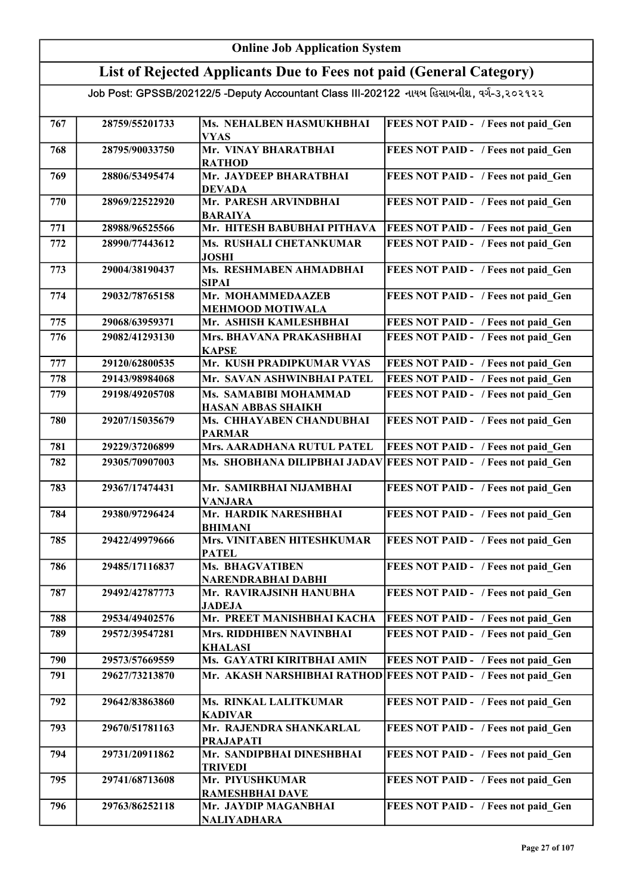# Online Job Application System

## List of Rejected Applicants Due to Fees not paid (General Category)

Job Post: GPSSB/202122/5 -Deputy Accountant Class III-202122 નાયબ હિસાબનીશ, વર્ગ-૩,૨૦૨૧૨૨

| | | | |
|---|---|---|---|
| 767 | 28759/55201733 | Ms. NEHALBEN HASMUKHBHAI VYAS | FEES NOT PAID - / Fees not paid_Gen |
| 768 | 28795/90033750 | Mr. VINAY BHARATBHAI RATHOD | FEES NOT PAID - / Fees not paid_Gen |
| 769 | 28806/53495474 | Mr. JAYDEEP BHARATBHAI DEVADA | FEES NOT PAID - / Fees not paid_Gen |
| 770 | 28969/22522920 | Mr. PARESH ARVINDBHAI BARAIYA | FEES NOT PAID - / Fees not paid_Gen |
| 771 | 28988/96525566 | Mr. HITESH BABUBHAI PITHAVA | FEES NOT PAID - / Fees not paid_Gen |
| 772 | 28990/77443612 | Ms. RUSHALI CHETANKUMAR JOSHI | FEES NOT PAID - / Fees not paid_Gen |
| 773 | 29004/38190437 | Ms. RESHMABEN AHMADBHAI SIPAI | FEES NOT PAID - / Fees not paid_Gen |
| 774 | 29032/78765158 | Mr. MOHAMMEDAAZEB MEHMOOD MOTIWALA | FEES NOT PAID - / Fees not paid_Gen |
| 775 | 29068/63959371 | Mr. ASHISH KAMLESHBHAI | FEES NOT PAID - / Fees not paid_Gen |
| 776 | 29082/41293130 | Mrs. BHAVANA PRAKASHBHAI KAPSE | FEES NOT PAID - / Fees not paid_Gen |
| 777 | 29120/62800535 | Mr. KUSH PRADIPKUMAR VYAS | FEES NOT PAID - / Fees not paid_Gen |
| 778 | 29143/98984068 | Mr. SAVAN ASHWINBHAI PATEL | FEES NOT PAID - / Fees not paid_Gen |
| 779 | 29198/49205708 | Ms. SAMABIBI MOHAMMAD HASAN ABBAS SHAIKH | FEES NOT PAID - / Fees not paid_Gen |
| 780 | 29207/15035679 | Ms. CHHAYABEN CHANDUBHAI PARMAR | FEES NOT PAID - / Fees not paid_Gen |
| 781 | 29229/37206899 | Mrs. AARADHANA RUTUL PATEL | FEES NOT PAID - / Fees not paid_Gen |
| 782 | 29305/70907003 | Ms. SHOBHANA DILIPBHAI JADAV | FEES NOT PAID - / Fees not paid_Gen |
| 783 | 29367/17474431 | Mr. SAMIRBHAI NIJAMBHAI VANJARA | FEES NOT PAID - / Fees not paid_Gen |
| 784 | 29380/97296424 | Mr. HARDIK NARESHBHAI BHIMANI | FEES NOT PAID - / Fees not paid_Gen |
| 785 | 29422/49979666 | Mrs. VINITABEN HITESHKUMAR PATEL | FEES NOT PAID - / Fees not paid_Gen |
| 786 | 29485/17116837 | Ms. BHAGVATIBEN NARENDRABHAI DABHI | FEES NOT PAID - / Fees not paid_Gen |
| 787 | 29492/42787773 | Mr. RAVIRAJSINH HANUBHA JADEJA | FEES NOT PAID - / Fees not paid_Gen |
| 788 | 29534/49402576 | Mr. PREET MANISHBHAI KACHA | FEES NOT PAID - / Fees not paid_Gen |
| 789 | 29572/39547281 | Mrs. RIDDHIBEN NAVINBHAI KHALASI | FEES NOT PAID - / Fees not paid_Gen |
| 790 | 29573/57669559 | Ms. GAYATRI KIRITBHAI AMIN | FEES NOT PAID - / Fees not paid_Gen |
| 791 | 29627/73213870 | Mr. AKASH NARSHIBHAI RATHOD | FEES NOT PAID - / Fees not paid_Gen |
| 792 | 29642/83863860 | Ms. RINKAL LALITKUMAR KADIVAR | FEES NOT PAID - / Fees not paid_Gen |
| 793 | 29670/51781163 | Mr. RAJENDRA SHANKARLAL PRAJAPATI | FEES NOT PAID - / Fees not paid_Gen |
| 794 | 29731/20911862 | Mr. SANDIPBHAI DINESHBHAI TRIVEDI | FEES NOT PAID - / Fees not paid_Gen |
| 795 | 29741/68713608 | Mr. PIYUSHKUMAR RAMESHBHAI DAVE | FEES NOT PAID - / Fees not paid_Gen |
| 796 | 29763/86252118 | Mr. JAYDIP MAGANBHAI NALIYADHARA | FEES NOT PAID - / Fees not paid_Gen |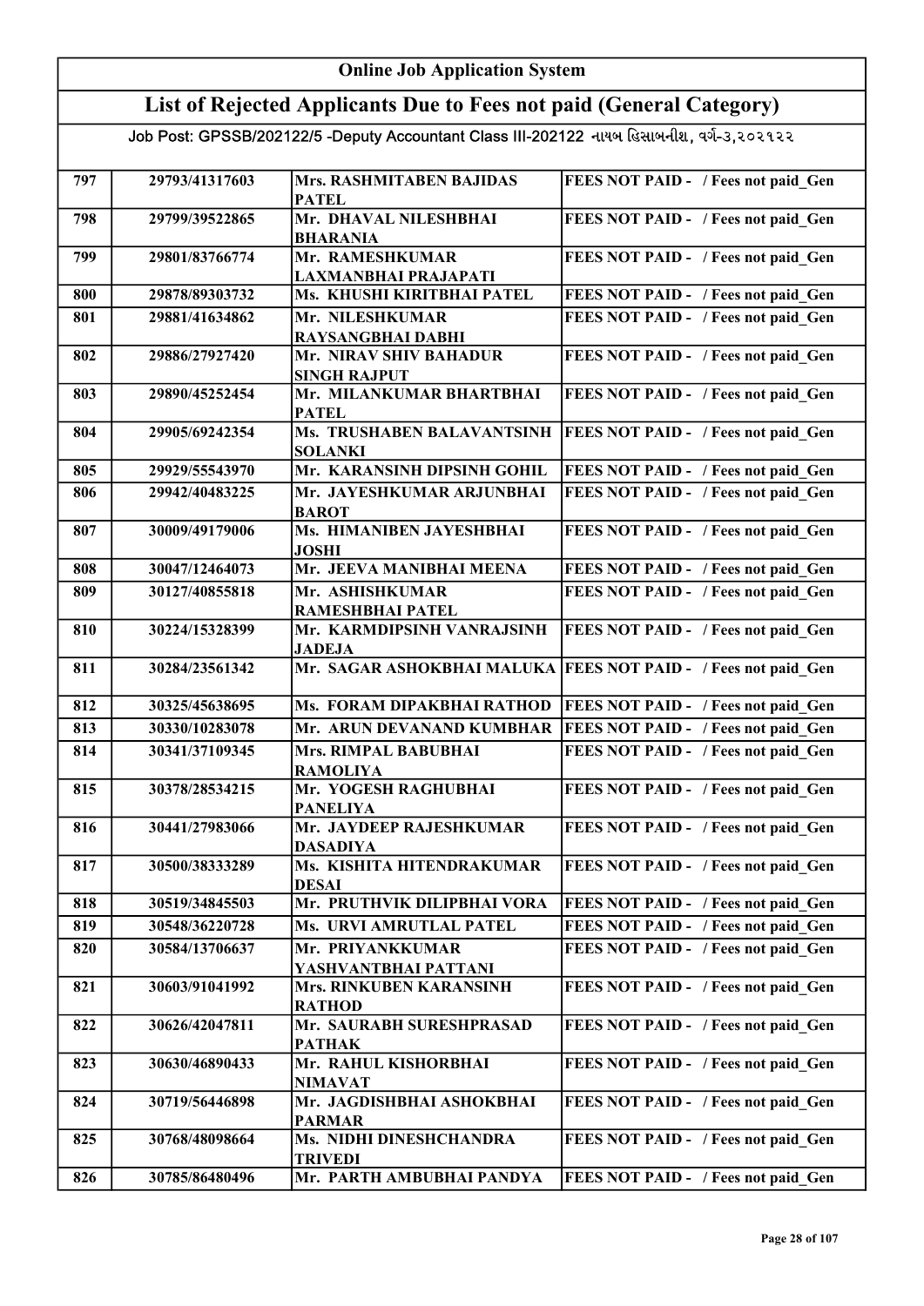# Online Job Application System

## List of Rejected Applicants Due to Fees not paid (General Category)

Job Post: GPSSB/202122/5 -Deputy Accountant Class III-202122 નાયબ હિસાબનીશ, વર્ગ-૩,૨૦૨૧૨૨

| | | | |
|---|---|---|---|
| 797 | 29793/41317603 | Mrs. RASHMITABEN BAJIDAS PATEL | FEES NOT PAID - / Fees not paid_Gen |
| 798 | 29799/39522865 | Mr. DHAVAL NILESHBHAI BHARANIA | FEES NOT PAID - / Fees not paid_Gen |
| 799 | 29801/83766774 | Mr. RAMESHKUMAR LAXMANBHAI PRAJAPATI | FEES NOT PAID - / Fees not paid_Gen |
| 800 | 29878/89303732 | Ms. KHUSHI KIRITBHAI PATEL | FEES NOT PAID - / Fees not paid_Gen |
| 801 | 29881/41634862 | Mr. NILESHKUMAR RAYSANGBHAI DABHI | FEES NOT PAID - / Fees not paid_Gen |
| 802 | 29886/27927420 | Mr. NIRAV SHIV BAHADUR SINGH RAJPUT | FEES NOT PAID - / Fees not paid_Gen |
| 803 | 29890/45252454 | Mr. MILANKUMAR BHARTBHAI PATEL | FEES NOT PAID - / Fees not paid_Gen |
| 804 | 29905/69242354 | Ms. TRUSHABEN BALAVANTSINH SOLANKI | FEES NOT PAID - / Fees not paid_Gen |
| 805 | 29929/55543970 | Mr. KARANSINH DIPSINH GOHIL | FEES NOT PAID - / Fees not paid_Gen |
| 806 | 29942/40483225 | Mr. JAYESHKUMAR ARJUNBHAI BAROT | FEES NOT PAID - / Fees not paid_Gen |
| 807 | 30009/49179006 | Ms. HIMANIBEN JAYESHBHAI JOSHI | FEES NOT PAID - / Fees not paid_Gen |
| 808 | 30047/12464073 | Mr. JEEVA MANIBHAI MEENA | FEES NOT PAID - / Fees not paid_Gen |
| 809 | 30127/40855818 | Mr. ASHISHKUMAR RAMESHBHAI PATEL | FEES NOT PAID - / Fees not paid_Gen |
| 810 | 30224/15328399 | Mr. KARMDIPSINH VANRAJSINH JADEJA | FEES NOT PAID - / Fees not paid_Gen |
| 811 | 30284/23561342 | Mr. SAGAR ASHOKBHAI MALUKA | FEES NOT PAID - / Fees not paid_Gen |
| 812 | 30325/45638695 | Ms. FORAM DIPAKBHAI RATHOD | FEES NOT PAID - / Fees not paid_Gen |
| 813 | 30330/10283078 | Mr. ARUN DEVANAND KUMBHAR | FEES NOT PAID - / Fees not paid_Gen |
| 814 | 30341/37109345 | Mrs. RIMPAL BABUBHAI RAMOLIYA | FEES NOT PAID - / Fees not paid_Gen |
| 815 | 30378/28534215 | Mr. YOGESH RAGHUBHAI PANELIYA | FEES NOT PAID - / Fees not paid_Gen |
| 816 | 30441/27983066 | Mr. JAYDEEP RAJESHKUMAR DASADIYA | FEES NOT PAID - / Fees not paid_Gen |
| 817 | 30500/38333289 | Ms. KISHITA HITENDRAKUMAR DESAI | FEES NOT PAID - / Fees not paid_Gen |
| 818 | 30519/34845503 | Mr. PRUTHVIK DILIPBHAI VORA | FEES NOT PAID - / Fees not paid_Gen |
| 819 | 30548/36220728 | Ms. URVI AMRUTLAL PATEL | FEES NOT PAID - / Fees not paid_Gen |
| 820 | 30584/13706637 | Mr. PRIYANKKUMAR YASHVANTBHAI PATTANI | FEES NOT PAID - / Fees not paid_Gen |
| 821 | 30603/91041992 | Mrs. RINKUBEN KARANSINH RATHOD | FEES NOT PAID - / Fees not paid_Gen |
| 822 | 30626/42047811 | Mr. SAURABH SURESHPRASAD PATHAK | FEES NOT PAID - / Fees not paid_Gen |
| 823 | 30630/46890433 | Mr. RAHUL KISHORBHAI NIMAVAT | FEES NOT PAID - / Fees not paid_Gen |
| 824 | 30719/56446898 | Mr. JAGDISHBHAI ASHOKBHAI PARMAR | FEES NOT PAID - / Fees not paid_Gen |
| 825 | 30768/48098664 | Ms. NIDHI DINESHCHANDRA TRIVEDI | FEES NOT PAID - / Fees not paid_Gen |
| 826 | 30785/86480496 | Mr. PARTH AMBUBHAI PANDYA | FEES NOT PAID - / Fees not paid_Gen |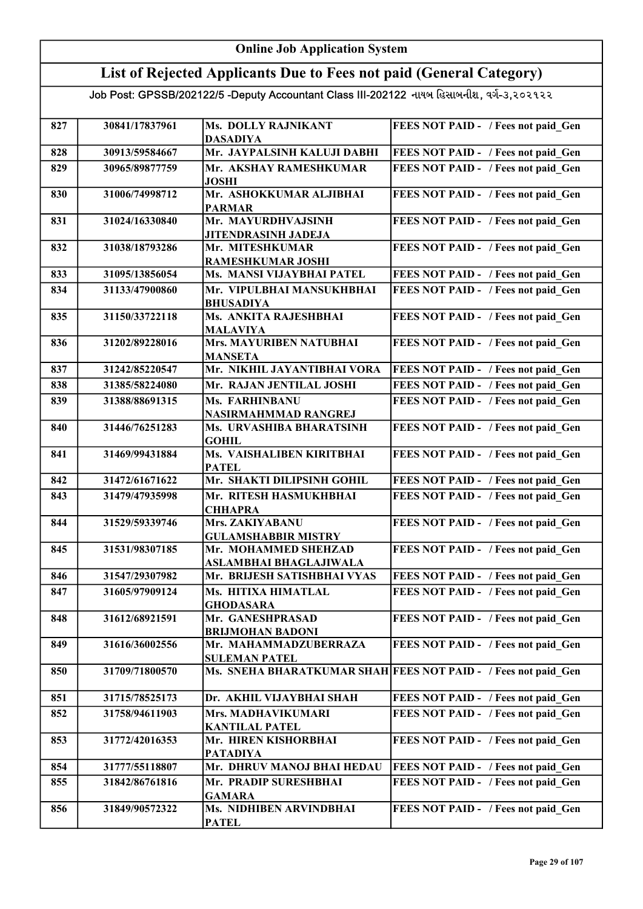# Online Job Application System

## List of Rejected Applicants Due to Fees not paid (General Category)

Job Post: GPSSB/202122/5 -Deputy Accountant Class III-202122 નાયબ હિસાબનીશ, વર્ગ-૩,૨૦૨૧૨૨

| | | | |
|---|---|---|---|
| 827 | 30841/17837961 | Ms. DOLLY RAJNIKANT DASADIYA | FEES NOT PAID - / Fees not paid_Gen |
| 828 | 30913/59584667 | Mr. JAYPALSINH KALUJI DABHI | FEES NOT PAID - / Fees not paid_Gen |
| 829 | 30965/89877759 | Mr. AKSHAY RAMESHKUMAR JOSHI | FEES NOT PAID - / Fees not paid_Gen |
| 830 | 31006/74998712 | Mr. ASHOKKUMAR ALJIBHAI PARMAR | FEES NOT PAID - / Fees not paid_Gen |
| 831 | 31024/16330840 | Mr. MAYURDHVAJSINH JITENDRASINH JADEJA | FEES NOT PAID - / Fees not paid_Gen |
| 832 | 31038/18793286 | Mr. MITESHKUMAR RAMESHKUMAR JOSHI | FEES NOT PAID - / Fees not paid_Gen |
| 833 | 31095/13856054 | Ms. MANSI VIJAYBHAI PATEL | FEES NOT PAID - / Fees not paid_Gen |
| 834 | 31133/47900860 | Mr. VIPULBHAI MANSUKHBHAI BHUSADIYA | FEES NOT PAID - / Fees not paid_Gen |
| 835 | 31150/33722118 | Ms. ANKITA RAJESHBHAI MALAVIYA | FEES NOT PAID - / Fees not paid_Gen |
| 836 | 31202/89228016 | Mrs. MAYURIBEN NATUBHAI MANSETA | FEES NOT PAID - / Fees not paid_Gen |
| 837 | 31242/85220547 | Mr. NIKHIL JAYANTIBHAI VORA | FEES NOT PAID - / Fees not paid_Gen |
| 838 | 31385/58224080 | Mr. RAJAN JENTILAL JOSHI | FEES NOT PAID - / Fees not paid_Gen |
| 839 | 31388/88691315 | Ms. FARHINBANU NASIRMAHMMAD RANGREJ | FEES NOT PAID - / Fees not paid_Gen |
| 840 | 31446/76251283 | Ms. URVASHIBA BHARATSINH GOHIL | FEES NOT PAID - / Fees not paid_Gen |
| 841 | 31469/99431884 | Ms. VAISHALIBEN KIRITBHAI PATEL | FEES NOT PAID - / Fees not paid_Gen |
| 842 | 31472/61671622 | Mr. SHAKTI DILIPSINH GOHIL | FEES NOT PAID - / Fees not paid_Gen |
| 843 | 31479/47935998 | Mr. RITESH HASMUKHBHAI CHHAPRA | FEES NOT PAID - / Fees not paid_Gen |
| 844 | 31529/59339746 | Mrs. ZAKIYABANU GULAMSHABBIR MISTRY | FEES NOT PAID - / Fees not paid_Gen |
| 845 | 31531/98307185 | Mr. MOHAMMED SHEHZAD ASLAMBHAI BHAGLAJIWALA | FEES NOT PAID - / Fees not paid_Gen |
| 846 | 31547/29307982 | Mr. BRIJESH SATISHBHAI VYAS | FEES NOT PAID - / Fees not paid_Gen |
| 847 | 31605/97909124 | Ms. HITIXA HIMATLAL GHODASARA | FEES NOT PAID - / Fees not paid_Gen |
| 848 | 31612/68921591 | Mr. GANESHPRASAD BRIJMOHAN BADONI | FEES NOT PAID - / Fees not paid_Gen |
| 849 | 31616/36002556 | Mr. MAHAMMADZUBERRAZA SULEMAN PATEL | FEES NOT PAID - / Fees not paid_Gen |
| 850 | 31709/71800570 | Ms. SNEHA BHARATKUMAR SHAH | FEES NOT PAID - / Fees not paid_Gen |
| 851 | 31715/78525173 | Dr. AKHIL VIJAYBHAI SHAH | FEES NOT PAID - / Fees not paid_Gen |
| 852 | 31758/94611903 | Mrs. MADHAVIKUMARI KANTILAL PATEL | FEES NOT PAID - / Fees not paid_Gen |
| 853 | 31772/42016353 | Mr. HIREN KISHORBHAI PATADIYA | FEES NOT PAID - / Fees not paid_Gen |
| 854 | 31777/55118807 | Mr. DHRUV MANOJ BHAI HEDAU | FEES NOT PAID - / Fees not paid_Gen |
| 855 | 31842/86761816 | Mr. PRADIP SURESHBHAI GAMARA | FEES NOT PAID - / Fees not paid_Gen |
| 856 | 31849/90572322 | Ms. NIDHIBEN ARVINDBHAI PATEL | FEES NOT PAID - / Fees not paid_Gen |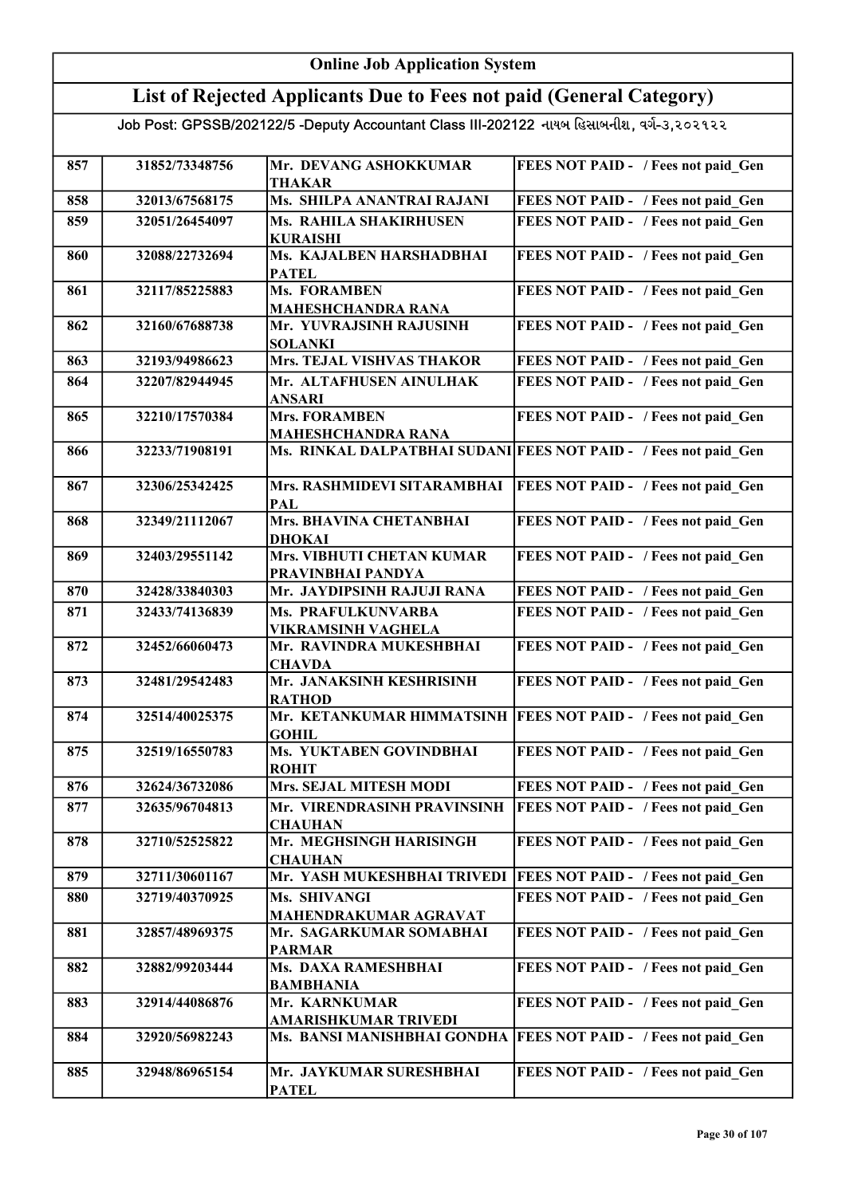# Online Job Application System

## List of Rejected Applicants Due to Fees not paid (General Category)

Job Post: GPSSB/202122/5 -Deputy Accountant Class III-202122 નાયબ હિસાબનીશ, વર્ગ-૩,૨૦૨૧૨૨

| | | | |
|---|---|---|---|
| 857 | 31852/73348756 | Mr. DEVANG ASHOKKUMAR THAKAR | FEES NOT PAID - / Fees not paid_Gen |
| 858 | 32013/67568175 | Ms. SHILPA ANANTRAI RAJANI | FEES NOT PAID - / Fees not paid_Gen |
| 859 | 32051/26454097 | Ms. RAHILA SHAKIRHUSEN KURAISHI | FEES NOT PAID - / Fees not paid_Gen |
| 860 | 32088/22732694 | Ms. KAJALBEN HARSHADBHAI PATEL | FEES NOT PAID - / Fees not paid_Gen |
| 861 | 32117/85225883 | Ms. FORAMBEN MAHESHCHANDRA RANA | FEES NOT PAID - / Fees not paid_Gen |
| 862 | 32160/67688738 | Mr. YUVRAJSINH RAJUSINH SOLANKI | FEES NOT PAID - / Fees not paid_Gen |
| 863 | 32193/94986623 | Mrs. TEJAL VISHVAS THAKOR | FEES NOT PAID - / Fees not paid_Gen |
| 864 | 32207/82944945 | Mr. ALTAFHUSEN AINULHAK ANSARI | FEES NOT PAID - / Fees not paid_Gen |
| 865 | 32210/17570384 | Mrs. FORAMBEN MAHESHCHANDRA RANA | FEES NOT PAID - / Fees not paid_Gen |
| 866 | 32233/71908191 | Ms. RINKAL DALPATBHAI SUDANI | FEES NOT PAID - / Fees not paid_Gen |
| 867 | 32306/25342425 | Mrs. RASHMIDEVI SITARAMBHAI PAL | FEES NOT PAID - / Fees not paid_Gen |
| 868 | 32349/21112067 | Mrs. BHAVINA CHETANBHAI DHOKAI | FEES NOT PAID - / Fees not paid_Gen |
| 869 | 32403/29551142 | Mrs. VIBHUTI CHETAN KUMAR PRAVINBHAI PANDYA | FEES NOT PAID - / Fees not paid_Gen |
| 870 | 32428/33840303 | Mr. JAYDIPSINH RAJUJI RANA | FEES NOT PAID - / Fees not paid_Gen |
| 871 | 32433/74136839 | Ms. PRAFULKUNVARBA VIKRAMSINH VAGHELA | FEES NOT PAID - / Fees not paid_Gen |
| 872 | 32452/66060473 | Mr. RAVINDRA MUKESHBHAI CHAVDA | FEES NOT PAID - / Fees not paid_Gen |
| 873 | 32481/29542483 | Mr. JANAKSINH KESHRISINH RATHOD | FEES NOT PAID - / Fees not paid_Gen |
| 874 | 32514/40025375 | Mr. KETANKUMAR HIMMATSINH GOHIL | FEES NOT PAID - / Fees not paid_Gen |
| 875 | 32519/16550783 | Ms. YUKTABEN GOVINDBHAI ROHIT | FEES NOT PAID - / Fees not paid_Gen |
| 876 | 32624/36732086 | Mrs. SEJAL MITESH MODI | FEES NOT PAID - / Fees not paid_Gen |
| 877 | 32635/96704813 | Mr. VIRENDRASINH PRAVINSINH CHAUHAN | FEES NOT PAID - / Fees not paid_Gen |
| 878 | 32710/52525822 | Mr. MEGHSINGH HARISINGH CHAUHAN | FEES NOT PAID - / Fees not paid_Gen |
| 879 | 32711/30601167 | Mr. YASH MUKESHBHAI TRIVEDI | FEES NOT PAID - / Fees not paid_Gen |
| 880 | 32719/40370925 | Ms. SHIVANGI MAHENDRAKUMAR AGRAVAT | FEES NOT PAID - / Fees not paid_Gen |
| 881 | 32857/48969375 | Mr. SAGARKUMAR SOMABHAI PARMAR | FEES NOT PAID - / Fees not paid_Gen |
| 882 | 32882/99203444 | Ms. DAXA RAMESHBHAI BAMBHANIA | FEES NOT PAID - / Fees not paid_Gen |
| 883 | 32914/44086876 | Mr. KARNKUMAR AMARISHKUMAR TRIVEDI | FEES NOT PAID - / Fees not paid_Gen |
| 884 | 32920/56982243 | Ms. BANSI MANISHBHAI GONDHA | FEES NOT PAID - / Fees not paid_Gen |
| 885 | 32948/86965154 | Mr. JAYKUMAR SURESHBHAI PATEL | FEES NOT PAID - / Fees not paid_Gen |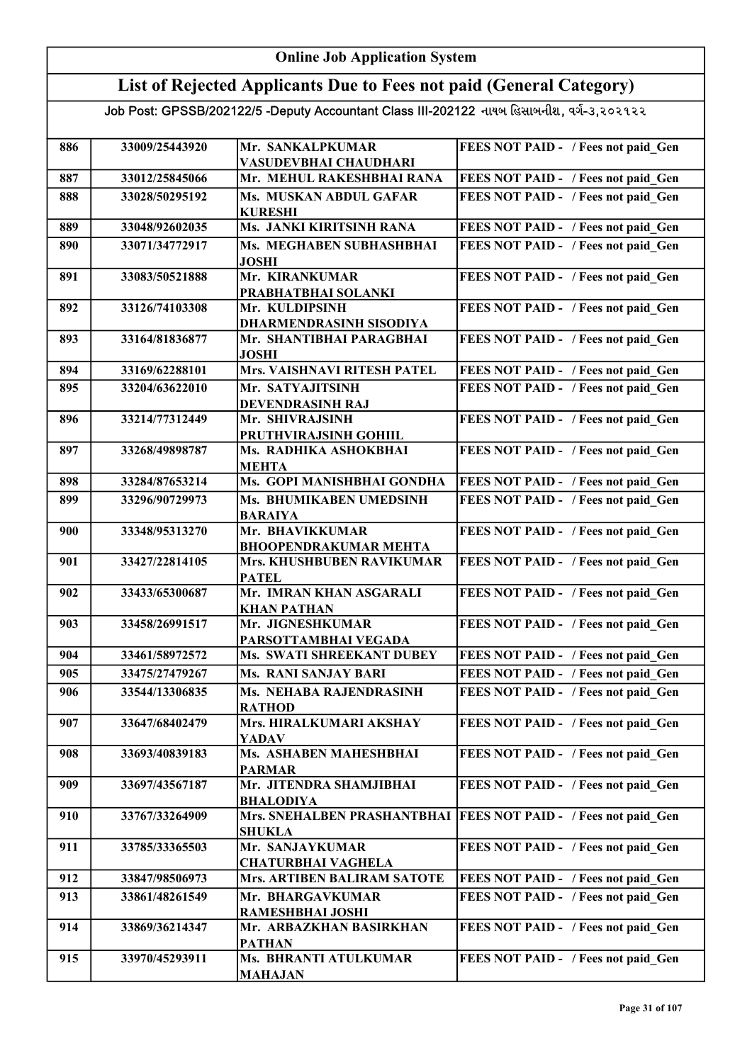# Online Job Application System

## List of Rejected Applicants Due to Fees not paid (General Category)

Job Post: GPSSB/202122/5 -Deputy Accountant Class III-202122 નાયબ હિસાબનીશ, વર્ગ-૩,૨૦૨૧૨૨

| | | | |
|---|---|---|---|
| 886 | 33009/25443920 | Mr. SANKALPKUMAR VASUDEVBHAI CHAUDHARI | FEES NOT PAID - / Fees not paid_Gen |
| 887 | 33012/25845066 | Mr. MEHUL RAKESHBHAI RANA | FEES NOT PAID - / Fees not paid_Gen |
| 888 | 33028/50295192 | Ms. MUSKAN ABDUL GAFAR KURESHI | FEES NOT PAID - / Fees not paid_Gen |
| 889 | 33048/92602035 | Ms. JANKI KIRITSINH RANA | FEES NOT PAID - / Fees not paid_Gen |
| 890 | 33071/34772917 | Ms. MEGHABEN SUBHASHBHAI JOSHI | FEES NOT PAID - / Fees not paid_Gen |
| 891 | 33083/50521888 | Mr. KIRANKUMAR PRABHATBHAI SOLANKI | FEES NOT PAID - / Fees not paid_Gen |
| 892 | 33126/74103308 | Mr. KULDIPSINH DHARMENDRASINH SISODIYA | FEES NOT PAID - / Fees not paid_Gen |
| 893 | 33164/81836877 | Mr. SHANTIBHAI PARAGBHAI JOSHI | FEES NOT PAID - / Fees not paid_Gen |
| 894 | 33169/62288101 | Mrs. VAISHNAVI RITESH PATEL | FEES NOT PAID - / Fees not paid_Gen |
| 895 | 33204/63622010 | Mr. SATYAJITSINH DEVENDRASINH RAJ | FEES NOT PAID - / Fees not paid_Gen |
| 896 | 33214/77312449 | Mr. SHIVRAJSINH PRUTHVIRAJSINH GOHIIL | FEES NOT PAID - / Fees not paid_Gen |
| 897 | 33268/49898787 | Ms. RADHIKA ASHOKBHAI MEHTA | FEES NOT PAID - / Fees not paid_Gen |
| 898 | 33284/87653214 | Ms. GOPI MANISHBHAI GONDHA | FEES NOT PAID - / Fees not paid_Gen |
| 899 | 33296/90729973 | Ms. BHUMIKABEN UMEDSINH BARAIYA | FEES NOT PAID - / Fees not paid_Gen |
| 900 | 33348/95313270 | Mr. BHAVIKKUMAR BHOOPENDRAKUMAR MEHTA | FEES NOT PAID - / Fees not paid_Gen |
| 901 | 33427/22814105 | Mrs. KHUSHBUBEN RAVIKUMAR PATEL | FEES NOT PAID - / Fees not paid_Gen |
| 902 | 33433/65300687 | Mr. IMRAN KHAN ASGARALI KHAN PATHAN | FEES NOT PAID - / Fees not paid_Gen |
| 903 | 33458/26991517 | Mr. JIGNESHKUMAR PARSOTTAMBHAI VEGADA | FEES NOT PAID - / Fees not paid_Gen |
| 904 | 33461/58972572 | Ms. SWATI SHREEKANT DUBEY | FEES NOT PAID - / Fees not paid_Gen |
| 905 | 33475/27479267 | Ms. RANI SANJAY BARI | FEES NOT PAID - / Fees not paid_Gen |
| 906 | 33544/13306835 | Ms. NEHABA RAJENDRASINH RATHOD | FEES NOT PAID - / Fees not paid_Gen |
| 907 | 33647/68402479 | Mrs. HIRALKUMARI AKSHAY YADAV | FEES NOT PAID - / Fees not paid_Gen |
| 908 | 33693/40839183 | Ms. ASHABEN MAHESHBHAI PARMAR | FEES NOT PAID - / Fees not paid_Gen |
| 909 | 33697/43567187 | Mr. JITENDRA SHAMJIBHAI BHALODIYA | FEES NOT PAID - / Fees not paid_Gen |
| 910 | 33767/33264909 | Mrs. SNEHALBEN PRASHANTBHAI SHUKLA | FEES NOT PAID - / Fees not paid_Gen |
| 911 | 33785/33365503 | Mr. SANJAYKUMAR CHATURBHAI VAGHELA | FEES NOT PAID - / Fees not paid_Gen |
| 912 | 33847/98506973 | Mrs. ARTIBEN BALIRAM SATOTE | FEES NOT PAID - / Fees not paid_Gen |
| 913 | 33861/48261549 | Mr. BHARGAVKUMAR RAMESHBHAI JOSHI | FEES NOT PAID - / Fees not paid_Gen |
| 914 | 33869/36214347 | Mr. ARBAZKHAN BASIRKHAN PATHAN | FEES NOT PAID - / Fees not paid_Gen |
| 915 | 33970/45293911 | Ms. BHRANTI ATULKUMAR MAHAJAN | FEES NOT PAID - / Fees not paid_Gen |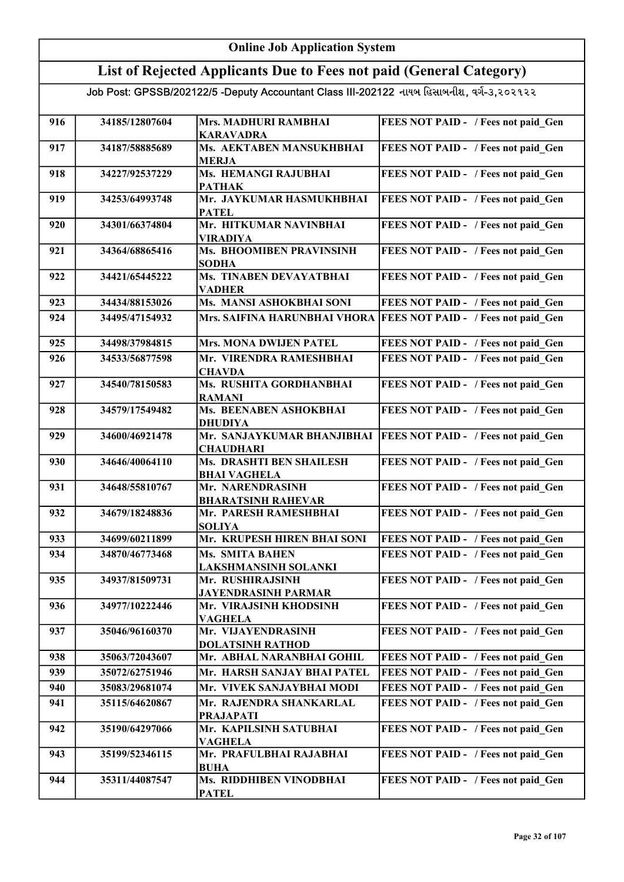# Online Job Application System

## List of Rejected Applicants Due to Fees not paid (General Category)

Job Post: GPSSB/202122/5 -Deputy Accountant Class III-202122 નાયબ હિસાબનીશ, વર્ગ-૩,૨૦૨૧૨૨

| | | | |
|---|---|---|---|
| 916 | 34185/12807604 | Mrs. MADHURI RAMBHAI KARAVADRA | FEES NOT PAID - / Fees not paid_Gen |
| 917 | 34187/58885689 | Ms. AEKTABEN MANSUKHBHAI MERJA | FEES NOT PAID - / Fees not paid_Gen |
| 918 | 34227/92537229 | Ms. HEMANGI RAJUBHAI PATHAK | FEES NOT PAID - / Fees not paid_Gen |
| 919 | 34253/64993748 | Mr. JAYKUMAR HASMUKHBHAI PATEL | FEES NOT PAID - / Fees not paid_Gen |
| 920 | 34301/66374804 | Mr. HITKUMAR NAVINBHAI VIRADIYA | FEES NOT PAID - / Fees not paid_Gen |
| 921 | 34364/68865416 | Ms. BHOOMIBEN PRAVINSINH SODHA | FEES NOT PAID - / Fees not paid_Gen |
| 922 | 34421/65445222 | Ms. TINABEN DEVAYATBHAI VADHER | FEES NOT PAID - / Fees not paid_Gen |
| 923 | 34434/88153026 | Ms. MANSI ASHOKBHAI SONI | FEES NOT PAID - / Fees not paid_Gen |
| 924 | 34495/47154932 | Mrs. SAIFINA HARUNBHAI VHORA | FEES NOT PAID - / Fees not paid_Gen |
| 925 | 34498/37984815 | Mrs. MONA DWIJEN PATEL | FEES NOT PAID - / Fees not paid_Gen |
| 926 | 34533/56877598 | Mr. VIRENDRA RAMESHBHAI CHAVDA | FEES NOT PAID - / Fees not paid_Gen |
| 927 | 34540/78150583 | Ms. RUSHITA GORDHANBHAI RAMANI | FEES NOT PAID - / Fees not paid_Gen |
| 928 | 34579/17549482 | Ms. BEENABEN ASHOKBHAI DHUDIYA | FEES NOT PAID - / Fees not paid_Gen |
| 929 | 34600/46921478 | Mr. SANJAYKUMAR BHANJIBHAI CHAUDHARI | FEES NOT PAID - / Fees not paid_Gen |
| 930 | 34646/40064110 | Ms. DRASHTI BEN SHAILESH BHAI VAGHELA | FEES NOT PAID - / Fees not paid_Gen |
| 931 | 34648/55810767 | Mr. NARENDRASINH BHARATSINH RAHEVAR | FEES NOT PAID - / Fees not paid_Gen |
| 932 | 34679/18248836 | Mr. PARESH RAMESHBHAI SOLIYA | FEES NOT PAID - / Fees not paid_Gen |
| 933 | 34699/60211899 | Mr. KRUPESH HIREN BHAI SONI | FEES NOT PAID - / Fees not paid_Gen |
| 934 | 34870/46773468 | Ms. SMITA BAHEN LAKSHMANSINH SOLANKI | FEES NOT PAID - / Fees not paid_Gen |
| 935 | 34937/81509731 | Mr. RUSHIRAJSINH JAYENDRASINH PARMAR | FEES NOT PAID - / Fees not paid_Gen |
| 936 | 34977/10222446 | Mr. VIRAJSINH KHODSINH VAGHELA | FEES NOT PAID - / Fees not paid_Gen |
| 937 | 35046/96160370 | Mr. VIJAYENDRASINH DOLATSINH RATHOD | FEES NOT PAID - / Fees not paid_Gen |
| 938 | 35063/72043607 | Mr. ABHAL NARANBHAI GOHIL | FEES NOT PAID - / Fees not paid_Gen |
| 939 | 35072/62751946 | Mr. HARSH SANJAY BHAI PATEL | FEES NOT PAID - / Fees not paid_Gen |
| 940 | 35083/29681074 | Mr. VIVEK SANJAYBHAI MODI | FEES NOT PAID - / Fees not paid_Gen |
| 941 | 35115/64620867 | Mr. RAJENDRA SHANKARLAL PRAJAPATI | FEES NOT PAID - / Fees not paid_Gen |
| 942 | 35190/64297066 | Mr. KAPILSINH SATUBHAI VAGHELA | FEES NOT PAID - / Fees not paid_Gen |
| 943 | 35199/52346115 | Mr. PRAFULBHAI RAJABHAI BUHA | FEES NOT PAID - / Fees not paid_Gen |
| 944 | 35311/44087547 | Ms. RIDDHIBEN VINODBHAI PATEL | FEES NOT PAID - / Fees not paid_Gen |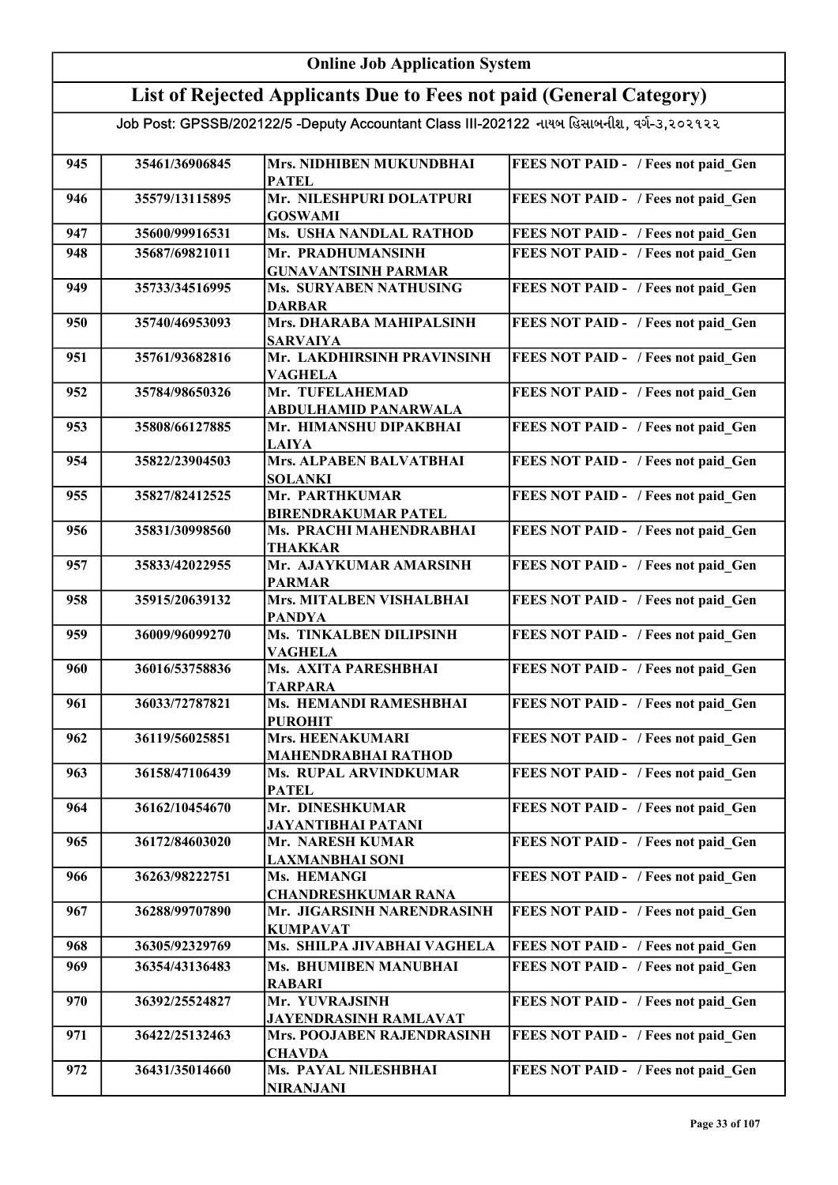# Online Job Application System

## List of Rejected Applicants Due to Fees not paid (General Category)

Job Post: GPSSB/202122/5 -Deputy Accountant Class III-202122 નાયબ હિસાબનીશ, વર્ગ-૩,૨૦૨૧૨૨

| | | | |
|---|---|---|---|
| 945 | 35461/36906845 | Mrs. NIDHIBEN MUKUNDBHAI PATEL | FEES NOT PAID - / Fees not paid_Gen |
| 946 | 35579/13115895 | Mr. NILESHPURI DOLATPURI GOSWAMI | FEES NOT PAID - / Fees not paid_Gen |
| 947 | 35600/99916531 | Ms. USHA NANDLAL RATHOD | FEES NOT PAID - / Fees not paid_Gen |
| 948 | 35687/69821011 | Mr. PRADHUMANSINH GUNAVANTSINH PARMAR | FEES NOT PAID - / Fees not paid_Gen |
| 949 | 35733/34516995 | Ms. SURYABEN NATHUSING DARBAR | FEES NOT PAID - / Fees not paid_Gen |
| 950 | 35740/46953093 | Mrs. DHARABA MAHIPALSINH SARVAIYA | FEES NOT PAID - / Fees not paid_Gen |
| 951 | 35761/93682816 | Mr. LAKDHIRSINH PRAVINSINH VAGHELA | FEES NOT PAID - / Fees not paid_Gen |
| 952 | 35784/98650326 | Mr. TUFELAHEMAD ABDULHAMID PANARWALA | FEES NOT PAID - / Fees not paid_Gen |
| 953 | 35808/66127885 | Mr. HIMANSHU DIPAKBHAI LAIYA | FEES NOT PAID - / Fees not paid_Gen |
| 954 | 35822/23904503 | Mrs. ALPABEN BALVATBHAI SOLANKI | FEES NOT PAID - / Fees not paid_Gen |
| 955 | 35827/82412525 | Mr. PARTHKUMAR BIRENDRAKUMAR PATEL | FEES NOT PAID - / Fees not paid_Gen |
| 956 | 35831/30998560 | Ms. PRACHI MAHENDRABHAI THAKKAR | FEES NOT PAID - / Fees not paid_Gen |
| 957 | 35833/42022955 | Mr. AJAYKUMAR AMARSINH PARMAR | FEES NOT PAID - / Fees not paid_Gen |
| 958 | 35915/20639132 | Mrs. MITALBEN VISHALBHAI PANDYA | FEES NOT PAID - / Fees not paid_Gen |
| 959 | 36009/96099270 | Ms. TINKALBEN DILIPSINH VAGHELA | FEES NOT PAID - / Fees not paid_Gen |
| 960 | 36016/53758836 | Ms. AXITA PARESHBHAI TARPARA | FEES NOT PAID - / Fees not paid_Gen |
| 961 | 36033/72787821 | Ms. HEMANDI RAMESHBHAI PUROHIT | FEES NOT PAID - / Fees not paid_Gen |
| 962 | 36119/56025851 | Mrs. HEENAKUMARI MAHENDRABHAI RATHOD | FEES NOT PAID - / Fees not paid_Gen |
| 963 | 36158/47106439 | Ms. RUPAL ARVINDKUMAR PATEL | FEES NOT PAID - / Fees not paid_Gen |
| 964 | 36162/10454670 | Mr. DINESHKUMAR JAYANTIBHAI PATANI | FEES NOT PAID - / Fees not paid_Gen |
| 965 | 36172/84603020 | Mr. NARESH KUMAR LAXMANBHAI SONI | FEES NOT PAID - / Fees not paid_Gen |
| 966 | 36263/98222751 | Ms. HEMANGI CHANDRESHKUMAR RANA | FEES NOT PAID - / Fees not paid_Gen |
| 967 | 36288/99707890 | Mr. JIGARSINH NARENDRASINH KUMPAVAT | FEES NOT PAID - / Fees not paid_Gen |
| 968 | 36305/92329769 | Ms. SHILPA JIVABHAI VAGHELA | FEES NOT PAID - / Fees not paid_Gen |
| 969 | 36354/43136483 | Ms. BHUMIBEN MANUBHAI RABARI | FEES NOT PAID - / Fees not paid_Gen |
| 970 | 36392/25524827 | Mr. YUVRAJSINH JAYENDRASINH RAMLAVAT | FEES NOT PAID - / Fees not paid_Gen |
| 971 | 36422/25132463 | Mrs. POOJABEN RAJENDRASINH CHAVDA | FEES NOT PAID - / Fees not paid_Gen |
| 972 | 36431/35014660 | Ms. PAYAL NILESHBHAI NIRANJANI | FEES NOT PAID - / Fees not paid_Gen |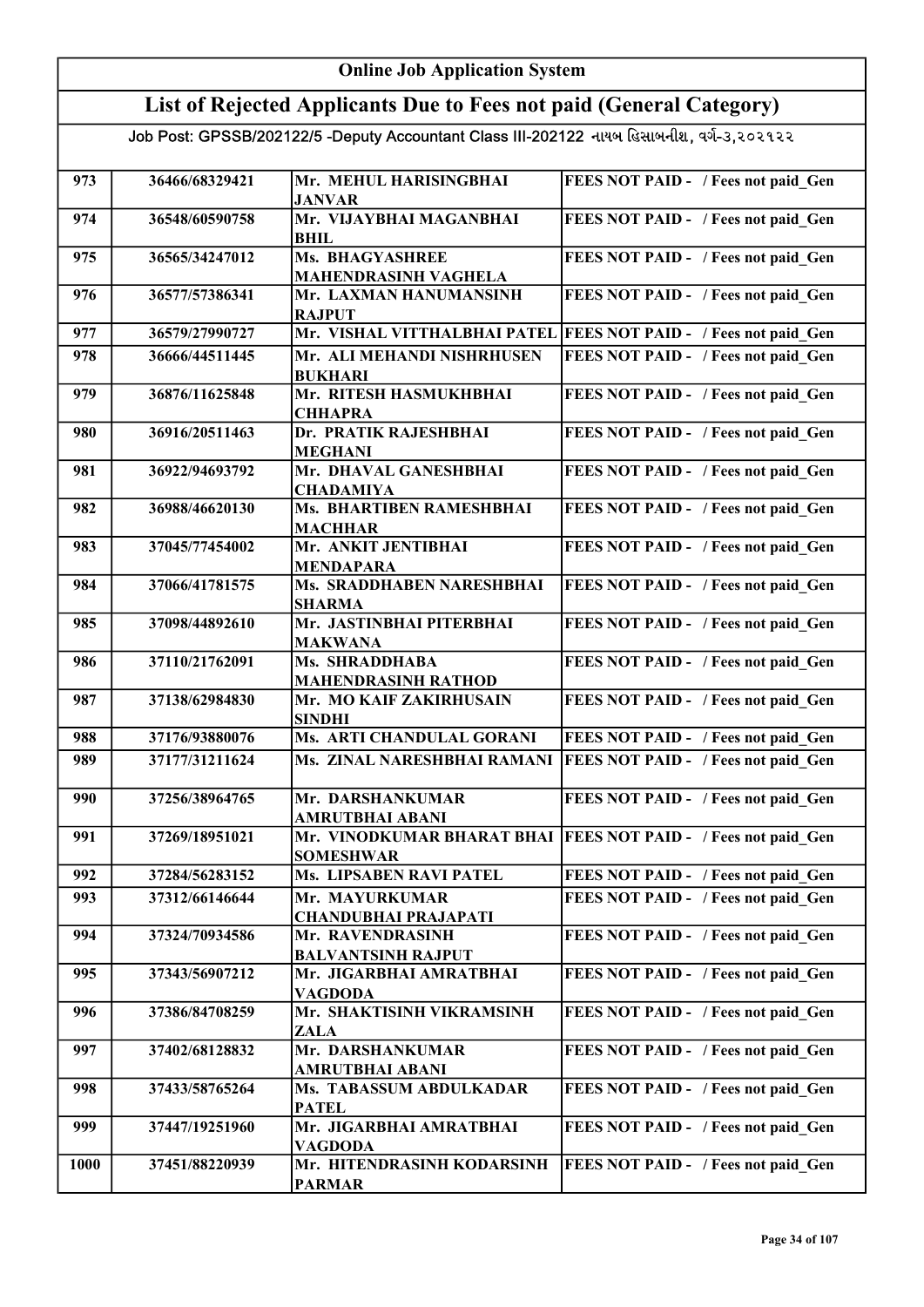# Online Job Application System

## List of Rejected Applicants Due to Fees not paid (General Category)

Job Post: GPSSB/202122/5 -Deputy Accountant Class III-202122 નાયબ હિસાબનીશ, વર્ગ-૩,૨૦૨૧૨૨

| | | | |
|---|---|---|---|
| 973 | 36466/68329421 | Mr. MEHUL HARISINGBHAI JANVAR | FEES NOT PAID - / Fees not paid_Gen |
| 974 | 36548/60590758 | Mr. VIJAYBHAI MAGANBHAI BHIL | FEES NOT PAID - / Fees not paid_Gen |
| 975 | 36565/34247012 | Ms. BHAGYASHREE MAHENDRASINH VAGHELA | FEES NOT PAID - / Fees not paid_Gen |
| 976 | 36577/57386341 | Mr. LAXMAN HANUMANSINH RAJPUT | FEES NOT PAID - / Fees not paid_Gen |
| 977 | 36579/27990727 | Mr. VISHAL VITTHALBHAI PATEL | FEES NOT PAID - / Fees not paid_Gen |
| 978 | 36666/44511445 | Mr. ALI MEHANDI NISHRHUSEN BUKHARI | FEES NOT PAID - / Fees not paid_Gen |
| 979 | 36876/11625848 | Mr. RITESH HASMUKHBHAI CHHAPRA | FEES NOT PAID - / Fees not paid_Gen |
| 980 | 36916/20511463 | Dr. PRATIK RAJESHBHAI MEGHANI | FEES NOT PAID - / Fees not paid_Gen |
| 981 | 36922/94693792 | Mr. DHAVAL GANESHBHAI CHADAMIYA | FEES NOT PAID - / Fees not paid_Gen |
| 982 | 36988/46620130 | Ms. BHARTIBEN RAMESHBHAI MACHHAR | FEES NOT PAID - / Fees not paid_Gen |
| 983 | 37045/77454002 | Mr. ANKIT JENTIBHAI MENDAPARA | FEES NOT PAID - / Fees not paid_Gen |
| 984 | 37066/41781575 | Ms. SRADDHABEN NARESHBHAI SHARMA | FEES NOT PAID - / Fees not paid_Gen |
| 985 | 37098/44892610 | Mr. JASTINBHAI PITERBHAI MAKWANA | FEES NOT PAID - / Fees not paid_Gen |
| 986 | 37110/21762091 | Ms. SHRADDHABA MAHENDRASINH RATHOD | FEES NOT PAID - / Fees not paid_Gen |
| 987 | 37138/62984830 | Mr. MO KAIF ZAKIRHUSAIN SINDHI | FEES NOT PAID - / Fees not paid_Gen |
| 988 | 37176/93880076 | Ms. ARTI CHANDULAL GORANI | FEES NOT PAID - / Fees not paid_Gen |
| 989 | 37177/31211624 | Ms. ZINAL NARESHBHAI RAMANI | FEES NOT PAID - / Fees not paid_Gen |
| 990 | 37256/38964765 | Mr. DARSHANKUMAR AMRUTBHAI ABANI | FEES NOT PAID - / Fees not paid_Gen |
| 991 | 37269/18951021 | Mr. VINODKUMAR BHARAT BHAI SOMESHWAR | FEES NOT PAID - / Fees not paid_Gen |
| 992 | 37284/56283152 | Ms. LIPSABEN RAVI PATEL | FEES NOT PAID - / Fees not paid_Gen |
| 993 | 37312/66146644 | Mr. MAYURKUMAR CHANDUBHAI PRAJAPATI | FEES NOT PAID - / Fees not paid_Gen |
| 994 | 37324/70934586 | Mr. RAVENDRASINH BALVANTSINH RAJPUT | FEES NOT PAID - / Fees not paid_Gen |
| 995 | 37343/56907212 | Mr. JIGARBHAI AMRATBHAI VAGDODA | FEES NOT PAID - / Fees not paid_Gen |
| 996 | 37386/84708259 | Mr. SHAKTISINH VIKRAMSINH ZALA | FEES NOT PAID - / Fees not paid_Gen |
| 997 | 37402/68128832 | Mr. DARSHANKUMAR AMRUTBHAI ABANI | FEES NOT PAID - / Fees not paid_Gen |
| 998 | 37433/58765264 | Ms. TABASSUM ABDULKADAR PATEL | FEES NOT PAID - / Fees not paid_Gen |
| 999 | 37447/19251960 | Mr. JIGARBHAI AMRATBHAI VAGDODA | FEES NOT PAID - / Fees not paid_Gen |
| 1000 | 37451/88220939 | Mr. HITENDRASINH KODARSINH PARMAR | FEES NOT PAID - / Fees not paid_Gen |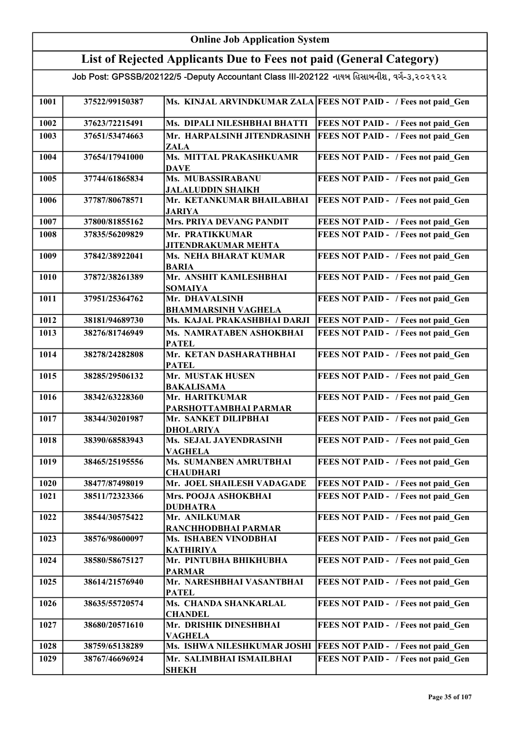# Online Job Application System

## List of Rejected Applicants Due to Fees not paid (General Category)

Job Post: GPSSB/202122/5 -Deputy Accountant Class III-202122 નાયબ હિસાબનીશ, વર્ગ-૩,૨૦૨૧૨૨

| | | | |
|---|---|---|---|
| 1001 | 37522/99150387 | Ms. KINJAL ARVINDKUMAR ZALA | FEES NOT PAID - / Fees not paid_Gen |
| 1002 | 37623/72215491 | Ms. DIPALI NILESHBHAI BHATTI | FEES NOT PAID - / Fees not paid_Gen |
| 1003 | 37651/53474663 | Mr. HARPALSINH JITENDRASINH ZALA | FEES NOT PAID - / Fees not paid_Gen |
| 1004 | 37654/17941000 | Ms. MITTAL PRAKASHKUAMR DAVE | FEES NOT PAID - / Fees not paid_Gen |
| 1005 | 37744/61865834 | Ms. MUBASSIRABANU JALALUDDIN SHAIKH | FEES NOT PAID - / Fees not paid_Gen |
| 1006 | 37787/80678571 | Mr. KETANKUMAR BHAILABHAI JARIYA | FEES NOT PAID - / Fees not paid_Gen |
| 1007 | 37800/81855162 | Mrs. PRIYA DEVANG PANDIT | FEES NOT PAID - / Fees not paid_Gen |
| 1008 | 37835/56209829 | Mr. PRATIKKUMAR JITENDRAKUMAR MEHTA | FEES NOT PAID - / Fees not paid_Gen |
| 1009 | 37842/38922041 | Ms. NEHA BHARAT KUMAR BARIA | FEES NOT PAID - / Fees not paid_Gen |
| 1010 | 37872/38261389 | Mr. ANSHIT KAMLESHBHAI SOMAIYA | FEES NOT PAID - / Fees not paid_Gen |
| 1011 | 37951/25364762 | Mr. DHAVALSINH BHAMMARSINH VAGHELA | FEES NOT PAID - / Fees not paid_Gen |
| 1012 | 38181/94689730 | Ms. KAJAL PRAKASHBHAI DARJI | FEES NOT PAID - / Fees not paid_Gen |
| 1013 | 38276/81746949 | Ms. NAMRATABEN ASHOKBHAI PATEL | FEES NOT PAID - / Fees not paid_Gen |
| 1014 | 38278/24282808 | Mr. KETAN DASHARATHBHAI PATEL | FEES NOT PAID - / Fees not paid_Gen |
| 1015 | 38285/29506132 | Mr. MUSTAK HUSEN BAKALISAMA | FEES NOT PAID - / Fees not paid_Gen |
| 1016 | 38342/63228360 | Mr. HARITKUMAR PARSHOTTAMBHAI PARMAR | FEES NOT PAID - / Fees not paid_Gen |
| 1017 | 38344/30201987 | Mr. SANKET DILIPBHAI DHOLARIYA | FEES NOT PAID - / Fees not paid_Gen |
| 1018 | 38390/68583943 | Ms. SEJAL JAYENDRASINH VAGHELA | FEES NOT PAID - / Fees not paid_Gen |
| 1019 | 38465/25195556 | Ms. SUMANBEN AMRUTBHAI CHAUDHARI | FEES NOT PAID - / Fees not paid_Gen |
| 1020 | 38477/87498019 | Mr. JOEL SHAILESH VADAGADE | FEES NOT PAID - / Fees not paid_Gen |
| 1021 | 38511/72323366 | Mrs. POOJA ASHOKBHAI DUDHATRA | FEES NOT PAID - / Fees not paid_Gen |
| 1022 | 38544/30575422 | Mr. ANILKUMAR RANCHHODBHAI PARMAR | FEES NOT PAID - / Fees not paid_Gen |
| 1023 | 38576/98600097 | Ms. ISHABEN VINODBHAI KATHIRIYA | FEES NOT PAID - / Fees not paid_Gen |
| 1024 | 38580/58675127 | Mr. PINTUBHA BHIKHUBHA PARMAR | FEES NOT PAID - / Fees not paid_Gen |
| 1025 | 38614/21576940 | Mr. NARESHBHAI VASANTBHAI PATEL | FEES NOT PAID - / Fees not paid_Gen |
| 1026 | 38635/55720574 | Ms. CHANDA SHANKARLAL CHANDEL | FEES NOT PAID - / Fees not paid_Gen |
| 1027 | 38680/20571610 | Mr. DRISHIK DINESHBHAI VAGHELA | FEES NOT PAID - / Fees not paid_Gen |
| 1028 | 38759/65138289 | Ms. ISHWA NILESHKUMAR JOSHI | FEES NOT PAID - / Fees not paid_Gen |
| 1029 | 38767/46696924 | Mr. SALIMBHAI ISMAILBHAI SHEKH | FEES NOT PAID - / Fees not paid_Gen |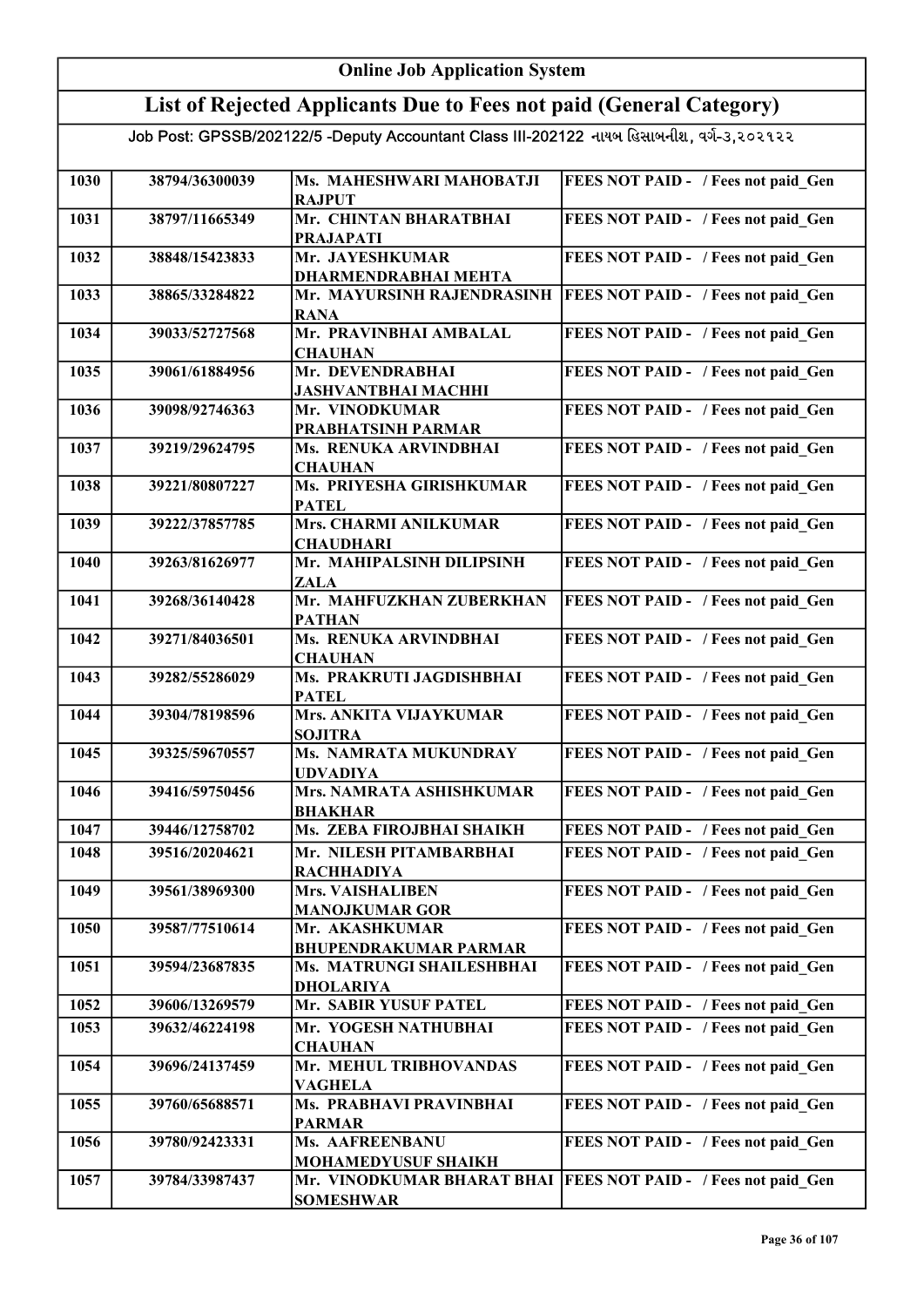# Online Job Application System

## List of Rejected Applicants Due to Fees not paid (General Category)

Job Post: GPSSB/202122/5 -Deputy Accountant Class III-202122 નાયબ હિસાબનીશ, વર્ગ-૩,૨૦૨૧૨૨

| | | | |
|---|---|---|---|
| 1030 | 38794/36300039 | Ms. MAHESHWARI MAHOBATJI RAJPUT | FEES NOT PAID - / Fees not paid_Gen |
| 1031 | 38797/11665349 | Mr. CHINTAN BHARATBHAI PRAJAPATI | FEES NOT PAID - / Fees not paid_Gen |
| 1032 | 38848/15423833 | Mr. JAYESHKUMAR DHARMENDRABHAI MEHTA | FEES NOT PAID - / Fees not paid_Gen |
| 1033 | 38865/33284822 | Mr. MAYURSINH RAJENDRASINH RANA | FEES NOT PAID - / Fees not paid_Gen |
| 1034 | 39033/52727568 | Mr. PRAVINBHAI AMBALAL CHAUHAN | FEES NOT PAID - / Fees not paid_Gen |
| 1035 | 39061/61884956 | Mr. DEVENDRABHAI JASHVANTBHAI MACHHI | FEES NOT PAID - / Fees not paid_Gen |
| 1036 | 39098/92746363 | Mr. VINODKUMAR PRABHATSINH PARMAR | FEES NOT PAID - / Fees not paid_Gen |
| 1037 | 39219/29624795 | Ms. RENUKA ARVINDBHAI CHAUHAN | FEES NOT PAID - / Fees not paid_Gen |
| 1038 | 39221/80807227 | Ms. PRIYESHA GIRISHKUMAR PATEL | FEES NOT PAID - / Fees not paid_Gen |
| 1039 | 39222/37857785 | Mrs. CHARMI ANILKUMAR CHAUDHARI | FEES NOT PAID - / Fees not paid_Gen |
| 1040 | 39263/81626977 | Mr. MAHIPALSINH DILIPSINH ZALA | FEES NOT PAID - / Fees not paid_Gen |
| 1041 | 39268/36140428 | Mr. MAHFUZKHAN ZUBERKHAN PATHAN | FEES NOT PAID - / Fees not paid_Gen |
| 1042 | 39271/84036501 | Ms. RENUKA ARVINDBHAI CHAUHAN | FEES NOT PAID - / Fees not paid_Gen |
| 1043 | 39282/55286029 | Ms. PRAKRUTI JAGDISHBHAI PATEL | FEES NOT PAID - / Fees not paid_Gen |
| 1044 | 39304/78198596 | Mrs. ANKITA VIJAYKUMAR SOJITRA | FEES NOT PAID - / Fees not paid_Gen |
| 1045 | 39325/59670557 | Ms. NAMRATA MUKUNDRAY UDVADIYA | FEES NOT PAID - / Fees not paid_Gen |
| 1046 | 39416/59750456 | Mrs. NAMRATA ASHISHKUMAR BHAKHAR | FEES NOT PAID - / Fees not paid_Gen |
| 1047 | 39446/12758702 | Ms. ZEBA FIROJBHAI SHAIKH | FEES NOT PAID - / Fees not paid_Gen |
| 1048 | 39516/20204621 | Mr. NILESH PITAMBARBHAI RACHHADIYA | FEES NOT PAID - / Fees not paid_Gen |
| 1049 | 39561/38969300 | Mrs. VAISHALIBEN MANOJKUMAR GOR | FEES NOT PAID - / Fees not paid_Gen |
| 1050 | 39587/77510614 | Mr. AKASHKUMAR BHUPENDRAKUMAR PARMAR | FEES NOT PAID - / Fees not paid_Gen |
| 1051 | 39594/23687835 | Ms. MATRUNGI SHAILESHBHAI DHOLARIYA | FEES NOT PAID - / Fees not paid_Gen |
| 1052 | 39606/13269579 | Mr. SABIR YUSUF PATEL | FEES NOT PAID - / Fees not paid_Gen |
| 1053 | 39632/46224198 | Mr. YOGESH NATHUBHAI CHAUHAN | FEES NOT PAID - / Fees not paid_Gen |
| 1054 | 39696/24137459 | Mr. MEHUL TRIBHOVANDAS VAGHELA | FEES NOT PAID - / Fees not paid_Gen |
| 1055 | 39760/65688571 | Ms. PRABHAVI PRAVINBHAI PARMAR | FEES NOT PAID - / Fees not paid_Gen |
| 1056 | 39780/92423331 | Ms. AAFREENBANU MOHAMEDYUSUF SHAIKH | FEES NOT PAID - / Fees not paid_Gen |
| 1057 | 39784/33987437 | Mr. VINODKUMAR BHARAT BHAI SOMESHWAR | FEES NOT PAID - / Fees not paid_Gen |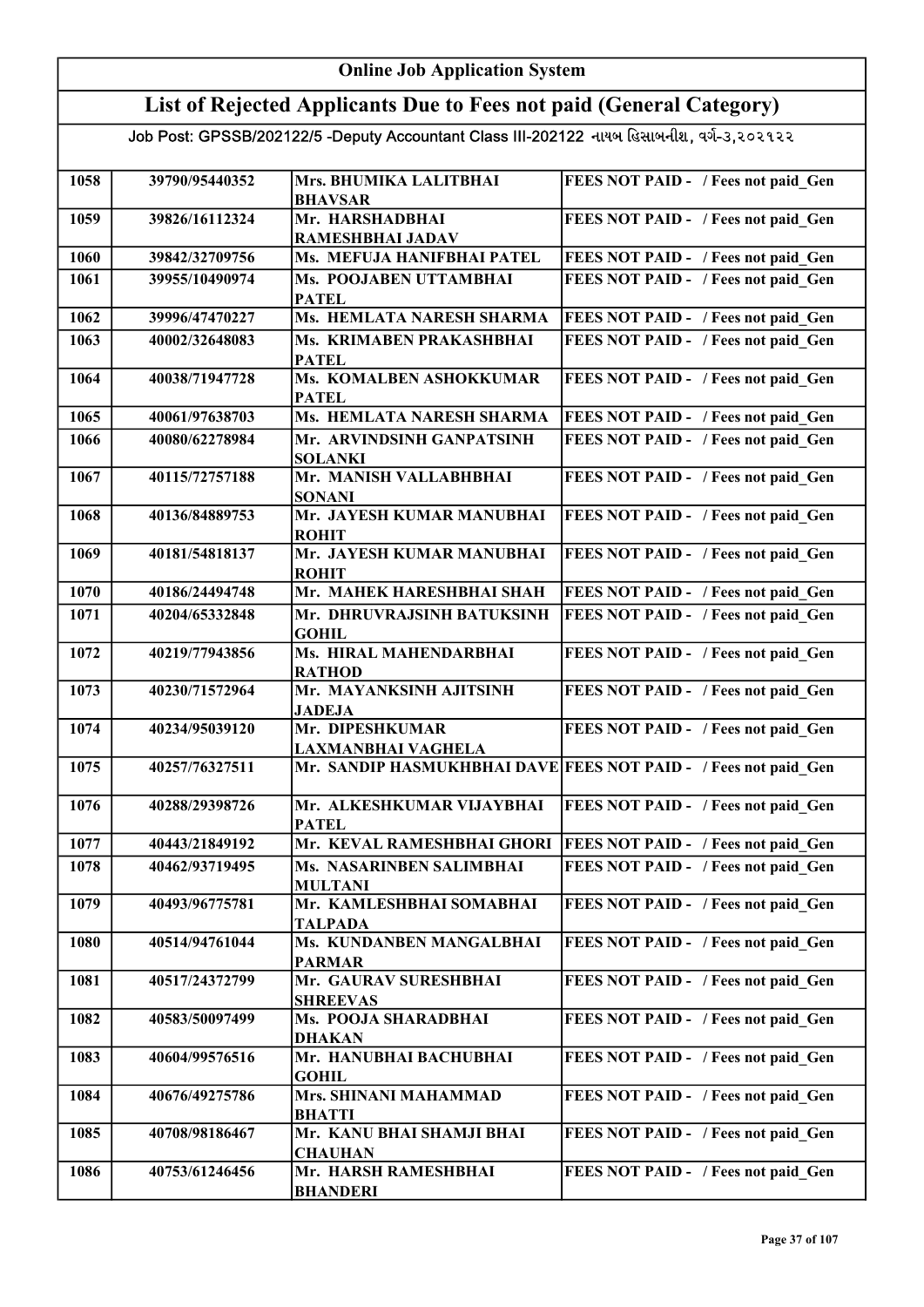# Online Job Application System

## List of Rejected Applicants Due to Fees not paid (General Category)

Job Post: GPSSB/202122/5 -Deputy Accountant Class III-202122 નાયબ હિસાબનીશ, વર્ગ-૩,૨૦૨૧૨૨

| | | | |
|---|---|---|---|
| 1058 | 39790/95440352 | Mrs. BHUMIKA LALITBHAI BHAVSAR | FEES NOT PAID - / Fees not paid_Gen |
| 1059 | 39826/16112324 | Mr. HARSHADBHAI RAMESHBHAI JADAV | FEES NOT PAID - / Fees not paid_Gen |
| 1060 | 39842/32709756 | Ms. MEFUJA HANIFBHAI PATEL | FEES NOT PAID - / Fees not paid_Gen |
| 1061 | 39955/10490974 | Ms. POOJABEN UTTAMBHAI PATEL | FEES NOT PAID - / Fees not paid_Gen |
| 1062 | 39996/47470227 | Ms. HEMLATA NARESH SHARMA | FEES NOT PAID - / Fees not paid_Gen |
| 1063 | 40002/32648083 | Ms. KRIMABEN PRAKASHBHAI PATEL | FEES NOT PAID - / Fees not paid_Gen |
| 1064 | 40038/71947728 | Ms. KOMALBEN ASHOKKUMAR PATEL | FEES NOT PAID - / Fees not paid_Gen |
| 1065 | 40061/97638703 | Ms. HEMLATA NARESH SHARMA | FEES NOT PAID - / Fees not paid_Gen |
| 1066 | 40080/62278984 | Mr. ARVINDSINH GANPATSINH SOLANKI | FEES NOT PAID - / Fees not paid_Gen |
| 1067 | 40115/72757188 | Mr. MANISH VALLABHBHAI SONANI | FEES NOT PAID - / Fees not paid_Gen |
| 1068 | 40136/84889753 | Mr. JAYESH KUMAR MANUBHAI ROHIT | FEES NOT PAID - / Fees not paid_Gen |
| 1069 | 40181/54818137 | Mr. JAYESH KUMAR MANUBHAI ROHIT | FEES NOT PAID - / Fees not paid_Gen |
| 1070 | 40186/24494748 | Mr. MAHEK HARESHBHAI SHAH | FEES NOT PAID - / Fees not paid_Gen |
| 1071 | 40204/65332848 | Mr. DHRUVRAJSINH BATUKSINH GOHIL | FEES NOT PAID - / Fees not paid_Gen |
| 1072 | 40219/77943856 | Ms. HIRAL MAHENDARBHAI RATHOD | FEES NOT PAID - / Fees not paid_Gen |
| 1073 | 40230/71572964 | Mr. MAYANKSINH AJITSINH JADEJA | FEES NOT PAID - / Fees not paid_Gen |
| 1074 | 40234/95039120 | Mr. DIPESHKUMAR LAXMANBHAI VAGHELA | FEES NOT PAID - / Fees not paid_Gen |
| 1075 | 40257/76327511 | Mr. SANDIP HASMUKHBHAI DAVE | FEES NOT PAID - / Fees not paid_Gen |
| 1076 | 40288/29398726 | Mr. ALKESHKUMAR VIJAYBHAI PATEL | FEES NOT PAID - / Fees not paid_Gen |
| 1077 | 40443/21849192 | Mr. KEVAL RAMESHBHAI GHORI | FEES NOT PAID - / Fees not paid_Gen |
| 1078 | 40462/93719495 | Ms. NASARINBEN SALIMBHAI MULTANI | FEES NOT PAID - / Fees not paid_Gen |
| 1079 | 40493/96775781 | Mr. KAMLESHBHAI SOMABHAI TALPADA | FEES NOT PAID - / Fees not paid_Gen |
| 1080 | 40514/94761044 | Ms. KUNDANBEN MANGALBHAI PARMAR | FEES NOT PAID - / Fees not paid_Gen |
| 1081 | 40517/24372799 | Mr. GAURAV SURESHBHAI SHREEVAS | FEES NOT PAID - / Fees not paid_Gen |
| 1082 | 40583/50097499 | Ms. POOJA SHARADBHAI DHAKAN | FEES NOT PAID - / Fees not paid_Gen |
| 1083 | 40604/99576516 | Mr. HANUBHAI BACHUBHAI GOHIL | FEES NOT PAID - / Fees not paid_Gen |
| 1084 | 40676/49275786 | Mrs. SHINANI MAHAMMAD BHATTI | FEES NOT PAID - / Fees not paid_Gen |
| 1085 | 40708/98186467 | Mr. KANU BHAI SHAMJI BHAI CHAUHAN | FEES NOT PAID - / Fees not paid_Gen |
| 1086 | 40753/61246456 | Mr. HARSH RAMESHBHAI BHANDERI | FEES NOT PAID - / Fees not paid_Gen |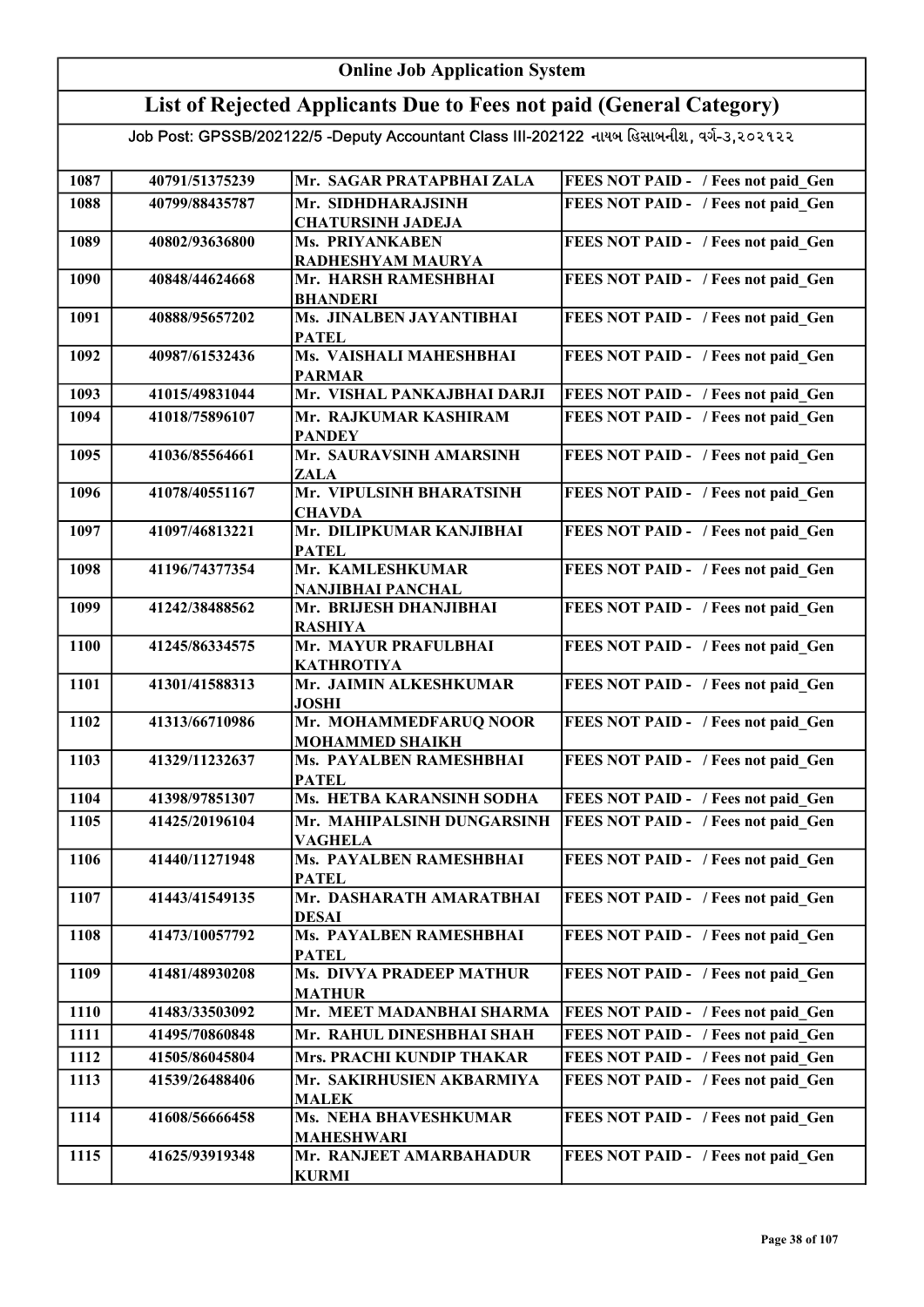# Online Job Application System

## List of Rejected Applicants Due to Fees not paid (General Category)

Job Post: GPSSB/202122/5 -Deputy Accountant Class III-202122 નાયબ હિસાબનીશ, વર્ગ-૩,૨૦૨૧૨૨

| | | | |
|---|---|---|---|
| 1087 | 40791/51375239 | Mr. SAGAR PRATAPBHAI ZALA | FEES NOT PAID - / Fees not paid_Gen |
| 1088 | 40799/88435787 | Mr. SIDHDHARAJSINH CHATURSINH JADEJA | FEES NOT PAID - / Fees not paid_Gen |
| 1089 | 40802/93636800 | Ms. PRIYANKABEN RADHESHYAM MAURYA | FEES NOT PAID - / Fees not paid_Gen |
| 1090 | 40848/44624668 | Mr. HARSH RAMESHBHAI BHANDERI | FEES NOT PAID - / Fees not paid_Gen |
| 1091 | 40888/95657202 | Ms. JINALBEN JAYANTIBHAI PATEL | FEES NOT PAID - / Fees not paid_Gen |
| 1092 | 40987/61532436 | Ms. VAISHALI MAHESHBHAI PARMAR | FEES NOT PAID - / Fees not paid_Gen |
| 1093 | 41015/49831044 | Mr. VISHAL PANKAJBHAI DARJI | FEES NOT PAID - / Fees not paid_Gen |
| 1094 | 41018/75896107 | Mr. RAJKUMAR KASHIRAM PANDEY | FEES NOT PAID - / Fees not paid_Gen |
| 1095 | 41036/85564661 | Mr. SAURAVSINH AMARSINH ZALA | FEES NOT PAID - / Fees not paid_Gen |
| 1096 | 41078/40551167 | Mr. VIPULSINH BHARATSINH CHAVDA | FEES NOT PAID - / Fees not paid_Gen |
| 1097 | 41097/46813221 | Mr. DILIPKUMAR KANJIBHAI PATEL | FEES NOT PAID - / Fees not paid_Gen |
| 1098 | 41196/74377354 | Mr. KAMLESHKUMAR NANJIBHAI PANCHAL | FEES NOT PAID - / Fees not paid_Gen |
| 1099 | 41242/38488562 | Mr. BRIJESH DHANJIBHAI RASHIYA | FEES NOT PAID - / Fees not paid_Gen |
| 1100 | 41245/86334575 | Mr. MAYUR PRAFULBHAI KATHROTIYA | FEES NOT PAID - / Fees not paid_Gen |
| 1101 | 41301/41588313 | Mr. JAIMIN ALKESHKUMAR JOSHI | FEES NOT PAID - / Fees not paid_Gen |
| 1102 | 41313/66710986 | Mr. MOHAMMEDFARUQ NOOR MOHAMMED SHAIKH | FEES NOT PAID - / Fees not paid_Gen |
| 1103 | 41329/11232637 | Ms. PAYALBEN RAMESHBHAI PATEL | FEES NOT PAID - / Fees not paid_Gen |
| 1104 | 41398/97851307 | Ms. HETBA KARANSINH SODHA | FEES NOT PAID - / Fees not paid_Gen |
| 1105 | 41425/20196104 | Mr. MAHIPALSINH DUNGARSINH VAGHELA | FEES NOT PAID - / Fees not paid_Gen |
| 1106 | 41440/11271948 | Ms. PAYALBEN RAMESHBHAI PATEL | FEES NOT PAID - / Fees not paid_Gen |
| 1107 | 41443/41549135 | Mr. DASHARATH AMARATBHAI DESAI | FEES NOT PAID - / Fees not paid_Gen |
| 1108 | 41473/10057792 | Ms. PAYALBEN RAMESHBHAI PATEL | FEES NOT PAID - / Fees not paid_Gen |
| 1109 | 41481/48930208 | Ms. DIVYA PRADEEP MATHUR MATHUR | FEES NOT PAID - / Fees not paid_Gen |
| 1110 | 41483/33503092 | Mr. MEET MADANBHAI SHARMA | FEES NOT PAID - / Fees not paid_Gen |
| 1111 | 41495/70860848 | Mr. RAHUL DINESHBHAI SHAH | FEES NOT PAID - / Fees not paid_Gen |
| 1112 | 41505/86045804 | Mrs. PRACHI KUNDIP THAKAR | FEES NOT PAID - / Fees not paid_Gen |
| 1113 | 41539/26488406 | Mr. SAKIRHUSIEN AKBARMIYA MALEK | FEES NOT PAID - / Fees not paid_Gen |
| 1114 | 41608/56666458 | Ms. NEHA BHAVESHKUMAR MAHESHWARI | FEES NOT PAID - / Fees not paid_Gen |
| 1115 | 41625/93919348 | Mr. RANJEET AMARBAHADUR KURMI | FEES NOT PAID - / Fees not paid_Gen |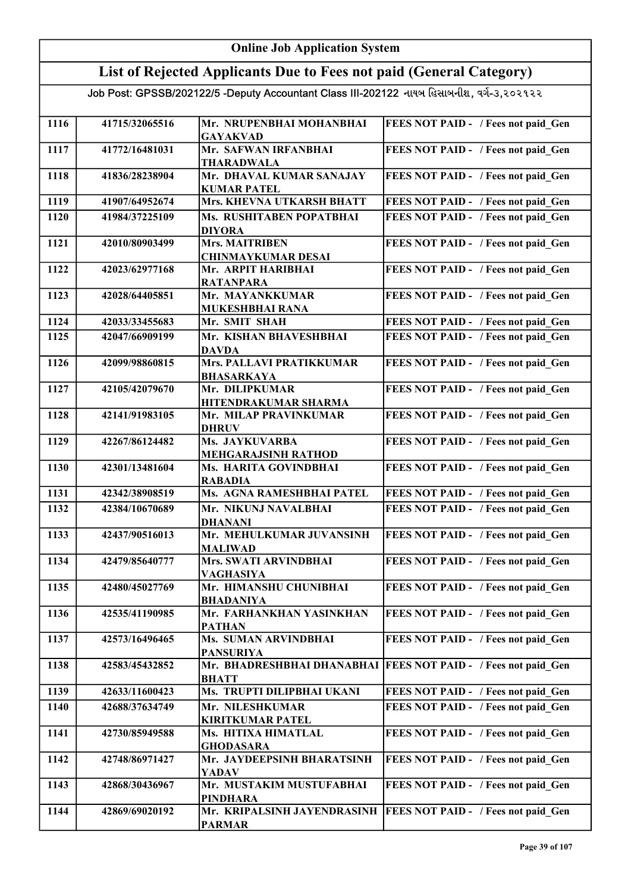# Online Job Application System

## List of Rejected Applicants Due to Fees not paid (General Category)

Job Post: GPSSB/202122/5 -Deputy Accountant Class III-202122 નાયબ હિસાબનીશ, વર્ગ-૩,૨૦૨૧૨૨

| | | | |
|---|---|---|---|
| 1116 | 41715/32065516 | Mr. NRUPENBHAI MOHANBHAI GAYAKVAD | FEES NOT PAID - / Fees not paid_Gen |
| 1117 | 41772/16481031 | Mr. SAFWAN IRFANBHAI THARADWALA | FEES NOT PAID - / Fees not paid_Gen |
| 1118 | 41836/28238904 | Mr. DHAVAL KUMAR SANAJAY KUMAR PATEL | FEES NOT PAID - / Fees not paid_Gen |
| 1119 | 41907/64952674 | Mrs. KHEVNA UTKARSH BHATT | FEES NOT PAID - / Fees not paid_Gen |
| 1120 | 41984/37225109 | Ms. RUSHITABEN POPATBHAI DIYORA | FEES NOT PAID - / Fees not paid_Gen |
| 1121 | 42010/80903499 | Mrs. MAITRIBEN CHINMAYKUMAR DESAI | FEES NOT PAID - / Fees not paid_Gen |
| 1122 | 42023/62977168 | Mr. ARPIT HARIBHAI RATANPARA | FEES NOT PAID - / Fees not paid_Gen |
| 1123 | 42028/64405851 | Mr. MAYANKKUMAR MUKESHBHAI RANA | FEES NOT PAID - / Fees not paid_Gen |
| 1124 | 42033/33455683 | Mr. SMIT SHAH | FEES NOT PAID - / Fees not paid_Gen |
| 1125 | 42047/66909199 | Mr. KISHAN BHAVESHBHAI DAVDA | FEES NOT PAID - / Fees not paid_Gen |
| 1126 | 42099/98860815 | Mrs. PALLAVI PRATIKKUMAR BHASARKAYA | FEES NOT PAID - / Fees not paid_Gen |
| 1127 | 42105/42079670 | Mr. DILIPKUMAR HITENDRAKUMAR SHARMA | FEES NOT PAID - / Fees not paid_Gen |
| 1128 | 42141/91983105 | Mr. MILAP PRAVINKUMAR DHRUV | FEES NOT PAID - / Fees not paid_Gen |
| 1129 | 42267/86124482 | Ms. JAYKUVARBA MEHGARAJSINH RATHOD | FEES NOT PAID - / Fees not paid_Gen |
| 1130 | 42301/13481604 | Ms. HARITA GOVINDBHAI RABADIA | FEES NOT PAID - / Fees not paid_Gen |
| 1131 | 42342/38908519 | Ms. AGNA RAMESHBHAI PATEL | FEES NOT PAID - / Fees not paid_Gen |
| 1132 | 42384/10670689 | Mr. NIKUNJ NAVALBHAI DHANANI | FEES NOT PAID - / Fees not paid_Gen |
| 1133 | 42437/90516013 | Mr. MEHULKUMAR JUVANSINH MALIWAD | FEES NOT PAID - / Fees not paid_Gen |
| 1134 | 42479/85640777 | Mrs. SWATI ARVINDBHAI VAGHASIYA | FEES NOT PAID - / Fees not paid_Gen |
| 1135 | 42480/45027769 | Mr. HIMANSHU CHUNIBHAI BHADANIYA | FEES NOT PAID - / Fees not paid_Gen |
| 1136 | 42535/41190985 | Mr. FARHANKHAN YASINKHAN PATHAN | FEES NOT PAID - / Fees not paid_Gen |
| 1137 | 42573/16496465 | Ms. SUMAN ARVINDBHAI PANSURIYA | FEES NOT PAID - / Fees not paid_Gen |
| 1138 | 42583/45432852 | Mr. BHADRESHBHAI DHANABHAI BHATT | FEES NOT PAID - / Fees not paid_Gen |
| 1139 | 42633/11600423 | Ms. TRUPTI DILIPBHAI UKANI | FEES NOT PAID - / Fees not paid_Gen |
| 1140 | 42688/37634749 | Mr. NILESHKUMAR KIRITKUMAR PATEL | FEES NOT PAID - / Fees not paid_Gen |
| 1141 | 42730/85949588 | Ms. HITIXA HIMATLAL GHODASARA | FEES NOT PAID - / Fees not paid_Gen |
| 1142 | 42748/86971427 | Mr. JAYDEEPSINH BHARATSINH YADAV | FEES NOT PAID - / Fees not paid_Gen |
| 1143 | 42868/30436967 | Mr. MUSTAKIM MUSTUFABHAI PINDHARA | FEES NOT PAID - / Fees not paid_Gen |
| 1144 | 42869/69020192 | Mr. KRIPALSINH JAYENDRASINH PARMAR | FEES NOT PAID - / Fees not paid_Gen |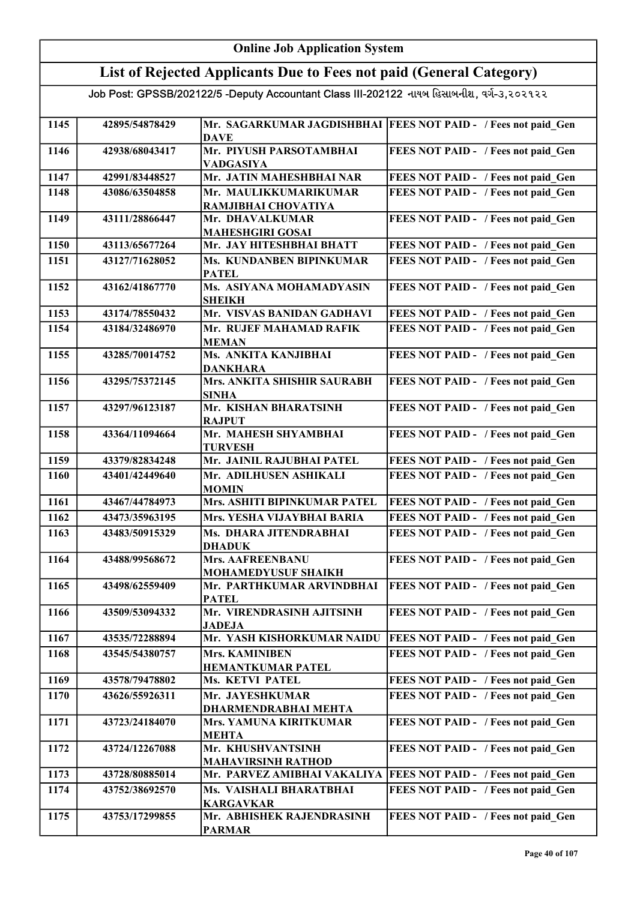# Online Job Application System

## List of Rejected Applicants Due to Fees not paid (General Category)

Job Post: GPSSB/202122/5 -Deputy Accountant Class III-202122 નાયબ હિસાબનીશ, વર્ગ-૩,૨૦૨૧૨૨

| | | | |
|---|---|---|---|
| 1145 | 42895/54878429 | Mr. SAGARKUMAR JAGDISHBHAI DAVE | FEES NOT PAID - / Fees not paid_Gen |
| 1146 | 42938/68043417 | Mr. PIYUSH PARSOTAMBHAI VADGASIYA | FEES NOT PAID - / Fees not paid_Gen |
| 1147 | 42991/83448527 | Mr. JATIN MAHESHBHAI NAR | FEES NOT PAID - / Fees not paid_Gen |
| 1148 | 43086/63504858 | Mr. MAULIKKUMARIKUMAR RAMJIBHAI CHOVATIYA | FEES NOT PAID - / Fees not paid_Gen |
| 1149 | 43111/28866447 | Mr. DHAVALKUMAR MAHESHGIRI GOSAI | FEES NOT PAID - / Fees not paid_Gen |
| 1150 | 43113/65677264 | Mr. JAY HITESHBHAI BHATT | FEES NOT PAID - / Fees not paid_Gen |
| 1151 | 43127/71628052 | Ms. KUNDANBEN BIPINKUMAR PATEL | FEES NOT PAID - / Fees not paid_Gen |
| 1152 | 43162/41867770 | Ms. ASIYANA MOHAMADYASIN SHEIKH | FEES NOT PAID - / Fees not paid_Gen |
| 1153 | 43174/78550432 | Mr. VISVAS BANIDAN GADHAVI | FEES NOT PAID - / Fees not paid_Gen |
| 1154 | 43184/32486970 | Mr. RUJEF MAHAMAD RAFIK MEMAN | FEES NOT PAID - / Fees not paid_Gen |
| 1155 | 43285/70014752 | Ms. ANKITA KANJIBHAI DANKHARA | FEES NOT PAID - / Fees not paid_Gen |
| 1156 | 43295/75372145 | Mrs. ANKITA SHISHIR SAURABH SINHA | FEES NOT PAID - / Fees not paid_Gen |
| 1157 | 43297/96123187 | Mr. KISHAN BHARATSINH RAJPUT | FEES NOT PAID - / Fees not paid_Gen |
| 1158 | 43364/11094664 | Mr. MAHESH SHYAMBHAI TURVESH | FEES NOT PAID - / Fees not paid_Gen |
| 1159 | 43379/82834248 | Mr. JAINIL RAJUBHAI PATEL | FEES NOT PAID - / Fees not paid_Gen |
| 1160 | 43401/42449640 | Mr. ADILHUSEN ASHIKALI MOMIN | FEES NOT PAID - / Fees not paid_Gen |
| 1161 | 43467/44784973 | Mrs. ASHITI BIPINKUMAR PATEL | FEES NOT PAID - / Fees not paid_Gen |
| 1162 | 43473/35963195 | Mrs. YESHA VIJAYBHAI BARIA | FEES NOT PAID - / Fees not paid_Gen |
| 1163 | 43483/50915329 | Ms. DHARA JITENDRABHAI DHADUK | FEES NOT PAID - / Fees not paid_Gen |
| 1164 | 43488/99568672 | Mrs. AAFREENBANU MOHAMEDYUSUF SHAIKH | FEES NOT PAID - / Fees not paid_Gen |
| 1165 | 43498/62559409 | Mr. PARTHKUMAR ARVINDBHAI PATEL | FEES NOT PAID - / Fees not paid_Gen |
| 1166 | 43509/53094332 | Mr. VIRENDRASINH AJITSINH JADEJA | FEES NOT PAID - / Fees not paid_Gen |
| 1167 | 43535/72288894 | Mr. YASH KISHORKUMAR NAIDU | FEES NOT PAID - / Fees not paid_Gen |
| 1168 | 43545/54380757 | Mrs. KAMINIBEN HEMANTKUMAR PATEL | FEES NOT PAID - / Fees not paid_Gen |
| 1169 | 43578/79478802 | Ms. KETVI PATEL | FEES NOT PAID - / Fees not paid_Gen |
| 1170 | 43626/55926311 | Mr. JAYESHKUMAR DHARMENDRABHAI MEHTA | FEES NOT PAID - / Fees not paid_Gen |
| 1171 | 43723/24184070 | Mrs. YAMUNA KIRITKUMAR MEHTA | FEES NOT PAID - / Fees not paid_Gen |
| 1172 | 43724/12267088 | Mr. KHUSHVANTSINH MAHAVIRSINH RATHOD | FEES NOT PAID - / Fees not paid_Gen |
| 1173 | 43728/80885014 | Mr. PARVEZ AMIBHAI VAKALIYA | FEES NOT PAID - / Fees not paid_Gen |
| 1174 | 43752/38692570 | Ms. VAISHALI BHARATBHAI KARGAVKAR | FEES NOT PAID - / Fees not paid_Gen |
| 1175 | 43753/17299855 | Mr. ABHISHEK RAJENDRASINH PARMAR | FEES NOT PAID - / Fees not paid_Gen |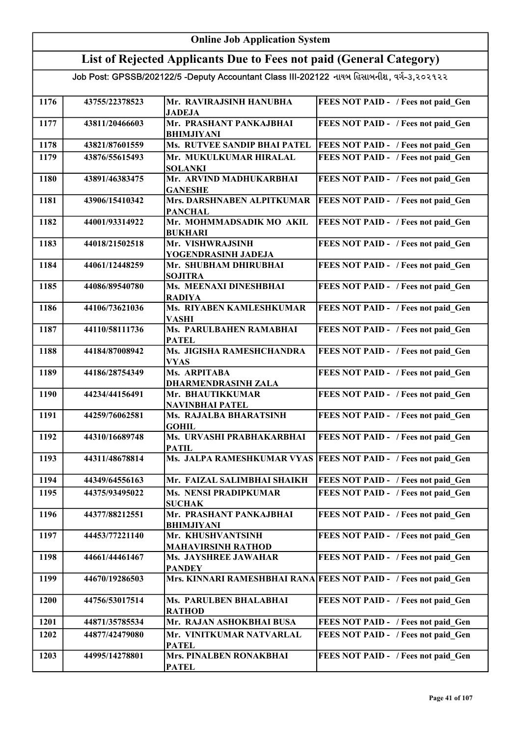# Online Job Application System

## List of Rejected Applicants Due to Fees not paid (General Category)

Job Post: GPSSB/202122/5 -Deputy Accountant Class III-202122 નાયબ હિસાબનીશ, વર્ગ-૩,૨૦૨૧૨૨

| | | | |
|---|---|---|---|
| 1176 | 43755/22378523 | Mr. RAVIRAJSINH HANUBHA JADEJA | FEES NOT PAID - / Fees not paid_Gen |
| 1177 | 43811/20466603 | Mr. PRASHANT PANKAJBHAI BHIMJIYANI | FEES NOT PAID - / Fees not paid_Gen |
| 1178 | 43821/87601559 | Ms. RUTVEE SANDIP BHAI PATEL | FEES NOT PAID - / Fees not paid_Gen |
| 1179 | 43876/55615493 | Mr. MUKULKUMAR HIRALAL SOLANKI | FEES NOT PAID - / Fees not paid_Gen |
| 1180 | 43891/46383475 | Mr. ARVIND MADHUKARBHAI GANESHE | FEES NOT PAID - / Fees not paid_Gen |
| 1181 | 43906/15410342 | Mrs. DARSHNABEN ALPITKUMAR PANCHAL | FEES NOT PAID - / Fees not paid_Gen |
| 1182 | 44001/93314922 | Mr. MOHMMADSADIK MO AKIL BUKHARI | FEES NOT PAID - / Fees not paid_Gen |
| 1183 | 44018/21502518 | Mr. VISHWRAJSINH YOGENDRASINH JADEJA | FEES NOT PAID - / Fees not paid_Gen |
| 1184 | 44061/12448259 | Mr. SHUBHAM DHIRUBHAI SOJITRA | FEES NOT PAID - / Fees not paid_Gen |
| 1185 | 44086/89540780 | Ms. MEENAXI DINESHBHAI RADIYA | FEES NOT PAID - / Fees not paid_Gen |
| 1186 | 44106/73621036 | Ms. RIYABEN KAMLESHKUMAR VASHI | FEES NOT PAID - / Fees not paid_Gen |
| 1187 | 44110/58111736 | Ms. PARULBAHEN RAMABHAI PATEL | FEES NOT PAID - / Fees not paid_Gen |
| 1188 | 44184/87008942 | Ms. JIGISHA RAMESHCHANDRA VYAS | FEES NOT PAID - / Fees not paid_Gen |
| 1189 | 44186/28754349 | Ms. ARPITABA DHARMENDRASINH ZALA | FEES NOT PAID - / Fees not paid_Gen |
| 1190 | 44234/44156491 | Mr. BHAUTIKKUMAR NAVINBHAI PATEL | FEES NOT PAID - / Fees not paid_Gen |
| 1191 | 44259/76062581 | Ms. RAJALBA BHARATSINH GOHIL | FEES NOT PAID - / Fees not paid_Gen |
| 1192 | 44310/16689748 | Ms. URVASHI PRABHAKARBHAI PATIL | FEES NOT PAID - / Fees not paid_Gen |
| 1193 | 44311/48678814 | Ms. JALPA RAMESHKUMAR VYAS | FEES NOT PAID - / Fees not paid_Gen |
| 1194 | 44349/64556163 | Mr. FAIZAL SALIMBHAI SHAIKH | FEES NOT PAID - / Fees not paid_Gen |
| 1195 | 44375/93495022 | Ms. NENSI PRADIPKUMAR SUCHAK | FEES NOT PAID - / Fees not paid_Gen |
| 1196 | 44377/88212551 | Mr. PRASHANT PANKAJBHAI BHIMJIYANI | FEES NOT PAID - / Fees not paid_Gen |
| 1197 | 44453/77221140 | Mr. KHUSHVANTSINH MAHAVIRSINH RATHOD | FEES NOT PAID - / Fees not paid_Gen |
| 1198 | 44661/44461467 | Ms. JAYSHREE JAWAHAR PANDEY | FEES NOT PAID - / Fees not paid_Gen |
| 1199 | 44670/19286503 | Mrs. KINNARI RAMESHBHAI RANA | FEES NOT PAID - / Fees not paid_Gen |
| 1200 | 44756/53017514 | Ms. PARULBEN BHALABHAI RATHOD | FEES NOT PAID - / Fees not paid_Gen |
| 1201 | 44871/35785534 | Mr. RAJAN ASHOKBHAI BUSA | FEES NOT PAID - / Fees not paid_Gen |
| 1202 | 44877/42479080 | Mr. VINITKUMAR NATVARLAL PATEL | FEES NOT PAID - / Fees not paid_Gen |
| 1203 | 44995/14278801 | Mrs. PINALBEN RONAKBHAI PATEL | FEES NOT PAID - / Fees not paid_Gen |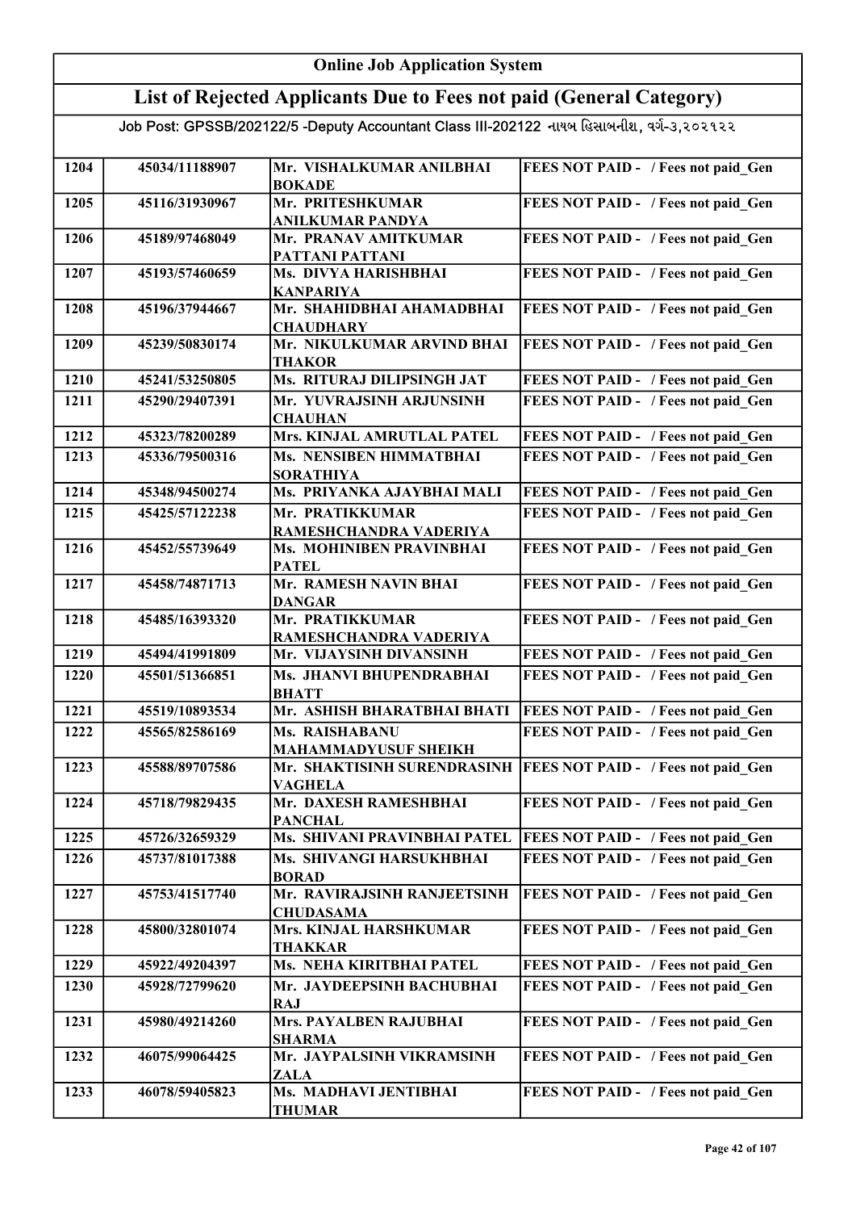# Online Job Application System

## List of Rejected Applicants Due to Fees not paid (General Category)

### Job Post: GPSSB/202122/5 -Deputy Accountant Class III-202122 નાયબ હિસાબનીશ, વર્ગ-૩,૨૦૨૧૨૨

| | | | |
|---|---|---|---|
| 1204 | 45034/11188907 | Mr. VISHALKUMAR ANILBHAI BOKADE | FEES NOT PAID - / Fees not paid_Gen |
| 1205 | 45116/31930967 | Mr. PRITESHKUMAR ANILKUMAR PANDYA | FEES NOT PAID - / Fees not paid_Gen |
| 1206 | 45189/97468049 | Mr. PRANAV AMITKUMAR PATTANI PATTANI | FEES NOT PAID - / Fees not paid_Gen |
| 1207 | 45193/57460659 | Ms. DIVYA HARISHBHAI KANPARIYA | FEES NOT PAID - / Fees not paid_Gen |
| 1208 | 45196/37944667 | Mr. SHAHIDBHAI AHAMADBHAI CHAUDHARY | FEES NOT PAID - / Fees not paid_Gen |
| 1209 | 45239/50830174 | Mr. NIKULKUMAR ARVIND BHAI THAKOR | FEES NOT PAID - / Fees not paid_Gen |
| 1210 | 45241/53250805 | Ms. RITURAJ DILIPSINGH JAT | FEES NOT PAID - / Fees not paid_Gen |
| 1211 | 45290/29407391 | Mr. YUVRAJSINH ARJUNSINH CHAUHAN | FEES NOT PAID - / Fees not paid_Gen |
| 1212 | 45323/78200289 | Mrs. KINJAL AMRUTLAL PATEL | FEES NOT PAID - / Fees not paid_Gen |
| 1213 | 45336/79500316 | Ms. NENSIBEN HIMMATBHAI SORATHIYA | FEES NOT PAID - / Fees not paid_Gen |
| 1214 | 45348/94500274 | Ms. PRIYANKA AJAYBHAI MALI | FEES NOT PAID - / Fees not paid_Gen |
| 1215 | 45425/57122238 | Mr. PRATIKKUMAR RAMESHCHANDRA VADERIYA | FEES NOT PAID - / Fees not paid_Gen |
| 1216 | 45452/55739649 | Ms. MOHINIBEN PRAVINBHAI PATEL | FEES NOT PAID - / Fees not paid_Gen |
| 1217 | 45458/74871713 | Mr. RAMESH NAVIN BHAI DANGAR | FEES NOT PAID - / Fees not paid_Gen |
| 1218 | 45485/16393320 | Mr. PRATIKKUMAR RAMESHCHANDRA VADERIYA | FEES NOT PAID - / Fees not paid_Gen |
| 1219 | 45494/41991809 | Mr. VIJAYSINH DIVANSINH | FEES NOT PAID - / Fees not paid_Gen |
| 1220 | 45501/51366851 | Ms. JHANVI BHUPENDRABHAI BHATT | FEES NOT PAID - / Fees not paid_Gen |
| 1221 | 45519/10893534 | Mr. ASHISH BHARATBHAI BHATI | FEES NOT PAID - / Fees not paid_Gen |
| 1222 | 45565/82586169 | Ms. RAISHABANU MAHAMMADYUSUF SHEIKH | FEES NOT PAID - / Fees not paid_Gen |
| 1223 | 45588/89707586 | Mr. SHAKTISINH SURENDRASINH VAGHELA | FEES NOT PAID - / Fees not paid_Gen |
| 1224 | 45718/79829435 | Mr. DAXESH RAMESHBHAI PANCHAL | FEES NOT PAID - / Fees not paid_Gen |
| 1225 | 45726/32659329 | Ms. SHIVANI PRAVINBHAI PATEL | FEES NOT PAID - / Fees not paid_Gen |
| 1226 | 45737/81017388 | Ms. SHIVANGI HARSUKHBHAI BORAD | FEES NOT PAID - / Fees not paid_Gen |
| 1227 | 45753/41517740 | Mr. RAVIRAJSINH RANJEETSINH CHUDASAMA | FEES NOT PAID - / Fees not paid_Gen |
| 1228 | 45800/32801074 | Mrs. KINJAL HARSHKUMAR THAKKAR | FEES NOT PAID - / Fees not paid_Gen |
| 1229 | 45922/49204397 | Ms. NEHA KIRITBHAI PATEL | FEES NOT PAID - / Fees not paid_Gen |
| 1230 | 45928/72799620 | Mr. JAYDEEPSINH BACHUBHAI RAJ | FEES NOT PAID - / Fees not paid_Gen |
| 1231 | 45980/49214260 | Mrs. PAYALBEN RAJUBHAI SHARMA | FEES NOT PAID - / Fees not paid_Gen |
| 1232 | 46075/99064425 | Mr. JAYPALSINH VIKRAMSINH ZALA | FEES NOT PAID - / Fees not paid_Gen |
| 1233 | 46078/59405823 | Ms. MADHAVI JENTIBHAI THUMAR | FEES NOT PAID - / Fees not paid_Gen |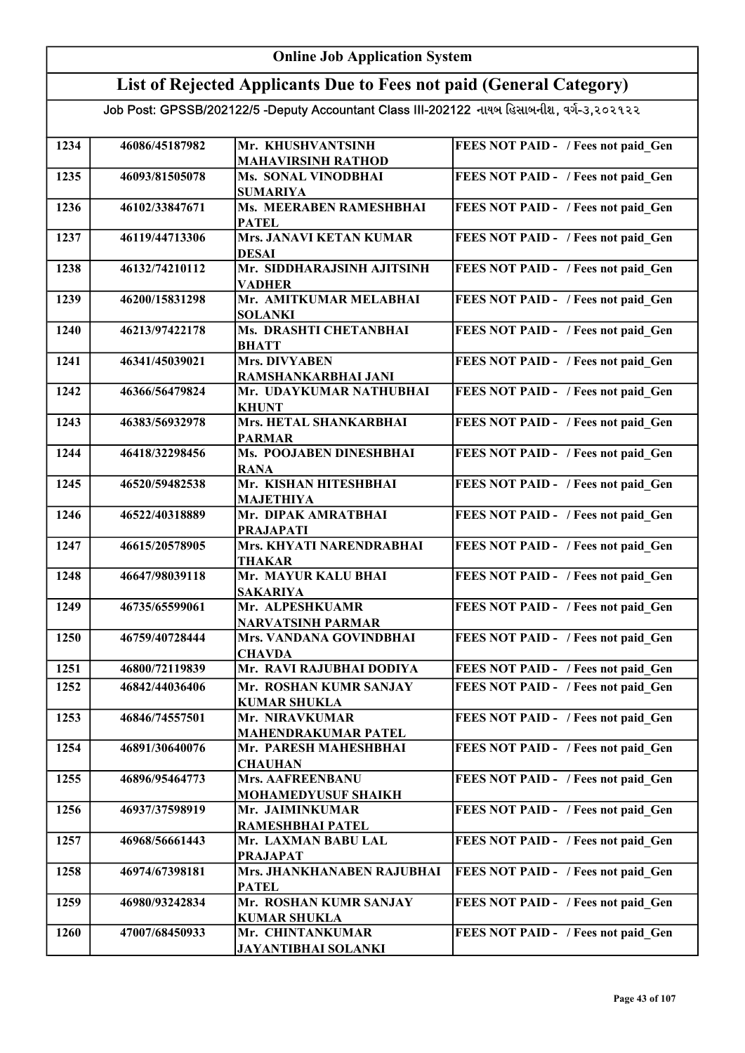# Online Job Application System

## List of Rejected Applicants Due to Fees not paid (General Category)

Job Post: GPSSB/202122/5 -Deputy Accountant Class III-202122 નાયબ હિસાબનીશ, વર્ગ-૩,૨૦૨૧૨૨

| | | | |
|---|---|---|---|
| 1234 | 46086/45187982 | Mr. KHUSHVANTSINH MAHAVIRSINH RATHOD | FEES NOT PAID - / Fees not paid_Gen |
| 1235 | 46093/81505078 | Ms. SONAL VINODBHAI SUMARIYA | FEES NOT PAID - / Fees not paid_Gen |
| 1236 | 46102/33847671 | Ms. MEERABEN RAMESHBHAI PATEL | FEES NOT PAID - / Fees not paid_Gen |
| 1237 | 46119/44713306 | Mrs. JANAVI KETAN KUMAR DESAI | FEES NOT PAID - / Fees not paid_Gen |
| 1238 | 46132/74210112 | Mr. SIDDHARAJSINH AJITSINH VADHER | FEES NOT PAID - / Fees not paid_Gen |
| 1239 | 46200/15831298 | Mr. AMITKUMAR MELABHAI SOLANKI | FEES NOT PAID - / Fees not paid_Gen |
| 1240 | 46213/97422178 | Ms. DRASHTI CHETANBHAI BHATT | FEES NOT PAID - / Fees not paid_Gen |
| 1241 | 46341/45039021 | Mrs. DIVYABEN RAMSHANKARBHAI JANI | FEES NOT PAID - / Fees not paid_Gen |
| 1242 | 46366/56479824 | Mr. UDAYKUMAR NATHUBHAI KHUNT | FEES NOT PAID - / Fees not paid_Gen |
| 1243 | 46383/56932978 | Mrs. HETAL SHANKARBHAI PARMAR | FEES NOT PAID - / Fees not paid_Gen |
| 1244 | 46418/32298456 | Ms. POOJABEN DINESHBHAI RANA | FEES NOT PAID - / Fees not paid_Gen |
| 1245 | 46520/59482538 | Mr. KISHAN HITESHBHAI MAJETHIYA | FEES NOT PAID - / Fees not paid_Gen |
| 1246 | 46522/40318889 | Mr. DIPAK AMRATBHAI PRAJAPATI | FEES NOT PAID - / Fees not paid_Gen |
| 1247 | 46615/20578905 | Mrs. KHYATI NARENDRABHAI THAKAR | FEES NOT PAID - / Fees not paid_Gen |
| 1248 | 46647/98039118 | Mr. MAYUR KALU BHAI SAKARIYA | FEES NOT PAID - / Fees not paid_Gen |
| 1249 | 46735/65599061 | Mr. ALPESHKUAMR NARVATSINH PARMAR | FEES NOT PAID - / Fees not paid_Gen |
| 1250 | 46759/40728444 | Mrs. VANDANA GOVINDBHAI CHAVDA | FEES NOT PAID - / Fees not paid_Gen |
| 1251 | 46800/72119839 | Mr. RAVI RAJUBHAI DODIYA | FEES NOT PAID - / Fees not paid_Gen |
| 1252 | 46842/44036406 | Mr. ROSHAN KUMR SANJAY KUMAR SHUKLA | FEES NOT PAID - / Fees not paid_Gen |
| 1253 | 46846/74557501 | Mr. NIRAVKUMAR MAHENDRAKUMAR PATEL | FEES NOT PAID - / Fees not paid_Gen |
| 1254 | 46891/30640076 | Mr. PARESH MAHESHBHAI CHAUHAN | FEES NOT PAID - / Fees not paid_Gen |
| 1255 | 46896/95464773 | Mrs. AAFREENBANU MOHAMEDYUSUF SHAIKH | FEES NOT PAID - / Fees not paid_Gen |
| 1256 | 46937/37598919 | Mr. JAIMINKUMAR RAMESHBHAI PATEL | FEES NOT PAID - / Fees not paid_Gen |
| 1257 | 46968/56661443 | Mr. LAXMAN BABU LAL PRAJAPAT | FEES NOT PAID - / Fees not paid_Gen |
| 1258 | 46974/67398181 | Mrs. JHANKHANABEN RAJUBHAI PATEL | FEES NOT PAID - / Fees not paid_Gen |
| 1259 | 46980/93242834 | Mr. ROSHAN KUMR SANJAY KUMAR SHUKLA | FEES NOT PAID - / Fees not paid_Gen |
| 1260 | 47007/68450933 | Mr. CHINTANKUMAR JAYANTIBHAI SOLANKI | FEES NOT PAID - / Fees not paid_Gen |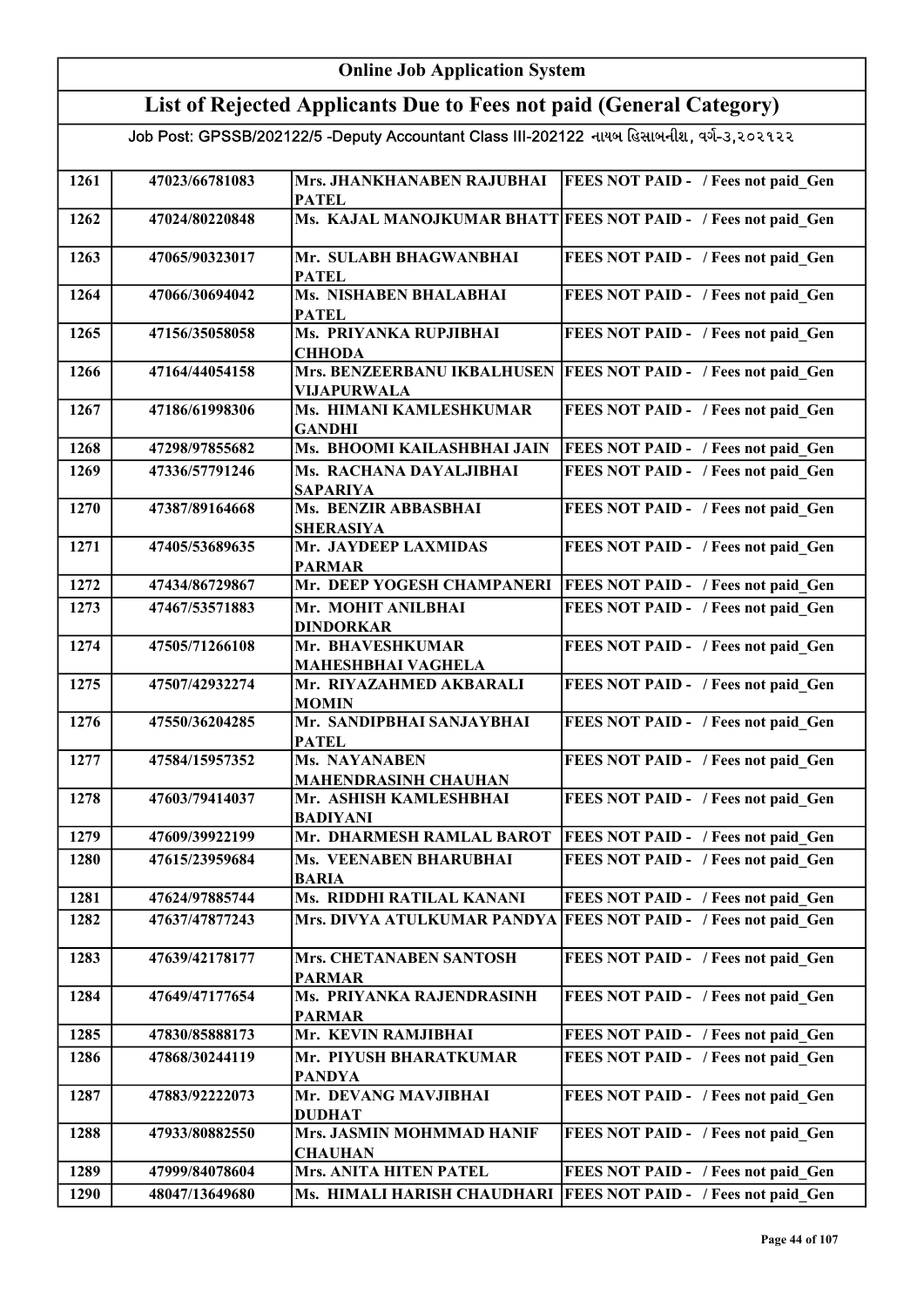# Online Job Application System

## List of Rejected Applicants Due to Fees not paid (General Category)

Job Post: GPSSB/202122/5 -Deputy Accountant Class III-202122 નાયબ હિસાબનીશ, વર્ગ-૩,૨૦૨૧૨૨

| | | | |
|---|---|---|---|
| 1261 | 47023/66781083 | Mrs. JHANKHANABEN RAJUBHAI PATEL | FEES NOT PAID - / Fees not paid_Gen |
| 1262 | 47024/80220848 | Ms. KAJAL MANOJKUMAR BHATT | FEES NOT PAID - / Fees not paid_Gen |
| 1263 | 47065/90323017 | Mr. SULABH BHAGWANBHAI PATEL | FEES NOT PAID - / Fees not paid_Gen |
| 1264 | 47066/30694042 | Ms. NISHABEN BHALABHAI PATEL | FEES NOT PAID - / Fees not paid_Gen |
| 1265 | 47156/35058058 | Ms. PRIYANKA RUPJIBHAI CHHODA | FEES NOT PAID - / Fees not paid_Gen |
| 1266 | 47164/44054158 | Mrs. BENZEERBANU IKBALHUSEN VIJAPURWALA | FEES NOT PAID - / Fees not paid_Gen |
| 1267 | 47186/61998306 | Ms. HIMANI KAMLESHKUMAR GANDHI | FEES NOT PAID - / Fees not paid_Gen |
| 1268 | 47298/97855682 | Ms. BHOOMI KAILASHBHAI JAIN | FEES NOT PAID - / Fees not paid_Gen |
| 1269 | 47336/57791246 | Ms. RACHANA DAYALJIBHAI SAPARIYA | FEES NOT PAID - / Fees not paid_Gen |
| 1270 | 47387/89164668 | Ms. BENZIR ABBASBHAI SHERASIYA | FEES NOT PAID - / Fees not paid_Gen |
| 1271 | 47405/53689635 | Mr. JAYDEEP LAXMIDAS PARMAR | FEES NOT PAID - / Fees not paid_Gen |
| 1272 | 47434/86729867 | Mr. DEEP YOGESH CHAMPANERI | FEES NOT PAID - / Fees not paid_Gen |
| 1273 | 47467/53571883 | Mr. MOHIT ANILBHAI DINDORKAR | FEES NOT PAID - / Fees not paid_Gen |
| 1274 | 47505/71266108 | Mr. BHAVESHKUMAR MAHESHBHAI VAGHELA | FEES NOT PAID - / Fees not paid_Gen |
| 1275 | 47507/42932274 | Mr. RIYAZAHMED AKBARALI MOMIN | FEES NOT PAID - / Fees not paid_Gen |
| 1276 | 47550/36204285 | Mr. SANDIPBHAI SANJAYBHAI PATEL | FEES NOT PAID - / Fees not paid_Gen |
| 1277 | 47584/15957352 | Ms. NAYANABEN MAHENDRASINH CHAUHAN | FEES NOT PAID - / Fees not paid_Gen |
| 1278 | 47603/79414037 | Mr. ASHISH KAMLESHBHAI BADIYANI | FEES NOT PAID - / Fees not paid_Gen |
| 1279 | 47609/39922199 | Mr. DHARMESH RAMLAL BAROT | FEES NOT PAID - / Fees not paid_Gen |
| 1280 | 47615/23959684 | Ms. VEENABEN BHARUBHAI BARIA | FEES NOT PAID - / Fees not paid_Gen |
| 1281 | 47624/97885744 | Ms. RIDDHI RATILAL KANANI | FEES NOT PAID - / Fees not paid_Gen |
| 1282 | 47637/47877243 | Mrs. DIVYA ATULKUMAR PANDYA | FEES NOT PAID - / Fees not paid_Gen |
| 1283 | 47639/42178177 | Mrs. CHETANABEN SANTOSH PARMAR | FEES NOT PAID - / Fees not paid_Gen |
| 1284 | 47649/47177654 | Ms. PRIYANKA RAJENDRASINH PARMAR | FEES NOT PAID - / Fees not paid_Gen |
| 1285 | 47830/85888173 | Mr. KEVIN RAMJIBHAI | FEES NOT PAID - / Fees not paid_Gen |
| 1286 | 47868/30244119 | Mr. PIYUSH BHARATKUMAR PANDYA | FEES NOT PAID - / Fees not paid_Gen |
| 1287 | 47883/92222073 | Mr. DEVANG MAVJIBHAI DUDHAT | FEES NOT PAID - / Fees not paid_Gen |
| 1288 | 47933/80882550 | Mrs. JASMIN MOHMMAD HANIF CHAUHAN | FEES NOT PAID - / Fees not paid_Gen |
| 1289 | 47999/84078604 | Mrs. ANITA HITEN PATEL | FEES NOT PAID - / Fees not paid_Gen |
| 1290 | 48047/13649680 | Ms. HIMALI HARISH CHAUDHARI | FEES NOT PAID - / Fees not paid_Gen |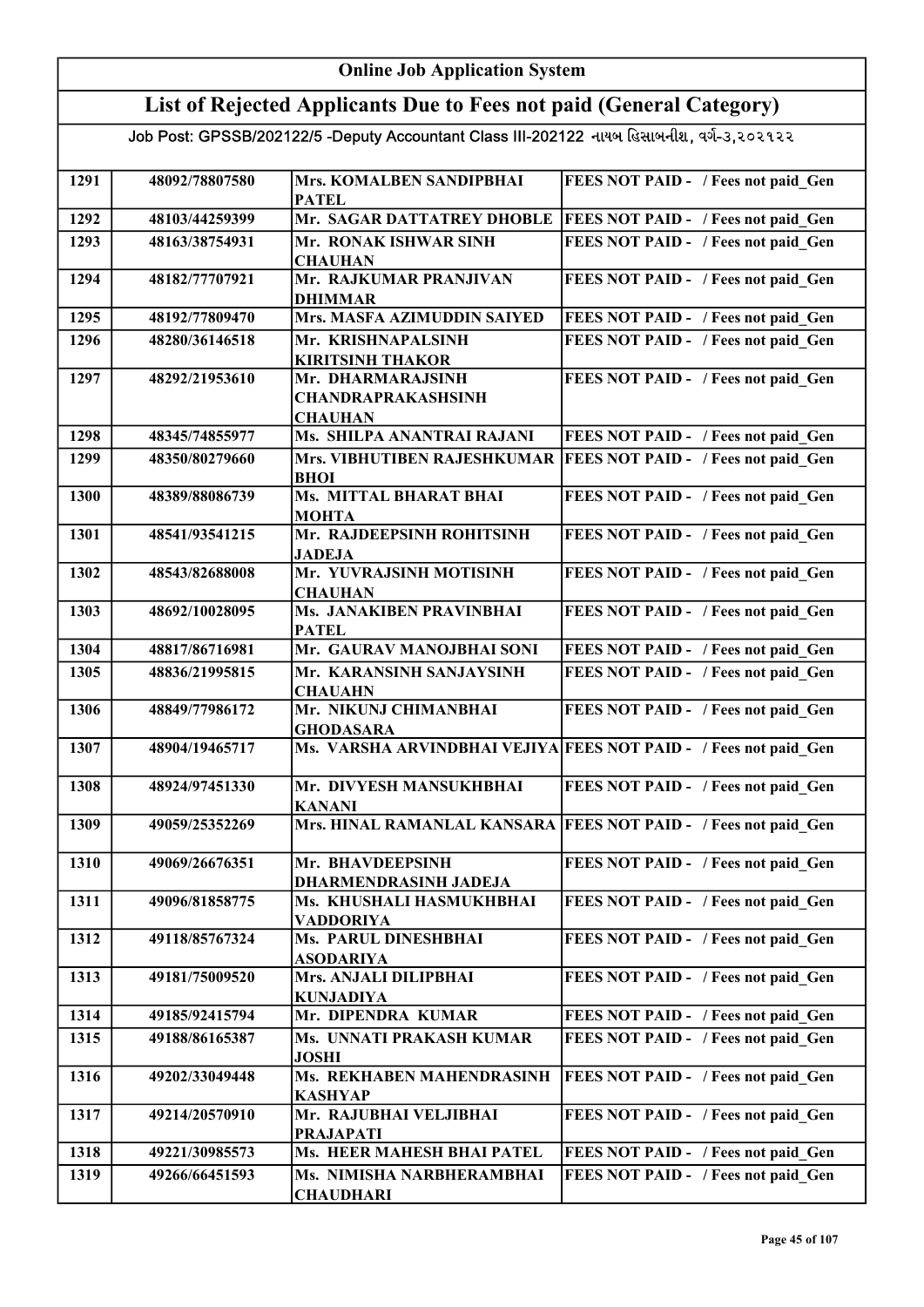| Online Job Application System | | | |
|---|---|---|---|
| **List of Rejected Applicants Due to Fees not paid (General Category)** | | | |
| Job Post: GPSSB/202122/5 -Deputy Accountant Class III-202122 નાયબ હિસાબનીશ, વર્ગ-૩,૨૦૨૧૨૨ | | | |
| 1291 | 48092/78807580 | Mrs. KOMALBEN SANDIPBHAI PATEL | FEES NOT PAID - / Fees not paid_Gen |
| 1292 | 48103/44259399 | Mr. SAGAR DATTATREY DHOBLE | FEES NOT PAID - / Fees not paid_Gen |
| 1293 | 48163/38754931 | Mr. RONAK ISHWAR SINH CHAUHAN | FEES NOT PAID - / Fees not paid_Gen |
| 1294 | 48182/77707921 | Mr. RAJKUMAR PRANJIVAN DHIMMAR | FEES NOT PAID - / Fees not paid_Gen |
| 1295 | 48192/77809470 | Mrs. MASFA AZIMUDDIN SAIYED | FEES NOT PAID - / Fees not paid_Gen |
| 1296 | 48280/36146518 | Mr. KRISHNAPALSINH KIRITSINH THAKOR | FEES NOT PAID - / Fees not paid_Gen |
| 1297 | 48292/21953610 | Mr. DHARMARAJSINH CHANDRAPRAKASHSINH CHAUHAN | FEES NOT PAID - / Fees not paid_Gen |
| 1298 | 48345/74855977 | Ms. SHILPA ANANTRAI RAJANI | FEES NOT PAID - / Fees not paid_Gen |
| 1299 | 48350/80279660 | Mrs. VIBHUTIBEN RAJESHKUMAR BHOI | FEES NOT PAID - / Fees not paid_Gen |
| 1300 | 48389/88086739 | Ms. MITTAL BHARAT BHAI MOHTA | FEES NOT PAID - / Fees not paid_Gen |
| 1301 | 48541/93541215 | Mr. RAJDEEPSINH ROHITSINH JADEJA | FEES NOT PAID - / Fees not paid_Gen |
| 1302 | 48543/82688008 | Mr. YUVRAJSINH MOTISINH CHAUHAN | FEES NOT PAID - / Fees not paid_Gen |
| 1303 | 48692/10028095 | Ms. JANAKIBEN PRAVINBHAI PATEL | FEES NOT PAID - / Fees not paid_Gen |
| 1304 | 48817/86716981 | Mr. GAURAV MANOJBHAI SONI | FEES NOT PAID - / Fees not paid_Gen |
| 1305 | 48836/21995815 | Mr. KARANSINH SANJAYSINH CHAUAHN | FEES NOT PAID - / Fees not paid_Gen |
| 1306 | 48849/77986172 | Mr. NIKUNJ CHIMANBHAI GHODASARA | FEES NOT PAID - / Fees not paid_Gen |
| 1307 | 48904/19465717 | Ms. VARSHA ARVINDBHAI VEJIYA | FEES NOT PAID - / Fees not paid_Gen |
| 1308 | 48924/97451330 | Mr. DIVYESH MANSUKHBHAI KANANI | FEES NOT PAID - / Fees not paid_Gen |
| 1309 | 49059/25352269 | Mrs. HINAL RAMANLAL KANSARA | FEES NOT PAID - / Fees not paid_Gen |
| 1310 | 49069/26676351 | Mr. BHAVDEEPSINH DHARMENDRASINH JADEJA | FEES NOT PAID - / Fees not paid_Gen |
| 1311 | 49096/81858775 | Ms. KHUSHALI HASMUKHBHAI VADDORIYA | FEES NOT PAID - / Fees not paid_Gen |
| 1312 | 49118/85767324 | Ms. PARUL DINESHBHAI ASODARIYA | FEES NOT PAID - / Fees not paid_Gen |
| 1313 | 49181/75009520 | Mrs. ANJALI DILIPBHAI KUNJADIYA | FEES NOT PAID - / Fees not paid_Gen |
| 1314 | 49185/92415794 | Mr. DIPENDRA KUMAR | FEES NOT PAID - / Fees not paid_Gen |
| 1315 | 49188/86165387 | Ms. UNNATI PRAKASH KUMAR JOSHI | FEES NOT PAID - / Fees not paid_Gen |
| 1316 | 49202/33049448 | Ms. REKHABEN MAHENDRASINH KASHYAP | FEES NOT PAID - / Fees not paid_Gen |
| 1317 | 49214/20570910 | Mr. RAJUBHAI VELJIBHAI PRAJAPATI | FEES NOT PAID - / Fees not paid_Gen |
| 1318 | 49221/30985573 | Ms. HEER MAHESH BHAI PATEL | FEES NOT PAID - / Fees not paid_Gen |
| 1319 | 49266/66451593 | Ms. NIMISHA NARBHERAMBHAI CHAUDHARI | FEES NOT PAID - / Fees not paid_Gen |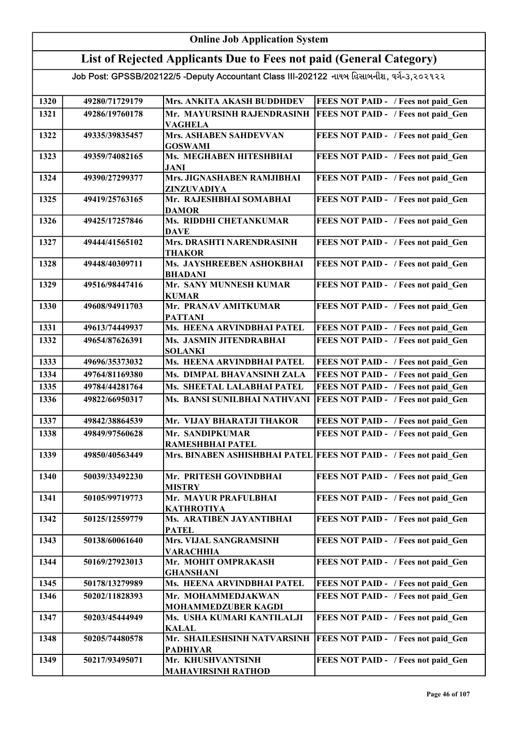# Online Job Application System

## List of Rejected Applicants Due to Fees not paid (General Category)

Job Post: GPSSB/202122/5 -Deputy Accountant Class III-202122 નાયબ હિસાબનીશ, વર્ગ-૩,૨૦૨૧૨૨

| | | | |
|---|---|---|---|
| 1320 | 49280/71729179 | Mrs. ANKITA AKASH BUDDHDEV | FEES NOT PAID - / Fees not paid_Gen |
| 1321 | 49286/19760178 | Mr. MAYURSINH RAJENDRASINH VAGHELA | FEES NOT PAID - / Fees not paid_Gen |
| 1322 | 49335/39835457 | Mrs. ASHABEN SAHDEVVAN GOSWAMI | FEES NOT PAID - / Fees not paid_Gen |
| 1323 | 49359/74082165 | Ms. MEGHABEN HITESHBHAI JANI | FEES NOT PAID - / Fees not paid_Gen |
| 1324 | 49390/27299377 | Mrs. JIGNASHABEN RAMJIBHAI ZINZUVADIYA | FEES NOT PAID - / Fees not paid_Gen |
| 1325 | 49419/25763165 | Mr. RAJESHBHAI SOMABHAI DAMOR | FEES NOT PAID - / Fees not paid_Gen |
| 1326 | 49425/17257846 | Ms. RIDDHI CHETANKUMAR DAVE | FEES NOT PAID - / Fees not paid_Gen |
| 1327 | 49444/41565102 | Mrs. DRASHTI NARENDRASINH THAKOR | FEES NOT PAID - / Fees not paid_Gen |
| 1328 | 49448/40309711 | Ms. JAYSHREEBEN ASHOKBHAI BHADANI | FEES NOT PAID - / Fees not paid_Gen |
| 1329 | 49516/98447416 | Mr. SANY MUNNESH KUMAR KUMAR | FEES NOT PAID - / Fees not paid_Gen |
| 1330 | 49608/94911703 | Mr. PRANAV AMITKUMAR PATTANI | FEES NOT PAID - / Fees not paid_Gen |
| 1331 | 49613/74449937 | Ms. HEENA ARVINDBHAI PATEL | FEES NOT PAID - / Fees not paid_Gen |
| 1332 | 49654/87626391 | Ms. JASMIN JITENDRABHAI SOLANKI | FEES NOT PAID - / Fees not paid_Gen |
| 1333 | 49696/35373032 | Ms. HEENA ARVINDBHAI PATEL | FEES NOT PAID - / Fees not paid_Gen |
| 1334 | 49764/81169380 | Ms. DIMPAL BHAVANSINH ZALA | FEES NOT PAID - / Fees not paid_Gen |
| 1335 | 49784/44281764 | Ms. SHEETAL LALABHAI PATEL | FEES NOT PAID - / Fees not paid_Gen |
| 1336 | 49822/66950317 | Ms. BANSI SUNILBHAI NATHVANI | FEES NOT PAID - / Fees not paid_Gen |
| 1337 | 49842/38864539 | Mr. VIJAY BHARATJI THAKOR | FEES NOT PAID - / Fees not paid_Gen |
| 1338 | 49849/97560628 | Mr. SANDIPKUMAR RAMESHBHAI PATEL | FEES NOT PAID - / Fees not paid_Gen |
| 1339 | 49850/40563449 | Mrs. BINABEN ASHISHBHAI PATEL | FEES NOT PAID - / Fees not paid_Gen |
| 1340 | 50039/33492230 | Mr. PRITESH GOVINDBHAI MISTRY | FEES NOT PAID - / Fees not paid_Gen |
| 1341 | 50105/99719773 | Mr. MAYUR PRAFULBHAI KATHROTIYA | FEES NOT PAID - / Fees not paid_Gen |
| 1342 | 50125/12559779 | Ms. ARATIBEN JAYANTIBHAI PATEL | FEES NOT PAID - / Fees not paid_Gen |
| 1343 | 50138/60061640 | Mrs. VIJAL SANGRAMSINH VARACHHIA | FEES NOT PAID - / Fees not paid_Gen |
| 1344 | 50169/27923013 | Mr. MOHIT OMPRAKASH GHANSHANI | FEES NOT PAID - / Fees not paid_Gen |
| 1345 | 50178/13279989 | Ms. HEENA ARVINDBHAI PATEL | FEES NOT PAID - / Fees not paid_Gen |
| 1346 | 50202/11828393 | Mr. MOHAMMEDJAKWAN MOHAMMEDZUBER KAGDI | FEES NOT PAID - / Fees not paid_Gen |
| 1347 | 50203/45444949 | Ms. USHA KUMARI KANTILALJI KALAL | FEES NOT PAID - / Fees not paid_Gen |
| 1348 | 50205/74480578 | Mr. SHAILESHSINH NATVARSINH PADHIYAR | FEES NOT PAID - / Fees not paid_Gen |
| 1349 | 50217/93495071 | Mr. KHUSHVANTSINH MAHAVIRSINH RATHOD | FEES NOT PAID - / Fees not paid_Gen |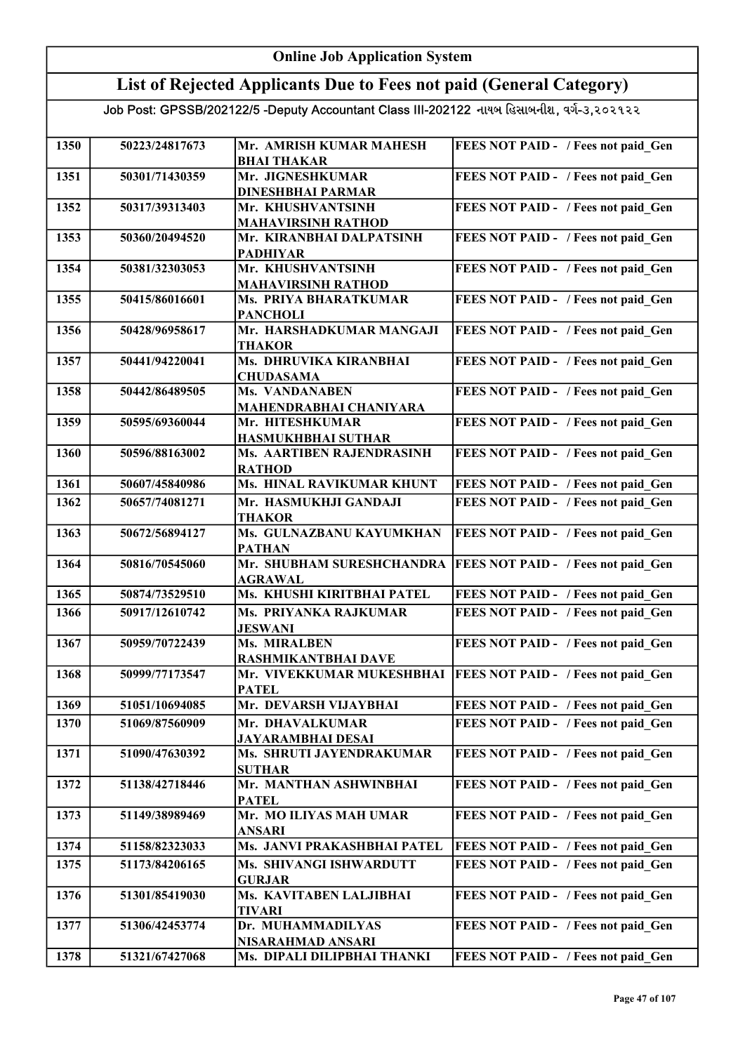# Online Job Application System

## List of Rejected Applicants Due to Fees not paid (General Category)

Job Post: GPSSB/202122/5 -Deputy Accountant Class III-202122 નાયબ હિસાબનીશ, વર્ગ-૩,૨૦૨૧૨૨

| | | | |
|---|---|---|---|
| 1350 | 50223/24817673 | Mr. AMRISH KUMAR MAHESH BHAI THAKAR | FEES NOT PAID - / Fees not paid_Gen |
| 1351 | 50301/71430359 | Mr. JIGNESHKUMAR DINESHBHAI PARMAR | FEES NOT PAID - / Fees not paid_Gen |
| 1352 | 50317/39313403 | Mr. KHUSHVANTSINH MAHAVIRSINH RATHOD | FEES NOT PAID - / Fees not paid_Gen |
| 1353 | 50360/20494520 | Mr. KIRANBHAI DALPATSINH PADHIYAR | FEES NOT PAID - / Fees not paid_Gen |
| 1354 | 50381/32303053 | Mr. KHUSHVANTSINH MAHAVIRSINH RATHOD | FEES NOT PAID - / Fees not paid_Gen |
| 1355 | 50415/86016601 | Ms. PRIYA BHARATKUMAR PANCHOLI | FEES NOT PAID - / Fees not paid_Gen |
| 1356 | 50428/96958617 | Mr. HARSHADKUMAR MANGAJI THAKOR | FEES NOT PAID - / Fees not paid_Gen |
| 1357 | 50441/94220041 | Ms. DHRUVIKA KIRANBHAI CHUDASAMA | FEES NOT PAID - / Fees not paid_Gen |
| 1358 | 50442/86489505 | Ms. VANDANABEN MAHENDRABHAI CHANIYARA | FEES NOT PAID - / Fees not paid_Gen |
| 1359 | 50595/69360044 | Mr. HITESHKUMAR HASMUKHBHAI SUTHAR | FEES NOT PAID - / Fees not paid_Gen |
| 1360 | 50596/88163002 | Ms. AARTIBEN RAJENDRASINH RATHOD | FEES NOT PAID - / Fees not paid_Gen |
| 1361 | 50607/45840986 | Ms. HINAL RAVIKUMAR KHUNT | FEES NOT PAID - / Fees not paid_Gen |
| 1362 | 50657/74081271 | Mr. HASMUKHJI GANDAJI THAKOR | FEES NOT PAID - / Fees not paid_Gen |
| 1363 | 50672/56894127 | Ms. GULNAZBANU KAYUMKHAN PATHAN | FEES NOT PAID - / Fees not paid_Gen |
| 1364 | 50816/70545060 | Mr. SHUBHAM SURESHCHANDRA AGRAWAL | FEES NOT PAID - / Fees not paid_Gen |
| 1365 | 50874/73529510 | Ms. KHUSHI KIRITBHAI PATEL | FEES NOT PAID - / Fees not paid_Gen |
| 1366 | 50917/12610742 | Ms. PRIYANKA RAJKUMAR JESWANI | FEES NOT PAID - / Fees not paid_Gen |
| 1367 | 50959/70722439 | Ms. MIRALBEN RASHMIKANTBHAI DAVE | FEES NOT PAID - / Fees not paid_Gen |
| 1368 | 50999/77173547 | Mr. VIVEKKUMAR MUKESHBHAI PATEL | FEES NOT PAID - / Fees not paid_Gen |
| 1369 | 51051/10694085 | Mr. DEVARSH VIJAYBHAI | FEES NOT PAID - / Fees not paid_Gen |
| 1370 | 51069/87560909 | Mr. DHAVALKUMAR JAYARAMBHAI DESAI | FEES NOT PAID - / Fees not paid_Gen |
| 1371 | 51090/47630392 | Ms. SHRUTI JAYENDRAKUMAR SUTHAR | FEES NOT PAID - / Fees not paid_Gen |
| 1372 | 51138/42718446 | Mr. MANTHAN ASHWINBHAI PATEL | FEES NOT PAID - / Fees not paid_Gen |
| 1373 | 51149/38989469 | Mr. MO ILIYAS MAH UMAR ANSARI | FEES NOT PAID - / Fees not paid_Gen |
| 1374 | 51158/82323033 | Ms. JANVI PRAKASHBHAI PATEL | FEES NOT PAID - / Fees not paid_Gen |
| 1375 | 51173/84206165 | Ms. SHIVANGI ISHWARDUTT GURJAR | FEES NOT PAID - / Fees not paid_Gen |
| 1376 | 51301/85419030 | Ms. KAVITABEN LALJIBHAI TIVARI | FEES NOT PAID - / Fees not paid_Gen |
| 1377 | 51306/42453774 | Dr. MUHAMMADILYAS NISARAHMAD ANSARI | FEES NOT PAID - / Fees not paid_Gen |
| 1378 | 51321/67427068 | Ms. DIPALI DILIPBHAI THANKI | FEES NOT PAID - / Fees not paid_Gen |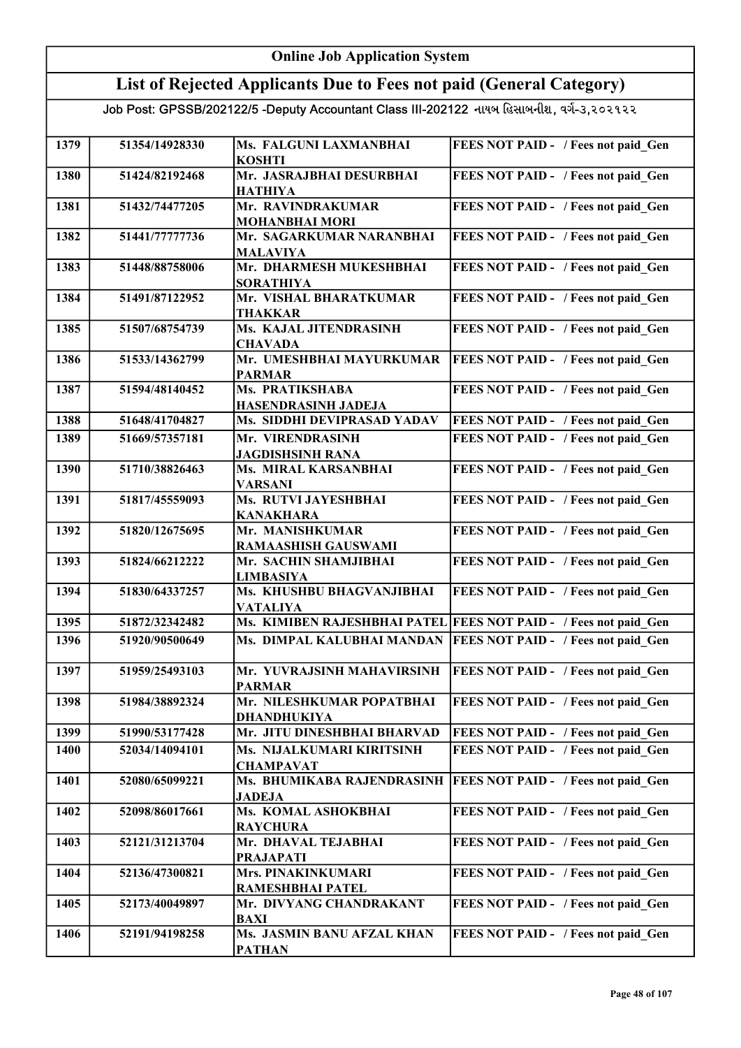# Online Job Application System

## List of Rejected Applicants Due to Fees not paid (General Category)

Job Post: GPSSB/202122/5 -Deputy Accountant Class III-202122 નાયબ હિસાબનીશ, વર્ગ-૩,૨૦૨૧૨૨

| | | | |
|---|---|---|---|
| 1379 | 51354/14928330 | Ms. FALGUNI LAXMANBHAI KOSHTI | FEES NOT PAID - / Fees not paid_Gen |
| 1380 | 51424/82192468 | Mr. JASRAJBHAI DESURBHAI HATHIYA | FEES NOT PAID - / Fees not paid_Gen |
| 1381 | 51432/74477205 | Mr. RAVINDRAKUMAR MOHANBHAI MORI | FEES NOT PAID - / Fees not paid_Gen |
| 1382 | 51441/77777736 | Mr. SAGARKUMAR NARANBHAI MALAVIYA | FEES NOT PAID - / Fees not paid_Gen |
| 1383 | 51448/88758006 | Mr. DHARMESH MUKESHBHAI SORATHIYA | FEES NOT PAID - / Fees not paid_Gen |
| 1384 | 51491/87122952 | Mr. VISHAL BHARATKUMAR THAKKAR | FEES NOT PAID - / Fees not paid_Gen |
| 1385 | 51507/68754739 | Ms. KAJAL JITENDRASINH CHAVADA | FEES NOT PAID - / Fees not paid_Gen |
| 1386 | 51533/14362799 | Mr. UMESHBHAI MAYURKUMAR PARMAR | FEES NOT PAID - / Fees not paid_Gen |
| 1387 | 51594/48140452 | Ms. PRATIKSHABA HASENDRASINH JADEJA | FEES NOT PAID - / Fees not paid_Gen |
| 1388 | 51648/41704827 | Ms. SIDDHI DEVIPRASAD YADAV | FEES NOT PAID - / Fees not paid_Gen |
| 1389 | 51669/57357181 | Mr. VIRENDRASINH JAGDISHSINH RANA | FEES NOT PAID - / Fees not paid_Gen |
| 1390 | 51710/38826463 | Ms. MIRAL KARSANBHAI VARSANI | FEES NOT PAID - / Fees not paid_Gen |
| 1391 | 51817/45559093 | Ms. RUTVI JAYESHBHAI KANAKHARA | FEES NOT PAID - / Fees not paid_Gen |
| 1392 | 51820/12675695 | Mr. MANISHKUMAR RAMAASHISH GAUSWAMI | FEES NOT PAID - / Fees not paid_Gen |
| 1393 | 51824/66212222 | Mr. SACHIN SHAMJIBHAI LIMBASIYA | FEES NOT PAID - / Fees not paid_Gen |
| 1394 | 51830/64337257 | Ms. KHUSHBU BHAGVANJIBHAI VATALIYA | FEES NOT PAID - / Fees not paid_Gen |
| 1395 | 51872/32342482 | Ms. KIMIBEN RAJESHBHAI PATEL | FEES NOT PAID - / Fees not paid_Gen |
| 1396 | 51920/90500649 | Ms. DIMPAL KALUBHAI MANDAN | FEES NOT PAID - / Fees not paid_Gen |
| 1397 | 51959/25493103 | Mr. YUVRAJSINH MAHAVIRSINH PARMAR | FEES NOT PAID - / Fees not paid_Gen |
| 1398 | 51984/38892324 | Mr. NILESHKUMAR POPATBHAI DHANDHUKIYA | FEES NOT PAID - / Fees not paid_Gen |
| 1399 | 51990/53177428 | Mr. JITU DINESHBHAI BHARVAD | FEES NOT PAID - / Fees not paid_Gen |
| 1400 | 52034/14094101 | Ms. NIJALKUMARI KIRITSINH CHAMPAVAT | FEES NOT PAID - / Fees not paid_Gen |
| 1401 | 52080/65099221 | Ms. BHUMIKABA RAJENDRASINH JADEJA | FEES NOT PAID - / Fees not paid_Gen |
| 1402 | 52098/86017661 | Ms. KOMAL ASHOKBHAI RAYCHURA | FEES NOT PAID - / Fees not paid_Gen |
| 1403 | 52121/31213704 | Mr. DHAVAL TEJABHAI PRAJAPATI | FEES NOT PAID - / Fees not paid_Gen |
| 1404 | 52136/47300821 | Mrs. PINAKINKUMARI RAMESHBHAI PATEL | FEES NOT PAID - / Fees not paid_Gen |
| 1405 | 52173/40049897 | Mr. DIVYANG CHANDRAKANT BAXI | FEES NOT PAID - / Fees not paid_Gen |
| 1406 | 52191/94198258 | Ms. JASMIN BANU AFZAL KHAN PATHAN | FEES NOT PAID - / Fees not paid_Gen |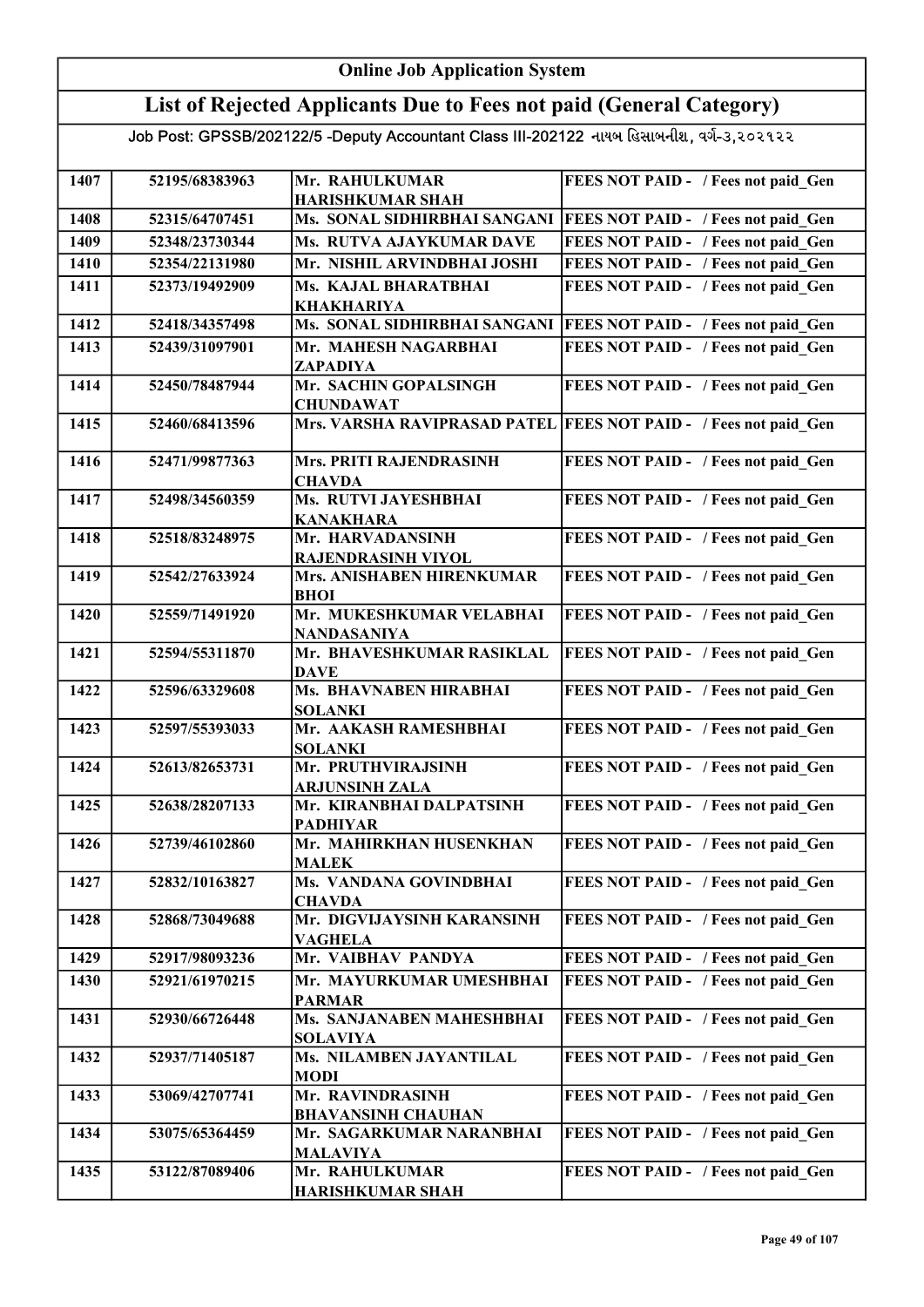# Online Job Application System

## List of Rejected Applicants Due to Fees not paid (General Category)

### Job Post: GPSSB/202122/5 -Deputy Accountant Class III-202122 નાયબ હિસાબનીશ, વર્ગ-૩,૨૦૨૧૨૨

| | | | |
|---|---|---|---|
| 1407 | 52195/68383963 | Mr. RAHULKUMAR HARISHKUMAR SHAH | FEES NOT PAID - / Fees not paid_Gen |
| 1408 | 52315/64707451 | Ms. SONAL SIDHIRBHAI SANGANI | FEES NOT PAID - / Fees not paid_Gen |
| 1409 | 52348/23730344 | Ms. RUTVA AJAYKUMAR DAVE | FEES NOT PAID - / Fees not paid_Gen |
| 1410 | 52354/22131980 | Mr. NISHIL ARVINDBHAI JOSHI | FEES NOT PAID - / Fees not paid_Gen |
| 1411 | 52373/19492909 | Ms. KAJAL BHARATBHAI KHAKHARIYA | FEES NOT PAID - / Fees not paid_Gen |
| 1412 | 52418/34357498 | Ms. SONAL SIDHIRBHAI SANGANI | FEES NOT PAID - / Fees not paid_Gen |
| 1413 | 52439/31097901 | Mr. MAHESH NAGARBHAI ZAPADIYA | FEES NOT PAID - / Fees not paid_Gen |
| 1414 | 52450/78487944 | Mr. SACHIN GOPALSINGH CHUNDAWAT | FEES NOT PAID - / Fees not paid_Gen |
| 1415 | 52460/68413596 | Mrs. VARSHA RAVIPRASAD PATEL | FEES NOT PAID - / Fees not paid_Gen |
| 1416 | 52471/99877363 | Mrs. PRITI RAJENDRASINH CHAVDA | FEES NOT PAID - / Fees not paid_Gen |
| 1417 | 52498/34560359 | Ms. RUTVI JAYESHBHAI KANAKHARA | FEES NOT PAID - / Fees not paid_Gen |
| 1418 | 52518/83248975 | Mr. HARVADANSINH RAJENDRASINH VIYOL | FEES NOT PAID - / Fees not paid_Gen |
| 1419 | 52542/27633924 | Mrs. ANISHABEN HIRENKUMAR BHOI | FEES NOT PAID - / Fees not paid_Gen |
| 1420 | 52559/71491920 | Mr. MUKESHKUMAR VELABHAI NANDASANIYA | FEES NOT PAID - / Fees not paid_Gen |
| 1421 | 52594/55311870 | Mr. BHAVESHKUMAR RASIKLAL DAVE | FEES NOT PAID - / Fees not paid_Gen |
| 1422 | 52596/63329608 | Ms. BHAVNABEN HIRABHAI SOLANKI | FEES NOT PAID - / Fees not paid_Gen |
| 1423 | 52597/55393033 | Mr. AAKASH RAMESHBHAI SOLANKI | FEES NOT PAID - / Fees not paid_Gen |
| 1424 | 52613/82653731 | Mr. PRUTHVIRAJSINH ARJUNSINH ZALA | FEES NOT PAID - / Fees not paid_Gen |
| 1425 | 52638/28207133 | Mr. KIRANBHAI DALPATSINH PADHIYAR | FEES NOT PAID - / Fees not paid_Gen |
| 1426 | 52739/46102860 | Mr. MAHIRKHAN HUSENKHAN MALEK | FEES NOT PAID - / Fees not paid_Gen |
| 1427 | 52832/10163827 | Ms. VANDANA GOVINDBHAI CHAVDA | FEES NOT PAID - / Fees not paid_Gen |
| 1428 | 52868/73049688 | Mr. DIGVIJAYSINH KARANSINH VAGHELA | FEES NOT PAID - / Fees not paid_Gen |
| 1429 | 52917/98093236 | Mr. VAIBHAV PANDYA | FEES NOT PAID - / Fees not paid_Gen |
| 1430 | 52921/61970215 | Mr. MAYURKUMAR UMESHBHAI PARMAR | FEES NOT PAID - / Fees not paid_Gen |
| 1431 | 52930/66726448 | Ms. SANJANABEN MAHESHBHAI SOLAVIYA | FEES NOT PAID - / Fees not paid_Gen |
| 1432 | 52937/71405187 | Ms. NILAMBEN JAYANTILAL MODI | FEES NOT PAID - / Fees not paid_Gen |
| 1433 | 53069/42707741 | Mr. RAVINDRASINH BHAVANSINH CHAUHAN | FEES NOT PAID - / Fees not paid_Gen |
| 1434 | 53075/65364459 | Mr. SAGARKUMAR NARANBHAI MALAVIYA | FEES NOT PAID - / Fees not paid_Gen |
| 1435 | 53122/87089406 | Mr. RAHULKUMAR HARISHKUMAR SHAH | FEES NOT PAID - / Fees not paid_Gen |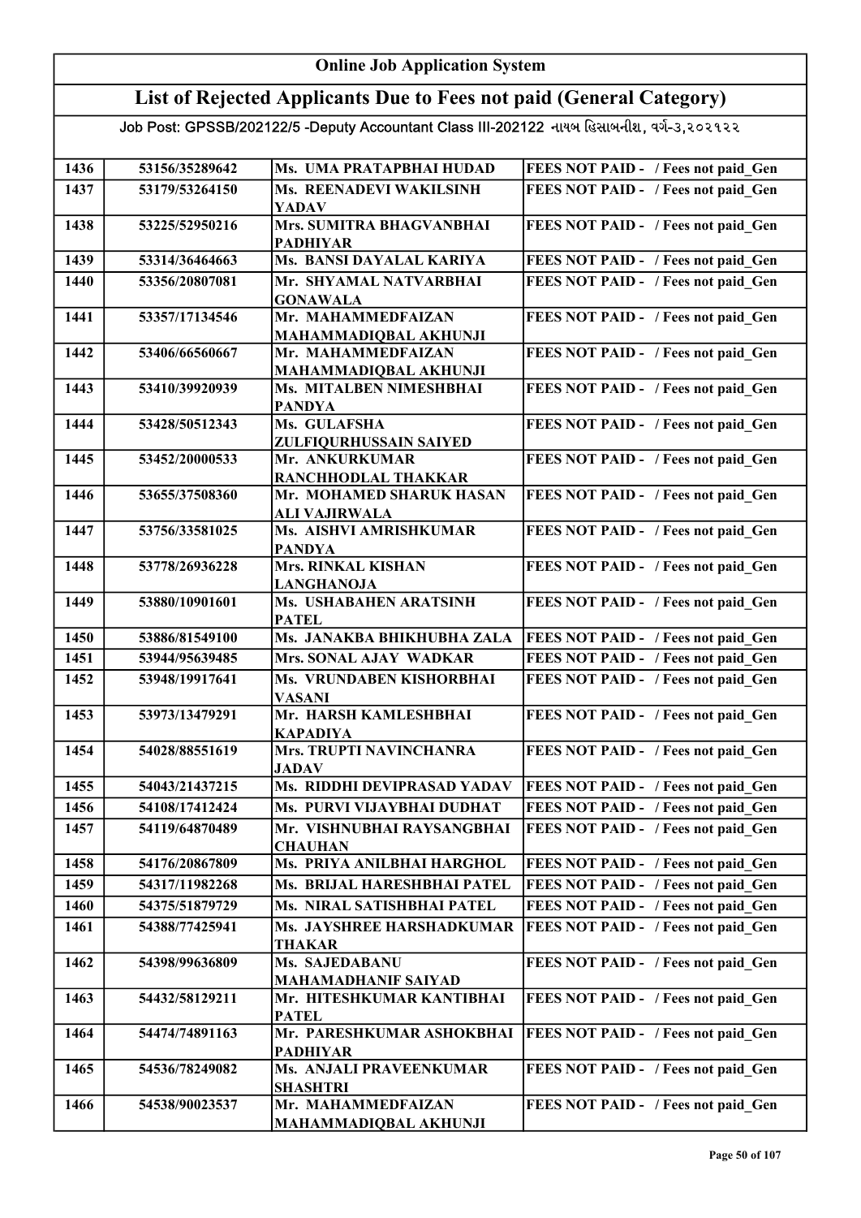# Online Job Application System

## List of Rejected Applicants Due to Fees not paid (General Category)

Job Post: GPSSB/202122/5 -Deputy Accountant Class III-202122 નાયબ હિસાબનીશ, વર્ગ-૩,૨૦૨૧૨૨

| | | | |
|---|---|---|---|
| 1436 | 53156/35289642 | Ms. UMA PRATAPBHAI HUDAD | FEES NOT PAID - / Fees not paid_Gen |
| 1437 | 53179/53264150 | Ms. REENADEVI WAKILSINH YADAV | FEES NOT PAID - / Fees not paid_Gen |
| 1438 | 53225/52950216 | Mrs. SUMITRA BHAGVANBHAI PADHIYAR | FEES NOT PAID - / Fees not paid_Gen |
| 1439 | 53314/36464663 | Ms. BANSI DAYALAL KARIYA | FEES NOT PAID - / Fees not paid_Gen |
| 1440 | 53356/20807081 | Mr. SHYAMAL NATVARBHAI GONAWALA | FEES NOT PAID - / Fees not paid_Gen |
| 1441 | 53357/17134546 | Mr. MAHAMMEDFAIZAN MAHAMMADIQBAL AKHUNJI | FEES NOT PAID - / Fees not paid_Gen |
| 1442 | 53406/66560667 | Mr. MAHAMMEDFAIZAN MAHAMMADIQBAL AKHUNJI | FEES NOT PAID - / Fees not paid_Gen |
| 1443 | 53410/39920939 | Ms. MITALBEN NIMESHBHAI PANDYA | FEES NOT PAID - / Fees not paid_Gen |
| 1444 | 53428/50512343 | Ms. GULAFSHA ZULFIQURHUSSAIN SAIYED | FEES NOT PAID - / Fees not paid_Gen |
| 1445 | 53452/20000533 | Mr. ANKURKUMAR RANCHHODLAL THAKKAR | FEES NOT PAID - / Fees not paid_Gen |
| 1446 | 53655/37508360 | Mr. MOHAMED SHARUK HASAN ALI VAJIRWALA | FEES NOT PAID - / Fees not paid_Gen |
| 1447 | 53756/33581025 | Ms. AISHVI AMRISHKUMAR PANDYA | FEES NOT PAID - / Fees not paid_Gen |
| 1448 | 53778/26936228 | Mrs. RINKAL KISHAN LANGHANOJA | FEES NOT PAID - / Fees not paid_Gen |
| 1449 | 53880/10901601 | Ms. USHABAHEN ARATSINH PATEL | FEES NOT PAID - / Fees not paid_Gen |
| 1450 | 53886/81549100 | Ms. JANAKBA BHIKHUBHA ZALA | FEES NOT PAID - / Fees not paid_Gen |
| 1451 | 53944/95639485 | Mrs. SONAL AJAY WADKAR | FEES NOT PAID - / Fees not paid_Gen |
| 1452 | 53948/19917641 | Ms. VRUNDABEN KISHORBHAI VASANI | FEES NOT PAID - / Fees not paid_Gen |
| 1453 | 53973/13479291 | Mr. HARSH KAMLESHBHAI KAPADIYA | FEES NOT PAID - / Fees not paid_Gen |
| 1454 | 54028/88551619 | Mrs. TRUPTI NAVINCHANRA JADAV | FEES NOT PAID - / Fees not paid_Gen |
| 1455 | 54043/21437215 | Ms. RIDDHI DEVIPRASAD YADAV | FEES NOT PAID - / Fees not paid_Gen |
| 1456 | 54108/17412424 | Ms. PURVI VIJAYBHAI DUDHAT | FEES NOT PAID - / Fees not paid_Gen |
| 1457 | 54119/64870489 | Mr. VISHNUBHAI RAYSANGBHAI CHAUHAN | FEES NOT PAID - / Fees not paid_Gen |
| 1458 | 54176/20867809 | Ms. PRIYA ANILBHAI HARGHOL | FEES NOT PAID - / Fees not paid_Gen |
| 1459 | 54317/11982268 | Ms. BRIJAL HARESHBHAI PATEL | FEES NOT PAID - / Fees not paid_Gen |
| 1460 | 54375/51879729 | Ms. NIRAL SATISHBHAI PATEL | FEES NOT PAID - / Fees not paid_Gen |
| 1461 | 54388/77425941 | Ms. JAYSHREE HARSHADKUMAR THAKAR | FEES NOT PAID - / Fees not paid_Gen |
| 1462 | 54398/99636809 | Ms. SAJEDABANU MAHAMADHANIF SAIYAD | FEES NOT PAID - / Fees not paid_Gen |
| 1463 | 54432/58129211 | Mr. HITESHKUMAR KANTIBHAI PATEL | FEES NOT PAID - / Fees not paid_Gen |
| 1464 | 54474/74891163 | Mr. PARESHKUMAR ASHOKBHAI PADHIYAR | FEES NOT PAID - / Fees not paid_Gen |
| 1465 | 54536/78249082 | Ms. ANJALI PRAVEENKUMAR SHASHTRI | FEES NOT PAID - / Fees not paid_Gen |
| 1466 | 54538/90023537 | Mr. MAHAMMEDFAIZAN MAHAMMADIQBAL AKHUNJI | FEES NOT PAID - / Fees not paid_Gen |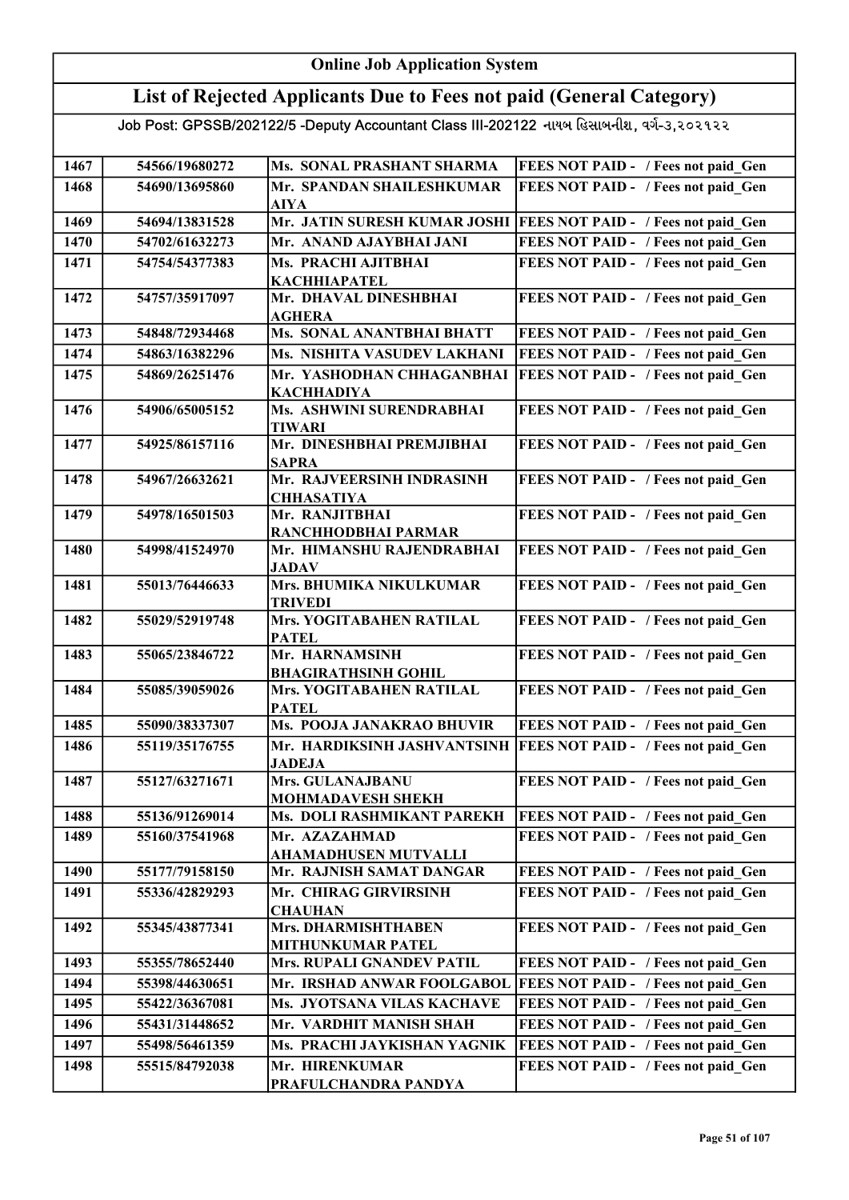# Online Job Application System

## List of Rejected Applicants Due to Fees not paid (General Category)

Job Post: GPSSB/202122/5 -Deputy Accountant Class III-202122 નાયબ હિસાબનીશ, વર્ગ-૩,૨૦૨૧૨૨

| | | | |
|---|---|---|---|
| 1467 | 54566/19680272 | Ms. SONAL PRASHANT SHARMA | FEES NOT PAID - / Fees not paid_Gen |
| 1468 | 54690/13695860 | Mr. SPANDAN SHAILESHKUMAR AIYA | FEES NOT PAID - / Fees not paid_Gen |
| 1469 | 54694/13831528 | Mr. JATIN SURESH KUMAR JOSHI | FEES NOT PAID - / Fees not paid_Gen |
| 1470 | 54702/61632273 | Mr. ANAND AJAYBHAI JANI | FEES NOT PAID - / Fees not paid_Gen |
| 1471 | 54754/54377383 | Ms. PRACHI AJITBHAI KACHHIAPATEL | FEES NOT PAID - / Fees not paid_Gen |
| 1472 | 54757/35917097 | Mr. DHAVAL DINESHBHAI AGHERA | FEES NOT PAID - / Fees not paid_Gen |
| 1473 | 54848/72934468 | Ms. SONAL ANANTBHAI BHATT | FEES NOT PAID - / Fees not paid_Gen |
| 1474 | 54863/16382296 | Ms. NISHITA VASUDEV LAKHANI | FEES NOT PAID - / Fees not paid_Gen |
| 1475 | 54869/26251476 | Mr. YASHODHAN CHHAGANBHAI KACHHADIYA | FEES NOT PAID - / Fees not paid_Gen |
| 1476 | 54906/65005152 | Ms. ASHWINI SURENDRABHAI TIWARI | FEES NOT PAID - / Fees not paid_Gen |
| 1477 | 54925/86157116 | Mr. DINESHBHAI PREMJIBHAI SAPRA | FEES NOT PAID - / Fees not paid_Gen |
| 1478 | 54967/26632621 | Mr. RAJVEERSINH INDRASINH CHHASATIYA | FEES NOT PAID - / Fees not paid_Gen |
| 1479 | 54978/16501503 | Mr. RANJITBHAI RANCHHODBHAI PARMAR | FEES NOT PAID - / Fees not paid_Gen |
| 1480 | 54998/41524970 | Mr. HIMANSHU RAJENDRABHAI JADAV | FEES NOT PAID - / Fees not paid_Gen |
| 1481 | 55013/76446633 | Mrs. BHUMIKA NIKULKUMAR TRIVEDI | FEES NOT PAID - / Fees not paid_Gen |
| 1482 | 55029/52919748 | Mrs. YOGITABAHEN RATILAL PATEL | FEES NOT PAID - / Fees not paid_Gen |
| 1483 | 55065/23846722 | Mr. HARNAMSINH BHAGIRATHSINH GOHIL | FEES NOT PAID - / Fees not paid_Gen |
| 1484 | 55085/39059026 | Mrs. YOGITABAHEN RATILAL PATEL | FEES NOT PAID - / Fees not paid_Gen |
| 1485 | 55090/38337307 | Ms. POOJA JANAKRAO BHUVIR | FEES NOT PAID - / Fees not paid_Gen |
| 1486 | 55119/35176755 | Mr. HARDIKSINH JASHVANTSINH JADEJA | FEES NOT PAID - / Fees not paid_Gen |
| 1487 | 55127/63271671 | Mrs. GULANAJBANU MOHMADAVESH SHEKH | FEES NOT PAID - / Fees not paid_Gen |
| 1488 | 55136/91269014 | Ms. DOLI RASHMIKANT PAREKH | FEES NOT PAID - / Fees not paid_Gen |
| 1489 | 55160/37541968 | Mr. AZAZAHMAD AHAMADHUSEN MUTVALLI | FEES NOT PAID - / Fees not paid_Gen |
| 1490 | 55177/79158150 | Mr. RAJNISH SAMAT DANGAR | FEES NOT PAID - / Fees not paid_Gen |
| 1491 | 55336/42829293 | Mr. CHIRAG GIRVIRSINH CHAUHAN | FEES NOT PAID - / Fees not paid_Gen |
| 1492 | 55345/43877341 | Mrs. DHARMISHTHABEN MITHUNKUMAR PATEL | FEES NOT PAID - / Fees not paid_Gen |
| 1493 | 55355/78652440 | Mrs. RUPALI GNANDEV PATIL | FEES NOT PAID - / Fees not paid_Gen |
| 1494 | 55398/44630651 | Mr. IRSHAD ANWAR FOOLGABOL | FEES NOT PAID - / Fees not paid_Gen |
| 1495 | 55422/36367081 | Ms. JYOTSANA VILAS KACHAVE | FEES NOT PAID - / Fees not paid_Gen |
| 1496 | 55431/31448652 | Mr. VARDHIT MANISH SHAH | FEES NOT PAID - / Fees not paid_Gen |
| 1497 | 55498/56461359 | Ms. PRACHI JAYKISHAN YAGNIK | FEES NOT PAID - / Fees not paid_Gen |
| 1498 | 55515/84792038 | Mr. HIRENKUMAR PRAFULCHANDRA PANDYA | FEES NOT PAID - / Fees not paid_Gen |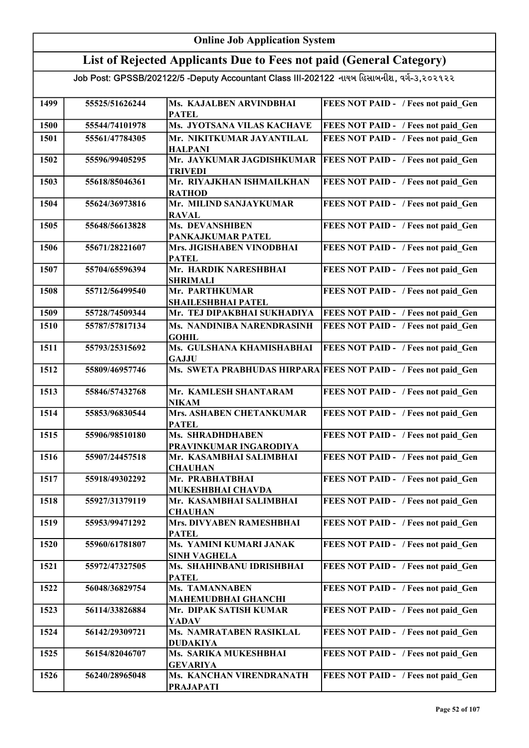# Online Job Application System

## List of Rejected Applicants Due to Fees not paid (General Category)

Job Post: GPSSB/202122/5 -Deputy Accountant Class III-202122 નાયબ હિસાબનીશ, વર્ગ-૩,૨૦૨૧૨૨

| | | | |
|---|---|---|---|
| 1499 | 55525/51626244 | Ms. KAJALBEN ARVINDBHAI PATEL | FEES NOT PAID - / Fees not paid_Gen |
| 1500 | 55544/74101978 | Ms. JYOTSANA VILAS KACHAVE | FEES NOT PAID - / Fees not paid_Gen |
| 1501 | 55561/47784305 | Mr. NIKITKUMAR JAYANTILAL HALPANI | FEES NOT PAID - / Fees not paid_Gen |
| 1502 | 55596/99405295 | Mr. JAYKUMAR JAGDISHKUMAR TRIVEDI | FEES NOT PAID - / Fees not paid_Gen |
| 1503 | 55618/85046361 | Mr. RIYAJKHAN ISHMAILKHAN RATHOD | FEES NOT PAID - / Fees not paid_Gen |
| 1504 | 55624/36973816 | Mr. MILIND SANJAYKUMAR RAVAL | FEES NOT PAID - / Fees not paid_Gen |
| 1505 | 55648/56613828 | Ms. DEVANSHIBEN PANKAJKUMAR PATEL | FEES NOT PAID - / Fees not paid_Gen |
| 1506 | 55671/28221607 | Mrs. JIGISHABEN VINODBHAI PATEL | FEES NOT PAID - / Fees not paid_Gen |
| 1507 | 55704/65596394 | Mr. HARDIK NARESHBHAI SHRIMALI | FEES NOT PAID - / Fees not paid_Gen |
| 1508 | 55712/56499540 | Mr. PARTHKUMAR SHAILESHBHAI PATEL | FEES NOT PAID - / Fees not paid_Gen |
| 1509 | 55728/74509344 | Mr. TEJ DIPAKBHAI SUKHADIYA | FEES NOT PAID - / Fees not paid_Gen |
| 1510 | 55787/57817134 | Ms. NANDINIBA NARENDRASINH GOHIL | FEES NOT PAID - / Fees not paid_Gen |
| 1511 | 55793/25315692 | Ms. GULSHANA KHAMISHABHAI GAJJU | FEES NOT PAID - / Fees not paid_Gen |
| 1512 | 55809/46957746 | Ms. SWETA PRABHUDAS HIRPARA | FEES NOT PAID - / Fees not paid_Gen |
| 1513 | 55846/57432768 | Mr. KAMLESH SHANTARAM NIKAM | FEES NOT PAID - / Fees not paid_Gen |
| 1514 | 55853/96830544 | Mrs. ASHABEN CHETANKUMAR PATEL | FEES NOT PAID - / Fees not paid_Gen |
| 1515 | 55906/98510180 | Ms. SHRADHDHABEN PRAVINKUMAR INGARODIYA | FEES NOT PAID - / Fees not paid_Gen |
| 1516 | 55907/24457518 | Mr. KASAMBHAI SALIMBHAI CHAUHAN | FEES NOT PAID - / Fees not paid_Gen |
| 1517 | 55918/49302292 | Mr. PRABHATBHAI MUKESHBHAI CHAVDA | FEES NOT PAID - / Fees not paid_Gen |
| 1518 | 55927/31379119 | Mr. KASAMBHAI SALIMBHAI CHAUHAN | FEES NOT PAID - / Fees not paid_Gen |
| 1519 | 55953/99471292 | Mrs. DIVYABEN RAMESHBHAI PATEL | FEES NOT PAID - / Fees not paid_Gen |
| 1520 | 55960/61781807 | Ms. YAMINI KUMARI JANAK SINH VAGHELA | FEES NOT PAID - / Fees not paid_Gen |
| 1521 | 55972/47327505 | Ms. SHAHINBANU IDRISHBHAI PATEL | FEES NOT PAID - / Fees not paid_Gen |
| 1522 | 56048/36829754 | Ms. TAMANNABEN MAHEMUDBHAI GHANCHI | FEES NOT PAID - / Fees not paid_Gen |
| 1523 | 56114/33826884 | Mr. DIPAK SATISH KUMAR YADAV | FEES NOT PAID - / Fees not paid_Gen |
| 1524 | 56142/29309721 | Ms. NAMRATABEN RASIKLAL DUDAKIYA | FEES NOT PAID - / Fees not paid_Gen |
| 1525 | 56154/82046707 | Ms. SARIKA MUKESHBHAI GEVARIYA | FEES NOT PAID - / Fees not paid_Gen |
| 1526 | 56240/28965048 | Ms. KANCHAN VIRENDRANATH PRAJAPATI | FEES NOT PAID - / Fees not paid_Gen |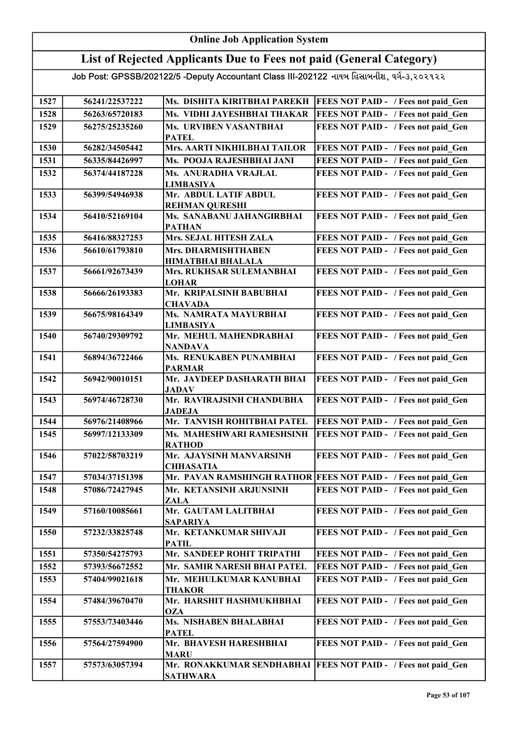# Online Job Application System

## List of Rejected Applicants Due to Fees not paid (General Category)

Job Post: GPSSB/202122/5 -Deputy Accountant Class III-202122 નાયબ હિસાબનીશ, વર્ગ-૩,૨૦૨૧૨૨

| | | | |
|---|---|---|---|
| 1527 | 56241/22537222 | Ms. DISHITA KIRITBHAI PAREKH | FEES NOT PAID - / Fees not paid_Gen |
| 1528 | 56263/65720183 | Ms. VIDHI JAYESHBHAI THAKAR | FEES NOT PAID - / Fees not paid_Gen |
| 1529 | 56275/25235260 | Ms. URVIBEN VASANTBHAI PATEL | FEES NOT PAID - / Fees not paid_Gen |
| 1530 | 56282/34505442 | Mrs. AARTI NIKHILBHAI TAILOR | FEES NOT PAID - / Fees not paid_Gen |
| 1531 | 56335/84426997 | Ms. POOJA RAJESHBHAI JANI | FEES NOT PAID - / Fees not paid_Gen |
| 1532 | 56374/44187228 | Ms. ANURADHA VRAJLAL LIMBASIYA | FEES NOT PAID - / Fees not paid_Gen |
| 1533 | 56399/54946938 | Mr. ABDUL LATIF ABDUL REHMAN QURESHI | FEES NOT PAID - / Fees not paid_Gen |
| 1534 | 56410/52169104 | Ms. SANABANU JAHANGIRBHAI PATHAN | FEES NOT PAID - / Fees not paid_Gen |
| 1535 | 56416/88327253 | Mrs. SEJAL HITESH ZALA | FEES NOT PAID - / Fees not paid_Gen |
| 1536 | 56610/61793810 | Mrs. DHARMISHTHABEN HIMATBHAI BHALALA | FEES NOT PAID - / Fees not paid_Gen |
| 1537 | 56661/92673439 | Mrs. RUKHSAR SULEMANBHAI LOHAR | FEES NOT PAID - / Fees not paid_Gen |
| 1538 | 56666/26193383 | Mr. KRIPALSINH BABUBHAI CHAVADA | FEES NOT PAID - / Fees not paid_Gen |
| 1539 | 56675/98164349 | Ms. NAMRATA MAYURBHAI LIMBASIYA | FEES NOT PAID - / Fees not paid_Gen |
| 1540 | 56740/29309792 | Mr. MEHUL MAHENDRABHAI NANDAVA | FEES NOT PAID - / Fees not paid_Gen |
| 1541 | 56894/36722466 | Ms. RENUKABEN PUNAMBHAI PARMAR | FEES NOT PAID - / Fees not paid_Gen |
| 1542 | 56942/90010151 | Mr. JAYDEEP DASHARATH BHAI JADAV | FEES NOT PAID - / Fees not paid_Gen |
| 1543 | 56974/46728730 | Mr. RAVIRAJSINH CHANDUBHA JADEJA | FEES NOT PAID - / Fees not paid_Gen |
| 1544 | 56976/21408966 | Mr. TANVISH ROHITBHAI PATEL | FEES NOT PAID - / Fees not paid_Gen |
| 1545 | 56997/12133309 | Ms. MAHESHWARI RAMESHSINH RATHOD | FEES NOT PAID - / Fees not paid_Gen |
| 1546 | 57022/58703219 | Mr. AJAYSINH MANVARSINH CHHASATIA | FEES NOT PAID - / Fees not paid_Gen |
| 1547 | 57034/37151398 | Mr. PAVAN RAMSHINGH RATHOR | FEES NOT PAID - / Fees not paid_Gen |
| 1548 | 57086/72427945 | Mr. KETANSINH ARJUNSINH ZALA | FEES NOT PAID - / Fees not paid_Gen |
| 1549 | 57160/10085661 | Mr. GAUTAM LALITBHAI SAPARIYA | FEES NOT PAID - / Fees not paid_Gen |
| 1550 | 57232/33825748 | Mr. KETANKUMAR SHIVAJI PATIL | FEES NOT PAID - / Fees not paid_Gen |
| 1551 | 57350/54275793 | Mr. SANDEEP ROHIT TRIPATHI | FEES NOT PAID - / Fees not paid_Gen |
| 1552 | 57393/56672552 | Mr. SAMIR NARESH BHAI PATEL | FEES NOT PAID - / Fees not paid_Gen |
| 1553 | 57404/99021618 | Mr. MEHULKUMAR KANUBHAI THAKOR | FEES NOT PAID - / Fees not paid_Gen |
| 1554 | 57484/39670470 | Mr. HARSHIT HASHMUKHBHAI OZA | FEES NOT PAID - / Fees not paid_Gen |
| 1555 | 57553/73403446 | Ms. NISHABEN BHALABHAI PATEL | FEES NOT PAID - / Fees not paid_Gen |
| 1556 | 57564/27594900 | Mr. BHAVESH HARESHBHAI MARU | FEES NOT PAID - / Fees not paid_Gen |
| 1557 | 57573/63057394 | Mr. RONAKKUMAR SENDHABHAI SATHWARA | FEES NOT PAID - / Fees not paid_Gen |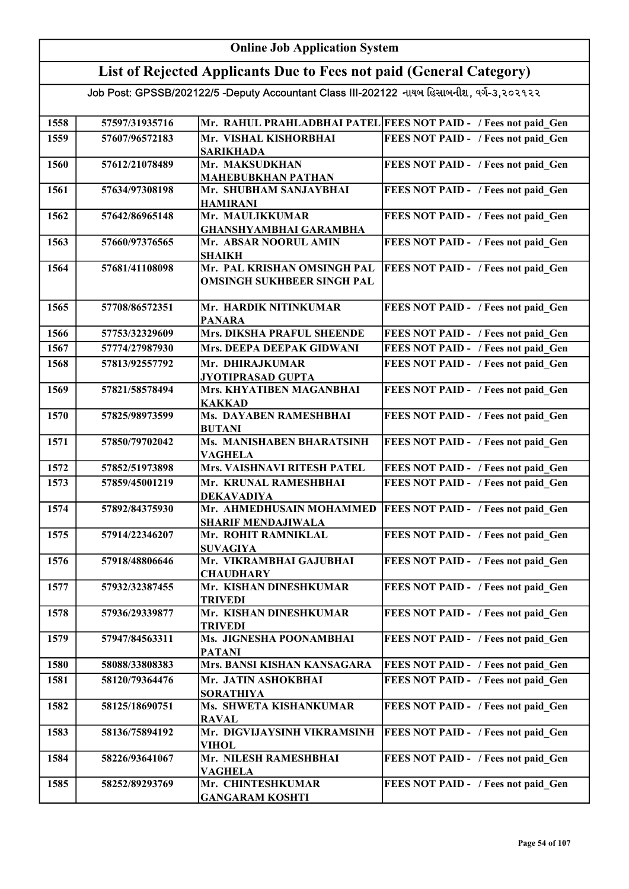# Online Job Application System

## List of Rejected Applicants Due to Fees not paid (General Category)

Job Post: GPSSB/202122/5 -Deputy Accountant Class III-202122 નાયબ હિસાબનીશ, વર્ગ-૩,૨૦૨૧૨૨

| | | | |
|---|---|---|---|
| 1558 | 57597/31935716 | Mr. RAHUL PRAHLADBHAI PATEL | FEES NOT PAID - / Fees not paid_Gen |
| 1559 | 57607/96572183 | Mr. VISHAL KISHORBHAI SARIKHADA | FEES NOT PAID - / Fees not paid_Gen |
| 1560 | 57612/21078489 | Mr. MAKSUDKHAN MAHEBUBKHAN PATHAN | FEES NOT PAID - / Fees not paid_Gen |
| 1561 | 57634/97308198 | Mr. SHUBHAM SANJAYBHAI HAMIRANI | FEES NOT PAID - / Fees not paid_Gen |
| 1562 | 57642/86965148 | Mr. MAULIKKUMAR GHANSHYAMBHAI GARAMBHA | FEES NOT PAID - / Fees not paid_Gen |
| 1563 | 57660/97376565 | Mr. ABSAR NOORUL AMIN SHAIKH | FEES NOT PAID - / Fees not paid_Gen |
| 1564 | 57681/41108098 | Mr. PAL KRISHAN OMSINGH PAL OMSINGH SUKHBEER SINGH PAL | FEES NOT PAID - / Fees not paid_Gen |
| 1565 | 57708/86572351 | Mr. HARDIK NITINKUMAR PANARA | FEES NOT PAID - / Fees not paid_Gen |
| 1566 | 57753/32329609 | Mrs. DIKSHA PRAFUL SHEENDE | FEES NOT PAID - / Fees not paid_Gen |
| 1567 | 57774/27987930 | Mrs. DEEPA DEEPAK GIDWANI | FEES NOT PAID - / Fees not paid_Gen |
| 1568 | 57813/92557792 | Mr. DHIRAJKUMAR JYOTIPRASAD GUPTA | FEES NOT PAID - / Fees not paid_Gen |
| 1569 | 57821/58578494 | Mrs. KHYATIBEN MAGANBHAI KAKKAD | FEES NOT PAID - / Fees not paid_Gen |
| 1570 | 57825/98973599 | Ms. DAYABEN RAMESHBHAI BUTANI | FEES NOT PAID - / Fees not paid_Gen |
| 1571 | 57850/79702042 | Ms. MANISHABEN BHARATSINH VAGHELA | FEES NOT PAID - / Fees not paid_Gen |
| 1572 | 57852/51973898 | Mrs. VAISHNAVI RITESH PATEL | FEES NOT PAID - / Fees not paid_Gen |
| 1573 | 57859/45001219 | Mr. KRUNAL RAMESHBHAI DEKAVADIYA | FEES NOT PAID - / Fees not paid_Gen |
| 1574 | 57892/84375930 | Mr. AHMEDHUSAIN MOHAMMED SHARIF MENDAJIWALA | FEES NOT PAID - / Fees not paid_Gen |
| 1575 | 57914/22346207 | Mr. ROHIT RAMNIKLAL SUVAGIYA | FEES NOT PAID - / Fees not paid_Gen |
| 1576 | 57918/48806646 | Mr. VIKRAMBHAI GAJUBHAI CHAUDHARY | FEES NOT PAID - / Fees not paid_Gen |
| 1577 | 57932/32387455 | Mr. KISHAN DINESHKUMAR TRIVEDI | FEES NOT PAID - / Fees not paid_Gen |
| 1578 | 57936/29339877 | Mr. KISHAN DINESHKUMAR TRIVEDI | FEES NOT PAID - / Fees not paid_Gen |
| 1579 | 57947/84563311 | Ms. JIGNESHA POONAMBHAI PATANI | FEES NOT PAID - / Fees not paid_Gen |
| 1580 | 58088/33808383 | Mrs. BANSI KISHAN KANSAGARA | FEES NOT PAID - / Fees not paid_Gen |
| 1581 | 58120/79364476 | Mr. JATIN ASHOKBHAI SORATHIYA | FEES NOT PAID - / Fees not paid_Gen |
| 1582 | 58125/18690751 | Ms. SHWETA KISHANKUMAR RAVAL | FEES NOT PAID - / Fees not paid_Gen |
| 1583 | 58136/75894192 | Mr. DIGVIJAYSINH VIKRAMSINH VIHOL | FEES NOT PAID - / Fees not paid_Gen |
| 1584 | 58226/93641067 | Mr. NILESH RAMESHBHAI VAGHELA | FEES NOT PAID - / Fees not paid_Gen |
| 1585 | 58252/89293769 | Mr. CHINTESHKUMAR GANGARAM KOSHTI | FEES NOT PAID - / Fees not paid_Gen |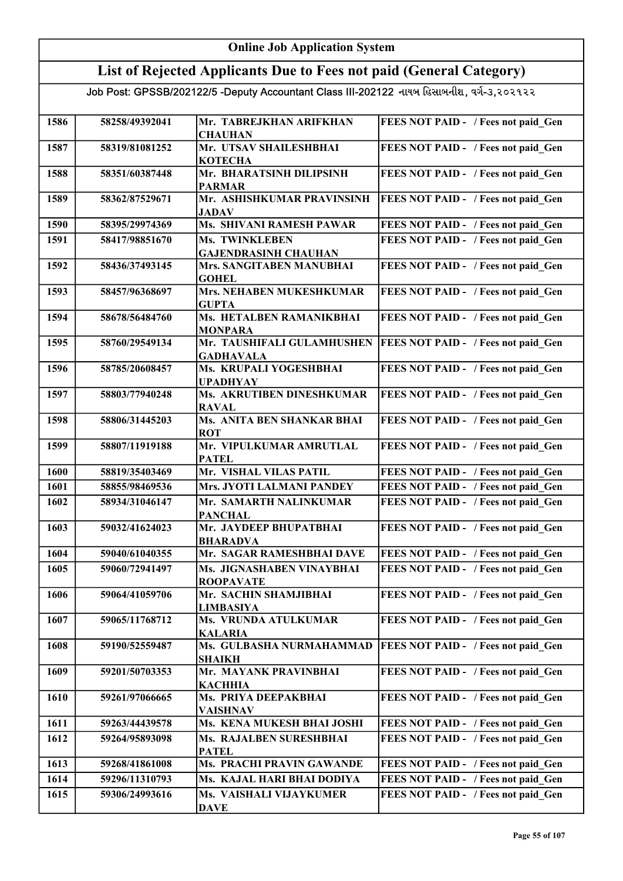# Online Job Application System

## List of Rejected Applicants Due to Fees not paid (General Category)

Job Post: GPSSB/202122/5 -Deputy Accountant Class III-202122 નાયબ હિસાબનીશ, વર્ગ-૩,૨૦૨૧૨૨

| | | | |
|---|---|---|---|
| 1586 | 58258/49392041 | Mr. TABREJKHAN ARIFKHAN CHAUHAN | FEES NOT PAID - / Fees not paid_Gen |
| 1587 | 58319/81081252 | Mr. UTSAV SHAILESHBHAI KOTECHA | FEES NOT PAID - / Fees not paid_Gen |
| 1588 | 58351/60387448 | Mr. BHARATSINH DILIPSINH PARMAR | FEES NOT PAID - / Fees not paid_Gen |
| 1589 | 58362/87529671 | Mr. ASHISHKUMAR PRAVINSINH JADAV | FEES NOT PAID - / Fees not paid_Gen |
| 1590 | 58395/29974369 | Ms. SHIVANI RAMESH PAWAR | FEES NOT PAID - / Fees not paid_Gen |
| 1591 | 58417/98851670 | Ms. TWINKLEBEN GAJENDRASINH CHAUHAN | FEES NOT PAID - / Fees not paid_Gen |
| 1592 | 58436/37493145 | Mrs. SANGITABEN MANUBHAI GOHEL | FEES NOT PAID - / Fees not paid_Gen |
| 1593 | 58457/96368697 | Mrs. NEHABEN MUKESHKUMAR GUPTA | FEES NOT PAID - / Fees not paid_Gen |
| 1594 | 58678/56484760 | Ms. HETALBEN RAMANIKBHAI MONPARA | FEES NOT PAID - / Fees not paid_Gen |
| 1595 | 58760/29549134 | Mr. TAUSHIFALI GULAMHUSHEN GADHAVALA | FEES NOT PAID - / Fees not paid_Gen |
| 1596 | 58785/20608457 | Ms. KRUPALI YOGESHBHAI UPADHYAY | FEES NOT PAID - / Fees not paid_Gen |
| 1597 | 58803/77940248 | Ms. AKRUTIBEN DINESHKUMAR RAVAL | FEES NOT PAID - / Fees not paid_Gen |
| 1598 | 58806/31445203 | Ms. ANITA BEN SHANKAR BHAI ROT | FEES NOT PAID - / Fees not paid_Gen |
| 1599 | 58807/11919188 | Mr. VIPULKUMAR AMRUTLAL PATEL | FEES NOT PAID - / Fees not paid_Gen |
| 1600 | 58819/35403469 | Mr. VISHAL VILAS PATIL | FEES NOT PAID - / Fees not paid_Gen |
| 1601 | 58855/98469536 | Mrs. JYOTI LALMANI PANDEY | FEES NOT PAID - / Fees not paid_Gen |
| 1602 | 58934/31046147 | Mr. SAMARTH NALINKUMAR PANCHAL | FEES NOT PAID - / Fees not paid_Gen |
| 1603 | 59032/41624023 | Mr. JAYDEEP BHUPATBHAI BHARADVA | FEES NOT PAID - / Fees not paid_Gen |
| 1604 | 59040/61040355 | Mr. SAGAR RAMESHBHAI DAVE | FEES NOT PAID - / Fees not paid_Gen |
| 1605 | 59060/72941497 | Ms. JIGNASHABEN VINAYBHAI ROOPAVATE | FEES NOT PAID - / Fees not paid_Gen |
| 1606 | 59064/41059706 | Mr. SACHIN SHAMJIBHAI LIMBASIYA | FEES NOT PAID - / Fees not paid_Gen |
| 1607 | 59065/11768712 | Ms. VRUNDA ATULKUMAR KALARIA | FEES NOT PAID - / Fees not paid_Gen |
| 1608 | 59190/52559487 | Ms. GULBASHA NURMAHAMMAD SHAIKH | FEES NOT PAID - / Fees not paid_Gen |
| 1609 | 59201/50703353 | Mr. MAYANK PRAVINBHAI KACHHIA | FEES NOT PAID - / Fees not paid_Gen |
| 1610 | 59261/97066665 | Ms. PRIYA DEEPAKBHAI VAISHNAV | FEES NOT PAID - / Fees not paid_Gen |
| 1611 | 59263/44439578 | Ms. KENA MUKESH BHAI JOSHI | FEES NOT PAID - / Fees not paid_Gen |
| 1612 | 59264/95893098 | Ms. RAJALBEN SURESHBHAI PATEL | FEES NOT PAID - / Fees not paid_Gen |
| 1613 | 59268/41861008 | Ms. PRACHI PRAVIN GAWANDE | FEES NOT PAID - / Fees not paid_Gen |
| 1614 | 59296/11310793 | Ms. KAJAL HARI BHAI DODIYA | FEES NOT PAID - / Fees not paid_Gen |
| 1615 | 59306/24993616 | Ms. VAISHALI VIJAYKUMER DAVE | FEES NOT PAID - / Fees not paid_Gen |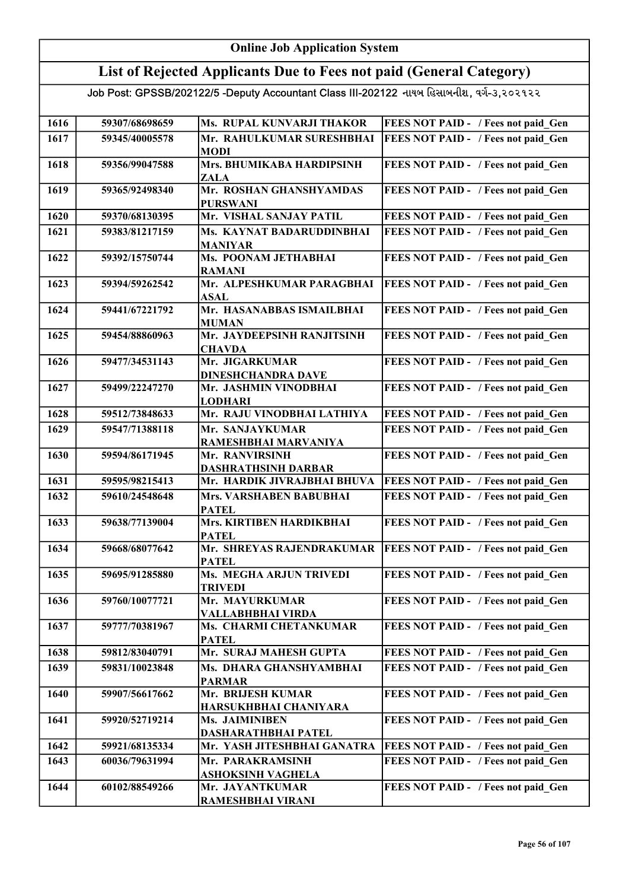# Online Job Application System

## List of Rejected Applicants Due to Fees not paid (General Category)

### Job Post: GPSSB/202122/5 -Deputy Accountant Class III-202122 નાયબ હિસાબનીશ, વર્ગ-૩,૨૦૨૧૨૨

| | | | |
|---|---|---|---|
| 1616 | 59307/68698659 | Ms. RUPAL KUNVARJI THAKOR | FEES NOT PAID - / Fees not paid_Gen |
| 1617 | 59345/40005578 | Mr. RAHULKUMAR SURESHBHAI MODI | FEES NOT PAID - / Fees not paid_Gen |
| 1618 | 59356/99047588 | Mrs. BHUMIKABA HARDIPSINH ZALA | FEES NOT PAID - / Fees not paid_Gen |
| 1619 | 59365/92498340 | Mr. ROSHAN GHANSHYAMDAS PURSWANI | FEES NOT PAID - / Fees not paid_Gen |
| 1620 | 59370/68130395 | Mr. VISHAL SANJAY PATIL | FEES NOT PAID - / Fees not paid_Gen |
| 1621 | 59383/81217159 | Ms. KAYNAT BADARUDDINBHAI MANIYAR | FEES NOT PAID - / Fees not paid_Gen |
| 1622 | 59392/15750744 | Ms. POONAM JETHABHAI RAMANI | FEES NOT PAID - / Fees not paid_Gen |
| 1623 | 59394/59262542 | Mr. ALPESHKUMAR PARAGBHAI ASAL | FEES NOT PAID - / Fees not paid_Gen |
| 1624 | 59441/67221792 | Mr. HASANABBAS ISMAILBHAI MUMAN | FEES NOT PAID - / Fees not paid_Gen |
| 1625 | 59454/88860963 | Mr. JAYDEEPSINH RANJITSINH CHAVDA | FEES NOT PAID - / Fees not paid_Gen |
| 1626 | 59477/34531143 | Mr. JIGARKUMAR DINESHCHANDRA DAVE | FEES NOT PAID - / Fees not paid_Gen |
| 1627 | 59499/22247270 | Mr. JASHMIN VINODBHAI LODHARI | FEES NOT PAID - / Fees not paid_Gen |
| 1628 | 59512/73848633 | Mr. RAJU VINODBHAI LATHIYA | FEES NOT PAID - / Fees not paid_Gen |
| 1629 | 59547/71388118 | Mr. SANJAYKUMAR RAMESHBHAI MARVANIYA | FEES NOT PAID - / Fees not paid_Gen |
| 1630 | 59594/86171945 | Mr. RANVIRSINH DASHRATHSINH DARBAR | FEES NOT PAID - / Fees not paid_Gen |
| 1631 | 59595/98215413 | Mr. HARDIK JIVRAJBHAI BHUVA | FEES NOT PAID - / Fees not paid_Gen |
| 1632 | 59610/24548648 | Mrs. VARSHABEN BABUBHAI PATEL | FEES NOT PAID - / Fees not paid_Gen |
| 1633 | 59638/77139004 | Mrs. KIRTIBEN HARDIKBHAI PATEL | FEES NOT PAID - / Fees not paid_Gen |
| 1634 | 59668/68077642 | Mr. SHREYAS RAJENDRAKUMAR PATEL | FEES NOT PAID - / Fees not paid_Gen |
| 1635 | 59695/91285880 | Ms. MEGHA ARJUN TRIVEDI TRIVEDI | FEES NOT PAID - / Fees not paid_Gen |
| 1636 | 59760/10077721 | Mr. MAYURKUMAR VALLABHBHAI VIRDA | FEES NOT PAID - / Fees not paid_Gen |
| 1637 | 59777/70381967 | Ms. CHARMI CHETANKUMAR PATEL | FEES NOT PAID - / Fees not paid_Gen |
| 1638 | 59812/83040791 | Mr. SURAJ MAHESH GUPTA | FEES NOT PAID - / Fees not paid_Gen |
| 1639 | 59831/10023848 | Ms. DHARA GHANSHYAMBHAI PARMAR | FEES NOT PAID - / Fees not paid_Gen |
| 1640 | 59907/56617662 | Mr. BRIJESH KUMAR HARSUKHBHAI CHANIYARA | FEES NOT PAID - / Fees not paid_Gen |
| 1641 | 59920/52719214 | Ms. JAIMINIBEN DASHARATHBHAI PATEL | FEES NOT PAID - / Fees not paid_Gen |
| 1642 | 59921/68135334 | Mr. YASH JITESHBHAI GANATRA | FEES NOT PAID - / Fees not paid_Gen |
| 1643 | 60036/79631994 | Mr. PARAKRAMSINH ASHOKSINH VAGHELA | FEES NOT PAID - / Fees not paid_Gen |
| 1644 | 60102/88549266 | Mr. JAYANTKUMAR RAMESHBHAI VIRANI | FEES NOT PAID - / Fees not paid_Gen |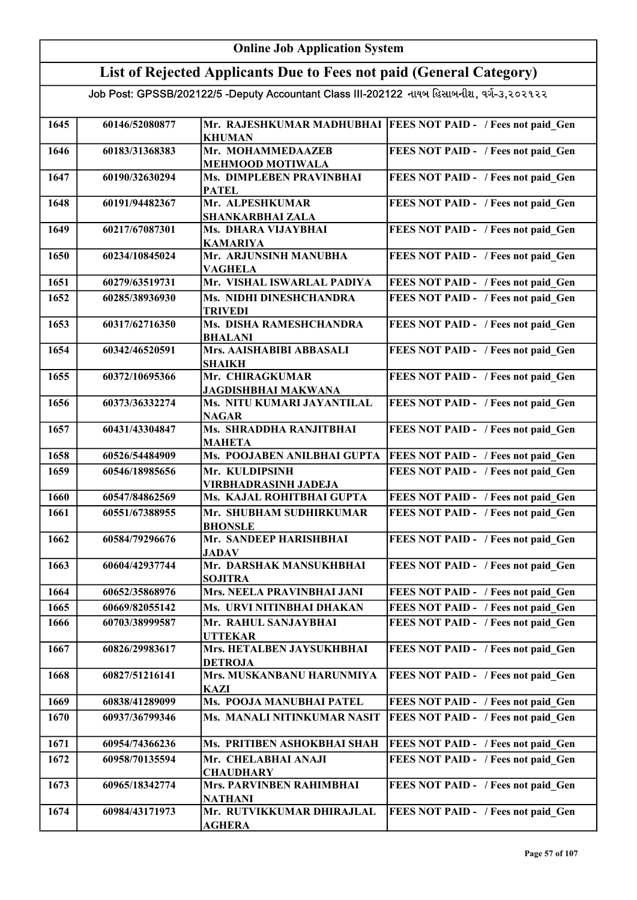# Online Job Application System

## List of Rejected Applicants Due to Fees not paid (General Category)

Job Post: GPSSB/202122/5 -Deputy Accountant Class III-202122 નાયબ હિસાબનીશ, વર્ગ-૩,૨૦૨૧૨૨

| | | | |
|---|---|---|---|
| 1645 | 60146/52080877 | Mr. RAJESHKUMAR MADHUBHAI KHUMAN | FEES NOT PAID - / Fees not paid_Gen |
| 1646 | 60183/31368383 | Mr. MOHAMMEDAAZEB MEHMOOD MOTIWALA | FEES NOT PAID - / Fees not paid_Gen |
| 1647 | 60190/32630294 | Ms. DIMPLEBEN PRAVINBHAI PATEL | FEES NOT PAID - / Fees not paid_Gen |
| 1648 | 60191/94482367 | Mr. ALPESHKUMAR SHANKARBHAI ZALA | FEES NOT PAID - / Fees not paid_Gen |
| 1649 | 60217/67087301 | Ms. DHARA VIJAYBHAI KAMARIYA | FEES NOT PAID - / Fees not paid_Gen |
| 1650 | 60234/10845024 | Mr. ARJUNSINH MANUBHA VAGHELA | FEES NOT PAID - / Fees not paid_Gen |
| 1651 | 60279/63519731 | Mr. VISHAL ISWARLAL PADIYA | FEES NOT PAID - / Fees not paid_Gen |
| 1652 | 60285/38936930 | Ms. NIDHI DINESHCHANDRA TRIVEDI | FEES NOT PAID - / Fees not paid_Gen |
| 1653 | 60317/62716350 | Ms. DISHA RAMESHCHANDRA BHALANI | FEES NOT PAID - / Fees not paid_Gen |
| 1654 | 60342/46520591 | Mrs. AAISHABIBI ABBASALI SHAIKH | FEES NOT PAID - / Fees not paid_Gen |
| 1655 | 60372/10695366 | Mr. CHIRAGKUMAR JAGDISHBHAI MAKWANA | FEES NOT PAID - / Fees not paid_Gen |
| 1656 | 60373/36332274 | Ms. NITU KUMARI JAYANTILAL NAGAR | FEES NOT PAID - / Fees not paid_Gen |
| 1657 | 60431/43304847 | Ms. SHRADDHA RANJITBHAI MAHETA | FEES NOT PAID - / Fees not paid_Gen |
| 1658 | 60526/54484909 | Ms. POOJABEN ANILBHAI GUPTA | FEES NOT PAID - / Fees not paid_Gen |
| 1659 | 60546/18985656 | Mr. KULDIPSINH VIRBHADRASINH JADEJA | FEES NOT PAID - / Fees not paid_Gen |
| 1660 | 60547/84862569 | Ms. KAJAL ROHITBHAI GUPTA | FEES NOT PAID - / Fees not paid_Gen |
| 1661 | 60551/67388955 | Mr. SHUBHAM SUDHIRKUMAR BHONSLE | FEES NOT PAID - / Fees not paid_Gen |
| 1662 | 60584/79296676 | Mr. SANDEEP HARISHBHAI JADAV | FEES NOT PAID - / Fees not paid_Gen |
| 1663 | 60604/42937744 | Mr. DARSHAK MANSUKHBHAI SOJITRA | FEES NOT PAID - / Fees not paid_Gen |
| 1664 | 60652/35868976 | Mrs. NEELA PRAVINBHAI JANI | FEES NOT PAID - / Fees not paid_Gen |
| 1665 | 60669/82055142 | Ms. URVI NITINBHAI DHAKAN | FEES NOT PAID - / Fees not paid_Gen |
| 1666 | 60703/38999587 | Mr. RAHUL SANJAYBHAI UTTEKAR | FEES NOT PAID - / Fees not paid_Gen |
| 1667 | 60826/29983617 | Mrs. HETALBEN JAYSUKHBHAI DETROJA | FEES NOT PAID - / Fees not paid_Gen |
| 1668 | 60827/51216141 | Mrs. MUSKANBANU HARUNMIYA KAZI | FEES NOT PAID - / Fees not paid_Gen |
| 1669 | 60838/41289099 | Ms. POOJA MANUBHAI PATEL | FEES NOT PAID - / Fees not paid_Gen |
| 1670 | 60937/36799346 | Ms. MANALI NITINKUMAR NASIT | FEES NOT PAID - / Fees not paid_Gen |
| 1671 | 60954/74366236 | Ms. PRITIBEN ASHOKBHAI SHAH | FEES NOT PAID - / Fees not paid_Gen |
| 1672 | 60958/70135594 | Mr. CHELABHAI ANAJI CHAUDHARY | FEES NOT PAID - / Fees not paid_Gen |
| 1673 | 60965/18342774 | Mrs. PARVINBEN RAHIMBHAI NATHANI | FEES NOT PAID - / Fees not paid_Gen |
| 1674 | 60984/43171973 | Mr. RUTVIKKUMAR DHIRAJLAL AGHERA | FEES NOT PAID - / Fees not paid_Gen |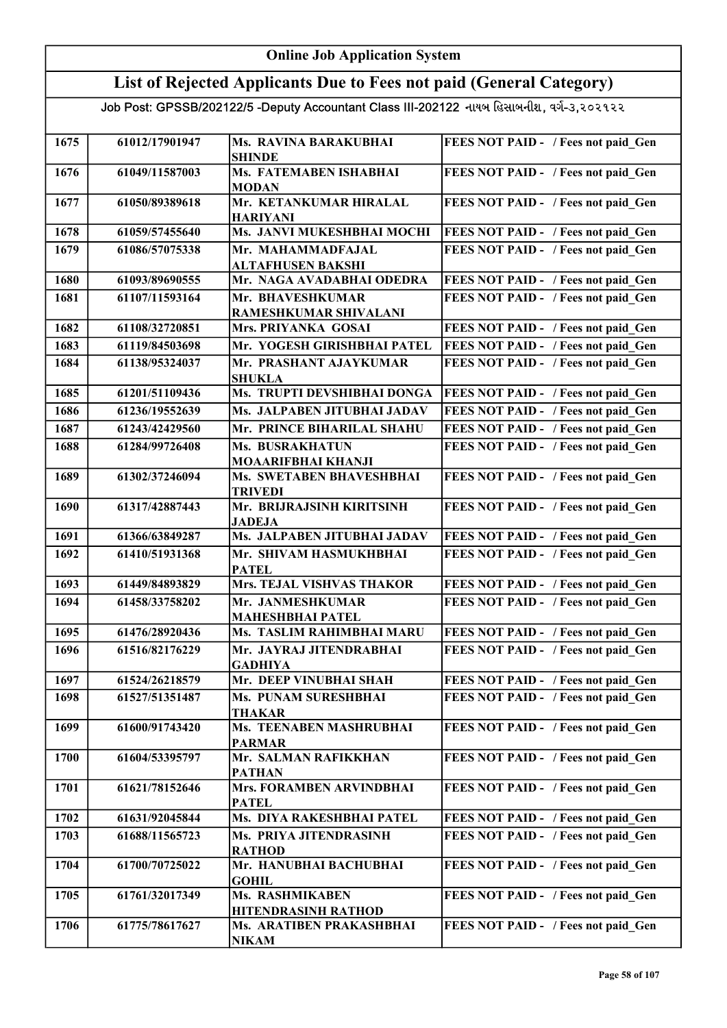# Online Job Application System

## List of Rejected Applicants Due to Fees not paid (General Category)

Job Post: GPSSB/202122/5 -Deputy Accountant Class III-202122 નાયબ હિસાબનીશ, વર્ગ-૩,૨૦૨૧૨૨

| | | | |
|---|---|---|---|
| 1675 | 61012/17901947 | Ms. RAVINA BARAKUBHAI SHINDE | FEES NOT PAID - / Fees not paid_Gen |
| 1676 | 61049/11587003 | Ms. FATEMABEN ISHABHAI MODAN | FEES NOT PAID - / Fees not paid_Gen |
| 1677 | 61050/89389618 | Mr. KETANKUMAR HIRALAL HARIYANI | FEES NOT PAID - / Fees not paid_Gen |
| 1678 | 61059/57455640 | Ms. JANVI MUKESHBHAI MOCHI | FEES NOT PAID - / Fees not paid_Gen |
| 1679 | 61086/57075338 | Mr. MAHAMMADFAJAL ALTAFHUSEN BAKSHI | FEES NOT PAID - / Fees not paid_Gen |
| 1680 | 61093/89690555 | Mr. NAGA AVADABHAI ODEDRA | FEES NOT PAID - / Fees not paid_Gen |
| 1681 | 61107/11593164 | Mr. BHAVESHKUMAR RAMESHKUMAR SHIVALANI | FEES NOT PAID - / Fees not paid_Gen |
| 1682 | 61108/32720851 | Mrs. PRIYANKA GOSAI | FEES NOT PAID - / Fees not paid_Gen |
| 1683 | 61119/84503698 | Mr. YOGESH GIRISHBHAI PATEL | FEES NOT PAID - / Fees not paid_Gen |
| 1684 | 61138/95324037 | Mr. PRASHANT AJAYKUMAR SHUKLA | FEES NOT PAID - / Fees not paid_Gen |
| 1685 | 61201/51109436 | Ms. TRUPTI DEVSHIBHAI DONGA | FEES NOT PAID - / Fees not paid_Gen |
| 1686 | 61236/19552639 | Ms. JALPABEN JITUBHAI JADAV | FEES NOT PAID - / Fees not paid_Gen |
| 1687 | 61243/42429560 | Mr. PRINCE BIHARILAL SHAHU | FEES NOT PAID - / Fees not paid_Gen |
| 1688 | 61284/99726408 | Ms. BUSRAKHATUN MOAARIFBHAI KHANJI | FEES NOT PAID - / Fees not paid_Gen |
| 1689 | 61302/37246094 | Ms. SWETABEN BHAVESHBHAI TRIVEDI | FEES NOT PAID - / Fees not paid_Gen |
| 1690 | 61317/42887443 | Mr. BRIJRAJSINH KIRITSINH JADEJA | FEES NOT PAID - / Fees not paid_Gen |
| 1691 | 61366/63849287 | Ms. JALPABEN JITUBHAI JADAV | FEES NOT PAID - / Fees not paid_Gen |
| 1692 | 61410/51931368 | Mr. SHIVAM HASMUKHBHAI PATEL | FEES NOT PAID - / Fees not paid_Gen |
| 1693 | 61449/84893829 | Mrs. TEJAL VISHVAS THAKOR | FEES NOT PAID - / Fees not paid_Gen |
| 1694 | 61458/33758202 | Mr. JANMESHKUMAR MAHESHBHAI PATEL | FEES NOT PAID - / Fees not paid_Gen |
| 1695 | 61476/28920436 | Ms. TASLIM RAHIMBHAI MARU | FEES NOT PAID - / Fees not paid_Gen |
| 1696 | 61516/82176229 | Mr. JAYRAJ JITENDRABHAI GADHIYA | FEES NOT PAID - / Fees not paid_Gen |
| 1697 | 61524/26218579 | Mr. DEEP VINUBHAI SHAH | FEES NOT PAID - / Fees not paid_Gen |
| 1698 | 61527/51351487 | Ms. PUNAM SURESHBHAI THAKAR | FEES NOT PAID - / Fees not paid_Gen |
| 1699 | 61600/91743420 | Ms. TEENABEN MASHRUBHAI PARMAR | FEES NOT PAID - / Fees not paid_Gen |
| 1700 | 61604/53395797 | Mr. SALMAN RAFIKKHAN PATHAN | FEES NOT PAID - / Fees not paid_Gen |
| 1701 | 61621/78152646 | Mrs. FORAMBEN ARVINDBHAI PATEL | FEES NOT PAID - / Fees not paid_Gen |
| 1702 | 61631/92045844 | Ms. DIYA RAKESHBHAI PATEL | FEES NOT PAID - / Fees not paid_Gen |
| 1703 | 61688/11565723 | Ms. PRIYA JITENDRASINH RATHOD | FEES NOT PAID - / Fees not paid_Gen |
| 1704 | 61700/70725022 | Mr. HANUBHAI BACHUBHAI GOHIL | FEES NOT PAID - / Fees not paid_Gen |
| 1705 | 61761/32017349 | Ms. RASHMIKABEN HITENDRASINH RATHOD | FEES NOT PAID - / Fees not paid_Gen |
| 1706 | 61775/78617627 | Ms. ARATIBEN PRAKASHBHAI NIKAM | FEES NOT PAID - / Fees not paid_Gen |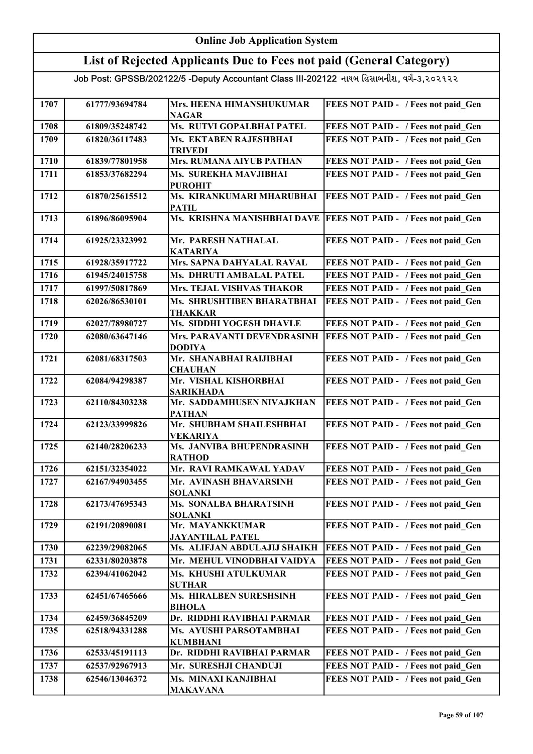## Online Job Application System

## List of Rejected Applicants Due to Fees not paid (General Category)

Job Post: GPSSB/202122/5 -Deputy Accountant Class III-202122 નાયબ હિસાબનીશ, વર્ગ-૩,૨૦૨૧૨૨

| | | | |
|---|---|---|---|
| 1707 | 61777/93694784 | Mrs. HEENA HIMANSHUKUMAR NAGAR | FEES NOT PAID - / Fees not paid_Gen |
| 1708 | 61809/35248742 | Ms. RUTVI GOPALBHAI PATEL | FEES NOT PAID - / Fees not paid_Gen |
| 1709 | 61820/36117483 | Ms. EKTABEN RAJESHBHAI TRIVEDI | FEES NOT PAID - / Fees not paid_Gen |
| 1710 | 61839/77801958 | Mrs. RUMANA AIYUB PATHAN | FEES NOT PAID - / Fees not paid_Gen |
| 1711 | 61853/37682294 | Ms. SUREKHA MAVJIBHAI PUROHIT | FEES NOT PAID - / Fees not paid_Gen |
| 1712 | 61870/25615512 | Ms. KIRANKUMARI MHARUBHAI PATIL | FEES NOT PAID - / Fees not paid_Gen |
| 1713 | 61896/86095904 | Ms. KRISHNA MANISHBHAI DAVE | FEES NOT PAID - / Fees not paid_Gen |
| 1714 | 61925/23323992 | Mr. PARESH NATHALAL KATARIYA | FEES NOT PAID - / Fees not paid_Gen |
| 1715 | 61928/35917722 | Mrs. SAPNA DAHYALAL RAVAL | FEES NOT PAID - / Fees not paid_Gen |
| 1716 | 61945/24015758 | Ms. DHRUTI AMBALAL PATEL | FEES NOT PAID - / Fees not paid_Gen |
| 1717 | 61997/50817869 | Mrs. TEJAL VISHVAS THAKOR | FEES NOT PAID - / Fees not paid_Gen |
| 1718 | 62026/86530101 | Ms. SHRUSHTIBEN BHARATBHAI THAKKAR | FEES NOT PAID - / Fees not paid_Gen |
| 1719 | 62027/78980727 | Ms. SIDDHI YOGESH DHAVLE | FEES NOT PAID - / Fees not paid_Gen |
| 1720 | 62080/63647146 | Mrs. PARAVANTI DEVENDRASINH DODIYA | FEES NOT PAID - / Fees not paid_Gen |
| 1721 | 62081/68317503 | Mr. SHANABHAI RAIJIBHAI CHAUHAN | FEES NOT PAID - / Fees not paid_Gen |
| 1722 | 62084/94298387 | Mr. VISHAL KISHORBHAI SARIKHADA | FEES NOT PAID - / Fees not paid_Gen |
| 1723 | 62110/84303238 | Mr. SADDAMHUSEN NIVAJKHAN PATHAN | FEES NOT PAID - / Fees not paid_Gen |
| 1724 | 62123/33999826 | Mr. SHUBHAM SHAILESHBHAI VEKARIYA | FEES NOT PAID - / Fees not paid_Gen |
| 1725 | 62140/28206233 | Ms. JANVIBA BHUPENDRASINH RATHOD | FEES NOT PAID - / Fees not paid_Gen |
| 1726 | 62151/32354022 | Mr. RAVI RAMKAWAL YADAV | FEES NOT PAID - / Fees not paid_Gen |
| 1727 | 62167/94903455 | Mr. AVINASH BHAVARSINH SOLANKI | FEES NOT PAID - / Fees not paid_Gen |
| 1728 | 62173/47695343 | Ms. SONALBA BHARATSINH SOLANKI | FEES NOT PAID - / Fees not paid_Gen |
| 1729 | 62191/20890081 | Mr. MAYANKKUMAR JAYANTILAL PATEL | FEES NOT PAID - / Fees not paid_Gen |
| 1730 | 62239/29082065 | Ms. ALIFJAN ABDULAJIJ SHAIKH | FEES NOT PAID - / Fees not paid_Gen |
| 1731 | 62331/80203878 | Mr. MEHUL VINODBHAI VAIDYA | FEES NOT PAID - / Fees not paid_Gen |
| 1732 | 62394/41062042 | Ms. KHUSHI ATULKUMAR SUTHAR | FEES NOT PAID - / Fees not paid_Gen |
| 1733 | 62451/67465666 | Ms. HIRALBEN SURESHSINH BIHOLA | FEES NOT PAID - / Fees not paid_Gen |
| 1734 | 62459/36845209 | Dr. RIDDHI RAVIBHAI PARMAR | FEES NOT PAID - / Fees not paid_Gen |
| 1735 | 62518/94331288 | Ms. AYUSHI PARSOTAMBHAI KUMBHANI | FEES NOT PAID - / Fees not paid_Gen |
| 1736 | 62533/45191113 | Dr. RIDDHI RAVIBHAI PARMAR | FEES NOT PAID - / Fees not paid_Gen |
| 1737 | 62537/92967913 | Mr. SURESHJI CHANDUJI | FEES NOT PAID - / Fees not paid_Gen |
| 1738 | 62546/13046372 | Ms. MINAXI KANJIBHAI MAKAVANA | FEES NOT PAID - / Fees not paid_Gen |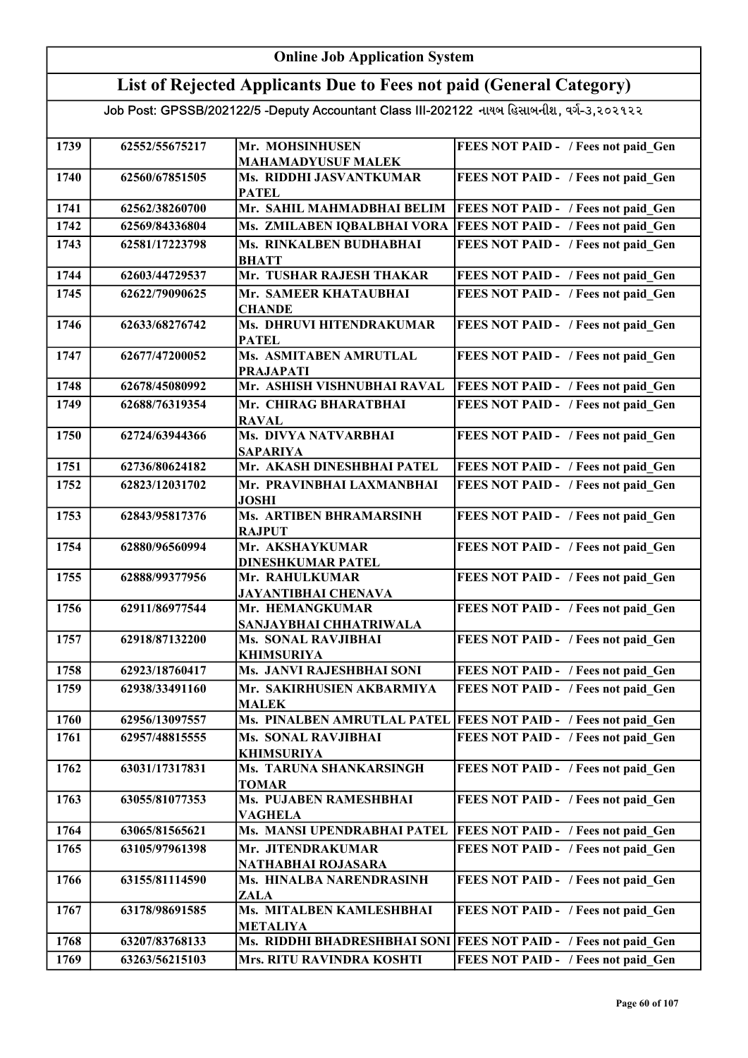# Online Job Application System

## List of Rejected Applicants Due to Fees not paid (General Category)

Job Post: GPSSB/202122/5 -Deputy Accountant Class III-202122 નાયબ હિસાબનીશ, વર્ગ-૩,૨૦૨૧૨૨

| | | | |
|---|---|---|---|
| 1739 | 62552/55675217 | Mr. MOHSINHUSEN MAHAMADYUSUF MALEK | FEES NOT PAID - / Fees not paid_Gen |
| 1740 | 62560/67851505 | Ms. RIDDHI JASVANTKUMAR PATEL | FEES NOT PAID - / Fees not paid_Gen |
| 1741 | 62562/38260700 | Mr. SAHIL MAHMADBHAI BELIM | FEES NOT PAID - / Fees not paid_Gen |
| 1742 | 62569/84336804 | Ms. ZMILABEN IQBALBHAI VORA | FEES NOT PAID - / Fees not paid_Gen |
| 1743 | 62581/17223798 | Ms. RINKALBEN BUDHABHAI BHATT | FEES NOT PAID - / Fees not paid_Gen |
| 1744 | 62603/44729537 | Mr. TUSHAR RAJESH THAKAR | FEES NOT PAID - / Fees not paid_Gen |
| 1745 | 62622/79090625 | Mr. SAMEER KHATAUBHAI CHANDE | FEES NOT PAID - / Fees not paid_Gen |
| 1746 | 62633/68276742 | Ms. DHRUVI HITENDRAKUMAR PATEL | FEES NOT PAID - / Fees not paid_Gen |
| 1747 | 62677/47200052 | Ms. ASMITABEN AMRUTLAL PRAJAPATI | FEES NOT PAID - / Fees not paid_Gen |
| 1748 | 62678/45080992 | Mr. ASHISH VISHNUBHAI RAVAL | FEES NOT PAID - / Fees not paid_Gen |
| 1749 | 62688/76319354 | Mr. CHIRAG BHARATBHAI RAVAL | FEES NOT PAID - / Fees not paid_Gen |
| 1750 | 62724/63944366 | Ms. DIVYA NATVARBHAI SAPARIYA | FEES NOT PAID - / Fees not paid_Gen |
| 1751 | 62736/80624182 | Mr. AKASH DINESHBHAI PATEL | FEES NOT PAID - / Fees not paid_Gen |
| 1752 | 62823/12031702 | Mr. PRAVINBHAI LAXMANBHAI JOSHI | FEES NOT PAID - / Fees not paid_Gen |
| 1753 | 62843/95817376 | Ms. ARTIBEN BHRAMARSINH RAJPUT | FEES NOT PAID - / Fees not paid_Gen |
| 1754 | 62880/96560994 | Mr. AKSHAYKUMAR DINESHKUMAR PATEL | FEES NOT PAID - / Fees not paid_Gen |
| 1755 | 62888/99377956 | Mr. RAHULKUMAR JAYANTIBHAI CHENAVA | FEES NOT PAID - / Fees not paid_Gen |
| 1756 | 62911/86977544 | Mr. HEMANGKUMAR SANJAYBHAI CHHATRIWALA | FEES NOT PAID - / Fees not paid_Gen |
| 1757 | 62918/87132200 | Ms. SONAL RAVJIBHAI KHIMSURIYA | FEES NOT PAID - / Fees not paid_Gen |
| 1758 | 62923/18760417 | Ms. JANVI RAJESHBHAI SONI | FEES NOT PAID - / Fees not paid_Gen |
| 1759 | 62938/33491160 | Mr. SAKIRHUSIEN AKBARMIYA MALEK | FEES NOT PAID - / Fees not paid_Gen |
| 1760 | 62956/13097557 | Ms. PINALBEN AMRUTLAL PATEL | FEES NOT PAID - / Fees not paid_Gen |
| 1761 | 62957/48815555 | Ms. SONAL RAVJIBHAI KHIMSURIYA | FEES NOT PAID - / Fees not paid_Gen |
| 1762 | 63031/17317831 | Ms. TARUNA SHANKARSINGH TOMAR | FEES NOT PAID - / Fees not paid_Gen |
| 1763 | 63055/81077353 | Ms. PUJABEN RAMESHBHAI VAGHELA | FEES NOT PAID - / Fees not paid_Gen |
| 1764 | 63065/81565621 | Ms. MANSI UPENDRABHAI PATEL | FEES NOT PAID - / Fees not paid_Gen |
| 1765 | 63105/97961398 | Mr. JITENDRAKUMAR NATHABHAI ROJASARA | FEES NOT PAID - / Fees not paid_Gen |
| 1766 | 63155/81114590 | Ms. HINALBA NARENDRASINH ZALA | FEES NOT PAID - / Fees not paid_Gen |
| 1767 | 63178/98691585 | Ms. MITALBEN KAMLESHBHAI METALIYA | FEES NOT PAID - / Fees not paid_Gen |
| 1768 | 63207/83768133 | Ms. RIDDHI BHADRESHBHAI SONI | FEES NOT PAID - / Fees not paid_Gen |
| 1769 | 63263/56215103 | Mrs. RITU RAVINDRA KOSHTI | FEES NOT PAID - / Fees not paid_Gen |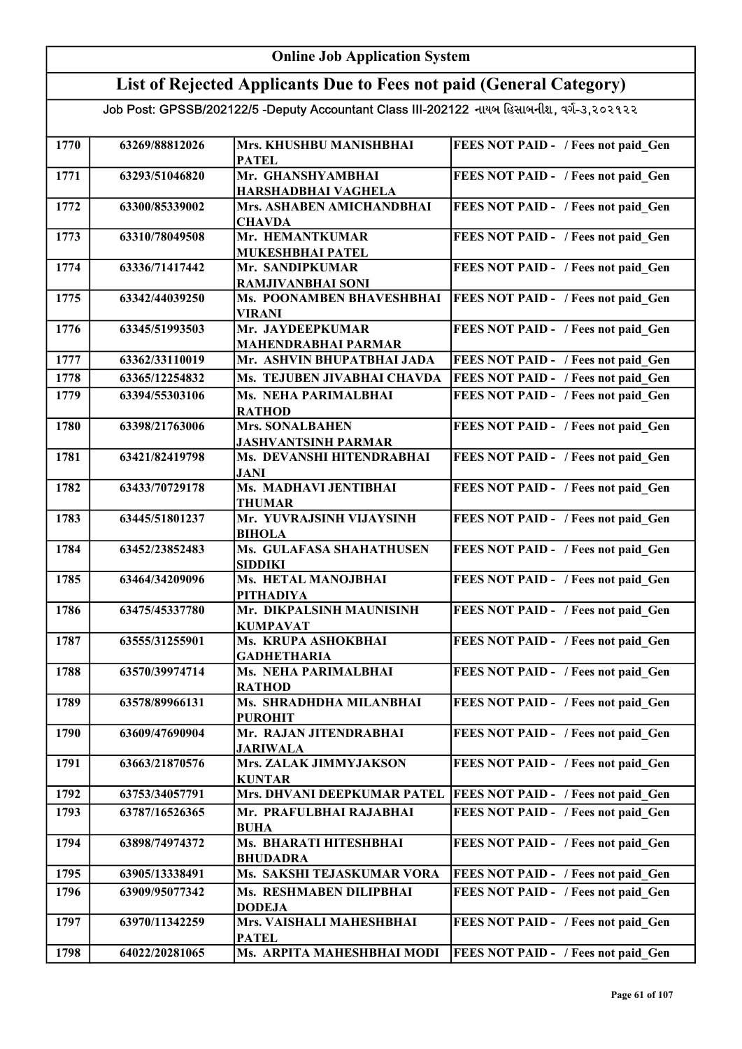# Online Job Application System

## List of Rejected Applicants Due to Fees not paid (General Category)

Job Post: GPSSB/202122/5 -Deputy Accountant Class III-202122 નાયબ હિસાબનીશ, વર્ગ-૩,૨૦૨૧૨૨

| | | | |
|---|---|---|---|
| 1770 | 63269/88812026 | Mrs. KHUSHBU MANISHBHAI PATEL | FEES NOT PAID - / Fees not paid_Gen |
| 1771 | 63293/51046820 | Mr. GHANSHYAMBHAI HARSHADBHAI VAGHELA | FEES NOT PAID - / Fees not paid_Gen |
| 1772 | 63300/85339002 | Mrs. ASHABEN AMICHANDBHAI CHAVDA | FEES NOT PAID - / Fees not paid_Gen |
| 1773 | 63310/78049508 | Mr. HEMANTKUMAR MUKESHBHAI PATEL | FEES NOT PAID - / Fees not paid_Gen |
| 1774 | 63336/71417442 | Mr. SANDIPKUMAR RAMJIVANBHAI SONI | FEES NOT PAID - / Fees not paid_Gen |
| 1775 | 63342/44039250 | Ms. POONAMBEN BHAVESHBHAI VIRANI | FEES NOT PAID - / Fees not paid_Gen |
| 1776 | 63345/51993503 | Mr. JAYDEEPKUMAR MAHENDRABHAI PARMAR | FEES NOT PAID - / Fees not paid_Gen |
| 1777 | 63362/33110019 | Mr. ASHVIN BHUPATBHAI JADA | FEES NOT PAID - / Fees not paid_Gen |
| 1778 | 63365/12254832 | Ms. TEJUBEN JIVABHAI CHAVDA | FEES NOT PAID - / Fees not paid_Gen |
| 1779 | 63394/55303106 | Ms. NEHA PARIMALBHAI RATHOD | FEES NOT PAID - / Fees not paid_Gen |
| 1780 | 63398/21763006 | Mrs. SONALBAHEN JASHVANTSINH PARMAR | FEES NOT PAID - / Fees not paid_Gen |
| 1781 | 63421/82419798 | Ms. DEVANSHI HITENDRABHAI JANI | FEES NOT PAID - / Fees not paid_Gen |
| 1782 | 63433/70729178 | Ms. MADHAVI JENTIBHAI THUMAR | FEES NOT PAID - / Fees not paid_Gen |
| 1783 | 63445/51801237 | Mr. YUVRAJSINH VIJAYSINH BIHOLA | FEES NOT PAID - / Fees not paid_Gen |
| 1784 | 63452/23852483 | Ms. GULAFASA SHAHATHUSEN SIDDIKI | FEES NOT PAID - / Fees not paid_Gen |
| 1785 | 63464/34209096 | Ms. HETAL MANOJBHAI PITHADIYA | FEES NOT PAID - / Fees not paid_Gen |
| 1786 | 63475/45337780 | Mr. DIKPALSINH MAUNISINH KUMPAVAT | FEES NOT PAID - / Fees not paid_Gen |
| 1787 | 63555/31255901 | Ms. KRUPA ASHOKBHAI GADHETHARIA | FEES NOT PAID - / Fees not paid_Gen |
| 1788 | 63570/39974714 | Ms. NEHA PARIMALBHAI RATHOD | FEES NOT PAID - / Fees not paid_Gen |
| 1789 | 63578/89966131 | Ms. SHRADHDHA MILANBHAI PUROHIT | FEES NOT PAID - / Fees not paid_Gen |
| 1790 | 63609/47690904 | Mr. RAJAN JITENDRABHAI JARIWALA | FEES NOT PAID - / Fees not paid_Gen |
| 1791 | 63663/21870576 | Mrs. ZALAK JIMMYJAKSON KUNTAR | FEES NOT PAID - / Fees not paid_Gen |
| 1792 | 63753/34057791 | Mrs. DHVANI DEEPKUMAR PATEL | FEES NOT PAID - / Fees not paid_Gen |
| 1793 | 63787/16526365 | Mr. PRAFULBHAI RAJABHAI BUHA | FEES NOT PAID - / Fees not paid_Gen |
| 1794 | 63898/74974372 | Ms. BHARATI HITESHBHAI BHUDADRA | FEES NOT PAID - / Fees not paid_Gen |
| 1795 | 63905/13338491 | Ms. SAKSHI TEJASKUMAR VORA | FEES NOT PAID - / Fees not paid_Gen |
| 1796 | 63909/95077342 | Ms. RESHMABEN DILIPBHAI DODEJA | FEES NOT PAID - / Fees not paid_Gen |
| 1797 | 63970/11342259 | Mrs. VAISHALI MAHESHBHAI PATEL | FEES NOT PAID - / Fees not paid_Gen |
| 1798 | 64022/20281065 | Ms. ARPITA MAHESHBHAI MODI | FEES NOT PAID - / Fees not paid_Gen |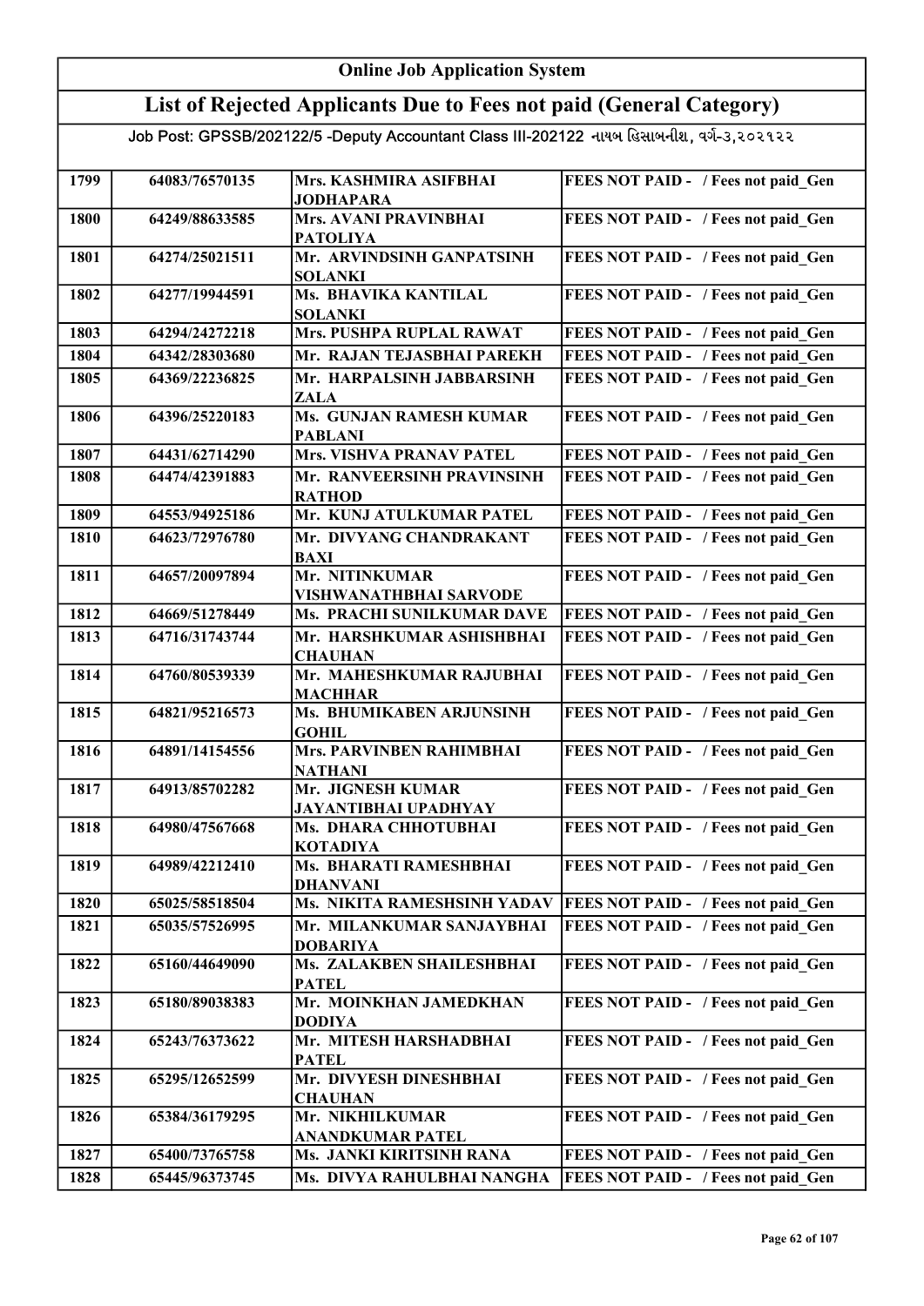# Online Job Application System

## List of Rejected Applicants Due to Fees not paid (General Category)

Job Post: GPSSB/202122/5 -Deputy Accountant Class III-202122 નાયબ હિસાબનીશ, વર્ગ-૩,૨૦૨૧૨૨

| | | | |
|---|---|---|---|
| 1799 | 64083/76570135 | Mrs. KASHMIRA ASIFBHAI JODHAPARA | FEES NOT PAID - / Fees not paid_Gen |
| 1800 | 64249/88633585 | Mrs. AVANI PRAVINBHAI PATOLIYA | FEES NOT PAID - / Fees not paid_Gen |
| 1801 | 64274/25021511 | Mr. ARVINDSINH GANPATSINH SOLANKI | FEES NOT PAID - / Fees not paid_Gen |
| 1802 | 64277/19944591 | Ms. BHAVIKA KANTILAL SOLANKI | FEES NOT PAID - / Fees not paid_Gen |
| 1803 | 64294/24272218 | Mrs. PUSHPA RUPLAL RAWAT | FEES NOT PAID - / Fees not paid_Gen |
| 1804 | 64342/28303680 | Mr. RAJAN TEJASBHAI PAREKH | FEES NOT PAID - / Fees not paid_Gen |
| 1805 | 64369/22236825 | Mr. HARPALSINH JABBARSINH ZALA | FEES NOT PAID - / Fees not paid_Gen |
| 1806 | 64396/25220183 | Ms. GUNJAN RAMESH KUMAR PABLANI | FEES NOT PAID - / Fees not paid_Gen |
| 1807 | 64431/62714290 | Mrs. VISHVA PRANAV PATEL | FEES NOT PAID - / Fees not paid_Gen |
| 1808 | 64474/42391883 | Mr. RANVEERSINH PRAVINSINH RATHOD | FEES NOT PAID - / Fees not paid_Gen |
| 1809 | 64553/94925186 | Mr. KUNJ ATULKUMAR PATEL | FEES NOT PAID - / Fees not paid_Gen |
| 1810 | 64623/72976780 | Mr. DIVYANG CHANDRAKANT BAXI | FEES NOT PAID - / Fees not paid_Gen |
| 1811 | 64657/20097894 | Mr. NITINKUMAR VISHWANATHBHAI SARVODE | FEES NOT PAID - / Fees not paid_Gen |
| 1812 | 64669/51278449 | Ms. PRACHI SUNILKUMAR DAVE | FEES NOT PAID - / Fees not paid_Gen |
| 1813 | 64716/31743744 | Mr. HARSHKUMAR ASHISHBHAI CHAUHAN | FEES NOT PAID - / Fees not paid_Gen |
| 1814 | 64760/80539339 | Mr. MAHESHKUMAR RAJUBHAI MACHHAR | FEES NOT PAID - / Fees not paid_Gen |
| 1815 | 64821/95216573 | Ms. BHUMIKABEN ARJUNSINH GOHIL | FEES NOT PAID - / Fees not paid_Gen |
| 1816 | 64891/14154556 | Mrs. PARVINBEN RAHIMBHAI NATHANI | FEES NOT PAID - / Fees not paid_Gen |
| 1817 | 64913/85702282 | Mr. JIGNESH KUMAR JAYANTIBHAI UPADHYAY | FEES NOT PAID - / Fees not paid_Gen |
| 1818 | 64980/47567668 | Ms. DHARA CHHOTUBHAI KOTADIYA | FEES NOT PAID - / Fees not paid_Gen |
| 1819 | 64989/42212410 | Ms. BHARATI RAMESHBHAI DHANVANI | FEES NOT PAID - / Fees not paid_Gen |
| 1820 | 65025/58518504 | Ms. NIKITA RAMESHSINH YADAV | FEES NOT PAID - / Fees not paid_Gen |
| 1821 | 65035/57526995 | Mr. MILANKUMAR SANJAYBHAI DOBARIYA | FEES NOT PAID - / Fees not paid_Gen |
| 1822 | 65160/44649090 | Ms. ZALAKBEN SHAILESHBHAI PATEL | FEES NOT PAID - / Fees not paid_Gen |
| 1823 | 65180/89038383 | Mr. MOINKHAN JAMEDKHAN DODIYA | FEES NOT PAID - / Fees not paid_Gen |
| 1824 | 65243/76373622 | Mr. MITESH HARSHADBHAI PATEL | FEES NOT PAID - / Fees not paid_Gen |
| 1825 | 65295/12652599 | Mr. DIVYESH DINESHBHAI CHAUHAN | FEES NOT PAID - / Fees not paid_Gen |
| 1826 | 65384/36179295 | Mr. NIKHILKUMAR ANANDKUMAR PATEL | FEES NOT PAID - / Fees not paid_Gen |
| 1827 | 65400/73765758 | Ms. JANKI KIRITSINH RANA | FEES NOT PAID - / Fees not paid_Gen |
| 1828 | 65445/96373745 | Ms. DIVYA RAHULBHAI NANGHA | FEES NOT PAID - / Fees not paid_Gen |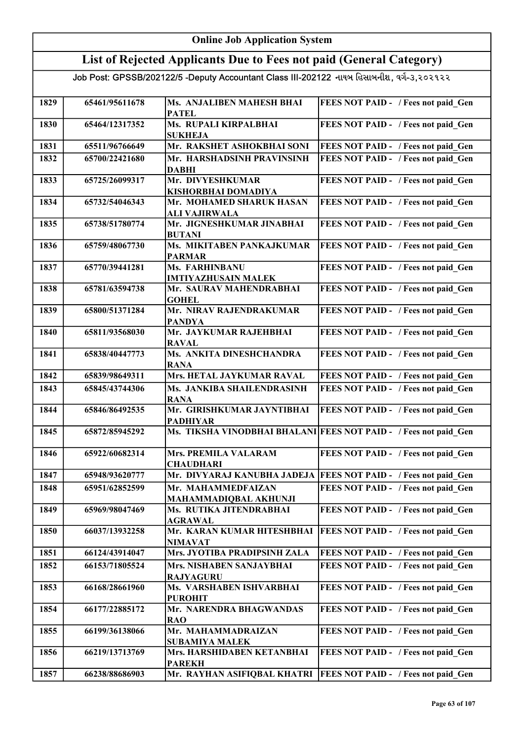# Online Job Application System

## List of Rejected Applicants Due to Fees not paid (General Category)

Job Post: GPSSB/202122/5 -Deputy Accountant Class III-202122 નાયબ હિસાબનીશ, વર્ગ-૩,૨૦૨૧૨૨

| | | | |
|---|---|---|---|
| 1829 | 65461/95611678 | Ms. ANJALIBEN MAHESH BHAI PATEL | FEES NOT PAID - / Fees not paid_Gen |
| 1830 | 65464/12317352 | Ms. RUPALI KIRPALBHAI SUKHEJA | FEES NOT PAID - / Fees not paid_Gen |
| 1831 | 65511/96766649 | Mr. RAKSHET ASHOKBHAI SONI | FEES NOT PAID - / Fees not paid_Gen |
| 1832 | 65700/22421680 | Mr. HARSHADSINH PRAVINSINH DABHI | FEES NOT PAID - / Fees not paid_Gen |
| 1833 | 65725/26099317 | Mr. DIVYESHKUMAR KISHORBHAI DOMADIYA | FEES NOT PAID - / Fees not paid_Gen |
| 1834 | 65732/54046343 | Mr. MOHAMED SHARUK HASAN ALI VAJIRWALA | FEES NOT PAID - / Fees not paid_Gen |
| 1835 | 65738/51780774 | Mr. JIGNESHKUMAR JINABHAI BUTANI | FEES NOT PAID - / Fees not paid_Gen |
| 1836 | 65759/48067730 | Ms. MIKITABEN PANKAJKUMAR PARMAR | FEES NOT PAID - / Fees not paid_Gen |
| 1837 | 65770/39441281 | Ms. FARHINBANU IMTIYAZHUSAIN MALEK | FEES NOT PAID - / Fees not paid_Gen |
| 1838 | 65781/63594738 | Mr. SAURAV MAHENDRABHAI GOHEL | FEES NOT PAID - / Fees not paid_Gen |
| 1839 | 65800/51371284 | Mr. NIRAV RAJENDRAKUMAR PANDYA | FEES NOT PAID - / Fees not paid_Gen |
| 1840 | 65811/93568030 | Mr. JAYKUMAR RAJEHBHAI RAVAL | FEES NOT PAID - / Fees not paid_Gen |
| 1841 | 65838/40447773 | Ms. ANKITA DINESHCHANDRA RANA | FEES NOT PAID - / Fees not paid_Gen |
| 1842 | 65839/98649311 | Mrs. HETAL JAYKUMAR RAVAL | FEES NOT PAID - / Fees not paid_Gen |
| 1843 | 65845/43744306 | Ms. JANKIBA SHAILENDRASINH RANA | FEES NOT PAID - / Fees not paid_Gen |
| 1844 | 65846/86492535 | Mr. GIRISHKUMAR JAYNTIBHAI PADHIYAR | FEES NOT PAID - / Fees not paid_Gen |
| 1845 | 65872/85945292 | Ms. TIKSHA VINODBHAI BHALANI | FEES NOT PAID - / Fees not paid_Gen |
| 1846 | 65922/60682314 | Mrs. PREMILA VALARAM CHAUDHARI | FEES NOT PAID - / Fees not paid_Gen |
| 1847 | 65948/93620777 | Mr. DIVYARAJ KANUBHA JADEJA | FEES NOT PAID - / Fees not paid_Gen |
| 1848 | 65951/62852599 | Mr. MAHAMMEDFAIZAN MAHAMMADIQBAL AKHUNJI | FEES NOT PAID - / Fees not paid_Gen |
| 1849 | 65969/98047469 | Ms. RUTIKA JITENDRABHAI AGRAWAL | FEES NOT PAID - / Fees not paid_Gen |
| 1850 | 66037/13932258 | Mr. KARAN KUMAR HITESHBHAI NIMAVAT | FEES NOT PAID - / Fees not paid_Gen |
| 1851 | 66124/43914047 | Mrs. JYOTIBA PRADIPSINH ZALA | FEES NOT PAID - / Fees not paid_Gen |
| 1852 | 66153/71805524 | Mrs. NISHABEN SANJAYBHAI RAJYAGURU | FEES NOT PAID - / Fees not paid_Gen |
| 1853 | 66168/28661960 | Ms. VARSHABEN ISHVARBHAI PUROHIT | FEES NOT PAID - / Fees not paid_Gen |
| 1854 | 66177/22885172 | Mr. NARENDRA BHAGWANDAS RAO | FEES NOT PAID - / Fees not paid_Gen |
| 1855 | 66199/36138066 | Mr. MAHAMMADRAIZAN SUBAMIYA MALEK | FEES NOT PAID - / Fees not paid_Gen |
| 1856 | 66219/13713769 | Mrs. HARSHIDABEN KETANBHAI PAREKH | FEES NOT PAID - / Fees not paid_Gen |
| 1857 | 66238/88686903 | Mr. RAYHAN ASIFIQBAL KHATRI | FEES NOT PAID - / Fees not paid_Gen |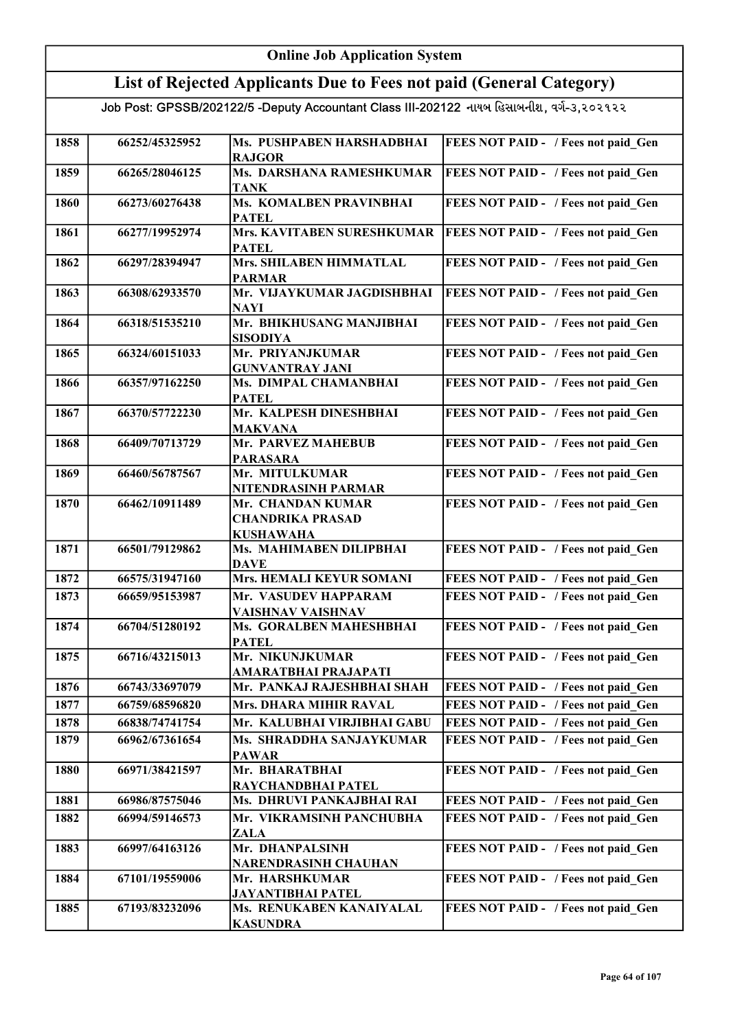# Online Job Application System

## List of Rejected Applicants Due to Fees not paid (General Category)

Job Post: GPSSB/202122/5 -Deputy Accountant Class III-202122 નાયબ હિસાબનીશ, વર્ગ-૩,૨૦૨૧૨૨

| | | | |
|---|---|---|---|
| 1858 | 66252/45325952 | Ms. PUSHPABEN HARSHADBHAI RAJGOR | FEES NOT PAID - / Fees not paid_Gen |
| 1859 | 66265/28046125 | Ms. DARSHANA RAMESHKUMAR TANK | FEES NOT PAID - / Fees not paid_Gen |
| 1860 | 66273/60276438 | Ms. KOMALBEN PRAVINBHAI PATEL | FEES NOT PAID - / Fees not paid_Gen |
| 1861 | 66277/19952974 | Mrs. KAVITABEN SURESHKUMAR PATEL | FEES NOT PAID - / Fees not paid_Gen |
| 1862 | 66297/28394947 | Mrs. SHILABEN HIMMATLAL PARMAR | FEES NOT PAID - / Fees not paid_Gen |
| 1863 | 66308/62933570 | Mr. VIJAYKUMAR JAGDISHBHAI NAYI | FEES NOT PAID - / Fees not paid_Gen |
| 1864 | 66318/51535210 | Mr. BHIKHUSANG MANJIBHAI SISODIYA | FEES NOT PAID - / Fees not paid_Gen |
| 1865 | 66324/60151033 | Mr. PRIYANJKUMAR GUNVANTRAY JANI | FEES NOT PAID - / Fees not paid_Gen |
| 1866 | 66357/97162250 | Ms. DIMPAL CHAMANBHAI PATEL | FEES NOT PAID - / Fees not paid_Gen |
| 1867 | 66370/57722230 | Mr. KALPESH DINESHBHAI MAKVANA | FEES NOT PAID - / Fees not paid_Gen |
| 1868 | 66409/70713729 | Mr. PARVEZ MAHEBUB PARASARA | FEES NOT PAID - / Fees not paid_Gen |
| 1869 | 66460/56787567 | Mr. MITULKUMAR NITENDRASINH PARMAR | FEES NOT PAID - / Fees not paid_Gen |
| 1870 | 66462/10911489 | Mr. CHANDAN KUMAR CHANDRIKA PRASAD KUSHAWAHA | FEES NOT PAID - / Fees not paid_Gen |
| 1871 | 66501/79129862 | Ms. MAHIMABEN DILIPBHAI DAVE | FEES NOT PAID - / Fees not paid_Gen |
| 1872 | 66575/31947160 | Mrs. HEMALI KEYUR SOMANI | FEES NOT PAID - / Fees not paid_Gen |
| 1873 | 66659/95153987 | Mr. VASUDEV HAPPARAM VAISHNAV VAISHNAV | FEES NOT PAID - / Fees not paid_Gen |
| 1874 | 66704/51280192 | Ms. GORALBEN MAHESHBHAI PATEL | FEES NOT PAID - / Fees not paid_Gen |
| 1875 | 66716/43215013 | Mr. NIKUNJKUMAR AMARATBHAI PRAJAPATI | FEES NOT PAID - / Fees not paid_Gen |
| 1876 | 66743/33697079 | Mr. PANKAJ RAJESHBHAI SHAH | FEES NOT PAID - / Fees not paid_Gen |
| 1877 | 66759/68596820 | Mrs. DHARA MIHIR RAVAL | FEES NOT PAID - / Fees not paid_Gen |
| 1878 | 66838/74741754 | Mr. KALUBHAI VIRJIBHAI GABU | FEES NOT PAID - / Fees not paid_Gen |
| 1879 | 66962/67361654 | Ms. SHRADDHA SANJAYKUMAR PAWAR | FEES NOT PAID - / Fees not paid_Gen |
| 1880 | 66971/38421597 | Mr. BHARATBHAI RAYCHANDBHAI PATEL | FEES NOT PAID - / Fees not paid_Gen |
| 1881 | 66986/87575046 | Ms. DHRUVI PANKAJBHAI RAI | FEES NOT PAID - / Fees not paid_Gen |
| 1882 | 66994/59146573 | Mr. VIKRAMSINH PANCHUBHA ZALA | FEES NOT PAID - / Fees not paid_Gen |
| 1883 | 66997/64163126 | Mr. DHANPALSINH NARENDRASINH CHAUHAN | FEES NOT PAID - / Fees not paid_Gen |
| 1884 | 67101/19559006 | Mr. HARSHKUMAR JAYANTIBHAI PATEL | FEES NOT PAID - / Fees not paid_Gen |
| 1885 | 67193/83232096 | Ms. RENUKABEN KANAIYALAL KASUNDRA | FEES NOT PAID - / Fees not paid_Gen |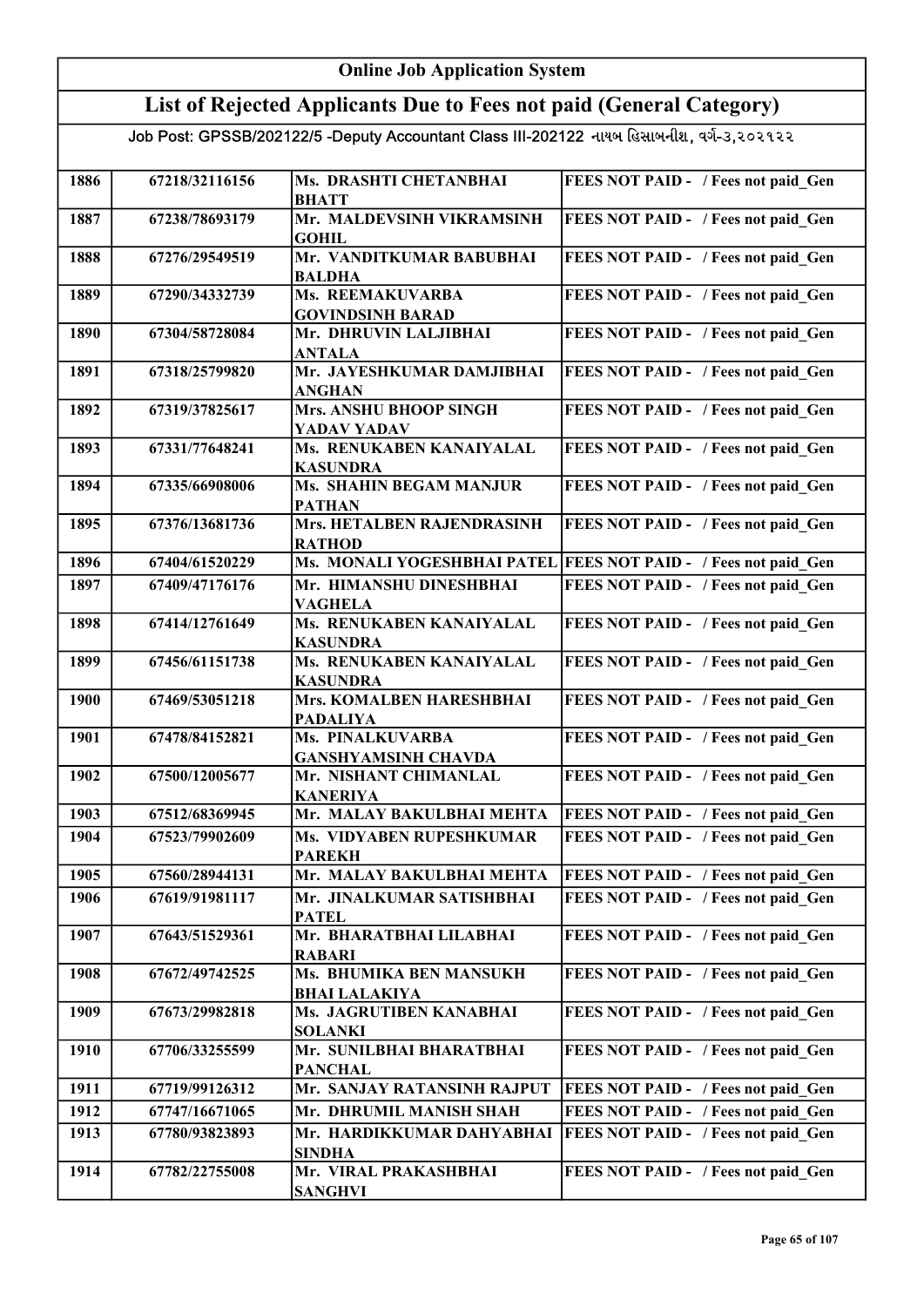# Online Job Application System

## List of Rejected Applicants Due to Fees not paid (General Category)

Job Post: GPSSB/202122/5 -Deputy Accountant Class III-202122 નાયબ હિસાબનીશ, વર્ગ-૩,૨૦૨૧૨૨

| | | | |
|---|---|---|---|
| 1886 | 67218/32116156 | Ms. DRASHTI CHETANBHAI BHATT | FEES NOT PAID - / Fees not paid_Gen |
| 1887 | 67238/78693179 | Mr. MALDEVSINH VIKRAMSINH GOHIL | FEES NOT PAID - / Fees not paid_Gen |
| 1888 | 67276/29549519 | Mr. VANDITKUMAR BABUBHAI BALDHA | FEES NOT PAID - / Fees not paid_Gen |
| 1889 | 67290/34332739 | Ms. REEMAKUVARBA GOVINDSINH BARAD | FEES NOT PAID - / Fees not paid_Gen |
| 1890 | 67304/58728084 | Mr. DHRUVIN LALJIBHAI ANTALA | FEES NOT PAID - / Fees not paid_Gen |
| 1891 | 67318/25799820 | Mr. JAYESHKUMAR DAMJIBHAI ANGHAN | FEES NOT PAID - / Fees not paid_Gen |
| 1892 | 67319/37825617 | Mrs. ANSHU BHOOP SINGH YADAV YADAV | FEES NOT PAID - / Fees not paid_Gen |
| 1893 | 67331/77648241 | Ms. RENUKABEN KANAIYALAL KASUNDRA | FEES NOT PAID - / Fees not paid_Gen |
| 1894 | 67335/66908006 | Ms. SHAHIN BEGAM MANJUR PATHAN | FEES NOT PAID - / Fees not paid_Gen |
| 1895 | 67376/13681736 | Mrs. HETALBEN RAJENDRASINH RATHOD | FEES NOT PAID - / Fees not paid_Gen |
| 1896 | 67404/61520229 | Ms. MONALI YOGESHBHAI PATEL | FEES NOT PAID - / Fees not paid_Gen |
| 1897 | 67409/47176176 | Mr. HIMANSHU DINESHBHAI VAGHELA | FEES NOT PAID - / Fees not paid_Gen |
| 1898 | 67414/12761649 | Ms. RENUKABEN KANAIYALAL KASUNDRA | FEES NOT PAID - / Fees not paid_Gen |
| 1899 | 67456/61151738 | Ms. RENUKABEN KANAIYALAL KASUNDRA | FEES NOT PAID - / Fees not paid_Gen |
| 1900 | 67469/53051218 | Mrs. KOMALBEN HARESHBHAI PADALIYA | FEES NOT PAID - / Fees not paid_Gen |
| 1901 | 67478/84152821 | Ms. PINALKUVARBA GANSHYAMSINH CHAVDA | FEES NOT PAID - / Fees not paid_Gen |
| 1902 | 67500/12005677 | Mr. NISHANT CHIMANLAL KANERIYA | FEES NOT PAID - / Fees not paid_Gen |
| 1903 | 67512/68369945 | Mr. MALAY BAKULBHAI MEHTA | FEES NOT PAID - / Fees not paid_Gen |
| 1904 | 67523/79902609 | Ms. VIDYABEN RUPESHKUMAR PAREKH | FEES NOT PAID - / Fees not paid_Gen |
| 1905 | 67560/28944131 | Mr. MALAY BAKULBHAI MEHTA | FEES NOT PAID - / Fees not paid_Gen |
| 1906 | 67619/91981117 | Mr. JINALKUMAR SATISHBHAI PATEL | FEES NOT PAID - / Fees not paid_Gen |
| 1907 | 67643/51529361 | Mr. BHARATBHAI LILABHAI RABARI | FEES NOT PAID - / Fees not paid_Gen |
| 1908 | 67672/49742525 | Ms. BHUMIKA BEN MANSUKH BHAI LALAKIYA | FEES NOT PAID - / Fees not paid_Gen |
| 1909 | 67673/29982818 | Ms. JAGRUTIBEN KANABHAI SOLANKI | FEES NOT PAID - / Fees not paid_Gen |
| 1910 | 67706/33255599 | Mr. SUNILBHAI BHARATBHAI PANCHAL | FEES NOT PAID - / Fees not paid_Gen |
| 1911 | 67719/99126312 | Mr. SANJAY RATANSINH RAJPUT | FEES NOT PAID - / Fees not paid_Gen |
| 1912 | 67747/16671065 | Mr. DHRUMIL MANISH SHAH | FEES NOT PAID - / Fees not paid_Gen |
| 1913 | 67780/93823893 | Mr. HARDIKKUMAR DAHYABHAI SINDHA | FEES NOT PAID - / Fees not paid_Gen |
| 1914 | 67782/22755008 | Mr. VIRAL PRAKASHBHAI SANGHVI | FEES NOT PAID - / Fees not paid_Gen |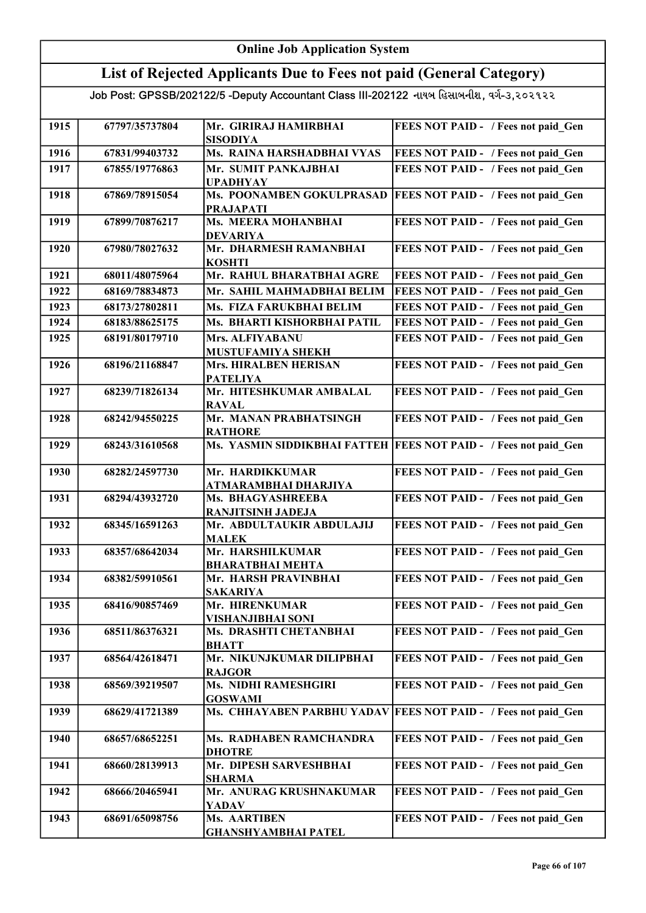# Online Job Application System

## List of Rejected Applicants Due to Fees not paid (General Category)

Job Post: GPSSB/202122/5 -Deputy Accountant Class III-202122 નાયબ હિસાબનીશ, વર્ગ-૩,૨૦૨૧૨૨

| | | | |
|---|---|---|---|
| 1915 | 67797/35737804 | Mr. GIRIRAJ HAMIRBHAI SISODIYA | FEES NOT PAID - / Fees not paid_Gen |
| 1916 | 67831/99403732 | Ms. RAINA HARSHADBHAI VYAS | FEES NOT PAID - / Fees not paid_Gen |
| 1917 | 67855/19776863 | Mr. SUMIT PANKAJBHAI UPADHYAY | FEES NOT PAID - / Fees not paid_Gen |
| 1918 | 67869/78915054 | Ms. POONAMBEN GOKULPRASAD PRAJAPATI | FEES NOT PAID - / Fees not paid_Gen |
| 1919 | 67899/70876217 | Ms. MEERA MOHANBHAI DEVARIYA | FEES NOT PAID - / Fees not paid_Gen |
| 1920 | 67980/78027632 | Mr. DHARMESH RAMANBHAI KOSHTI | FEES NOT PAID - / Fees not paid_Gen |
| 1921 | 68011/48075964 | Mr. RAHUL BHARATBHAI AGRE | FEES NOT PAID - / Fees not paid_Gen |
| 1922 | 68169/78834873 | Mr. SAHIL MAHMADBHAI BELIM | FEES NOT PAID - / Fees not paid_Gen |
| 1923 | 68173/27802811 | Ms. FIZA FARUKBHAI BELIM | FEES NOT PAID - / Fees not paid_Gen |
| 1924 | 68183/88625175 | Ms. BHARTI KISHORBHAI PATIL | FEES NOT PAID - / Fees not paid_Gen |
| 1925 | 68191/80179710 | Mrs. ALFIYABANU MUSTUFAMIYA SHEKH | FEES NOT PAID - / Fees not paid_Gen |
| 1926 | 68196/21168847 | Mrs. HIRALBEN HERISAN PATELIYA | FEES NOT PAID - / Fees not paid_Gen |
| 1927 | 68239/71826134 | Mr. HITESHKUMAR AMBALAL RAVAL | FEES NOT PAID - / Fees not paid_Gen |
| 1928 | 68242/94550225 | Mr. MANAN PRABHATSINGH RATHORE | FEES NOT PAID - / Fees not paid_Gen |
| 1929 | 68243/31610568 | Ms. YASMIN SIDDIKBHAI FATTEH | FEES NOT PAID - / Fees not paid_Gen |
| 1930 | 68282/24597730 | Mr. HARDIKKUMAR ATMARAMBHAI DHARJIYA | FEES NOT PAID - / Fees not paid_Gen |
| 1931 | 68294/43932720 | Ms. BHAGYASHREEBA RANJITSINH JADEJA | FEES NOT PAID - / Fees not paid_Gen |
| 1932 | 68345/16591263 | Mr. ABDULTAUKIR ABDULAJIJ MALEK | FEES NOT PAID - / Fees not paid_Gen |
| 1933 | 68357/68642034 | Mr. HARSHILKUMAR BHARATBHAI MEHTA | FEES NOT PAID - / Fees not paid_Gen |
| 1934 | 68382/59910561 | Mr. HARSH PRAVINBHAI SAKARIYA | FEES NOT PAID - / Fees not paid_Gen |
| 1935 | 68416/90857469 | Mr. HIRENKUMAR VISHANJIBHAI SONI | FEES NOT PAID - / Fees not paid_Gen |
| 1936 | 68511/86376321 | Ms. DRASHTI CHETANBHAI BHATT | FEES NOT PAID - / Fees not paid_Gen |
| 1937 | 68564/42618471 | Mr. NIKUNJKUMAR DILIPBHAI RAJGOR | FEES NOT PAID - / Fees not paid_Gen |
| 1938 | 68569/39219507 | Ms. NIDHI RAMESHGIRI GOSWAMI | FEES NOT PAID - / Fees not paid_Gen |
| 1939 | 68629/41721389 | Ms. CHHAYABEN PARBHU YADAV | FEES NOT PAID - / Fees not paid_Gen |
| 1940 | 68657/68652251 | Ms. RADHABEN RAMCHANDRA DHOTRE | FEES NOT PAID - / Fees not paid_Gen |
| 1941 | 68660/28139913 | Mr. DIPESH SARVESHBHAI SHARMA | FEES NOT PAID - / Fees not paid_Gen |
| 1942 | 68666/20465941 | Mr. ANURAG KRUSHNAKUMAR YADAV | FEES NOT PAID - / Fees not paid_Gen |
| 1943 | 68691/65098756 | Ms. AARTIBEN GHANSHYAMBHAI PATEL | FEES NOT PAID - / Fees not paid_Gen |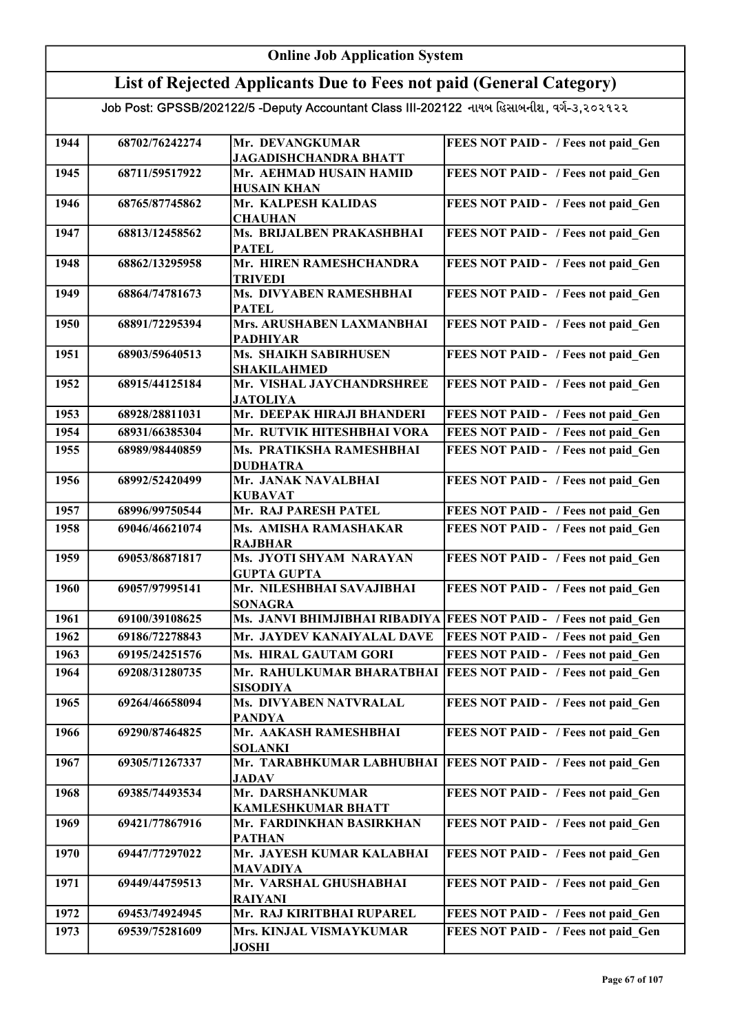# Online Job Application System

## List of Rejected Applicants Due to Fees not paid (General Category)

Job Post: GPSSB/202122/5 -Deputy Accountant Class III-202122 નાયબ હિસાબનીશ, વર્ગ-૩,૨૦૨૧૨૨

| | | | |
|---|---|---|---|
| 1944 | 68702/76242274 | Mr. DEVANGKUMAR JAGADISHCHANDRA BHATT | FEES NOT PAID - / Fees not paid_Gen |
| 1945 | 68711/59517922 | Mr. AEHMAD HUSAIN HAMID HUSAIN KHAN | FEES NOT PAID - / Fees not paid_Gen |
| 1946 | 68765/87745862 | Mr. KALPESH KALIDAS CHAUHAN | FEES NOT PAID - / Fees not paid_Gen |
| 1947 | 68813/12458562 | Ms. BRIJALBEN PRAKASHBHAI PATEL | FEES NOT PAID - / Fees not paid_Gen |
| 1948 | 68862/13295958 | Mr. HIREN RAMESHCHANDRA TRIVEDI | FEES NOT PAID - / Fees not paid_Gen |
| 1949 | 68864/74781673 | Ms. DIVYABEN RAMESHBHAI PATEL | FEES NOT PAID - / Fees not paid_Gen |
| 1950 | 68891/72295394 | Mrs. ARUSHABEN LAXMANBHAI PADHIYAR | FEES NOT PAID - / Fees not paid_Gen |
| 1951 | 68903/59640513 | Ms. SHAIKH SABIRHUSEN SHAKILAHMED | FEES NOT PAID - / Fees not paid_Gen |
| 1952 | 68915/44125184 | Mr. VISHAL JAYCHANDRSHREE JATOLIYA | FEES NOT PAID - / Fees not paid_Gen |
| 1953 | 68928/28811031 | Mr. DEEPAK HIRAJI BHANDERI | FEES NOT PAID - / Fees not paid_Gen |
| 1954 | 68931/66385304 | Mr. RUTVIK HITESHBHAI VORA | FEES NOT PAID - / Fees not paid_Gen |
| 1955 | 68989/98440859 | Ms. PRATIKSHA RAMESHBHAI DUDHATRA | FEES NOT PAID - / Fees not paid_Gen |
| 1956 | 68992/52420499 | Mr. JANAK NAVALBHAI KUBAVAT | FEES NOT PAID - / Fees not paid_Gen |
| 1957 | 68996/99750544 | Mr. RAJ PARESH PATEL | FEES NOT PAID - / Fees not paid_Gen |
| 1958 | 69046/46621074 | Ms. AMISHA RAMASHAKAR RAJBHAR | FEES NOT PAID - / Fees not paid_Gen |
| 1959 | 69053/86871817 | Ms. JYOTI SHYAM NARAYAN GUPTA GUPTA | FEES NOT PAID - / Fees not paid_Gen |
| 1960 | 69057/97995141 | Mr. NILESHBHAI SAVAJIBHAI SONAGRA | FEES NOT PAID - / Fees not paid_Gen |
| 1961 | 69100/39108625 | Ms. JANVI BHIMJIBHAI RIBADIYA | FEES NOT PAID - / Fees not paid_Gen |
| 1962 | 69186/72278843 | Mr. JAYDEV KANAIYALAL DAVE | FEES NOT PAID - / Fees not paid_Gen |
| 1963 | 69195/24251576 | Ms. HIRAL GAUTAM GORI | FEES NOT PAID - / Fees not paid_Gen |
| 1964 | 69208/31280735 | Mr. RAHULKUMAR BHARATBHAI SISODIYA | FEES NOT PAID - / Fees not paid_Gen |
| 1965 | 69264/46658094 | Ms. DIVYABEN NATVRALAL PANDYA | FEES NOT PAID - / Fees not paid_Gen |
| 1966 | 69290/87464825 | Mr. AAKASH RAMESHBHAI SOLANKI | FEES NOT PAID - / Fees not paid_Gen |
| 1967 | 69305/71267337 | Mr. TARABHKUMAR LABHUBHAI JADAV | FEES NOT PAID - / Fees not paid_Gen |
| 1968 | 69385/74493534 | Mr. DARSHANKUMAR KAMLESHKUMAR BHATT | FEES NOT PAID - / Fees not paid_Gen |
| 1969 | 69421/77867916 | Mr. FARDINKHAN BASIRKHAN PATHAN | FEES NOT PAID - / Fees not paid_Gen |
| 1970 | 69447/77297022 | Mr. JAYESH KUMAR KALABHAI MAVADIYA | FEES NOT PAID - / Fees not paid_Gen |
| 1971 | 69449/44759513 | Mr. VARSHAL GHUSHABHAI RAIYANI | FEES NOT PAID - / Fees not paid_Gen |
| 1972 | 69453/74924945 | Mr. RAJ KIRITBHAI RUPAREL | FEES NOT PAID - / Fees not paid_Gen |
| 1973 | 69539/75281609 | Mrs. KINJAL VISMAYKUMAR JOSHI | FEES NOT PAID - / Fees not paid_Gen |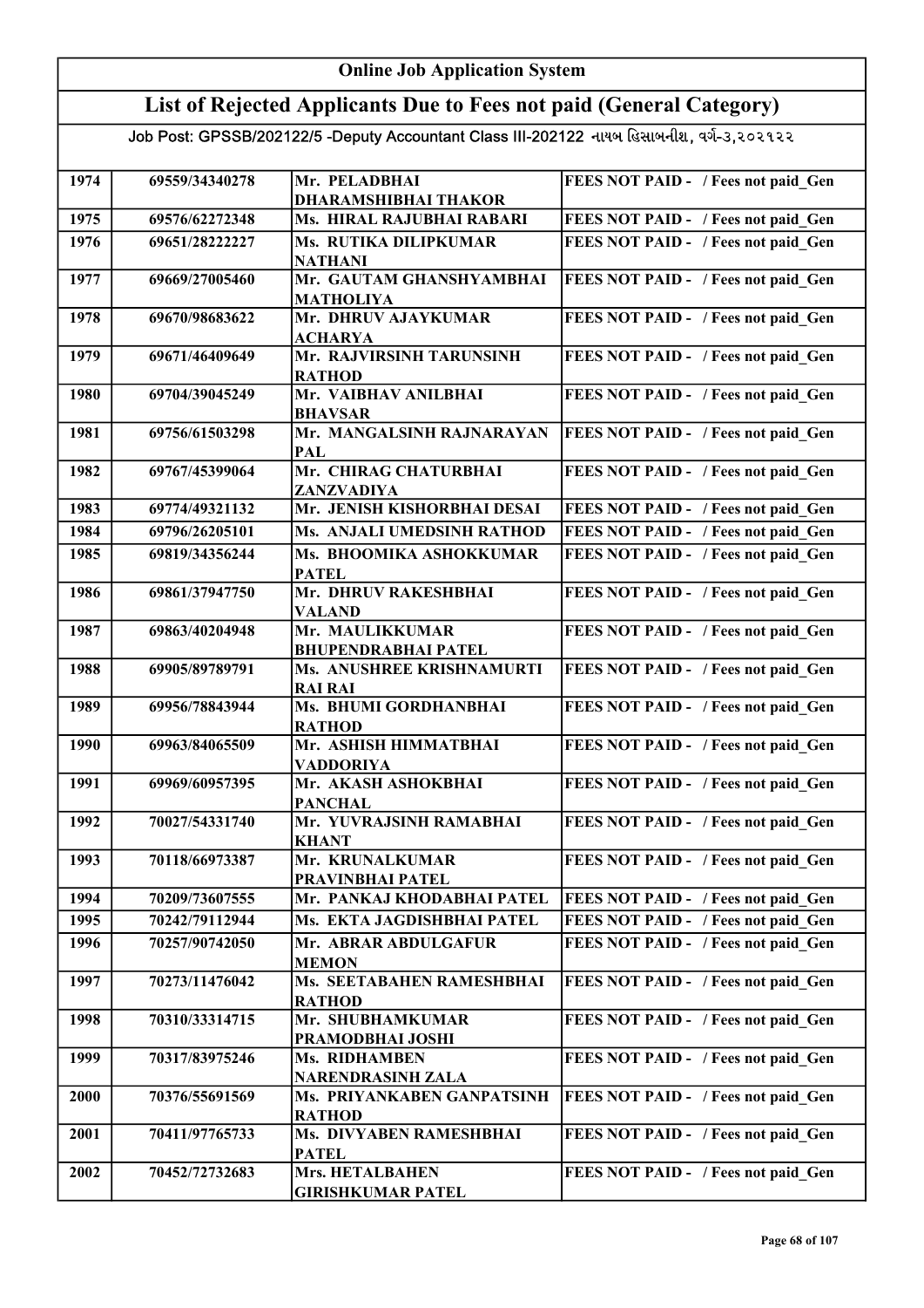# Online Job Application System

## List of Rejected Applicants Due to Fees not paid (General Category)

Job Post: GPSSB/202122/5 -Deputy Accountant Class III-202122 નાયબ હિસાબનીશ, વર્ગ-૩,૨૦૨૧૨૨

| | | | |
|---|---|---|---|
| 1974 | 69559/34340278 | Mr. PELADBHAI DHARAMSHIBHAI THAKOR | FEES NOT PAID - / Fees not paid_Gen |
| 1975 | 69576/62272348 | Ms. HIRAL RAJUBHAI RABARI | FEES NOT PAID - / Fees not paid_Gen |
| 1976 | 69651/28222227 | Ms. RUTIKA DILIPKUMAR NATHANI | FEES NOT PAID - / Fees not paid_Gen |
| 1977 | 69669/27005460 | Mr. GAUTAM GHANSHYAMBHAI MATHOLIYA | FEES NOT PAID - / Fees not paid_Gen |
| 1978 | 69670/98683622 | Mr. DHRUV AJAYKUMAR ACHARYA | FEES NOT PAID - / Fees not paid_Gen |
| 1979 | 69671/46409649 | Mr. RAJVIRSINH TARUNSINH RATHOD | FEES NOT PAID - / Fees not paid_Gen |
| 1980 | 69704/39045249 | Mr. VAIBHAV ANILBHAI BHAVSAR | FEES NOT PAID - / Fees not paid_Gen |
| 1981 | 69756/61503298 | Mr. MANGALSINH RAJNARAYAN PAL | FEES NOT PAID - / Fees not paid_Gen |
| 1982 | 69767/45399064 | Mr. CHIRAG CHATURBHAI ZANZVADIYA | FEES NOT PAID - / Fees not paid_Gen |
| 1983 | 69774/49321132 | Mr. JENISH KISHORBHAI DESAI | FEES NOT PAID - / Fees not paid_Gen |
| 1984 | 69796/26205101 | Ms. ANJALI UMEDSINH RATHOD | FEES NOT PAID - / Fees not paid_Gen |
| 1985 | 69819/34356244 | Ms. BHOOMIKA ASHOKKUMAR PATEL | FEES NOT PAID - / Fees not paid_Gen |
| 1986 | 69861/37947750 | Mr. DHRUV RAKESHBHAI VALAND | FEES NOT PAID - / Fees not paid_Gen |
| 1987 | 69863/40204948 | Mr. MAULIKKUMAR BHUPENDRABHAI PATEL | FEES NOT PAID - / Fees not paid_Gen |
| 1988 | 69905/89789791 | Ms. ANUSHREE KRISHNAMURTI RAI RAI | FEES NOT PAID - / Fees not paid_Gen |
| 1989 | 69956/78843944 | Ms. BHUMI GORDHANBHAI RATHOD | FEES NOT PAID - / Fees not paid_Gen |
| 1990 | 69963/84065509 | Mr. ASHISH HIMMATBHAI VADDORIYA | FEES NOT PAID - / Fees not paid_Gen |
| 1991 | 69969/60957395 | Mr. AKASH ASHOKBHAI PANCHAL | FEES NOT PAID - / Fees not paid_Gen |
| 1992 | 70027/54331740 | Mr. YUVRAJSINH RAMABHAI KHANT | FEES NOT PAID - / Fees not paid_Gen |
| 1993 | 70118/66973387 | Mr. KRUNALKUMAR PRAVINBHAI PATEL | FEES NOT PAID - / Fees not paid_Gen |
| 1994 | 70209/73607555 | Mr. PANKAJ KHODABHAI PATEL | FEES NOT PAID - / Fees not paid_Gen |
| 1995 | 70242/79112944 | Ms. EKTA JAGDISHBHAI PATEL | FEES NOT PAID - / Fees not paid_Gen |
| 1996 | 70257/90742050 | Mr. ABRAR ABDULGAFUR MEMON | FEES NOT PAID - / Fees not paid_Gen |
| 1997 | 70273/11476042 | Ms. SEETABAHEN RAMESHBHAI RATHOD | FEES NOT PAID - / Fees not paid_Gen |
| 1998 | 70310/33314715 | Mr. SHUBHAMKUMAR PRAMODBHAI JOSHI | FEES NOT PAID - / Fees not paid_Gen |
| 1999 | 70317/83975246 | Ms. RIDHAMBEN NARENDRASINH ZALA | FEES NOT PAID - / Fees not paid_Gen |
| 2000 | 70376/55691569 | Ms. PRIYANKABEN GANPATSINH RATHOD | FEES NOT PAID - / Fees not paid_Gen |
| 2001 | 70411/97765733 | Ms. DIVYABEN RAMESHBHAI PATEL | FEES NOT PAID - / Fees not paid_Gen |
| 2002 | 70452/72732683 | Mrs. HETALBAHEN GIRISHKUMAR PATEL | FEES NOT PAID - / Fees not paid_Gen |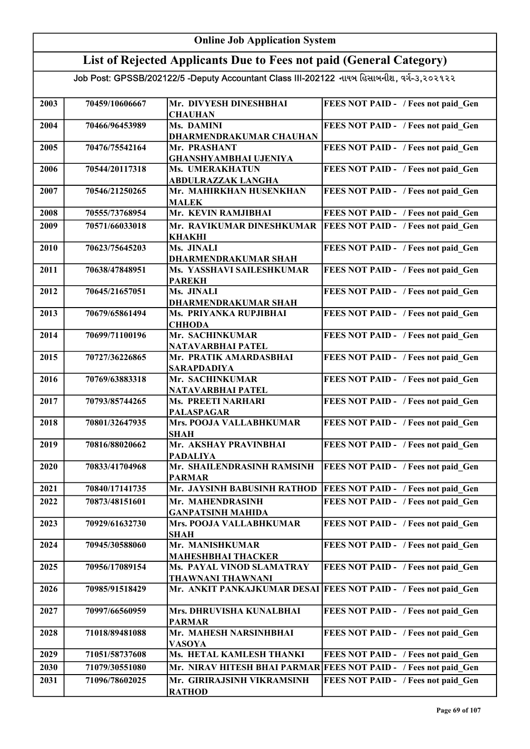# Online Job Application System

## List of Rejected Applicants Due to Fees not paid (General Category)

Job Post: GPSSB/202122/5 -Deputy Accountant Class III-202122 નાયબ હિસાબનીશ, વર્ગ-૩,૨૦૨૧૨૨

| | | | |
|---|---|---|---|
| 2003 | 70459/10606667 | Mr. DIVYESH DINESHBHAI CHAUHAN | FEES NOT PAID - / Fees not paid_Gen |
| 2004 | 70466/96453989 | Ms. DAMINI DHARMENDRAKUMAR CHAUHAN | FEES NOT PAID - / Fees not paid_Gen |
| 2005 | 70476/75542164 | Mr. PRASHANT GHANSHYAMBHAI UJENIYA | FEES NOT PAID - / Fees not paid_Gen |
| 2006 | 70544/20117318 | Ms. UMERAKHATUN ABDULRAZZAK LANGHA | FEES NOT PAID - / Fees not paid_Gen |
| 2007 | 70546/21250265 | Mr. MAHIRKHAN HUSENKHAN MALEK | FEES NOT PAID - / Fees not paid_Gen |
| 2008 | 70555/73768954 | Mr. KEVIN RAMJIBHAI | FEES NOT PAID - / Fees not paid_Gen |
| 2009 | 70571/66033018 | Mr. RAVIKUMAR DINESHKUMAR KHAKHI | FEES NOT PAID - / Fees not paid_Gen |
| 2010 | 70623/75645203 | Ms. JINALI DHARMENDRAKUMAR SHAH | FEES NOT PAID - / Fees not paid_Gen |
| 2011 | 70638/47848951 | Ms. YASSHAVI SAILESHKUMAR PAREKH | FEES NOT PAID - / Fees not paid_Gen |
| 2012 | 70645/21657051 | Ms. JINALI DHARMENDRAKUMAR SHAH | FEES NOT PAID - / Fees not paid_Gen |
| 2013 | 70679/65861494 | Ms. PRIYANKA RUPJIBHAI CHHODA | FEES NOT PAID - / Fees not paid_Gen |
| 2014 | 70699/71100196 | Mr. SACHINKUMAR NATAVARBHAI PATEL | FEES NOT PAID - / Fees not paid_Gen |
| 2015 | 70727/36226865 | Mr. PRATIK AMARDASBHAI SARAPDADIYA | FEES NOT PAID - / Fees not paid_Gen |
| 2016 | 70769/63883318 | Mr. SACHINKUMAR NATAVARBHAI PATEL | FEES NOT PAID - / Fees not paid_Gen |
| 2017 | 70793/85744265 | Ms. PREETI NARHARI PALASPAGAR | FEES NOT PAID - / Fees not paid_Gen |
| 2018 | 70801/32647935 | Mrs. POOJA VALLABHKUMAR SHAH | FEES NOT PAID - / Fees not paid_Gen |
| 2019 | 70816/88020662 | Mr. AKSHAY PRAVINBHAI PADALIYA | FEES NOT PAID - / Fees not paid_Gen |
| 2020 | 70833/41704968 | Mr. SHAILENDRASINH RAMSINH PARMAR | FEES NOT PAID - / Fees not paid_Gen |
| 2021 | 70840/17141735 | Mr. JAYSINH BABUSINH RATHOD | FEES NOT PAID - / Fees not paid_Gen |
| 2022 | 70873/48151601 | Mr. MAHENDRASINH GANPATSINH MAHIDA | FEES NOT PAID - / Fees not paid_Gen |
| 2023 | 70929/61632730 | Mrs. POOJA VALLABHKUMAR SHAH | FEES NOT PAID - / Fees not paid_Gen |
| 2024 | 70945/30588060 | Mr. MANISHKUMAR MAHESHBHAI THACKER | FEES NOT PAID - / Fees not paid_Gen |
| 2025 | 70956/17089154 | Ms. PAYAL VINOD SLAMATRAY THAWNANI THAWNANI | FEES NOT PAID - / Fees not paid_Gen |
| 2026 | 70985/91518429 | Mr. ANKIT PANKAJKUMAR DESAI | FEES NOT PAID - / Fees not paid_Gen |
| 2027 | 70997/66560959 | Mrs. DHRUVISHA KUNALBHAI PARMAR | FEES NOT PAID - / Fees not paid_Gen |
| 2028 | 71018/89481088 | Mr. MAHESH NARSINHBHAI VASOYA | FEES NOT PAID - / Fees not paid_Gen |
| 2029 | 71051/58737608 | Ms. HETAL KAMLESH THANKI | FEES NOT PAID - / Fees not paid_Gen |
| 2030 | 71079/30551080 | Mr. NIRAV HITESH BHAI PARMAR | FEES NOT PAID - / Fees not paid_Gen |
| 2031 | 71096/78602025 | Mr. GIRIRAJSINH VIKRAMSINH RATHOD | FEES NOT PAID - / Fees not paid_Gen |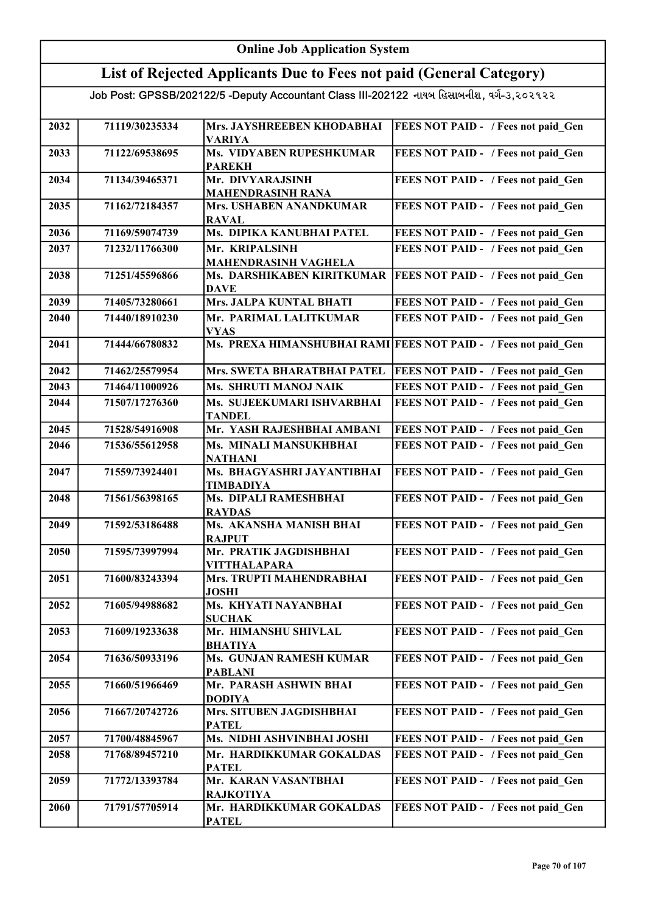# Online Job Application System

## List of Rejected Applicants Due to Fees not paid (General Category)

Job Post: GPSSB/202122/5 -Deputy Accountant Class III-202122 નાયબ હિસાબનીશ, વર્ગ-૩,૨૦૨૧૨૨

| | | | |
|---|---|---|---|
| 2032 | 71119/30235334 | Mrs. JAYSHREEBEN KHODABHAI VARIYA | FEES NOT PAID - / Fees not paid_Gen |
| 2033 | 71122/69538695 | Ms. VIDYABEN RUPESHKUMAR PAREKH | FEES NOT PAID - / Fees not paid_Gen |
| 2034 | 71134/39465371 | Mr. DIVYARAJSINH MAHENDRASINH RANA | FEES NOT PAID - / Fees not paid_Gen |
| 2035 | 71162/72184357 | Mrs. USHABEN ANANDKUMAR RAVAL | FEES NOT PAID - / Fees not paid_Gen |
| 2036 | 71169/59074739 | Ms. DIPIKA KANUBHAI PATEL | FEES NOT PAID - / Fees not paid_Gen |
| 2037 | 71232/11766300 | Mr. KRIPALSINH MAHENDRASINH VAGHELA | FEES NOT PAID - / Fees not paid_Gen |
| 2038 | 71251/45596866 | Ms. DARSHIKABEN KIRITKUMAR DAVE | FEES NOT PAID - / Fees not paid_Gen |
| 2039 | 71405/73280661 | Mrs. JALPA KUNTAL BHATI | FEES NOT PAID - / Fees not paid_Gen |
| 2040 | 71440/18910230 | Mr. PARIMAL LALITKUMAR VYAS | FEES NOT PAID - / Fees not paid_Gen |
| 2041 | 71444/66780832 | Ms. PREXA HIMANSHUBHAI RAMI | FEES NOT PAID - / Fees not paid_Gen |
| 2042 | 71462/25579954 | Mrs. SWETA BHARATBHAI PATEL | FEES NOT PAID - / Fees not paid_Gen |
| 2043 | 71464/11000926 | Ms. SHRUTI MANOJ NAIK | FEES NOT PAID - / Fees not paid_Gen |
| 2044 | 71507/17276360 | Ms. SUJEEKUMARI ISHVARBHAI TANDEL | FEES NOT PAID - / Fees not paid_Gen |
| 2045 | 71528/54916908 | Mr. YASH RAJESHBHAI AMBANI | FEES NOT PAID - / Fees not paid_Gen |
| 2046 | 71536/55612958 | Ms. MINALI MANSUKHBHAI NATHANI | FEES NOT PAID - / Fees not paid_Gen |
| 2047 | 71559/73924401 | Ms. BHAGYASHRI JAYANTIBHAI TIMBADIYA | FEES NOT PAID - / Fees not paid_Gen |
| 2048 | 71561/56398165 | Ms. DIPALI RAMESHBHAI RAYDAS | FEES NOT PAID - / Fees not paid_Gen |
| 2049 | 71592/53186488 | Ms. AKANSHA MANISH BHAI RAJPUT | FEES NOT PAID - / Fees not paid_Gen |
| 2050 | 71595/73997994 | Mr. PRATIK JAGDISHBHAI VITTHALAPARA | FEES NOT PAID - / Fees not paid_Gen |
| 2051 | 71600/83243394 | Mrs. TRUPTI MAHENDRABHAI JOSHI | FEES NOT PAID - / Fees not paid_Gen |
| 2052 | 71605/94988682 | Ms. KHYATI NAYANBHAI SUCHAK | FEES NOT PAID - / Fees not paid_Gen |
| 2053 | 71609/19233638 | Mr. HIMANSHU SHIVLAL BHATIYA | FEES NOT PAID - / Fees not paid_Gen |
| 2054 | 71636/50933196 | Ms. GUNJAN RAMESH KUMAR PABLANI | FEES NOT PAID - / Fees not paid_Gen |
| 2055 | 71660/51966469 | Mr. PARASH ASHWIN BHAI DODIYA | FEES NOT PAID - / Fees not paid_Gen |
| 2056 | 71667/20742726 | Mrs. SITUBEN JAGDISHBHAI PATEL | FEES NOT PAID - / Fees not paid_Gen |
| 2057 | 71700/48845967 | Ms. NIDHI ASHVINBHAI JOSHI | FEES NOT PAID - / Fees not paid_Gen |
| 2058 | 71768/89457210 | Mr. HARDIKKUMAR GOKALDAS PATEL | FEES NOT PAID - / Fees not paid_Gen |
| 2059 | 71772/13393784 | Mr. KARAN VASANTBHAI RAJKOTIYA | FEES NOT PAID - / Fees not paid_Gen |
| 2060 | 71791/57705914 | Mr. HARDIKKUMAR GOKALDAS PATEL | FEES NOT PAID - / Fees not paid_Gen |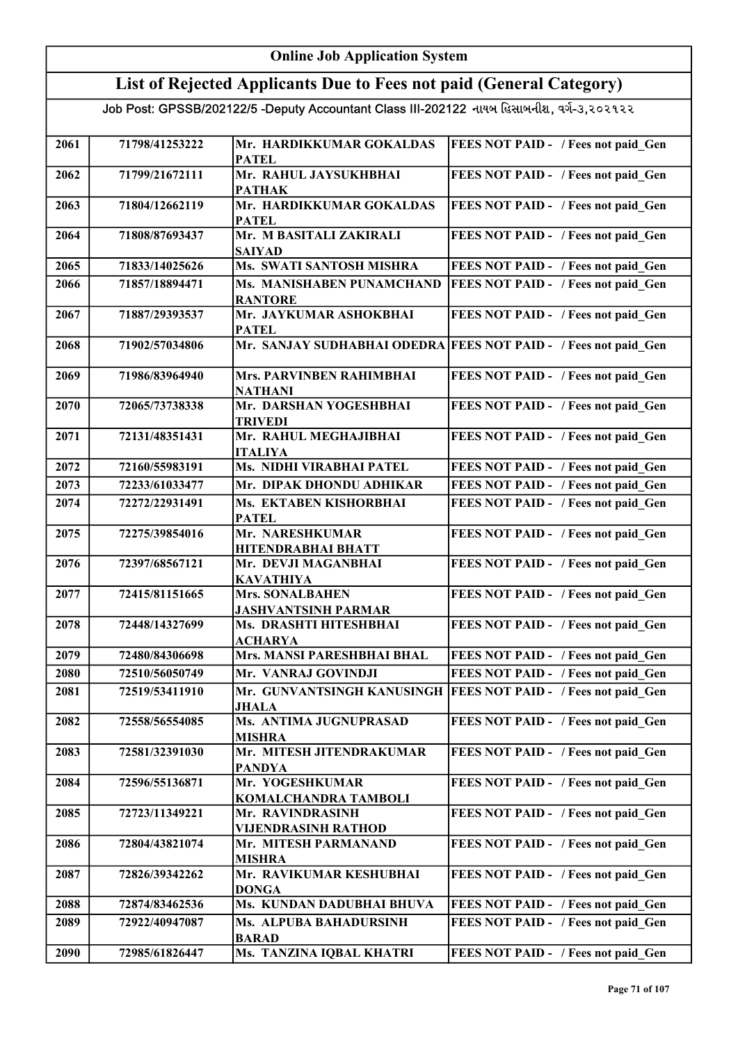# Online Job Application System

## List of Rejected Applicants Due to Fees not paid (General Category)

Job Post: GPSSB/202122/5 -Deputy Accountant Class III-202122 નાયબ હિસાબનીશ, વર્ગ-૩,૨૦૨૧૨૨

| | | | |
|---|---|---|---|
| 2061 | 71798/41253222 | Mr. HARDIKKUMAR GOKALDAS PATEL | FEES NOT PAID - / Fees not paid_Gen |
| 2062 | 71799/21672111 | Mr. RAHUL JAYSUKHBHAI PATHAK | FEES NOT PAID - / Fees not paid_Gen |
| 2063 | 71804/12662119 | Mr. HARDIKKUMAR GOKALDAS PATEL | FEES NOT PAID - / Fees not paid_Gen |
| 2064 | 71808/87693437 | Mr. M BASITALI ZAKIRALI SAIYAD | FEES NOT PAID - / Fees not paid_Gen |
| 2065 | 71833/14025626 | Ms. SWATI SANTOSH MISHRA | FEES NOT PAID - / Fees not paid_Gen |
| 2066 | 71857/18894471 | Ms. MANISHABEN PUNAMCHAND RANTORE | FEES NOT PAID - / Fees not paid_Gen |
| 2067 | 71887/29393537 | Mr. JAYKUMAR ASHOKBHAI PATEL | FEES NOT PAID - / Fees not paid_Gen |
| 2068 | 71902/57034806 | Mr. SANJAY SUDHABHAI ODEDRA | FEES NOT PAID - / Fees not paid_Gen |
| 2069 | 71986/83964940 | Mrs. PARVINBEN RAHIMBHAI NATHANI | FEES NOT PAID - / Fees not paid_Gen |
| 2070 | 72065/73738338 | Mr. DARSHAN YOGESHBHAI TRIVEDI | FEES NOT PAID - / Fees not paid_Gen |
| 2071 | 72131/48351431 | Mr. RAHUL MEGHAJIBHAI ITALIYA | FEES NOT PAID - / Fees not paid_Gen |
| 2072 | 72160/55983191 | Ms. NIDHI VIRABHAI PATEL | FEES NOT PAID - / Fees not paid_Gen |
| 2073 | 72233/61033477 | Mr. DIPAK DHONDU ADHIKAR | FEES NOT PAID - / Fees not paid_Gen |
| 2074 | 72272/22931491 | Ms. EKTABEN KISHORBHAI PATEL | FEES NOT PAID - / Fees not paid_Gen |
| 2075 | 72275/39854016 | Mr. NARESHKUMAR HITENDRABHAI BHATT | FEES NOT PAID - / Fees not paid_Gen |
| 2076 | 72397/68567121 | Mr. DEVJI MAGANBHAI KAVATHIYA | FEES NOT PAID - / Fees not paid_Gen |
| 2077 | 72415/81151665 | Mrs. SONALBAHEN JASHVANTSINH PARMAR | FEES NOT PAID - / Fees not paid_Gen |
| 2078 | 72448/14327699 | Ms. DRASHTI HITESHBHAI ACHARYA | FEES NOT PAID - / Fees not paid_Gen |
| 2079 | 72480/84306698 | Mrs. MANSI PARESHBHAI BHAL | FEES NOT PAID - / Fees not paid_Gen |
| 2080 | 72510/56050749 | Mr. VANRAJ GOVINDJI | FEES NOT PAID - / Fees not paid_Gen |
| 2081 | 72519/53411910 | Mr. GUNVANTSINGH KANUSINGH JHALA | FEES NOT PAID - / Fees not paid_Gen |
| 2082 | 72558/56554085 | Ms. ANTIMA JUGNUPRASAD MISHRA | FEES NOT PAID - / Fees not paid_Gen |
| 2083 | 72581/32391030 | Mr. MITESH JITENDRAKUMAR PANDYA | FEES NOT PAID - / Fees not paid_Gen |
| 2084 | 72596/55136871 | Mr. YOGESHKUMAR KOMALCHANDRA TAMBOLI | FEES NOT PAID - / Fees not paid_Gen |
| 2085 | 72723/11349221 | Mr. RAVINDRASINH VIJENDRASINH RATHOD | FEES NOT PAID - / Fees not paid_Gen |
| 2086 | 72804/43821074 | Mr. MITESH PARMANAND MISHRA | FEES NOT PAID - / Fees not paid_Gen |
| 2087 | 72826/39342262 | Mr. RAVIKUMAR KESHUBHAI DONGA | FEES NOT PAID - / Fees not paid_Gen |
| 2088 | 72874/83462536 | Ms. KUNDAN DADUBHAI BHUVA | FEES NOT PAID - / Fees not paid_Gen |
| 2089 | 72922/40947087 | Ms. ALPUBA BAHADURSINH BARAD | FEES NOT PAID - / Fees not paid_Gen |
| 2090 | 72985/61826447 | Ms. TANZINA IQBAL KHATRI | FEES NOT PAID - / Fees not paid_Gen |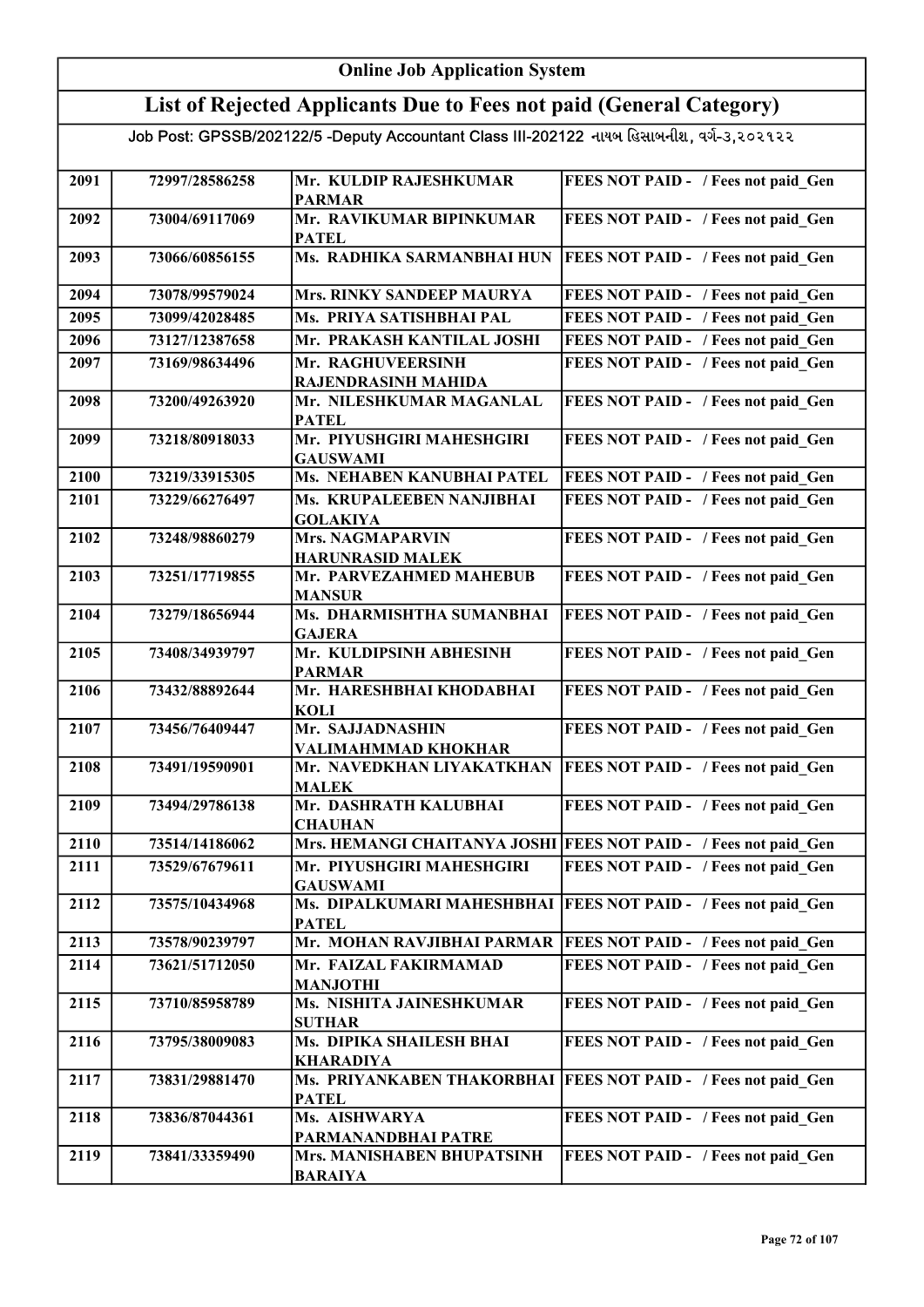# Online Job Application System

## List of Rejected Applicants Due to Fees not paid (General Category)

Job Post: GPSSB/202122/5 -Deputy Accountant Class III-202122 નાયબ હિસાબનીશ, વર્ગ-૩,૨૦૨૧૨૨

| | | | |
|---|---|---|---|
| 2091 | 72997/28586258 | Mr. KULDIP RAJESHKUMAR PARMAR | FEES NOT PAID - / Fees not paid_Gen |
| 2092 | 73004/69117069 | Mr. RAVIKUMAR BIPINKUMAR PATEL | FEES NOT PAID - / Fees not paid_Gen |
| 2093 | 73066/60856155 | Ms. RADHIKA SARMANBHAI HUN | FEES NOT PAID - / Fees not paid_Gen |
| 2094 | 73078/99579024 | Mrs. RINKY SANDEEP MAURYA | FEES NOT PAID - / Fees not paid_Gen |
| 2095 | 73099/42028485 | Ms. PRIYA SATISHBHAI PAL | FEES NOT PAID - / Fees not paid_Gen |
| 2096 | 73127/12387658 | Mr. PRAKASH KANTILAL JOSHI | FEES NOT PAID - / Fees not paid_Gen |
| 2097 | 73169/98634496 | Mr. RAGHUVEERSINH RAJENDRASINH MAHIDA | FEES NOT PAID - / Fees not paid_Gen |
| 2098 | 73200/49263920 | Mr. NILESHKUMAR MAGANLAL PATEL | FEES NOT PAID - / Fees not paid_Gen |
| 2099 | 73218/80918033 | Mr. PIYUSHGIRI MAHESHGIRI GAUSWAMI | FEES NOT PAID - / Fees not paid_Gen |
| 2100 | 73219/33915305 | Ms. NEHABEN KANUBHAI PATEL | FEES NOT PAID - / Fees not paid_Gen |
| 2101 | 73229/66276497 | Ms. KRUPALEEBEN NANJIBHAI GOLAKIYA | FEES NOT PAID - / Fees not paid_Gen |
| 2102 | 73248/98860279 | Mrs. NAGMAPARVIN HARUNRASID MALEK | FEES NOT PAID - / Fees not paid_Gen |
| 2103 | 73251/17719855 | Mr. PARVEZAHMED MAHEBUB MANSUR | FEES NOT PAID - / Fees not paid_Gen |
| 2104 | 73279/18656944 | Ms. DHARMISHTHA SUMANBHAI GAJERA | FEES NOT PAID - / Fees not paid_Gen |
| 2105 | 73408/34939797 | Mr. KULDIPSINH ABHESINH PARMAR | FEES NOT PAID - / Fees not paid_Gen |
| 2106 | 73432/88892644 | Mr. HARESHBHAI KHODABHAI KOLI | FEES NOT PAID - / Fees not paid_Gen |
| 2107 | 73456/76409447 | Mr. SAJJADNASHIN VALIMAHMMAD KHOKHAR | FEES NOT PAID - / Fees not paid_Gen |
| 2108 | 73491/19590901 | Mr. NAVEDKHAN LIYAKATKHAN MALEK | FEES NOT PAID - / Fees not paid_Gen |
| 2109 | 73494/29786138 | Mr. DASHRATH KALUBHAI CHAUHAN | FEES NOT PAID - / Fees not paid_Gen |
| 2110 | 73514/14186062 | Mrs. HEMANGI CHAITANYA JOSHI | FEES NOT PAID - / Fees not paid_Gen |
| 2111 | 73529/67679611 | Mr. PIYUSHGIRI MAHESHGIRI GAUSWAMI | FEES NOT PAID - / Fees not paid_Gen |
| 2112 | 73575/10434968 | Ms. DIPALKUMARI MAHESHBHAI PATEL | FEES NOT PAID - / Fees not paid_Gen |
| 2113 | 73578/90239797 | Mr. MOHAN RAVJIBHAI PARMAR | FEES NOT PAID - / Fees not paid_Gen |
| 2114 | 73621/51712050 | Mr. FAIZAL FAKIRMAMAD MANJOTHI | FEES NOT PAID - / Fees not paid_Gen |
| 2115 | 73710/85958789 | Ms. NISHITA JAINESHKUMAR SUTHAR | FEES NOT PAID - / Fees not paid_Gen |
| 2116 | 73795/38009083 | Ms. DIPIKA SHAILESH BHAI KHARADIYA | FEES NOT PAID - / Fees not paid_Gen |
| 2117 | 73831/29881470 | Ms. PRIYANKABEN THAKORBHAI PATEL | FEES NOT PAID - / Fees not paid_Gen |
| 2118 | 73836/87044361 | Ms. AISHWARYA PARMANANDBHAI PATRE | FEES NOT PAID - / Fees not paid_Gen |
| 2119 | 73841/33359490 | Mrs. MANISHABEN BHUPATSINH BARAIYA | FEES NOT PAID - / Fees not paid_Gen |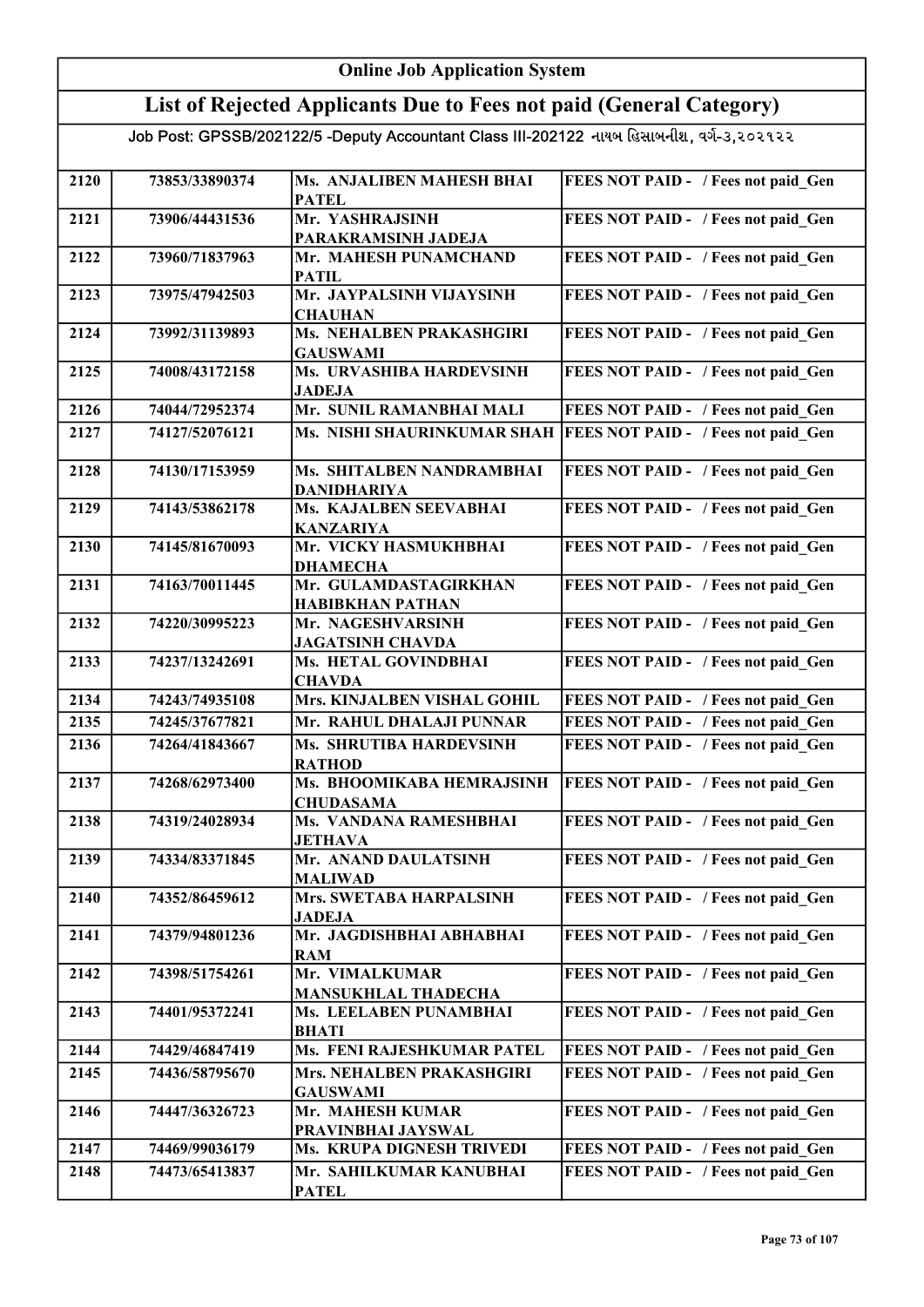# Online Job Application System

## List of Rejected Applicants Due to Fees not paid (General Category)

Job Post: GPSSB/202122/5 -Deputy Accountant Class III-202122 નાયબ હિસાબનીશ, વર્ગ-૩,૨૦૨૧૨૨

| | | | |
|---|---|---|---|
| 2120 | 73853/33890374 | Ms. ANJALIBEN MAHESH BHAI PATEL | FEES NOT PAID - / Fees not paid_Gen |
| 2121 | 73906/44431536 | Mr. YASHRAJSINH PARAKRAMSINH JADEJA | FEES NOT PAID - / Fees not paid_Gen |
| 2122 | 73960/71837963 | Mr. MAHESH PUNAMCHAND PATIL | FEES NOT PAID - / Fees not paid_Gen |
| 2123 | 73975/47942503 | Mr. JAYPALSINH VIJAYSINH CHAUHAN | FEES NOT PAID - / Fees not paid_Gen |
| 2124 | 73992/31139893 | Ms. NEHALBEN PRAKASHGIRI GAUSWAMI | FEES NOT PAID - / Fees not paid_Gen |
| 2125 | 74008/43172158 | Ms. URVASHIBA HARDEVSINH JADEJA | FEES NOT PAID - / Fees not paid_Gen |
| 2126 | 74044/72952374 | Mr. SUNIL RAMANBHAI MALI | FEES NOT PAID - / Fees not paid_Gen |
| 2127 | 74127/52076121 | Ms. NISHI SHAURINKUMAR SHAH | FEES NOT PAID - / Fees not paid_Gen |
| 2128 | 74130/17153959 | Ms. SHITALBEN NANDRAMBHAI DANIDHARIYA | FEES NOT PAID - / Fees not paid_Gen |
| 2129 | 74143/53862178 | Ms. KAJALBEN SEEVABHAI KANZARIYA | FEES NOT PAID - / Fees not paid_Gen |
| 2130 | 74145/81670093 | Mr. VICKY HASMUKHBHAI DHAMECHA | FEES NOT PAID - / Fees not paid_Gen |
| 2131 | 74163/70011445 | Mr. GULAMDASTAGIRKHAN HABIBKHAN PATHAN | FEES NOT PAID - / Fees not paid_Gen |
| 2132 | 74220/30995223 | Mr. NAGESHVARSINH JAGATSINH CHAVDA | FEES NOT PAID - / Fees not paid_Gen |
| 2133 | 74237/13242691 | Ms. HETAL GOVINDBHAI CHAVDA | FEES NOT PAID - / Fees not paid_Gen |
| 2134 | 74243/74935108 | Mrs. KINJALBEN VISHAL GOHIL | FEES NOT PAID - / Fees not paid_Gen |
| 2135 | 74245/37677821 | Mr. RAHUL DHALAJI PUNNAR | FEES NOT PAID - / Fees not paid_Gen |
| 2136 | 74264/41843667 | Ms. SHRUTIBA HARDEVSINH RATHOD | FEES NOT PAID - / Fees not paid_Gen |
| 2137 | 74268/62973400 | Ms. BHOOMIKABA HEMRAJSINH CHUDASAMA | FEES NOT PAID - / Fees not paid_Gen |
| 2138 | 74319/24028934 | Ms. VANDANA RAMESHBHAI JETHAVA | FEES NOT PAID - / Fees not paid_Gen |
| 2139 | 74334/83371845 | Mr. ANAND DAULATSINH MALIWAD | FEES NOT PAID - / Fees not paid_Gen |
| 2140 | 74352/86459612 | Mrs. SWETABA HARPALSINH JADEJA | FEES NOT PAID - / Fees not paid_Gen |
| 2141 | 74379/94801236 | Mr. JAGDISHBHAI ABHABHAI RAM | FEES NOT PAID - / Fees not paid_Gen |
| 2142 | 74398/51754261 | Mr. VIMALKUMAR MANSUKHLAL THADECHA | FEES NOT PAID - / Fees not paid_Gen |
| 2143 | 74401/95372241 | Ms. LEELABEN PUNAMBHAI BHATI | FEES NOT PAID - / Fees not paid_Gen |
| 2144 | 74429/46847419 | Ms. FENI RAJESHKUMAR PATEL | FEES NOT PAID - / Fees not paid_Gen |
| 2145 | 74436/58795670 | Mrs. NEHALBEN PRAKASHGIRI GAUSWAMI | FEES NOT PAID - / Fees not paid_Gen |
| 2146 | 74447/36326723 | Mr. MAHESH KUMAR PRAVINBHAI JAYSWAL | FEES NOT PAID - / Fees not paid_Gen |
| 2147 | 74469/99036179 | Ms. KRUPA DIGNESH TRIVEDI | FEES NOT PAID - / Fees not paid_Gen |
| 2148 | 74473/65413837 | Mr. SAHILKUMAR KANUBHAI PATEL | FEES NOT PAID - / Fees not paid_Gen |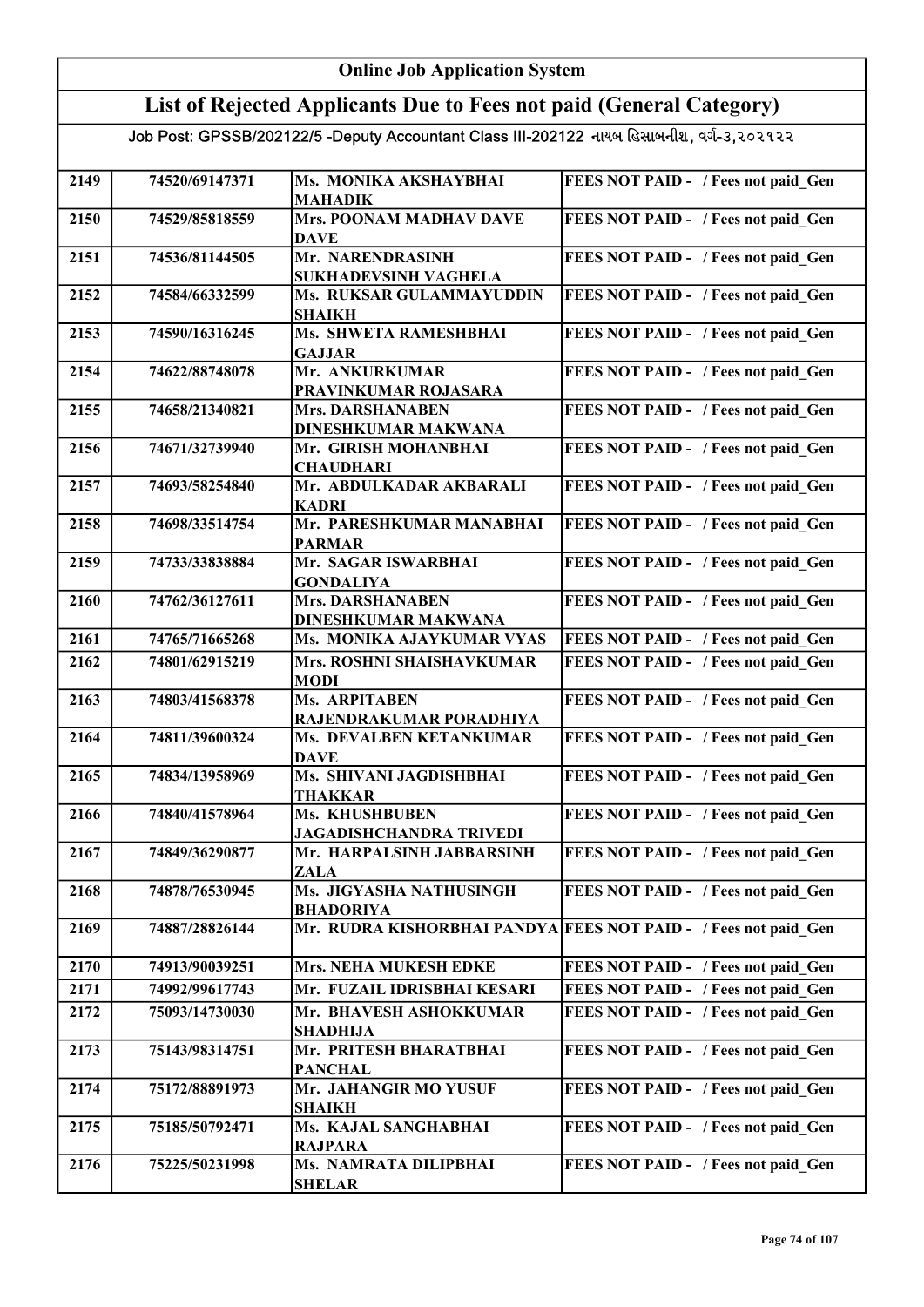# Online Job Application System

## List of Rejected Applicants Due to Fees not paid (General Category)

Job Post: GPSSB/202122/5 -Deputy Accountant Class III-202122 નાયબ હિસાબનીશ, વર્ગ-૩,૨૦૨૧૨૨

| | | | |
|---|---|---|---|
| 2149 | 74520/69147371 | Ms. MONIKA AKSHAYBHAI MAHADIK | FEES NOT PAID - / Fees not paid_Gen |
| 2150 | 74529/85818559 | Mrs. POONAM MADHAV DAVE DAVE | FEES NOT PAID - / Fees not paid_Gen |
| 2151 | 74536/81144505 | Mr. NARENDRASINH SUKHADEVSINH VAGHELA | FEES NOT PAID - / Fees not paid_Gen |
| 2152 | 74584/66332599 | Ms. RUKSAR GULAMMAYUDDIN SHAIKH | FEES NOT PAID - / Fees not paid_Gen |
| 2153 | 74590/16316245 | Ms. SHWETA RAMESHBHAI GAJJAR | FEES NOT PAID - / Fees not paid_Gen |
| 2154 | 74622/88748078 | Mr. ANKURKUMAR PRAVINKUMAR ROJASARA | FEES NOT PAID - / Fees not paid_Gen |
| 2155 | 74658/21340821 | Mrs. DARSHANABEN DINESHKUMAR MAKWANA | FEES NOT PAID - / Fees not paid_Gen |
| 2156 | 74671/32739940 | Mr. GIRISH MOHANBHAI CHAUDHARI | FEES NOT PAID - / Fees not paid_Gen |
| 2157 | 74693/58254840 | Mr. ABDULKADAR AKBARALI KADRI | FEES NOT PAID - / Fees not paid_Gen |
| 2158 | 74698/33514754 | Mr. PARESHKUMAR MANABHAI PARMAR | FEES NOT PAID - / Fees not paid_Gen |
| 2159 | 74733/33838884 | Mr. SAGAR ISWARBHAI GONDALIYA | FEES NOT PAID - / Fees not paid_Gen |
| 2160 | 74762/36127611 | Mrs. DARSHANABEN DINESHKUMAR MAKWANA | FEES NOT PAID - / Fees not paid_Gen |
| 2161 | 74765/71665268 | Ms. MONIKA AJAYKUMAR VYAS | FEES NOT PAID - / Fees not paid_Gen |
| 2162 | 74801/62915219 | Mrs. ROSHNI SHAISHAVKUMAR MODI | FEES NOT PAID - / Fees not paid_Gen |
| 2163 | 74803/41568378 | Ms. ARPITABEN RAJENDRAKUMAR PORADHIYA | FEES NOT PAID - / Fees not paid_Gen |
| 2164 | 74811/39600324 | Ms. DEVALBEN KETANKUMAR DAVE | FEES NOT PAID - / Fees not paid_Gen |
| 2165 | 74834/13958969 | Ms. SHIVANI JAGDISHBHAI THAKKAR | FEES NOT PAID - / Fees not paid_Gen |
| 2166 | 74840/41578964 | Ms. KHUSHBUBEN JAGADISHCHANDRA TRIVEDI | FEES NOT PAID - / Fees not paid_Gen |
| 2167 | 74849/36290877 | Mr. HARPALSINH JABBARSINH ZALA | FEES NOT PAID - / Fees not paid_Gen |
| 2168 | 74878/76530945 | Ms. JIGYASHA NATHUSINGH BHADORIYA | FEES NOT PAID - / Fees not paid_Gen |
| 2169 | 74887/28826144 | Mr. RUDRA KISHORBHAI PANDYA | FEES NOT PAID - / Fees not paid_Gen |
| 2170 | 74913/90039251 | Mrs. NEHA MUKESH EDKE | FEES NOT PAID - / Fees not paid_Gen |
| 2171 | 74992/99617743 | Mr. FUZAIL IDRISBHAI KESARI | FEES NOT PAID - / Fees not paid_Gen |
| 2172 | 75093/14730030 | Mr. BHAVESH ASHOKKUMAR SHADHIJA | FEES NOT PAID - / Fees not paid_Gen |
| 2173 | 75143/98314751 | Mr. PRITESH BHARATBHAI PANCHAL | FEES NOT PAID - / Fees not paid_Gen |
| 2174 | 75172/88891973 | Mr. JAHANGIR MO YUSUF SHAIKH | FEES NOT PAID - / Fees not paid_Gen |
| 2175 | 75185/50792471 | Ms. KAJAL SANGHABHAI RAJPARA | FEES NOT PAID - / Fees not paid_Gen |
| 2176 | 75225/50231998 | Ms. NAMRATA DILIPBHAI SHELAR | FEES NOT PAID - / Fees not paid_Gen |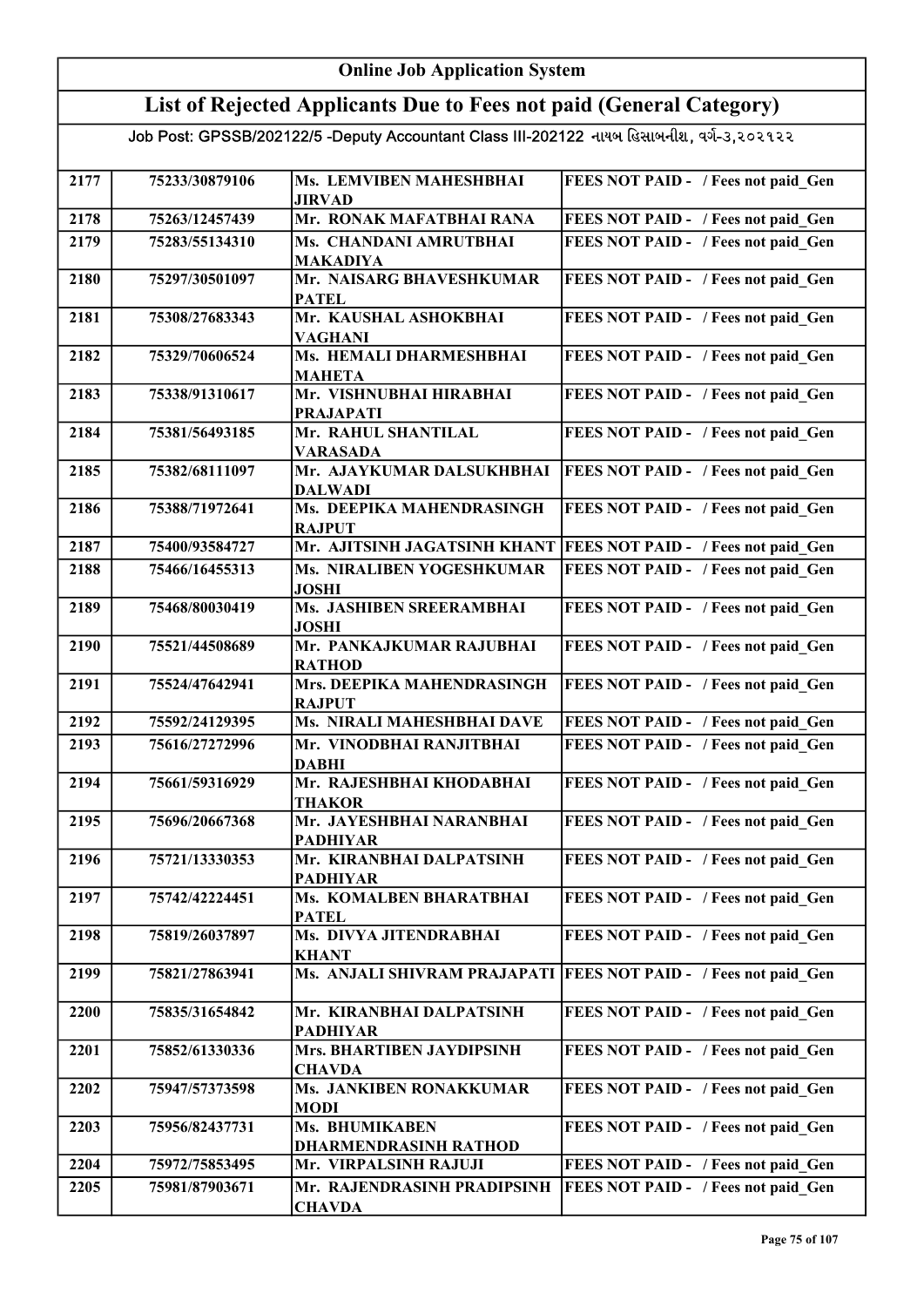# Online Job Application System

## List of Rejected Applicants Due to Fees not paid (General Category)

Job Post: GPSSB/202122/5 -Deputy Accountant Class III-202122 નાયબ હિસાબનીશ, વર્ગ-૩,૨૦૨૧૨૨

| | | | |
|---|---|---|---|
| 2177 | 75233/30879106 | Ms. LEMVIBEN MAHESHBHAI JIRVAD | FEES NOT PAID - / Fees not paid_Gen |
| 2178 | 75263/12457439 | Mr. RONAK MAFATBHAI RANA | FEES NOT PAID - / Fees not paid_Gen |
| 2179 | 75283/55134310 | Ms. CHANDANI AMRUTBHAI MAKADIYA | FEES NOT PAID - / Fees not paid_Gen |
| 2180 | 75297/30501097 | Mr. NAISARG BHAVESHKUMAR PATEL | FEES NOT PAID - / Fees not paid_Gen |
| 2181 | 75308/27683343 | Mr. KAUSHAL ASHOKBHAI VAGHANI | FEES NOT PAID - / Fees not paid_Gen |
| 2182 | 75329/70606524 | Ms. HEMALI DHARMESHBHAI MAHETA | FEES NOT PAID - / Fees not paid_Gen |
| 2183 | 75338/91310617 | Mr. VISHNUBHAI HIRABHAI PRAJAPATI | FEES NOT PAID - / Fees not paid_Gen |
| 2184 | 75381/56493185 | Mr. RAHUL SHANTILAL VARASADA | FEES NOT PAID - / Fees not paid_Gen |
| 2185 | 75382/68111097 | Mr. AJAYKUMAR DALSUKHBHAI DALWADI | FEES NOT PAID - / Fees not paid_Gen |
| 2186 | 75388/71972641 | Ms. DEEPIKA MAHENDRASINGH RAJPUT | FEES NOT PAID - / Fees not paid_Gen |
| 2187 | 75400/93584727 | Mr. AJITSINH JAGATSINH KHANT | FEES NOT PAID - / Fees not paid_Gen |
| 2188 | 75466/16455313 | Ms. NIRALIBEN YOGESHKUMAR JOSHI | FEES NOT PAID - / Fees not paid_Gen |
| 2189 | 75468/80030419 | Ms. JASHIBEN SREERAMBHAI JOSHI | FEES NOT PAID - / Fees not paid_Gen |
| 2190 | 75521/44508689 | Mr. PANKAJKUMAR RAJUBHAI RATHOD | FEES NOT PAID - / Fees not paid_Gen |
| 2191 | 75524/47642941 | Mrs. DEEPIKA MAHENDRASINGH RAJPUT | FEES NOT PAID - / Fees not paid_Gen |
| 2192 | 75592/24129395 | Ms. NIRALI MAHESHBHAI DAVE | FEES NOT PAID - / Fees not paid_Gen |
| 2193 | 75616/27272996 | Mr. VINODBHAI RANJITBHAI DABHI | FEES NOT PAID - / Fees not paid_Gen |
| 2194 | 75661/59316929 | Mr. RAJESHBHAI KHODABHAI THAKOR | FEES NOT PAID - / Fees not paid_Gen |
| 2195 | 75696/20667368 | Mr. JAYESHBHAI NARANBHAI PADHIYAR | FEES NOT PAID - / Fees not paid_Gen |
| 2196 | 75721/13330353 | Mr. KIRANBHAI DALPATSINH PADHIYAR | FEES NOT PAID - / Fees not paid_Gen |
| 2197 | 75742/42224451 | Ms. KOMALBEN BHARATBHAI PATEL | FEES NOT PAID - / Fees not paid_Gen |
| 2198 | 75819/26037897 | Ms. DIVYA JITENDRABHAI KHANT | FEES NOT PAID - / Fees not paid_Gen |
| 2199 | 75821/27863941 | Ms. ANJALI SHIVRAM PRAJAPATI | FEES NOT PAID - / Fees not paid_Gen |
| 2200 | 75835/31654842 | Mr. KIRANBHAI DALPATSINH PADHIYAR | FEES NOT PAID - / Fees not paid_Gen |
| 2201 | 75852/61330336 | Mrs. BHARTIBEN JAYDIPSINH CHAVDA | FEES NOT PAID - / Fees not paid_Gen |
| 2202 | 75947/57373598 | Ms. JANKIBEN RONAKKUMAR MODI | FEES NOT PAID - / Fees not paid_Gen |
| 2203 | 75956/82437731 | Ms. BHUMIKABEN DHARMENDRASINH RATHOD | FEES NOT PAID - / Fees not paid_Gen |
| 2204 | 75972/75853495 | Mr. VIRPALSINH RAJUJI | FEES NOT PAID - / Fees not paid_Gen |
| 2205 | 75981/87903671 | Mr. RAJENDRASINH PRADIPSINH CHAVDA | FEES NOT PAID - / Fees not paid_Gen |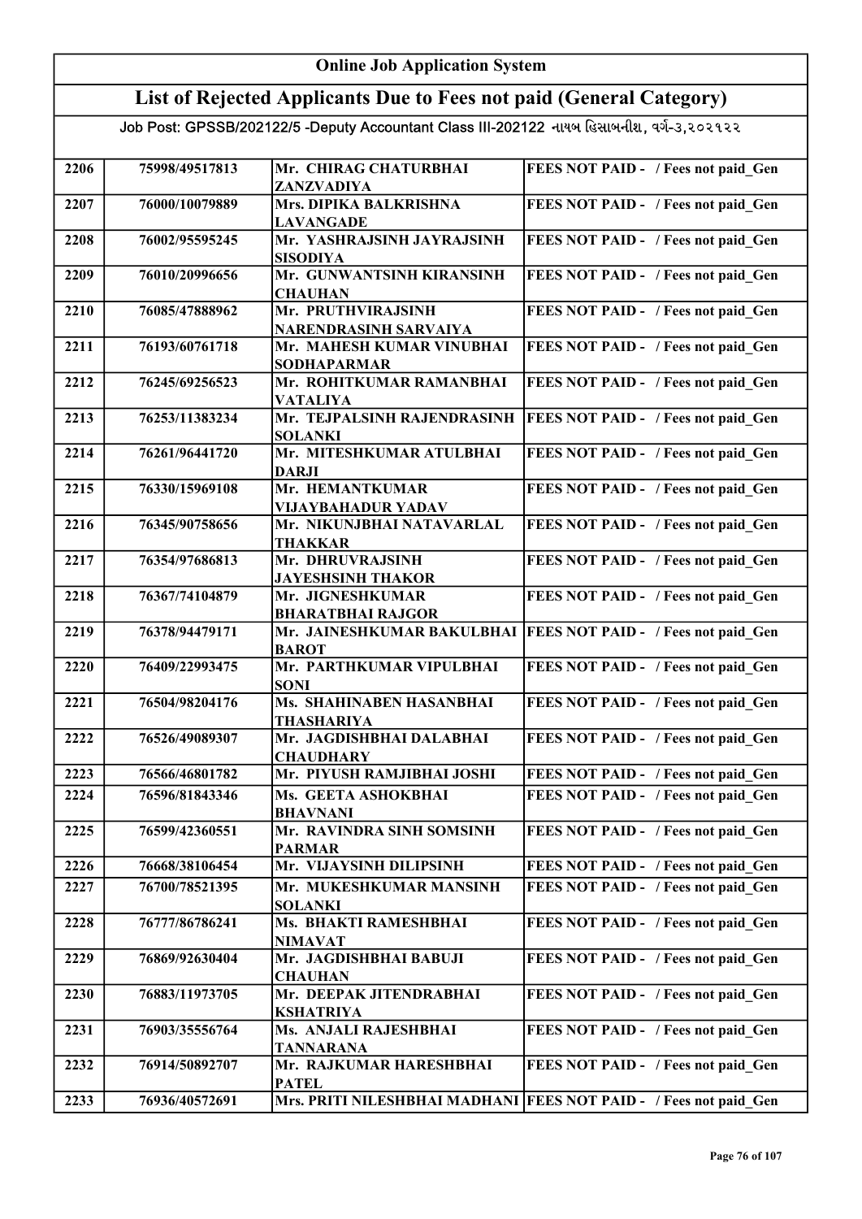# Online Job Application System

## List of Rejected Applicants Due to Fees not paid (General Category)

Job Post: GPSSB/202122/5 -Deputy Accountant Class III-202122 નાયબ હિસાબનીશ, વર્ગ-૩,૨૦૨૧૨૨

| | | | |
|---|---|---|---|
| 2206 | 75998/49517813 | Mr. CHIRAG CHATURBHAI ZANZVADIYA | FEES NOT PAID - / Fees not paid_Gen |
| 2207 | 76000/10079889 | Mrs. DIPIKA BALKRISHNA LAVANGADE | FEES NOT PAID - / Fees not paid_Gen |
| 2208 | 76002/95595245 | Mr. YASHRAJSINH JAYRAJSINH SISODIYA | FEES NOT PAID - / Fees not paid_Gen |
| 2209 | 76010/20996656 | Mr. GUNWANTSINH KIRANSINH CHAUHAN | FEES NOT PAID - / Fees not paid_Gen |
| 2210 | 76085/47888962 | Mr. PRUTHVIRAJSINH NARENDRASINH SARVAIYA | FEES NOT PAID - / Fees not paid_Gen |
| 2211 | 76193/60761718 | Mr. MAHESH KUMAR VINUBHAI SODHAPARMAR | FEES NOT PAID - / Fees not paid_Gen |
| 2212 | 76245/69256523 | Mr. ROHITKUMAR RAMANBHAI VATALIYA | FEES NOT PAID - / Fees not paid_Gen |
| 2213 | 76253/11383234 | Mr. TEJPALSINH RAJENDRASINH SOLANKI | FEES NOT PAID - / Fees not paid_Gen |
| 2214 | 76261/96441720 | Mr. MITESHKUMAR ATULBHAI DARJI | FEES NOT PAID - / Fees not paid_Gen |
| 2215 | 76330/15969108 | Mr. HEMANTKUMAR VIJAYBAHADUR YADAV | FEES NOT PAID - / Fees not paid_Gen |
| 2216 | 76345/90758656 | Mr. NIKUNJBHAI NATAVARLAL THAKKAR | FEES NOT PAID - / Fees not paid_Gen |
| 2217 | 76354/97686813 | Mr. DHRUVRAJSINH JAYESHSINH THAKOR | FEES NOT PAID - / Fees not paid_Gen |
| 2218 | 76367/74104879 | Mr. JIGNESHKUMAR BHARATBHAI RAJGOR | FEES NOT PAID - / Fees not paid_Gen |
| 2219 | 76378/94479171 | Mr. JAINESHKUMAR BAKULBHAI BAROT | FEES NOT PAID - / Fees not paid_Gen |
| 2220 | 76409/22993475 | Mr. PARTHKUMAR VIPULBHAI SONI | FEES NOT PAID - / Fees not paid_Gen |
| 2221 | 76504/98204176 | Ms. SHAHINABEN HASANBHAI THASHARIYA | FEES NOT PAID - / Fees not paid_Gen |
| 2222 | 76526/49089307 | Mr. JAGDISHBHAI DALABHAI CHAUDHARY | FEES NOT PAID - / Fees not paid_Gen |
| 2223 | 76566/46801782 | Mr. PIYUSH RAMJIBHAI JOSHI | FEES NOT PAID - / Fees not paid_Gen |
| 2224 | 76596/81843346 | Ms. GEETA ASHOKBHAI BHAVNANI | FEES NOT PAID - / Fees not paid_Gen |
| 2225 | 76599/42360551 | Mr. RAVINDRA SINH SOMSINH PARMAR | FEES NOT PAID - / Fees not paid_Gen |
| 2226 | 76668/38106454 | Mr. VIJAYSINH DILIPSINH | FEES NOT PAID - / Fees not paid_Gen |
| 2227 | 76700/78521395 | Mr. MUKESHKUMAR MANSINH SOLANKI | FEES NOT PAID - / Fees not paid_Gen |
| 2228 | 76777/86786241 | Ms. BHAKTI RAMESHBHAI NIMAVAT | FEES NOT PAID - / Fees not paid_Gen |
| 2229 | 76869/92630404 | Mr. JAGDISHBHAI BABUJI CHAUHAN | FEES NOT PAID - / Fees not paid_Gen |
| 2230 | 76883/11973705 | Mr. DEEPAK JITENDRABHAI KSHATRIYA | FEES NOT PAID - / Fees not paid_Gen |
| 2231 | 76903/35556764 | Ms. ANJALI RAJESHBHAI TANNARANA | FEES NOT PAID - / Fees not paid_Gen |
| 2232 | 76914/50892707 | Mr. RAJKUMAR HARESHBHAI PATEL | FEES NOT PAID - / Fees not paid_Gen |
| 2233 | 76936/40572691 | Mrs. PRITI NILESHBHAI MADHANI | FEES NOT PAID - / Fees not paid_Gen |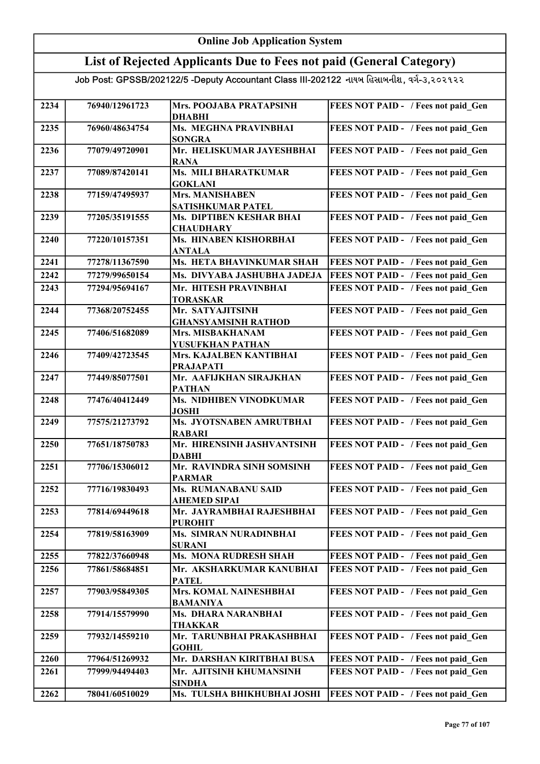# Online Job Application System

## List of Rejected Applicants Due to Fees not paid (General Category)

Job Post: GPSSB/202122/5 -Deputy Accountant Class III-202122 નાયબ હિસાબનીશ, વર્ગ-૩,૨૦૨૧૨૨

| | | | |
|---|---|---|---|
| 2234 | 76940/12961723 | Mrs. POOJABA PRATAPSINH DHABHI | FEES NOT PAID - / Fees not paid_Gen |
| 2235 | 76960/48634754 | Ms. MEGHNA PRAVINBHAI SONGRA | FEES NOT PAID - / Fees not paid_Gen |
| 2236 | 77079/49720901 | Mr. HELISKUMAR JAYESHBHAI RANA | FEES NOT PAID - / Fees not paid_Gen |
| 2237 | 77089/87420141 | Ms. MILI BHARATKUMAR GOKLANI | FEES NOT PAID - / Fees not paid_Gen |
| 2238 | 77159/47495937 | Mrs. MANISHABEN SATISHKUMAR PATEL | FEES NOT PAID - / Fees not paid_Gen |
| 2239 | 77205/35191555 | Ms. DIPTIBEN KESHAR BHAI CHAUDHARY | FEES NOT PAID - / Fees not paid_Gen |
| 2240 | 77220/10157351 | Ms. HINABEN KISHORBHAI ANTALA | FEES NOT PAID - / Fees not paid_Gen |
| 2241 | 77278/11367590 | Ms. HETA BHAVINKUMAR SHAH | FEES NOT PAID - / Fees not paid_Gen |
| 2242 | 77279/99650154 | Ms. DIVYABA JASHUBHA JADEJA | FEES NOT PAID - / Fees not paid_Gen |
| 2243 | 77294/95694167 | Mr. HITESH PRAVINBHAI TORASKAR | FEES NOT PAID - / Fees not paid_Gen |
| 2244 | 77368/20752455 | Mr. SATYAJITSINH GHANSYAMSINH RATHOD | FEES NOT PAID - / Fees not paid_Gen |
| 2245 | 77406/51682089 | Mrs. MISBAKHANAM YUSUFKHAN PATHAN | FEES NOT PAID - / Fees not paid_Gen |
| 2246 | 77409/42723545 | Mrs. KAJALBEN KANTIBHAI PRAJAPATI | FEES NOT PAID - / Fees not paid_Gen |
| 2247 | 77449/85077501 | Mr. AAFIJKHAN SIRAJKHAN PATHAN | FEES NOT PAID - / Fees not paid_Gen |
| 2248 | 77476/40412449 | Ms. NIDHIBEN VINODKUMAR JOSHI | FEES NOT PAID - / Fees not paid_Gen |
| 2249 | 77575/21273792 | Ms. JYOTSNABEN AMRUTBHAI RABARI | FEES NOT PAID - / Fees not paid_Gen |
| 2250 | 77651/18750783 | Mr. HIRENSINH JASHVANTSINH DABHI | FEES NOT PAID - / Fees not paid_Gen |
| 2251 | 77706/15306012 | Mr. RAVINDRA SINH SOMSINH PARMAR | FEES NOT PAID - / Fees not paid_Gen |
| 2252 | 77716/19830493 | Ms. RUMANABANU SAID AHEMED SIPAI | FEES NOT PAID - / Fees not paid_Gen |
| 2253 | 77814/69449618 | Mr. JAYRAMBHAI RAJESHBHAI PUROHIT | FEES NOT PAID - / Fees not paid_Gen |
| 2254 | 77819/58163909 | Ms. SIMRAN NURADINBHAI SURANI | FEES NOT PAID - / Fees not paid_Gen |
| 2255 | 77822/37660948 | Ms. MONA RUDRESH SHAH | FEES NOT PAID - / Fees not paid_Gen |
| 2256 | 77861/58684851 | Mr. AKSHARKUMAR KANUBHAI PATEL | FEES NOT PAID - / Fees not paid_Gen |
| 2257 | 77903/95849305 | Mrs. KOMAL NAINESHBHAI BAMANIYA | FEES NOT PAID - / Fees not paid_Gen |
| 2258 | 77914/15579990 | Ms. DHARA NARANBHAI THAKKAR | FEES NOT PAID - / Fees not paid_Gen |
| 2259 | 77932/14559210 | Mr. TARUNBHAI PRAKASHBHAI GOHIL | FEES NOT PAID - / Fees not paid_Gen |
| 2260 | 77964/51269932 | Mr. DARSHAN KIRITBHAI BUSA | FEES NOT PAID - / Fees not paid_Gen |
| 2261 | 77999/94494403 | Mr. AJITSINH KHUMANSINH SINDHA | FEES NOT PAID - / Fees not paid_Gen |
| 2262 | 78041/60510029 | Ms. TULSHA BHIKHUBHAI JOSHI | FEES NOT PAID - / Fees not paid_Gen |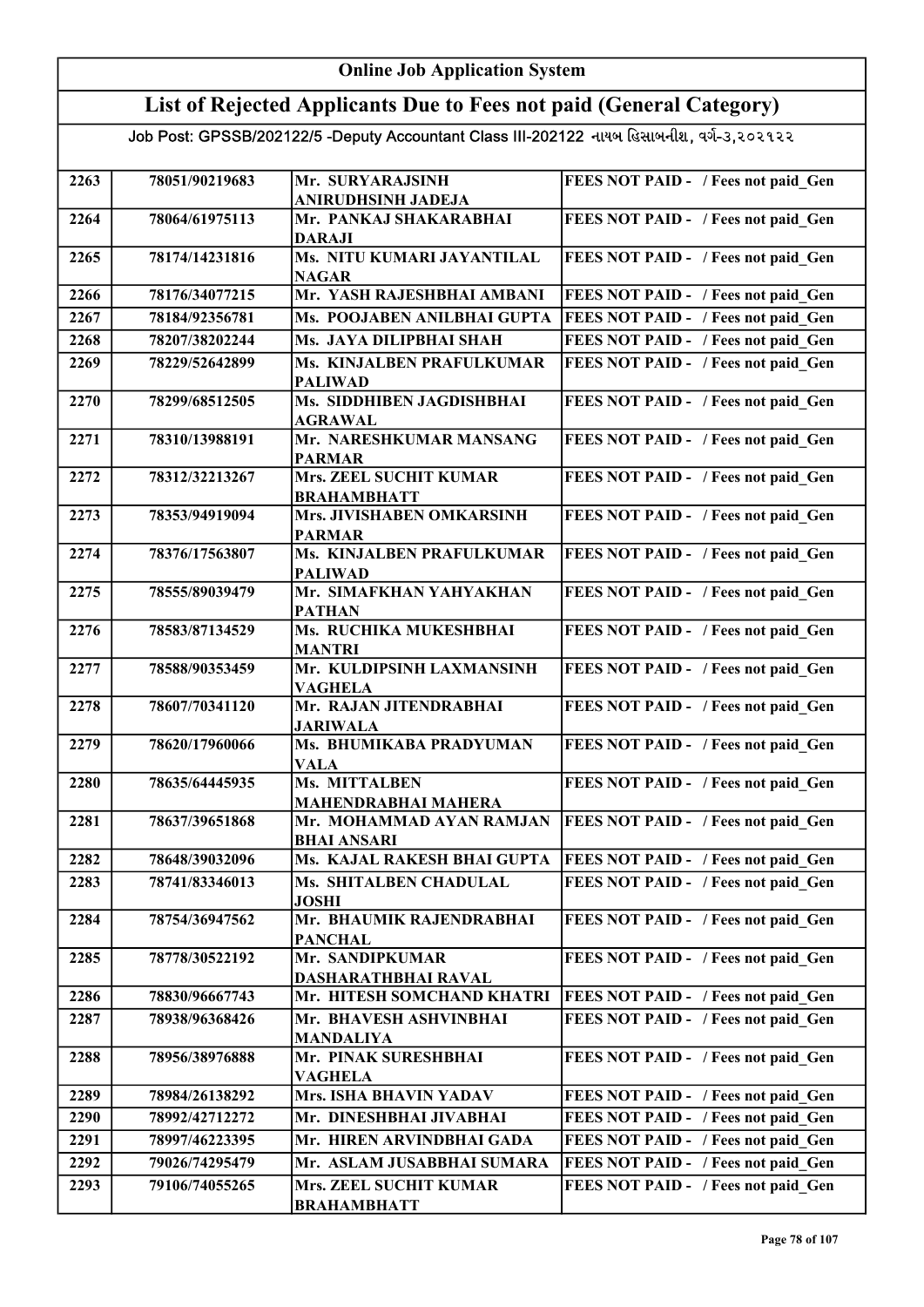# Online Job Application System

## List of Rejected Applicants Due to Fees not paid (General Category)

### Job Post: GPSSB/202122/5 -Deputy Accountant Class III-202122 નાયબ હિસાબનીશ, વર્ગ-૩,૨૦૨૧૨૨

| | | | |
|---|---|---|---|
| 2263 | 78051/90219683 | Mr. SURYARAJSINH ANIRUDHSINH JADEJA | FEES NOT PAID - / Fees not paid_Gen |
| 2264 | 78064/61975113 | Mr. PANKAJ SHAKARABHAI DARAJI | FEES NOT PAID - / Fees not paid_Gen |
| 2265 | 78174/14231816 | Ms. NITU KUMARI JAYANTILAL NAGAR | FEES NOT PAID - / Fees not paid_Gen |
| 2266 | 78176/34077215 | Mr. YASH RAJESHBHAI AMBANI | FEES NOT PAID - / Fees not paid_Gen |
| 2267 | 78184/92356781 | Ms. POOJABEN ANILBHAI GUPTA | FEES NOT PAID - / Fees not paid_Gen |
| 2268 | 78207/38202244 | Ms. JAYA DILIPBHAI SHAH | FEES NOT PAID - / Fees not paid_Gen |
| 2269 | 78229/52642899 | Ms. KINJALBEN PRAFULKUMAR PALIWAD | FEES NOT PAID - / Fees not paid_Gen |
| 2270 | 78299/68512505 | Ms. SIDDHIBEN JAGDISHBHAI AGRAWAL | FEES NOT PAID - / Fees not paid_Gen |
| 2271 | 78310/13988191 | Mr. NARESHKUMAR MANSANG PARMAR | FEES NOT PAID - / Fees not paid_Gen |
| 2272 | 78312/32213267 | Mrs. ZEEL SUCHIT KUMAR BRAHAMBHATT | FEES NOT PAID - / Fees not paid_Gen |
| 2273 | 78353/94919094 | Mrs. JIVISHABEN OMKARSINH PARMAR | FEES NOT PAID - / Fees not paid_Gen |
| 2274 | 78376/17563807 | Ms. KINJALBEN PRAFULKUMAR PALIWAD | FEES NOT PAID - / Fees not paid_Gen |
| 2275 | 78555/89039479 | Mr. SIMAFKHAN YAHYAKHAN PATHAN | FEES NOT PAID - / Fees not paid_Gen |
| 2276 | 78583/87134529 | Ms. RUCHIKA MUKESHBHAI MANTRI | FEES NOT PAID - / Fees not paid_Gen |
| 2277 | 78588/90353459 | Mr. KULDIPSINH LAXMANSINH VAGHELA | FEES NOT PAID - / Fees not paid_Gen |
| 2278 | 78607/70341120 | Mr. RAJAN JITENDRABHAI JARIWALA | FEES NOT PAID - / Fees not paid_Gen |
| 2279 | 78620/17960066 | Ms. BHUMIKABA PRADYUMAN VALA | FEES NOT PAID - / Fees not paid_Gen |
| 2280 | 78635/64445935 | Ms. MITTALBEN MAHENDRABHAI MAHERA | FEES NOT PAID - / Fees not paid_Gen |
| 2281 | 78637/39651868 | Mr. MOHAMMAD AYAN RAMJAN BHAI ANSARI | FEES NOT PAID - / Fees not paid_Gen |
| 2282 | 78648/39032096 | Ms. KAJAL RAKESH BHAI GUPTA | FEES NOT PAID - / Fees not paid_Gen |
| 2283 | 78741/83346013 | Ms. SHITALBEN CHADULAL JOSHI | FEES NOT PAID - / Fees not paid_Gen |
| 2284 | 78754/36947562 | Mr. BHAUMIK RAJENDRABHAI PANCHAL | FEES NOT PAID - / Fees not paid_Gen |
| 2285 | 78778/30522192 | Mr. SANDIPKUMAR DASHARATHBHAI RAVAL | FEES NOT PAID - / Fees not paid_Gen |
| 2286 | 78830/96667743 | Mr. HITESH SOMCHAND KHATRI | FEES NOT PAID - / Fees not paid_Gen |
| 2287 | 78938/96368426 | Mr. BHAVESH ASHVINBHAI MANDALIYA | FEES NOT PAID - / Fees not paid_Gen |
| 2288 | 78956/38976888 | Mr. PINAK SURESHBHAI VAGHELA | FEES NOT PAID - / Fees not paid_Gen |
| 2289 | 78984/26138292 | Mrs. ISHA BHAVIN YADAV | FEES NOT PAID - / Fees not paid_Gen |
| 2290 | 78992/42712272 | Mr. DINESHBHAI JIVABHAI | FEES NOT PAID - / Fees not paid_Gen |
| 2291 | 78997/46223395 | Mr. HIREN ARVINDBHAI GADA | FEES NOT PAID - / Fees not paid_Gen |
| 2292 | 79026/74295479 | Mr. ASLAM JUSABBHAI SUMARA | FEES NOT PAID - / Fees not paid_Gen |
| 2293 | 79106/74055265 | Mrs. ZEEL SUCHIT KUMAR BRAHAMBHATT | FEES NOT PAID - / Fees not paid_Gen |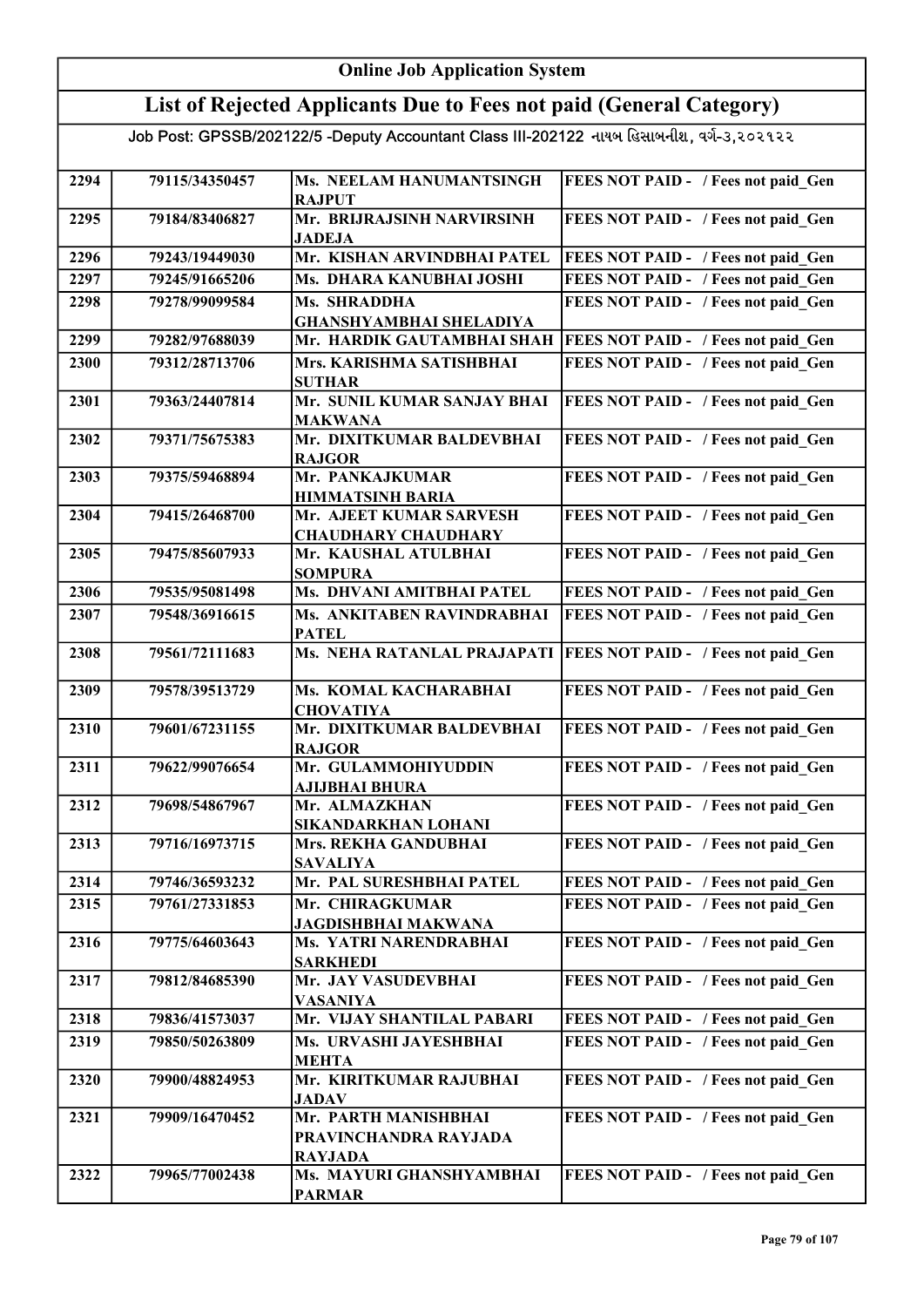# Online Job Application System

## List of Rejected Applicants Due to Fees not paid (General Category)

Job Post: GPSSB/202122/5 -Deputy Accountant Class III-202122 નાયબ હિસાબનીશ, વર્ગ-૩,૨૦૨૧૨૨

| | | | |
|---|---|---|---|
| 2294 | 79115/34350457 | Ms. NEELAM HANUMANTSINGH RAJPUT | FEES NOT PAID - / Fees not paid_Gen |
| 2295 | 79184/83406827 | Mr. BRIJRAJSINH NARVIRSINH JADEJA | FEES NOT PAID - / Fees not paid_Gen |
| 2296 | 79243/19449030 | Mr. KISHAN ARVINDBHAI PATEL | FEES NOT PAID - / Fees not paid_Gen |
| 2297 | 79245/91665206 | Ms. DHARA KANUBHAI JOSHI | FEES NOT PAID - / Fees not paid_Gen |
| 2298 | 79278/99099584 | Ms. SHRADDHA GHANSHYAMBHAI SHELADIYA | FEES NOT PAID - / Fees not paid_Gen |
| 2299 | 79282/97688039 | Mr. HARDIK GAUTAMBHAI SHAH | FEES NOT PAID - / Fees not paid_Gen |
| 2300 | 79312/28713706 | Mrs. KARISHMA SATISHBHAI SUTHAR | FEES NOT PAID - / Fees not paid_Gen |
| 2301 | 79363/24407814 | Mr. SUNIL KUMAR SANJAY BHAI MAKWANA | FEES NOT PAID - / Fees not paid_Gen |
| 2302 | 79371/75675383 | Mr. DIXITKUMAR BALDEVBHAI RAJGOR | FEES NOT PAID - / Fees not paid_Gen |
| 2303 | 79375/59468894 | Mr. PANKAJKUMAR HIMMATSINH BARIA | FEES NOT PAID - / Fees not paid_Gen |
| 2304 | 79415/26468700 | Mr. AJEET KUMAR SARVESH CHAUDHARY CHAUDHARY | FEES NOT PAID - / Fees not paid_Gen |
| 2305 | 79475/85607933 | Mr. KAUSHAL ATULBHAI SOMPURA | FEES NOT PAID - / Fees not paid_Gen |
| 2306 | 79535/95081498 | Ms. DHVANI AMITBHAI PATEL | FEES NOT PAID - / Fees not paid_Gen |
| 2307 | 79548/36916615 | Ms. ANKITABEN RAVINDRABHAI PATEL | FEES NOT PAID - / Fees not paid_Gen |
| 2308 | 79561/72111683 | Ms. NEHA RATANLAL PRAJAPATI | FEES NOT PAID - / Fees not paid_Gen |
| 2309 | 79578/39513729 | Ms. KOMAL KACHARABHAI CHOVATIYA | FEES NOT PAID - / Fees not paid_Gen |
| 2310 | 79601/67231155 | Mr. DIXITKUMAR BALDEVBHAI RAJGOR | FEES NOT PAID - / Fees not paid_Gen |
| 2311 | 79622/99076654 | Mr. GULAMMOHIYUDDIN AJIJBHAI BHURA | FEES NOT PAID - / Fees not paid_Gen |
| 2312 | 79698/54867967 | Mr. ALMAZKHAN SIKANDARKHAN LOHANI | FEES NOT PAID - / Fees not paid_Gen |
| 2313 | 79716/16973715 | Mrs. REKHA GANDUBHAI SAVALIYA | FEES NOT PAID - / Fees not paid_Gen |
| 2314 | 79746/36593232 | Mr. PAL SURESHBHAI PATEL | FEES NOT PAID - / Fees not paid_Gen |
| 2315 | 79761/27331853 | Mr. CHIRAGKUMAR JAGDISHBHAI MAKWANA | FEES NOT PAID - / Fees not paid_Gen |
| 2316 | 79775/64603643 | Ms. YATRI NARENDRABHAI SARKHEDI | FEES NOT PAID - / Fees not paid_Gen |
| 2317 | 79812/84685390 | Mr. JAY VASUDEVBHAI VASANIYA | FEES NOT PAID - / Fees not paid_Gen |
| 2318 | 79836/41573037 | Mr. VIJAY SHANTILAL PABARI | FEES NOT PAID - / Fees not paid_Gen |
| 2319 | 79850/50263809 | Ms. URVASHI JAYESHBHAI MEHTA | FEES NOT PAID - / Fees not paid_Gen |
| 2320 | 79900/48824953 | Mr. KIRITKUMAR RAJUBHAI JADAV | FEES NOT PAID - / Fees not paid_Gen |
| 2321 | 79909/16470452 | Mr. PARTH MANISHBHAI PRAVINCHANDRA RAYJADA RAYJADA | FEES NOT PAID - / Fees not paid_Gen |
| 2322 | 79965/77002438 | Ms. MAYURI GHANSHYAMBHAI PARMAR | FEES NOT PAID - / Fees not paid_Gen |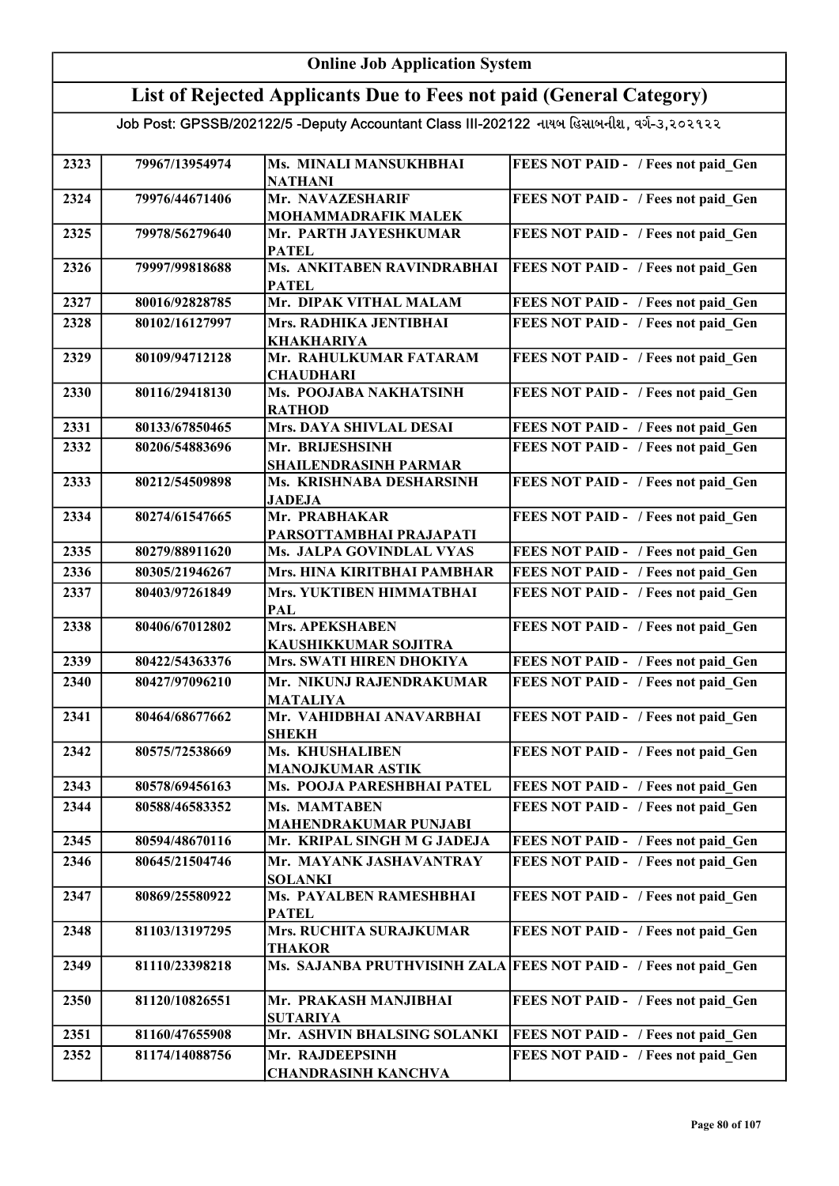# Online Job Application System

## List of Rejected Applicants Due to Fees not paid (General Category)

Job Post: GPSSB/202122/5 -Deputy Accountant Class III-202122 નાયબ હિસાબનીશ, વર્ગ-૩,૨૦૨૧૨૨

| | | | |
|---|---|---|---|
| 2323 | 79967/13954974 | Ms. MINALI MANSUKHBHAI NATHANI | FEES NOT PAID - / Fees not paid_Gen |
| 2324 | 79976/44671406 | Mr. NAVAZESHARIF MOHAMMADRAFIK MALEK | FEES NOT PAID - / Fees not paid_Gen |
| 2325 | 79978/56279640 | Mr. PARTH JAYESHKUMAR PATEL | FEES NOT PAID - / Fees not paid_Gen |
| 2326 | 79997/99818688 | Ms. ANKITABEN RAVINDRABHAI PATEL | FEES NOT PAID - / Fees not paid_Gen |
| 2327 | 80016/92828785 | Mr. DIPAK VITHAL MALAM | FEES NOT PAID - / Fees not paid_Gen |
| 2328 | 80102/16127997 | Mrs. RADHIKA JENTIBHAI KHAKHARIYA | FEES NOT PAID - / Fees not paid_Gen |
| 2329 | 80109/94712128 | Mr. RAHULKUMAR FATARAM CHAUDHARI | FEES NOT PAID - / Fees not paid_Gen |
| 2330 | 80116/29418130 | Ms. POOJABA NAKHATSINH RATHOD | FEES NOT PAID - / Fees not paid_Gen |
| 2331 | 80133/67850465 | Mrs. DAYA SHIVLAL DESAI | FEES NOT PAID - / Fees not paid_Gen |
| 2332 | 80206/54883696 | Mr. BRIJESHSINH SHAILENDRASINH PARMAR | FEES NOT PAID - / Fees not paid_Gen |
| 2333 | 80212/54509898 | Ms. KRISHNABA DESHARSINH JADEJA | FEES NOT PAID - / Fees not paid_Gen |
| 2334 | 80274/61547665 | Mr. PRABHAKAR PARSOTTAMBHAI PRAJAPATI | FEES NOT PAID - / Fees not paid_Gen |
| 2335 | 80279/88911620 | Ms. JALPA GOVINDLAL VYAS | FEES NOT PAID - / Fees not paid_Gen |
| 2336 | 80305/21946267 | Mrs. HINA KIRITBHAI PAMBHAR | FEES NOT PAID - / Fees not paid_Gen |
| 2337 | 80403/97261849 | Mrs. YUKTIBEN HIMMATBHAI PAL | FEES NOT PAID - / Fees not paid_Gen |
| 2338 | 80406/67012802 | Mrs. APEKSHABEN KAUSHIKKUMAR SOJITRA | FEES NOT PAID - / Fees not paid_Gen |
| 2339 | 80422/54363376 | Mrs. SWATI HIREN DHOKIYA | FEES NOT PAID - / Fees not paid_Gen |
| 2340 | 80427/97096210 | Mr. NIKUNJ RAJENDRAKUMAR MATALIYA | FEES NOT PAID - / Fees not paid_Gen |
| 2341 | 80464/68677662 | Mr. VAHIDBHAI ANAVARBHAI SHEKH | FEES NOT PAID - / Fees not paid_Gen |
| 2342 | 80575/72538669 | Ms. KHUSHALIBEN MANOJKUMAR ASTIK | FEES NOT PAID - / Fees not paid_Gen |
| 2343 | 80578/69456163 | Ms. POOJA PARESHBHAI PATEL | FEES NOT PAID - / Fees not paid_Gen |
| 2344 | 80588/46583352 | Ms. MAMTABEN MAHENDRAKUMAR PUNJABI | FEES NOT PAID - / Fees not paid_Gen |
| 2345 | 80594/48670116 | Mr. KRIPAL SINGH M G JADEJA | FEES NOT PAID - / Fees not paid_Gen |
| 2346 | 80645/21504746 | Mr. MAYANK JASHAVANTRAY SOLANKI | FEES NOT PAID - / Fees not paid_Gen |
| 2347 | 80869/25580922 | Ms. PAYALBEN RAMESHBHAI PATEL | FEES NOT PAID - / Fees not paid_Gen |
| 2348 | 81103/13197295 | Mrs. RUCHITA SURAJKUMAR THAKOR | FEES NOT PAID - / Fees not paid_Gen |
| 2349 | 81110/23398218 | Ms. SAJANBA PRUTHVISINH ZALA | FEES NOT PAID - / Fees not paid_Gen |
| 2350 | 81120/10826551 | Mr. PRAKASH MANJIBHAI SUTARIYA | FEES NOT PAID - / Fees not paid_Gen |
| 2351 | 81160/47655908 | Mr. ASHVIN BHALSING SOLANKI | FEES NOT PAID - / Fees not paid_Gen |
| 2352 | 81174/14088756 | Mr. RAJDEEPSINH CHANDRASINH KANCHVA | FEES NOT PAID - / Fees not paid_Gen |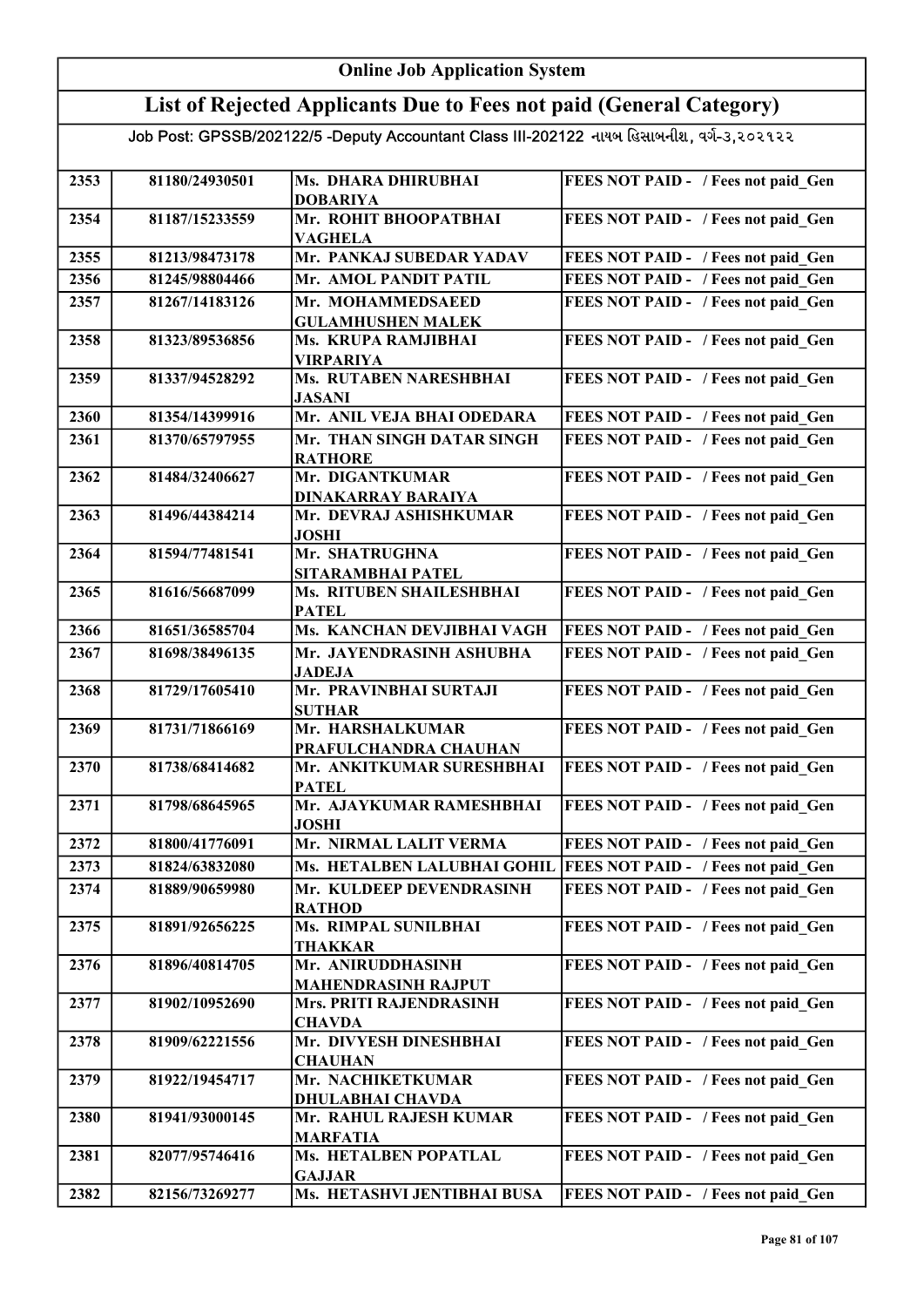# Online Job Application System

## List of Rejected Applicants Due to Fees not paid (General Category)

Job Post: GPSSB/202122/5 -Deputy Accountant Class III-202122 નાયબ હિસાબનીશ, વર્ગ-૩,૨૦૨૧૨૨

| | | | |
|---|---|---|---|
| 2353 | 81180/24930501 | Ms. DHARA DHIRUBHAI DOBARIYA | FEES NOT PAID - / Fees not paid_Gen |
| 2354 | 81187/15233559 | Mr. ROHIT BHOOPATBHAI VAGHELA | FEES NOT PAID - / Fees not paid_Gen |
| 2355 | 81213/98473178 | Mr. PANKAJ SUBEDAR YADAV | FEES NOT PAID - / Fees not paid_Gen |
| 2356 | 81245/98804466 | Mr. AMOL PANDIT PATIL | FEES NOT PAID - / Fees not paid_Gen |
| 2357 | 81267/14183126 | Mr. MOHAMMEDSAEED GULAMHUSHEN MALEK | FEES NOT PAID - / Fees not paid_Gen |
| 2358 | 81323/89536856 | Ms. KRUPA RAMJIBHAI VIRPARIYA | FEES NOT PAID - / Fees not paid_Gen |
| 2359 | 81337/94528292 | Ms. RUTABEN NARESHBHAI JASANI | FEES NOT PAID - / Fees not paid_Gen |
| 2360 | 81354/14399916 | Mr. ANIL VEJA BHAI ODEDARA | FEES NOT PAID - / Fees not paid_Gen |
| 2361 | 81370/65797955 | Mr. THAN SINGH DATAR SINGH RATHORE | FEES NOT PAID - / Fees not paid_Gen |
| 2362 | 81484/32406627 | Mr. DIGANTKUMAR DINAKARRAY BARAIYA | FEES NOT PAID - / Fees not paid_Gen |
| 2363 | 81496/44384214 | Mr. DEVRAJ ASHISHKUMAR JOSHI | FEES NOT PAID - / Fees not paid_Gen |
| 2364 | 81594/77481541 | Mr. SHATRUGHNA SITARAMBHAI PATEL | FEES NOT PAID - / Fees not paid_Gen |
| 2365 | 81616/56687099 | Ms. RITUBEN SHAILESHBHAI PATEL | FEES NOT PAID - / Fees not paid_Gen |
| 2366 | 81651/36585704 | Ms. KANCHAN DEVJIBHAI VAGH | FEES NOT PAID - / Fees not paid_Gen |
| 2367 | 81698/38496135 | Mr. JAYENDRASINH ASHUBHA JADEJA | FEES NOT PAID - / Fees not paid_Gen |
| 2368 | 81729/17605410 | Mr. PRAVINBHAI SURTAJI SUTHAR | FEES NOT PAID - / Fees not paid_Gen |
| 2369 | 81731/71866169 | Mr. HARSHALKUMAR PRAFULCHANDRA CHAUHAN | FEES NOT PAID - / Fees not paid_Gen |
| 2370 | 81738/68414682 | Mr. ANKITKUMAR SURESHBHAI PATEL | FEES NOT PAID - / Fees not paid_Gen |
| 2371 | 81798/68645965 | Mr. AJAYKUMAR RAMESHBHAI JOSHI | FEES NOT PAID - / Fees not paid_Gen |
| 2372 | 81800/41776091 | Mr. NIRMAL LALIT VERMA | FEES NOT PAID - / Fees not paid_Gen |
| 2373 | 81824/63832080 | Ms. HETALBEN LALUBHAI GOHIL | FEES NOT PAID - / Fees not paid_Gen |
| 2374 | 81889/90659980 | Mr. KULDEEP DEVENDRASINH RATHOD | FEES NOT PAID - / Fees not paid_Gen |
| 2375 | 81891/92656225 | Ms. RIMPAL SUNILBHAI THAKKAR | FEES NOT PAID - / Fees not paid_Gen |
| 2376 | 81896/40814705 | Mr. ANIRUDDHASINH MAHENDRASINH RAJPUT | FEES NOT PAID - / Fees not paid_Gen |
| 2377 | 81902/10952690 | Mrs. PRITI RAJENDRASINH CHAVDA | FEES NOT PAID - / Fees not paid_Gen |
| 2378 | 81909/62221556 | Mr. DIVYESH DINESHBHAI CHAUHAN | FEES NOT PAID - / Fees not paid_Gen |
| 2379 | 81922/19454717 | Mr. NACHIKETKUMAR DHULABHAI CHAVDA | FEES NOT PAID - / Fees not paid_Gen |
| 2380 | 81941/93000145 | Mr. RAHUL RAJESH KUMAR MARFATIA | FEES NOT PAID - / Fees not paid_Gen |
| 2381 | 82077/95746416 | Ms. HETALBEN POPATLAL GAJJAR | FEES NOT PAID - / Fees not paid_Gen |
| 2382 | 82156/73269277 | Ms. HETASHVI JENTIBHAI BUSA | FEES NOT PAID - / Fees not paid_Gen |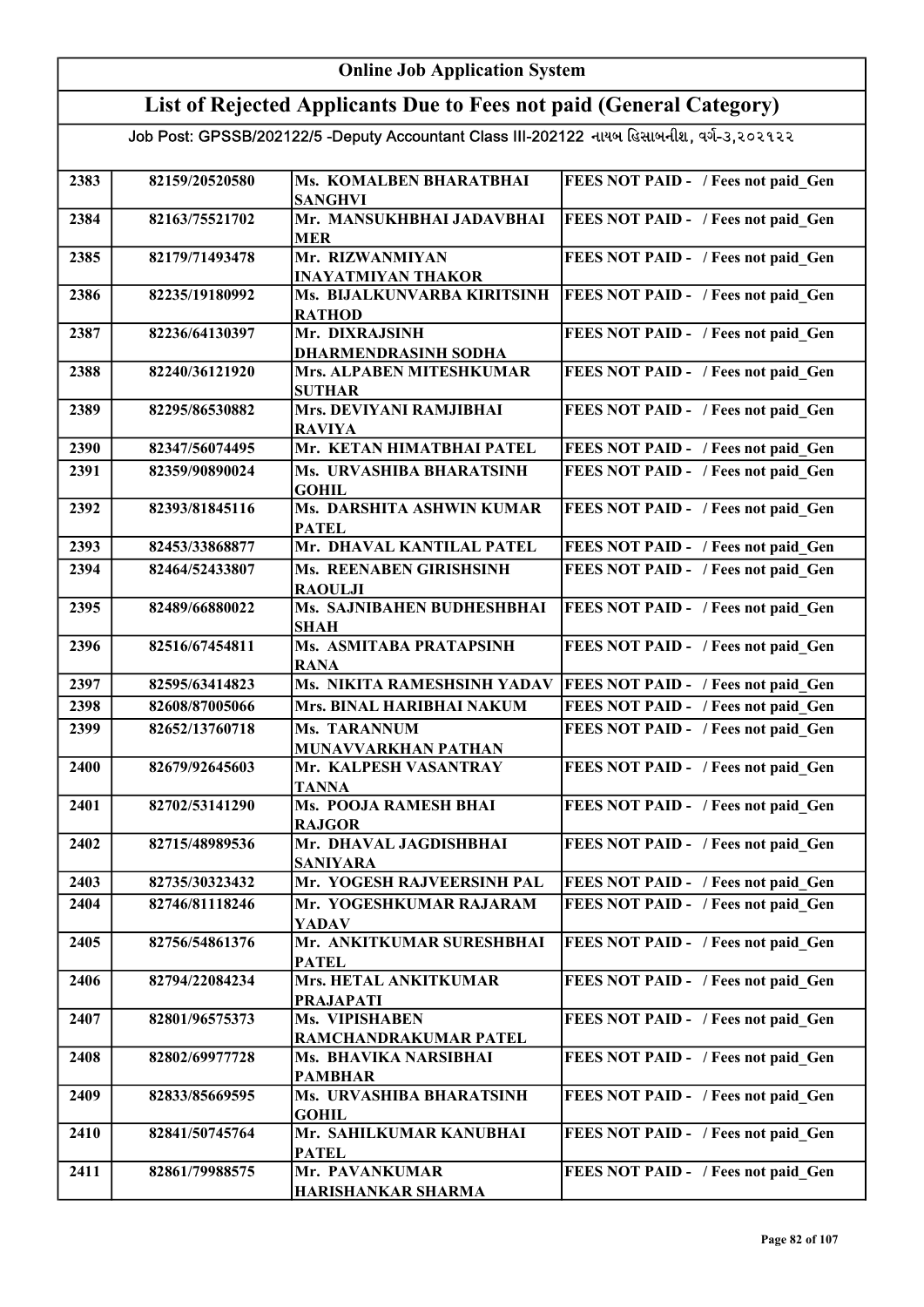# Online Job Application System

## List of Rejected Applicants Due to Fees not paid (General Category)

Job Post: GPSSB/202122/5 -Deputy Accountant Class III-202122 નાયબ હિસાબનીશ, વર્ગ-૩,૨૦૨૧૨૨

| | | | |
|---|---|---|---|
| 2383 | 82159/20520580 | Ms. KOMALBEN BHARATBHAI SANGHVI | FEES NOT PAID - / Fees not paid_Gen |
| 2384 | 82163/75521702 | Mr. MANSUKHBHAI JADAVBHAI MER | FEES NOT PAID - / Fees not paid_Gen |
| 2385 | 82179/71493478 | Mr. RIZWANMIYAN INAYATMIYAN THAKOR | FEES NOT PAID - / Fees not paid_Gen |
| 2386 | 82235/19180992 | Ms. BIJALKUNVARBA KIRITSINH RATHOD | FEES NOT PAID - / Fees not paid_Gen |
| 2387 | 82236/64130397 | Mr. DIXRAJSINH DHARMENDRASINH SODHA | FEES NOT PAID - / Fees not paid_Gen |
| 2388 | 82240/36121920 | Mrs. ALPABEN MITESHKUMAR SUTHAR | FEES NOT PAID - / Fees not paid_Gen |
| 2389 | 82295/86530882 | Mrs. DEVIYANI RAMJIBHAI RAVIYA | FEES NOT PAID - / Fees not paid_Gen |
| 2390 | 82347/56074495 | Mr. KETAN HIMATBHAI PATEL | FEES NOT PAID - / Fees not paid_Gen |
| 2391 | 82359/90890024 | Ms. URVASHIBA BHARATSINH GOHIL | FEES NOT PAID - / Fees not paid_Gen |
| 2392 | 82393/81845116 | Ms. DARSHITA ASHWIN KUMAR PATEL | FEES NOT PAID - / Fees not paid_Gen |
| 2393 | 82453/33868877 | Mr. DHAVAL KANTILAL PATEL | FEES NOT PAID - / Fees not paid_Gen |
| 2394 | 82464/52433807 | Ms. REENABEN GIRISHSINH RAOULJI | FEES NOT PAID - / Fees not paid_Gen |
| 2395 | 82489/66880022 | Ms. SAJNIBAHEN BUDHESHBHAI SHAH | FEES NOT PAID - / Fees not paid_Gen |
| 2396 | 82516/67454811 | Ms. ASMITABA PRATAPSINH RANA | FEES NOT PAID - / Fees not paid_Gen |
| 2397 | 82595/63414823 | Ms. NIKITA RAMESHSINH YADAV | FEES NOT PAID - / Fees not paid_Gen |
| 2398 | 82608/87005066 | Mrs. BINAL HARIBHAI NAKUM | FEES NOT PAID - / Fees not paid_Gen |
| 2399 | 82652/13760718 | Ms. TARANNUM MUNAVVARKHAN PATHAN | FEES NOT PAID - / Fees not paid_Gen |
| 2400 | 82679/92645603 | Mr. KALPESH VASANTRAY TANNA | FEES NOT PAID - / Fees not paid_Gen |
| 2401 | 82702/53141290 | Ms. POOJA RAMESH BHAI RAJGOR | FEES NOT PAID - / Fees not paid_Gen |
| 2402 | 82715/48989536 | Mr. DHAVAL JAGDISHBHAI SANIYARA | FEES NOT PAID - / Fees not paid_Gen |
| 2403 | 82735/30323432 | Mr. YOGESH RAJVEERSINH PAL | FEES NOT PAID - / Fees not paid_Gen |
| 2404 | 82746/81118246 | Mr. YOGESHKUMAR RAJARAM YADAV | FEES NOT PAID - / Fees not paid_Gen |
| 2405 | 82756/54861376 | Mr. ANKITKUMAR SURESHBHAI PATEL | FEES NOT PAID - / Fees not paid_Gen |
| 2406 | 82794/22084234 | Mrs. HETAL ANKITKUMAR PRAJAPATI | FEES NOT PAID - / Fees not paid_Gen |
| 2407 | 82801/96575373 | Ms. VIPISHABEN RAMCHANDRAKUMAR PATEL | FEES NOT PAID - / Fees not paid_Gen |
| 2408 | 82802/69977728 | Ms. BHAVIKA NARSIBHAI PAMBHAR | FEES NOT PAID - / Fees not paid_Gen |
| 2409 | 82833/85669595 | Ms. URVASHIBA BHARATSINH GOHIL | FEES NOT PAID - / Fees not paid_Gen |
| 2410 | 82841/50745764 | Mr. SAHILKUMAR KANUBHAI PATEL | FEES NOT PAID - / Fees not paid_Gen |
| 2411 | 82861/79988575 | Mr. PAVANKUMAR HARISHANKAR SHARMA | FEES NOT PAID - / Fees not paid_Gen |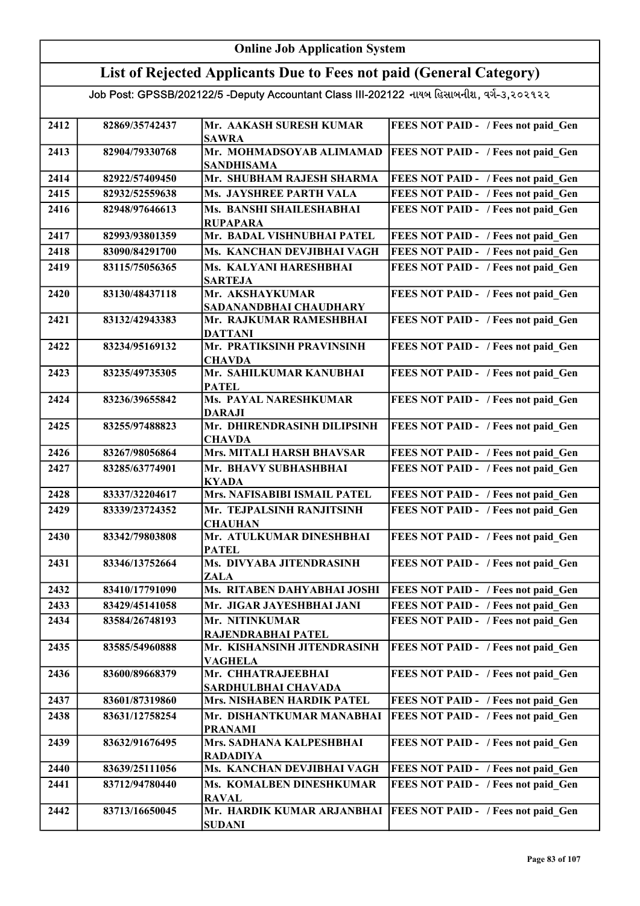# Online Job Application System

## List of Rejected Applicants Due to Fees not paid (General Category)

Job Post: GPSSB/202122/5 -Deputy Accountant Class III-202122 નાયબ હિસાબનીશ, વર્ગ-૩,૨૦૨૧૨૨

| | | | |
|---|---|---|---|
| 2412 | 82869/35742437 | Mr. AAKASH SURESH KUMAR SAWRA | FEES NOT PAID - / Fees not paid_Gen |
| 2413 | 82904/79330768 | Mr. MOHMADSOYAB ALIMAMAD SANDHISAMA | FEES NOT PAID - / Fees not paid_Gen |
| 2414 | 82922/57409450 | Mr. SHUBHAM RAJESH SHARMA | FEES NOT PAID - / Fees not paid_Gen |
| 2415 | 82932/52559638 | Ms. JAYSHREE PARTH VALA | FEES NOT PAID - / Fees not paid_Gen |
| 2416 | 82948/97646613 | Ms. BANSHI SHAILESHABHAI RUPAPARA | FEES NOT PAID - / Fees not paid_Gen |
| 2417 | 82993/93801359 | Mr. BADAL VISHNUBHAI PATEL | FEES NOT PAID - / Fees not paid_Gen |
| 2418 | 83090/84291700 | Ms. KANCHAN DEVJIBHAI VAGH | FEES NOT PAID - / Fees not paid_Gen |
| 2419 | 83115/75056365 | Ms. KALYANI HARESHBHAI SARTEJA | FEES NOT PAID - / Fees not paid_Gen |
| 2420 | 83130/48437118 | Mr. AKSHAYKUMAR SADANANDBHAI CHAUDHARY | FEES NOT PAID - / Fees not paid_Gen |
| 2421 | 83132/42943383 | Mr. RAJKUMAR RAMESHBHAI DATTANI | FEES NOT PAID - / Fees not paid_Gen |
| 2422 | 83234/95169132 | Mr. PRATIKSINH PRAVINSINH CHAVDA | FEES NOT PAID - / Fees not paid_Gen |
| 2423 | 83235/49735305 | Mr. SAHILKUMAR KANUBHAI PATEL | FEES NOT PAID - / Fees not paid_Gen |
| 2424 | 83236/39655842 | Ms. PAYAL NARESHKUMAR DARAJI | FEES NOT PAID - / Fees not paid_Gen |
| 2425 | 83255/97488823 | Mr. DHIRENDRASINH DILIPSINH CHAVDA | FEES NOT PAID - / Fees not paid_Gen |
| 2426 | 83267/98056864 | Mrs. MITALI HARSH BHAVSAR | FEES NOT PAID - / Fees not paid_Gen |
| 2427 | 83285/63774901 | Mr. BHAVY SUBHASHBHAI KYADA | FEES NOT PAID - / Fees not paid_Gen |
| 2428 | 83337/32204617 | Mrs. NAFISABIBI ISMAIL PATEL | FEES NOT PAID - / Fees not paid_Gen |
| 2429 | 83339/23724352 | Mr. TEJPALSINH RANJITSINH CHAUHAN | FEES NOT PAID - / Fees not paid_Gen |
| 2430 | 83342/79803808 | Mr. ATULKUMAR DINESHBHAI PATEL | FEES NOT PAID - / Fees not paid_Gen |
| 2431 | 83346/13752664 | Ms. DIVYABA JITENDRASINH ZALA | FEES NOT PAID - / Fees not paid_Gen |
| 2432 | 83410/17791090 | Ms. RITABEN DAHYABHAI JOSHI | FEES NOT PAID - / Fees not paid_Gen |
| 2433 | 83429/45141058 | Mr. JIGAR JAYESHBHAI JANI | FEES NOT PAID - / Fees not paid_Gen |
| 2434 | 83584/26748193 | Mr. NITINKUMAR RAJENDRABHAI PATEL | FEES NOT PAID - / Fees not paid_Gen |
| 2435 | 83585/54960888 | Mr. KISHANSINH JITENDRASINH VAGHELA | FEES NOT PAID - / Fees not paid_Gen |
| 2436 | 83600/89668379 | Mr. CHHATRAJEEBHAI SARDHULBHAI CHAVADA | FEES NOT PAID - / Fees not paid_Gen |
| 2437 | 83601/87319860 | Mrs. NISHABEN HARDIK PATEL | FEES NOT PAID - / Fees not paid_Gen |
| 2438 | 83631/12758254 | Mr. DISHANTKUMAR MANABHAI PRANAMI | FEES NOT PAID - / Fees not paid_Gen |
| 2439 | 83632/91676495 | Mrs. SADHANA KALPESHBHAI RADADIYA | FEES NOT PAID - / Fees not paid_Gen |
| 2440 | 83639/25111056 | Ms. KANCHAN DEVJIBHAI VAGH | FEES NOT PAID - / Fees not paid_Gen |
| 2441 | 83712/94780440 | Ms. KOMALBEN DINESHKUMAR RAVAL | FEES NOT PAID - / Fees not paid_Gen |
| 2442 | 83713/16650045 | Mr. HARDIK KUMAR ARJANBHAI SUDANI | FEES NOT PAID - / Fees not paid_Gen |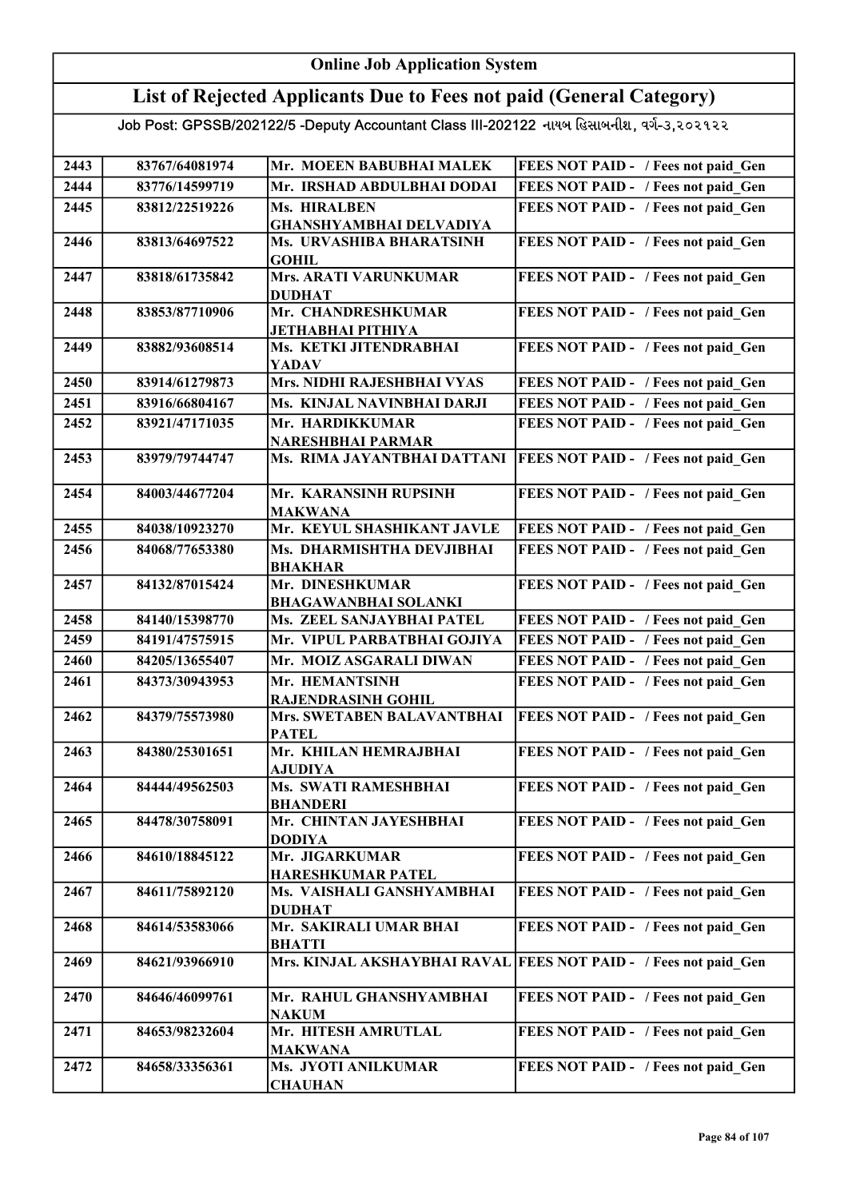# Online Job Application System

## List of Rejected Applicants Due to Fees not paid (General Category)

Job Post: GPSSB/202122/5 -Deputy Accountant Class III-202122 નાયબ હિસાબનીશ, વર્ગ-૩,૨૦૨૧૨૨

| | | | |
|---|---|---|---|
| 2443 | 83767/64081974 | Mr. MOEEN BABUBHAI MALEK | FEES NOT PAID - / Fees not paid_Gen |
| 2444 | 83776/14599719 | Mr. IRSHAD ABDULBHAI DODAI | FEES NOT PAID - / Fees not paid_Gen |
| 2445 | 83812/22519226 | Ms. HIRALBEN GHANSHYAMBHAI DELVADIYA | FEES NOT PAID - / Fees not paid_Gen |
| 2446 | 83813/64697522 | Ms. URVASHIBA BHARATSINH GOHIL | FEES NOT PAID - / Fees not paid_Gen |
| 2447 | 83818/61735842 | Mrs. ARATI VARUNKUMAR DUDHAT | FEES NOT PAID - / Fees not paid_Gen |
| 2448 | 83853/87710906 | Mr. CHANDRESHKUMAR JETHABHAI PITHIYA | FEES NOT PAID - / Fees not paid_Gen |
| 2449 | 83882/93608514 | Ms. KETKI JITENDRABHAI YADAV | FEES NOT PAID - / Fees not paid_Gen |
| 2450 | 83914/61279873 | Mrs. NIDHI RAJESHBHAI VYAS | FEES NOT PAID - / Fees not paid_Gen |
| 2451 | 83916/66804167 | Ms. KINJAL NAVINBHAI DARJI | FEES NOT PAID - / Fees not paid_Gen |
| 2452 | 83921/47171035 | Mr. HARDIKKUMAR NARESHBHAI PARMAR | FEES NOT PAID - / Fees not paid_Gen |
| 2453 | 83979/79744747 | Ms. RIMA JAYANTBHAI DATTANI | FEES NOT PAID - / Fees not paid_Gen |
| 2454 | 84003/44677204 | Mr. KARANSINH RUPSINH MAKWANA | FEES NOT PAID - / Fees not paid_Gen |
| 2455 | 84038/10923270 | Mr. KEYUL SHASHIKANT JAVLE | FEES NOT PAID - / Fees not paid_Gen |
| 2456 | 84068/77653380 | Ms. DHARMISHTHA DEVJIBHAI BHAKHAR | FEES NOT PAID - / Fees not paid_Gen |
| 2457 | 84132/87015424 | Mr. DINESHKUMAR BHAGAWANBHAI SOLANKI | FEES NOT PAID - / Fees not paid_Gen |
| 2458 | 84140/15398770 | Ms. ZEEL SANJAYBHAI PATEL | FEES NOT PAID - / Fees not paid_Gen |
| 2459 | 84191/47575915 | Mr. VIPUL PARBATBHAI GOJIYA | FEES NOT PAID - / Fees not paid_Gen |
| 2460 | 84205/13655407 | Mr. MOIZ ASGARALI DIWAN | FEES NOT PAID - / Fees not paid_Gen |
| 2461 | 84373/30943953 | Mr. HEMANTSINH RAJENDRASINH GOHIL | FEES NOT PAID - / Fees not paid_Gen |
| 2462 | 84379/75573980 | Mrs. SWETABEN BALAVANTBHAI PATEL | FEES NOT PAID - / Fees not paid_Gen |
| 2463 | 84380/25301651 | Mr. KHILAN HEMRAJBHAI AJUDIYA | FEES NOT PAID - / Fees not paid_Gen |
| 2464 | 84444/49562503 | Ms. SWATI RAMESHBHAI BHANDERI | FEES NOT PAID - / Fees not paid_Gen |
| 2465 | 84478/30758091 | Mr. CHINTAN JAYESHBHAI DODIYA | FEES NOT PAID - / Fees not paid_Gen |
| 2466 | 84610/18845122 | Mr. JIGARKUMAR HARESHKUMAR PATEL | FEES NOT PAID - / Fees not paid_Gen |
| 2467 | 84611/75892120 | Ms. VAISHALI GANSHYAMBHAI DUDHAT | FEES NOT PAID - / Fees not paid_Gen |
| 2468 | 84614/53583066 | Mr. SAKIRALI UMAR BHAI BHATTI | FEES NOT PAID - / Fees not paid_Gen |
| 2469 | 84621/93966910 | Mrs. KINJAL AKSHAYBHAI RAVAL | FEES NOT PAID - / Fees not paid_Gen |
| 2470 | 84646/46099761 | Mr. RAHUL GHANSHYAMBHAI NAKUM | FEES NOT PAID - / Fees not paid_Gen |
| 2471 | 84653/98232604 | Mr. HITESH AMRUTLAL MAKWANA | FEES NOT PAID - / Fees not paid_Gen |
| 2472 | 84658/33356361 | Ms. JYOTI ANILKUMAR CHAUHAN | FEES NOT PAID - / Fees not paid_Gen |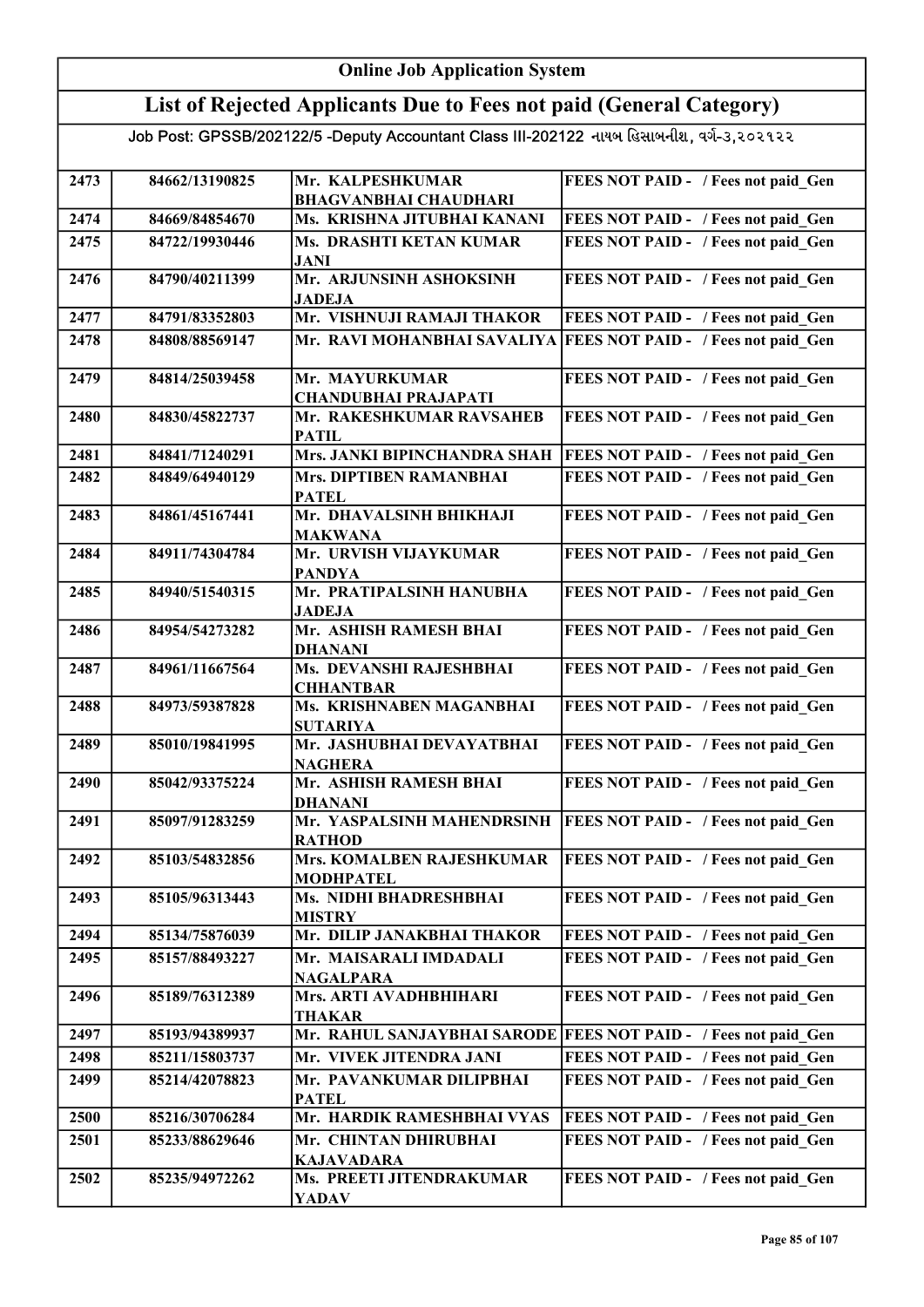# Online Job Application System

## List of Rejected Applicants Due to Fees not paid (General Category)

Job Post: GPSSB/202122/5 -Deputy Accountant Class III-202122 નાયબ હિસાબનીશ, વર્ગ-૩,૨૦૨૧૨૨

| | | | |
|---|---|---|---|
| 2473 | 84662/13190825 | Mr. KALPESHKUMAR BHAGVANBHAI CHAUDHARI | FEES NOT PAID - / Fees not paid_Gen |
| 2474 | 84669/84854670 | Ms. KRISHNA JITUBHAI KANANI | FEES NOT PAID - / Fees not paid_Gen |
| 2475 | 84722/19930446 | Ms. DRASHTI KETAN KUMAR JANI | FEES NOT PAID - / Fees not paid_Gen |
| 2476 | 84790/40211399 | Mr. ARJUNSINH ASHOKSINH JADEJA | FEES NOT PAID - / Fees not paid_Gen |
| 2477 | 84791/83352803 | Mr. VISHNUJI RAMAJI THAKOR | FEES NOT PAID - / Fees not paid_Gen |
| 2478 | 84808/88569147 | Mr. RAVI MOHANBHAI SAVALIYA | FEES NOT PAID - / Fees not paid_Gen |
| 2479 | 84814/25039458 | Mr. MAYURKUMAR CHANDUBHAI PRAJAPATI | FEES NOT PAID - / Fees not paid_Gen |
| 2480 | 84830/45822737 | Mr. RAKESHKUMAR RAVSAHEB PATIL | FEES NOT PAID - / Fees not paid_Gen |
| 2481 | 84841/71240291 | Mrs. JANKI BIPINCHANDRA SHAH | FEES NOT PAID - / Fees not paid_Gen |
| 2482 | 84849/64940129 | Mrs. DIPTIBEN RAMANBHAI PATEL | FEES NOT PAID - / Fees not paid_Gen |
| 2483 | 84861/45167441 | Mr. DHAVALSINH BHIKHAJI MAKWANA | FEES NOT PAID - / Fees not paid_Gen |
| 2484 | 84911/74304784 | Mr. URVISH VIJAYKUMAR PANDYA | FEES NOT PAID - / Fees not paid_Gen |
| 2485 | 84940/51540315 | Mr. PRATIPALSINH HANUBHA JADEJA | FEES NOT PAID - / Fees not paid_Gen |
| 2486 | 84954/54273282 | Mr. ASHISH RAMESH BHAI DHANANI | FEES NOT PAID - / Fees not paid_Gen |
| 2487 | 84961/11667564 | Ms. DEVANSHI RAJESHBHAI CHHANTBAR | FEES NOT PAID - / Fees not paid_Gen |
| 2488 | 84973/59387828 | Ms. KRISHNABEN MAGANBHAI SUTARIYA | FEES NOT PAID - / Fees not paid_Gen |
| 2489 | 85010/19841995 | Mr. JASHUBHAI DEVAYATBHAI NAGHERA | FEES NOT PAID - / Fees not paid_Gen |
| 2490 | 85042/93375224 | Mr. ASHISH RAMESH BHAI DHANANI | FEES NOT PAID - / Fees not paid_Gen |
| 2491 | 85097/91283259 | Mr. YASPALSINH MAHENDRSINH RATHOD | FEES NOT PAID - / Fees not paid_Gen |
| 2492 | 85103/54832856 | Mrs. KOMALBEN RAJESHKUMAR MODHPATEL | FEES NOT PAID - / Fees not paid_Gen |
| 2493 | 85105/96313443 | Ms. NIDHI BHADRESHBHAI MISTRY | FEES NOT PAID - / Fees not paid_Gen |
| 2494 | 85134/75876039 | Mr. DILIP JANAKBHAI THAKOR | FEES NOT PAID - / Fees not paid_Gen |
| 2495 | 85157/88493227 | Mr. MAISARALI IMDADALI NAGALPARA | FEES NOT PAID - / Fees not paid_Gen |
| 2496 | 85189/76312389 | Mrs. ARTI AVADHBHIHARI THAKAR | FEES NOT PAID - / Fees not paid_Gen |
| 2497 | 85193/94389937 | Mr. RAHUL SANJAYBHAI SARODE | FEES NOT PAID - / Fees not paid_Gen |
| 2498 | 85211/15803737 | Mr. VIVEK JITENDRA JANI | FEES NOT PAID - / Fees not paid_Gen |
| 2499 | 85214/42078823 | Mr. PAVANKUMAR DILIPBHAI PATEL | FEES NOT PAID - / Fees not paid_Gen |
| 2500 | 85216/30706284 | Mr. HARDIK RAMESHBHAI VYAS | FEES NOT PAID - / Fees not paid_Gen |
| 2501 | 85233/88629646 | Mr. CHINTAN DHIRUBHAI KAJAVADARA | FEES NOT PAID - / Fees not paid_Gen |
| 2502 | 85235/94972262 | Ms. PREETI JITENDRAKUMAR YADAV | FEES NOT PAID - / Fees not paid_Gen |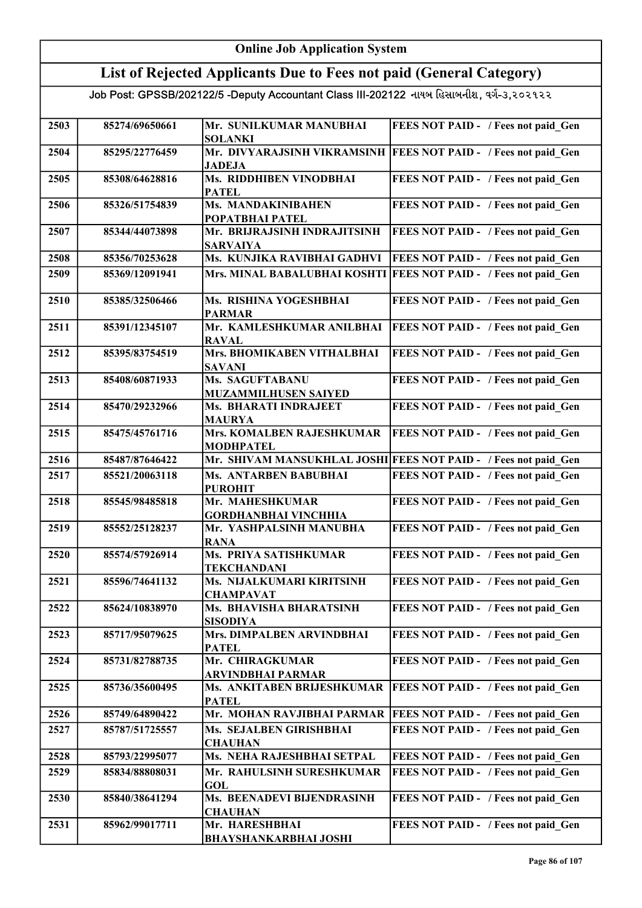# Online Job Application System

## List of Rejected Applicants Due to Fees not paid (General Category)

Job Post: GPSSB/202122/5 -Deputy Accountant Class III-202122 નાયબ હિસાબનીશ, વર્ગ-૩,૨૦૨૧૨૨

| | | | |
|---|---|---|---|
| 2503 | 85274/69650661 | Mr. SUNILKUMAR MANUBHAI SOLANKI | FEES NOT PAID - / Fees not paid_Gen |
| 2504 | 85295/22776459 | Mr. DIVYARAJSINH VIKRAMSINH JADEJA | FEES NOT PAID - / Fees not paid_Gen |
| 2505 | 85308/64628816 | Ms. RIDDHIBEN VINODBHAI PATEL | FEES NOT PAID - / Fees not paid_Gen |
| 2506 | 85326/51754839 | Ms. MANDAKINIBAHEN POPATBHAI PATEL | FEES NOT PAID - / Fees not paid_Gen |
| 2507 | 85344/44073898 | Mr. BRIJRAJSINH INDRAJITSINH SARVAIYA | FEES NOT PAID - / Fees not paid_Gen |
| 2508 | 85356/70253628 | Ms. KUNJIKA RAVIBHAI GADHVI | FEES NOT PAID - / Fees not paid_Gen |
| 2509 | 85369/12091941 | Mrs. MINAL BABALUBHAI KOSHTI | FEES NOT PAID - / Fees not paid_Gen |
| 2510 | 85385/32506466 | Ms. RISHINA YOGESHBHAI PARMAR | FEES NOT PAID - / Fees not paid_Gen |
| 2511 | 85391/12345107 | Mr. KAMLESHKUMAR ANILBHAI RAVAL | FEES NOT PAID - / Fees not paid_Gen |
| 2512 | 85395/83754519 | Mrs. BHOMIKABEN VITHALBHAI SAVANI | FEES NOT PAID - / Fees not paid_Gen |
| 2513 | 85408/60871933 | Ms. SAGUFTABANU MUZAMMILHUSEN SAIYED | FEES NOT PAID - / Fees not paid_Gen |
| 2514 | 85470/29232966 | Ms. BHARATI INDRAJEET MAURYA | FEES NOT PAID - / Fees not paid_Gen |
| 2515 | 85475/45761716 | Mrs. KOMALBEN RAJESHKUMAR MODHPATEL | FEES NOT PAID - / Fees not paid_Gen |
| 2516 | 85487/87646422 | Mr. SHIVAM MANSUKHLAL JOSHI | FEES NOT PAID - / Fees not paid_Gen |
| 2517 | 85521/20063118 | Ms. ANTARBEN BABUBHAI PUROHIT | FEES NOT PAID - / Fees not paid_Gen |
| 2518 | 85545/98485818 | Mr. MAHESHKUMAR GORDHANBHAI VINCHHIA | FEES NOT PAID - / Fees not paid_Gen |
| 2519 | 85552/25128237 | Mr. YASHPALSINH MANUBHA RANA | FEES NOT PAID - / Fees not paid_Gen |
| 2520 | 85574/57926914 | Ms. PRIYA SATISHKUMAR TEKCHANDANI | FEES NOT PAID - / Fees not paid_Gen |
| 2521 | 85596/74641132 | Ms. NIJALKUMARI KIRITSINH CHAMPAVAT | FEES NOT PAID - / Fees not paid_Gen |
| 2522 | 85624/10838970 | Ms. BHAVISHA BHARATSINH SISODIYA | FEES NOT PAID - / Fees not paid_Gen |
| 2523 | 85717/95079625 | Mrs. DIMPALBEN ARVINDBHAI PATEL | FEES NOT PAID - / Fees not paid_Gen |
| 2524 | 85731/82788735 | Mr. CHIRAGKUMAR ARVINDBHAI PARMAR | FEES NOT PAID - / Fees not paid_Gen |
| 2525 | 85736/35600495 | Ms. ANKITABEN BRIJESHKUMAR PATEL | FEES NOT PAID - / Fees not paid_Gen |
| 2526 | 85749/64890422 | Mr. MOHAN RAVJIBHAI PARMAR | FEES NOT PAID - / Fees not paid_Gen |
| 2527 | 85787/51725557 | Ms. SEJALBEN GIRISHBHAI CHAUHAN | FEES NOT PAID - / Fees not paid_Gen |
| 2528 | 85793/22995077 | Ms. NEHA RAJESHBHAI SETPAL | FEES NOT PAID - / Fees not paid_Gen |
| 2529 | 85834/88808031 | Mr. RAHULSINH SURESHKUMAR GOL | FEES NOT PAID - / Fees not paid_Gen |
| 2530 | 85840/38641294 | Ms. BEENADEVI BIJENDRASINH CHAUHAN | FEES NOT PAID - / Fees not paid_Gen |
| 2531 | 85962/99017711 | Mr. HARESHBHAI BHAYSHANKARBHAI JOSHI | FEES NOT PAID - / Fees not paid_Gen |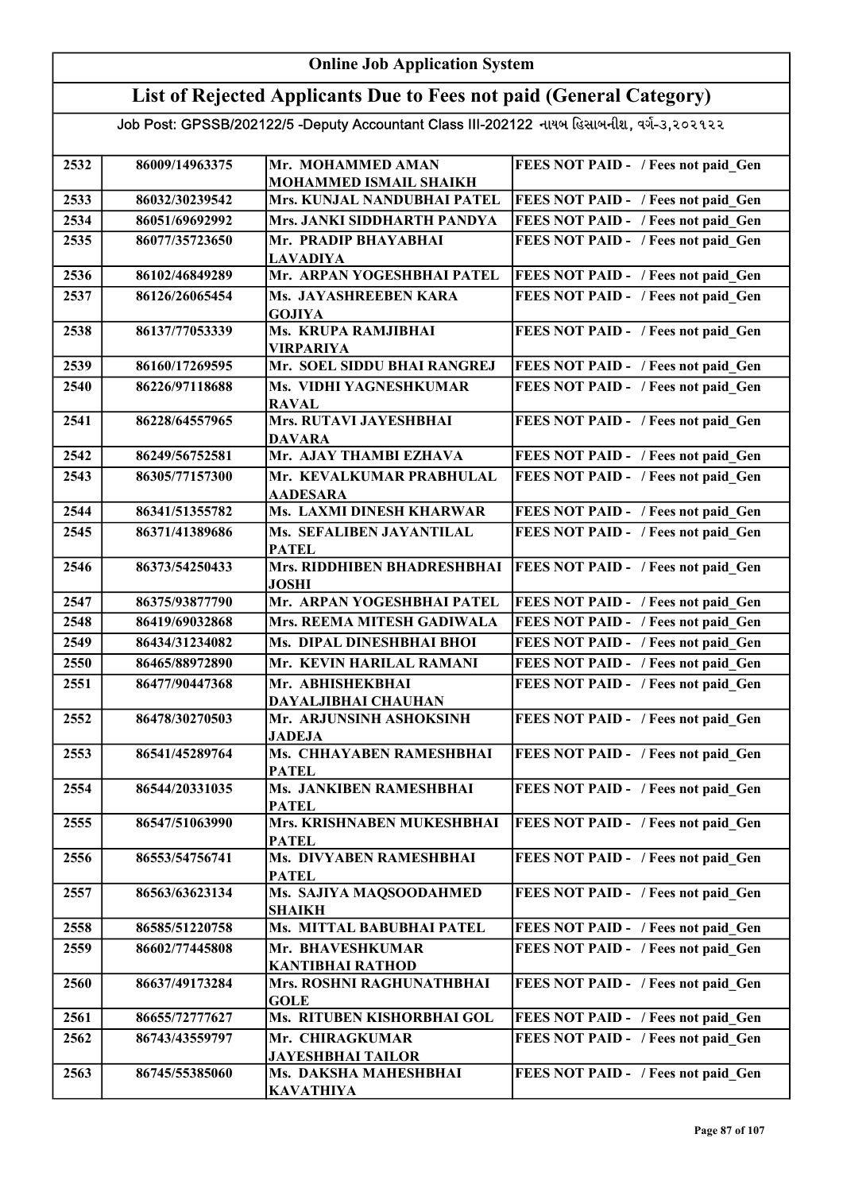# Online Job Application System

## List of Rejected Applicants Due to Fees not paid (General Category)

Job Post: GPSSB/202122/5 -Deputy Accountant Class III-202122 નાયબ હિસાબનીશ, વર્ગ-૩,૨૦૨૧૨૨

| | | | |
|---|---|---|---|
| 2532 | 86009/14963375 | Mr. MOHAMMED AMAN MOHAMMED ISMAIL SHAIKH | FEES NOT PAID - / Fees not paid_Gen |
| 2533 | 86032/30239542 | Mrs. KUNJAL NANDUBHAI PATEL | FEES NOT PAID - / Fees not paid_Gen |
| 2534 | 86051/69692992 | Mrs. JANKI SIDDHARTH PANDYA | FEES NOT PAID - / Fees not paid_Gen |
| 2535 | 86077/35723650 | Mr. PRADIP BHAYABHAI LAVADIYA | FEES NOT PAID - / Fees not paid_Gen |
| 2536 | 86102/46849289 | Mr. ARPAN YOGESHBHAI PATEL | FEES NOT PAID - / Fees not paid_Gen |
| 2537 | 86126/26065454 | Ms. JAYASHREEBEN KARA GOJIYA | FEES NOT PAID - / Fees not paid_Gen |
| 2538 | 86137/77053339 | Ms. KRUPA RAMJIBHAI VIRPARIYA | FEES NOT PAID - / Fees not paid_Gen |
| 2539 | 86160/17269595 | Mr. SOEL SIDDU BHAI RANGREJ | FEES NOT PAID - / Fees not paid_Gen |
| 2540 | 86226/97118688 | Ms. VIDHI YAGNESHKUMAR RAVAL | FEES NOT PAID - / Fees not paid_Gen |
| 2541 | 86228/64557965 | Mrs. RUTAVI JAYESHBHAI DAVARA | FEES NOT PAID - / Fees not paid_Gen |
| 2542 | 86249/56752581 | Mr. AJAY THAMBI EZHAVA | FEES NOT PAID - / Fees not paid_Gen |
| 2543 | 86305/77157300 | Mr. KEVALKUMAR PRABHULAL AADESARA | FEES NOT PAID - / Fees not paid_Gen |
| 2544 | 86341/51355782 | Ms. LAXMI DINESH KHARWAR | FEES NOT PAID - / Fees not paid_Gen |
| 2545 | 86371/41389686 | Ms. SEFALIBEN JAYANTILAL PATEL | FEES NOT PAID - / Fees not paid_Gen |
| 2546 | 86373/54250433 | Mrs. RIDDHIBEN BHADRESHBHAI JOSHI | FEES NOT PAID - / Fees not paid_Gen |
| 2547 | 86375/93877790 | Mr. ARPAN YOGESHBHAI PATEL | FEES NOT PAID - / Fees not paid_Gen |
| 2548 | 86419/69032868 | Mrs. REEMA MITESH GADIWALA | FEES NOT PAID - / Fees not paid_Gen |
| 2549 | 86434/31234082 | Ms. DIPAL DINESHBHAI BHOI | FEES NOT PAID - / Fees not paid_Gen |
| 2550 | 86465/88972890 | Mr. KEVIN HARILAL RAMANI | FEES NOT PAID - / Fees not paid_Gen |
| 2551 | 86477/90447368 | Mr. ABHISHEKBHAI DAYALJIBHAI CHAUHAN | FEES NOT PAID - / Fees not paid_Gen |
| 2552 | 86478/30270503 | Mr. ARJUNSINH ASHOKSINH JADEJA | FEES NOT PAID - / Fees not paid_Gen |
| 2553 | 86541/45289764 | Ms. CHHAYABEN RAMESHBHAI PATEL | FEES NOT PAID - / Fees not paid_Gen |
| 2554 | 86544/20331035 | Ms. JANKIBEN RAMESHBHAI PATEL | FEES NOT PAID - / Fees not paid_Gen |
| 2555 | 86547/51063990 | Mrs. KRISHNABEN MUKESHBHAI PATEL | FEES NOT PAID - / Fees not paid_Gen |
| 2556 | 86553/54756741 | Ms. DIVYABEN RAMESHBHAI PATEL | FEES NOT PAID - / Fees not paid_Gen |
| 2557 | 86563/63623134 | Ms. SAJIYA MAQSOODAHMED SHAIKH | FEES NOT PAID - / Fees not paid_Gen |
| 2558 | 86585/51220758 | Ms. MITTAL BABUBHAI PATEL | FEES NOT PAID - / Fees not paid_Gen |
| 2559 | 86602/77445808 | Mr. BHAVESHKUMAR KANTIBHAI RATHOD | FEES NOT PAID - / Fees not paid_Gen |
| 2560 | 86637/49173284 | Mrs. ROSHNI RAGHUNATHBHAI GOLE | FEES NOT PAID - / Fees not paid_Gen |
| 2561 | 86655/72777627 | Ms. RITUBEN KISHORBHAI GOL | FEES NOT PAID - / Fees not paid_Gen |
| 2562 | 86743/43559797 | Mr. CHIRAGKUMAR JAYESHBHAI TAILOR | FEES NOT PAID - / Fees not paid_Gen |
| 2563 | 86745/55385060 | Ms. DAKSHA MAHESHBHAI KAVATHIYA | FEES NOT PAID - / Fees not paid_Gen |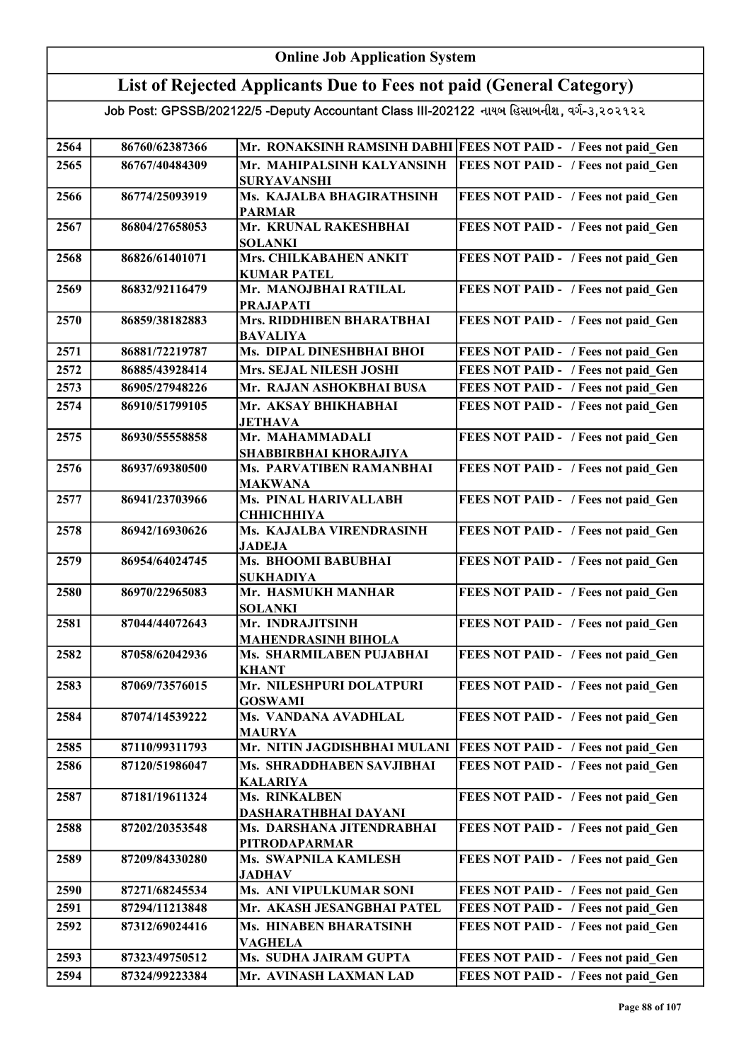# Online Job Application System

## List of Rejected Applicants Due to Fees not paid (General Category)

Job Post: GPSSB/202122/5 -Deputy Accountant Class III-202122 નાયબ હિસાબનીશ, વર્ગ-૩,૨૦૨૧૨૨

| | | | |
|---|---|---|---|
| 2564 | 86760/62387366 | Mr. RONAKSINH RAMSINH DABHI | FEES NOT PAID - / Fees not paid_Gen |
| 2565 | 86767/40484309 | Mr. MAHIPALSINH KALYANSINH SURYAVANSHI | FEES NOT PAID - / Fees not paid_Gen |
| 2566 | 86774/25093919 | Ms. KAJALBA BHAGIRATHSINH PARMAR | FEES NOT PAID - / Fees not paid_Gen |
| 2567 | 86804/27658053 | Mr. KRUNAL RAKESHBHAI SOLANKI | FEES NOT PAID - / Fees not paid_Gen |
| 2568 | 86826/61401071 | Mrs. CHILKABAHEN ANKIT KUMAR PATEL | FEES NOT PAID - / Fees not paid_Gen |
| 2569 | 86832/92116479 | Mr. MANOJBHAI RATILAL PRAJAPATI | FEES NOT PAID - / Fees not paid_Gen |
| 2570 | 86859/38182883 | Mrs. RIDDHIBEN BHARATBHAI BAVALIYA | FEES NOT PAID - / Fees not paid_Gen |
| 2571 | 86881/72219787 | Ms. DIPAL DINESHBHAI BHOI | FEES NOT PAID - / Fees not paid_Gen |
| 2572 | 86885/43928414 | Mrs. SEJAL NILESH JOSHI | FEES NOT PAID - / Fees not paid_Gen |
| 2573 | 86905/27948226 | Mr. RAJAN ASHOKBHAI BUSA | FEES NOT PAID - / Fees not paid_Gen |
| 2574 | 86910/51799105 | Mr. AKSAY BHIKHABHAI JETHAVA | FEES NOT PAID - / Fees not paid_Gen |
| 2575 | 86930/55558858 | Mr. MAHAMMADALI SHABBIRBHAI KHORAJIYA | FEES NOT PAID - / Fees not paid_Gen |
| 2576 | 86937/69380500 | Ms. PARVATIBEN RAMANBHAI MAKWANA | FEES NOT PAID - / Fees not paid_Gen |
| 2577 | 86941/23703966 | Ms. PINAL HARIVALLABH CHHICHHIYA | FEES NOT PAID - / Fees not paid_Gen |
| 2578 | 86942/16930626 | Ms. KAJALBA VIRENDRASINH JADEJA | FEES NOT PAID - / Fees not paid_Gen |
| 2579 | 86954/64024745 | Ms. BHOOMI BABUBHAI SUKHADIYA | FEES NOT PAID - / Fees not paid_Gen |
| 2580 | 86970/22965083 | Mr. HASMUKH MANHAR SOLANKI | FEES NOT PAID - / Fees not paid_Gen |
| 2581 | 87044/44072643 | Mr. INDRAJITSINH MAHENDRASINH BIHOLA | FEES NOT PAID - / Fees not paid_Gen |
| 2582 | 87058/62042936 | Ms. SHARMILABEN PUJABHAI KHANT | FEES NOT PAID - / Fees not paid_Gen |
| 2583 | 87069/73576015 | Mr. NILESHPURI DOLATPURI GOSWAMI | FEES NOT PAID - / Fees not paid_Gen |
| 2584 | 87074/14539222 | Ms. VANDANA AVADHLAL MAURYA | FEES NOT PAID - / Fees not paid_Gen |
| 2585 | 87110/99311793 | Mr. NITIN JAGDISHBHAI MULANI | FEES NOT PAID - / Fees not paid_Gen |
| 2586 | 87120/51986047 | Ms. SHRADDHABEN SAVJIBHAI KALARIYA | FEES NOT PAID - / Fees not paid_Gen |
| 2587 | 87181/19611324 | Ms. RINKALBEN DASHARATHBHAI DAYANI | FEES NOT PAID - / Fees not paid_Gen |
| 2588 | 87202/20353548 | Ms. DARSHANA JITENDRABHAI PITRODAPARMAR | FEES NOT PAID - / Fees not paid_Gen |
| 2589 | 87209/84330280 | Ms. SWAPNILA KAMLESH JADHAV | FEES NOT PAID - / Fees not paid_Gen |
| 2590 | 87271/68245534 | Ms. ANI VIPULKUMAR SONI | FEES NOT PAID - / Fees not paid_Gen |
| 2591 | 87294/11213848 | Mr. AKASH JESANGBHAI PATEL | FEES NOT PAID - / Fees not paid_Gen |
| 2592 | 87312/69024416 | Ms. HINABEN BHARATSINH VAGHELA | FEES NOT PAID - / Fees not paid_Gen |
| 2593 | 87323/49750512 | Ms. SUDHA JAIRAM GUPTA | FEES NOT PAID - / Fees not paid_Gen |
| 2594 | 87324/99223384 | Mr. AVINASH LAXMAN LAD | FEES NOT PAID - / Fees not paid_Gen |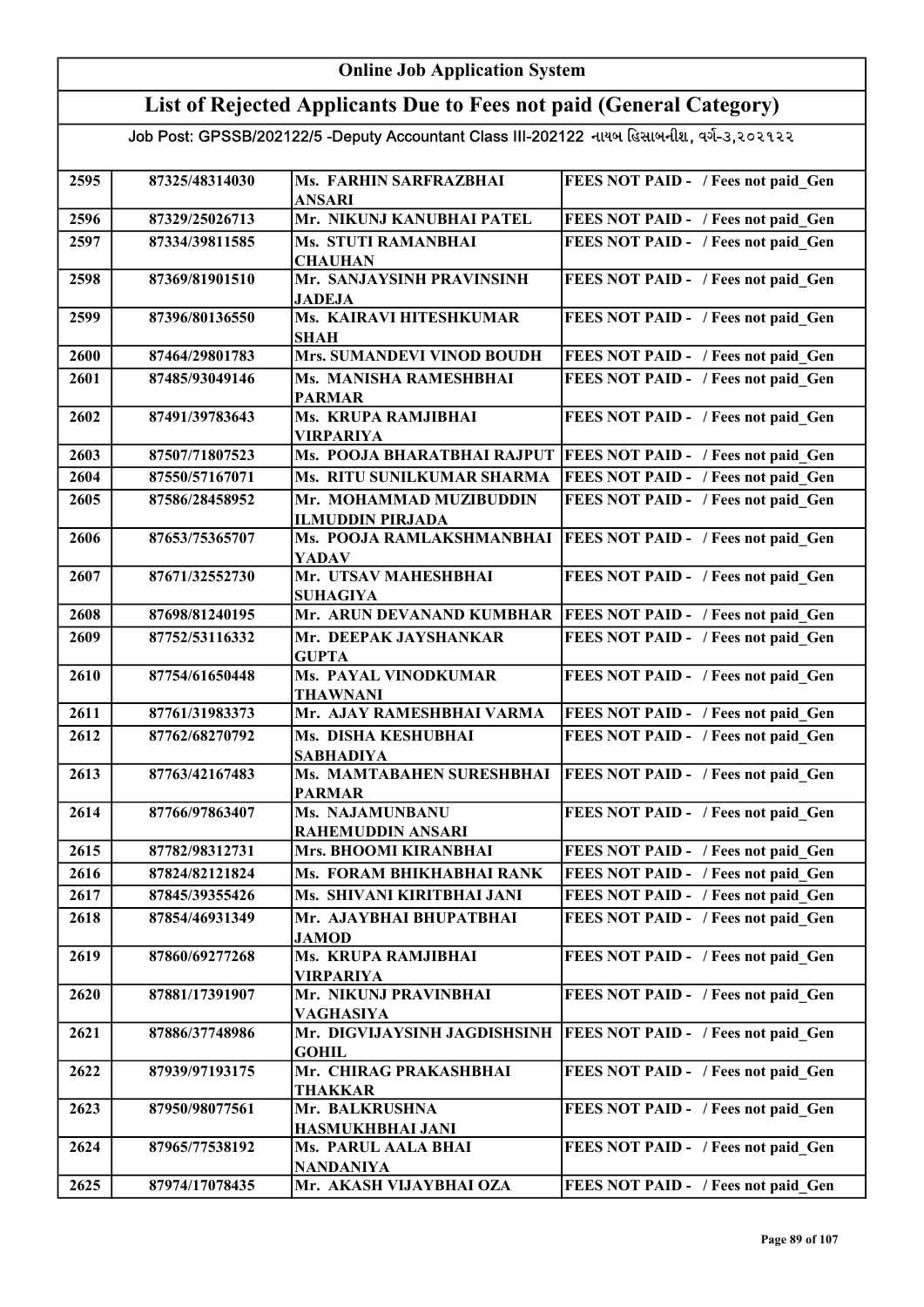| Online Job Application System | | | |
|---|---|---|---|
| **List of Rejected Applicants Due to Fees not paid (General Category)** | | | |
| Job Post: GPSSB/202122/5 -Deputy Accountant Class III-202122 નાયબ હિસાબનીશ, વર્ગ-૩,૨૦૨૧૨૨ | | | |
| 2595 | 87325/48314030 | Ms. FARHIN SARFRAZBHAI ANSARI | FEES NOT PAID - / Fees not paid_Gen |
| 2596 | 87329/25026713 | Mr. NIKUNJ KANUBHAI PATEL | FEES NOT PAID - / Fees not paid_Gen |
| 2597 | 87334/39811585 | Ms. STUTI RAMANBHAI CHAUHAN | FEES NOT PAID - / Fees not paid_Gen |
| 2598 | 87369/81901510 | Mr. SANJAYSINH PRAVINSINH JADEJA | FEES NOT PAID - / Fees not paid_Gen |
| 2599 | 87396/80136550 | Ms. KAIRAVI HITESHKUMAR SHAH | FEES NOT PAID - / Fees not paid_Gen |
| 2600 | 87464/29801783 | Mrs. SUMANDEVI VINOD BOUDH | FEES NOT PAID - / Fees not paid_Gen |
| 2601 | 87485/93049146 | Ms. MANISHA RAMESHBHAI PARMAR | FEES NOT PAID - / Fees not paid_Gen |
| 2602 | 87491/39783643 | Ms. KRUPA RAMJIBHAI VIRPARIYA | FEES NOT PAID - / Fees not paid_Gen |
| 2603 | 87507/71807523 | Ms. POOJA BHARATBHAI RAJPUT | FEES NOT PAID - / Fees not paid_Gen |
| 2604 | 87550/57167071 | Ms. RITU SUNILKUMAR SHARMA | FEES NOT PAID - / Fees not paid_Gen |
| 2605 | 87586/28458952 | Mr. MOHAMMAD MUZIBUDDIN ILMUDDIN PIRJADA | FEES NOT PAID - / Fees not paid_Gen |
| 2606 | 87653/75365707 | Ms. POOJA RAMLAKSHMANBHAI YADAV | FEES NOT PAID - / Fees not paid_Gen |
| 2607 | 87671/32552730 | Mr. UTSAV MAHESHBHAI SUHAGIYA | FEES NOT PAID - / Fees not paid_Gen |
| 2608 | 87698/81240195 | Mr. ARUN DEVANAND KUMBHAR | FEES NOT PAID - / Fees not paid_Gen |
| 2609 | 87752/53116332 | Mr. DEEPAK JAYSHANKAR GUPTA | FEES NOT PAID - / Fees not paid_Gen |
| 2610 | 87754/61650448 | Ms. PAYAL VINODKUMAR THAWNANI | FEES NOT PAID - / Fees not paid_Gen |
| 2611 | 87761/31983373 | Mr. AJAY RAMESHBHAI VARMA | FEES NOT PAID - / Fees not paid_Gen |
| 2612 | 87762/68270792 | Ms. DISHA KESHUBHAI SABHADIYA | FEES NOT PAID - / Fees not paid_Gen |
| 2613 | 87763/42167483 | Ms. MAMTABAHEN SURESHBHAI PARMAR | FEES NOT PAID - / Fees not paid_Gen |
| 2614 | 87766/97863407 | Ms. NAJAMUNBANU RAHEMUDDIN ANSARI | FEES NOT PAID - / Fees not paid_Gen |
| 2615 | 87782/98312731 | Mrs. BHOOMI KIRANBHAI | FEES NOT PAID - / Fees not paid_Gen |
| 2616 | 87824/82121824 | Ms. FORAM BHIKHABHAI RANK | FEES NOT PAID - / Fees not paid_Gen |
| 2617 | 87845/39355426 | Ms. SHIVANI KIRITBHAI JANI | FEES NOT PAID - / Fees not paid_Gen |
| 2618 | 87854/46931349 | Mr. AJAYBHAI BHUPATBHAI JAMOD | FEES NOT PAID - / Fees not paid_Gen |
| 2619 | 87860/69277268 | Ms. KRUPA RAMJIBHAI VIRPARIYA | FEES NOT PAID - / Fees not paid_Gen |
| 2620 | 87881/17391907 | Mr. NIKUNJ PRAVINBHAI VAGHASIYA | FEES NOT PAID - / Fees not paid_Gen |
| 2621 | 87886/37748986 | Mr. DIGVIJAYSINH JAGDISHSINH GOHIL | FEES NOT PAID - / Fees not paid_Gen |
| 2622 | 87939/97193175 | Mr. CHIRAG PRAKASHBHAI THAKKAR | FEES NOT PAID - / Fees not paid_Gen |
| 2623 | 87950/98077561 | Mr. BALKRUSHNA HASMUKHBHAI JANI | FEES NOT PAID - / Fees not paid_Gen |
| 2624 | 87965/77538192 | Ms. PARUL AALA BHAI NANDANIYA | FEES NOT PAID - / Fees not paid_Gen |
| 2625 | 87974/17078435 | Mr. AKASH VIJAYBHAI OZA | FEES NOT PAID - / Fees not paid_Gen |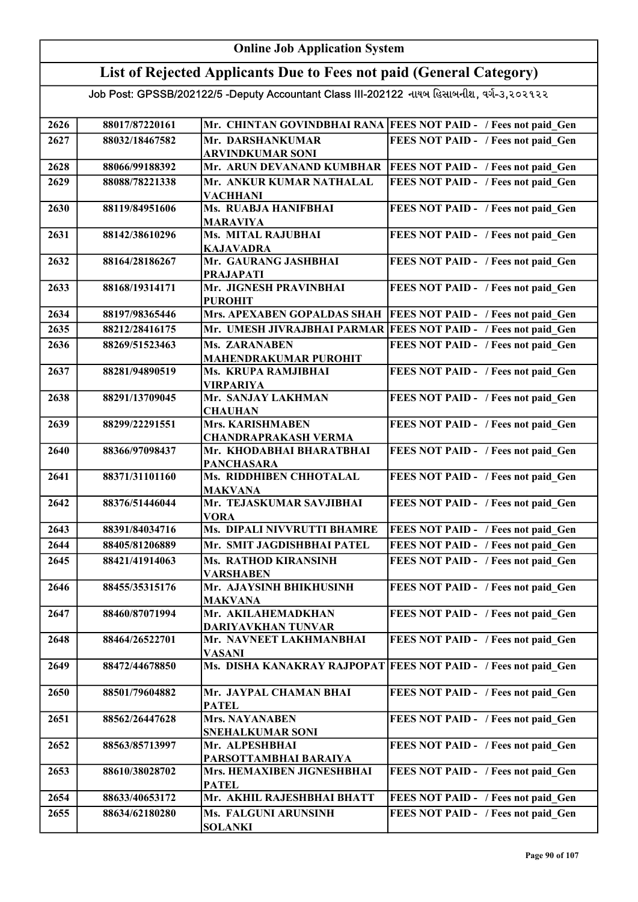# Online Job Application System

## List of Rejected Applicants Due to Fees not paid (General Category)

Job Post: GPSSB/202122/5 -Deputy Accountant Class III-202122 નાયબ હિસાબનીશ, વર્ગ-૩,૨૦૨૧૨૨

| | | | |
|---|---|---|---|
| 2626 | 88017/87220161 | Mr. CHINTAN GOVINDBHAI RANA | FEES NOT PAID - / Fees not paid_Gen |
| 2627 | 88032/18467582 | Mr. DARSHANKUMAR ARVINDKUMAR SONI | FEES NOT PAID - / Fees not paid_Gen |
| 2628 | 88066/99188392 | Mr. ARUN DEVANAND KUMBHAR | FEES NOT PAID - / Fees not paid_Gen |
| 2629 | 88088/78221338 | Mr. ANKUR KUMAR NATHALAL VACHHANI | FEES NOT PAID - / Fees not paid_Gen |
| 2630 | 88119/84951606 | Ms. RUABJA HANIFBHAI MARAVIYA | FEES NOT PAID - / Fees not paid_Gen |
| 2631 | 88142/38610296 | Ms. MITAL RAJUBHAI KAJAVADRA | FEES NOT PAID - / Fees not paid_Gen |
| 2632 | 88164/28186267 | Mr. GAURANG JASHBHAI PRAJAPATI | FEES NOT PAID - / Fees not paid_Gen |
| 2633 | 88168/19314171 | Mr. JIGNESH PRAVINBHAI PUROHIT | FEES NOT PAID - / Fees not paid_Gen |
| 2634 | 88197/98365446 | Mrs. APEXABEN GOPALDAS SHAH | FEES NOT PAID - / Fees not paid_Gen |
| 2635 | 88212/28416175 | Mr. UMESH JIVRAJBHAI PARMAR | FEES NOT PAID - / Fees not paid_Gen |
| 2636 | 88269/51523463 | Ms. ZARANABEN MAHENDRAKUMAR PUROHIT | FEES NOT PAID - / Fees not paid_Gen |
| 2637 | 88281/94890519 | Ms. KRUPA RAMJIBHAI VIRPARIYA | FEES NOT PAID - / Fees not paid_Gen |
| 2638 | 88291/13709045 | Mr. SANJAY LAKHMAN CHAUHAN | FEES NOT PAID - / Fees not paid_Gen |
| 2639 | 88299/22291551 | Mrs. KARISHMABEN CHANDRAPRAKASH VERMA | FEES NOT PAID - / Fees not paid_Gen |
| 2640 | 88366/97098437 | Mr. KHODABHAI BHARATBHAI PANCHASARA | FEES NOT PAID - / Fees not paid_Gen |
| 2641 | 88371/31101160 | Ms. RIDDHIBEN CHHOTALAL MAKVANA | FEES NOT PAID - / Fees not paid_Gen |
| 2642 | 88376/51446044 | Mr. TEJASKUMAR SAVJIBHAI VORA | FEES NOT PAID - / Fees not paid_Gen |
| 2643 | 88391/84034716 | Ms. DIPALI NIVVRUTTI BHAMRE | FEES NOT PAID - / Fees not paid_Gen |
| 2644 | 88405/81206889 | Mr. SMIT JAGDISHBHAI PATEL | FEES NOT PAID - / Fees not paid_Gen |
| 2645 | 88421/41914063 | Ms. RATHOD KIRANSINH VARSHABEN | FEES NOT PAID - / Fees not paid_Gen |
| 2646 | 88455/35315176 | Mr. AJAYSINH BHIKHUSINH MAKVANA | FEES NOT PAID - / Fees not paid_Gen |
| 2647 | 88460/87071994 | Mr. AKILAHEMADKHAN DARIYAVKHAN TUNVAR | FEES NOT PAID - / Fees not paid_Gen |
| 2648 | 88464/26522701 | Mr. NAVNEET LAKHMANBHAI VASANI | FEES NOT PAID - / Fees not paid_Gen |
| 2649 | 88472/44678850 | Ms. DISHA KANAKRAY RAJPOPAT | FEES NOT PAID - / Fees not paid_Gen |
| 2650 | 88501/79604882 | Mr. JAYPAL CHAMAN BHAI PATEL | FEES NOT PAID - / Fees not paid_Gen |
| 2651 | 88562/26447628 | Mrs. NAYANABEN SNEHALKUMAR SONI | FEES NOT PAID - / Fees not paid_Gen |
| 2652 | 88563/85713997 | Mr. ALPESHBHAI PARSOTTAMBHAI BARAIYA | FEES NOT PAID - / Fees not paid_Gen |
| 2653 | 88610/38028702 | Mrs. HEMAXIBEN JIGNESHBHAI PATEL | FEES NOT PAID - / Fees not paid_Gen |
| 2654 | 88633/40653172 | Mr. AKHIL RAJESHBHAI BHATT | FEES NOT PAID - / Fees not paid_Gen |
| 2655 | 88634/62180280 | Ms. FALGUNI ARUNSINH SOLANKI | FEES NOT PAID - / Fees not paid_Gen |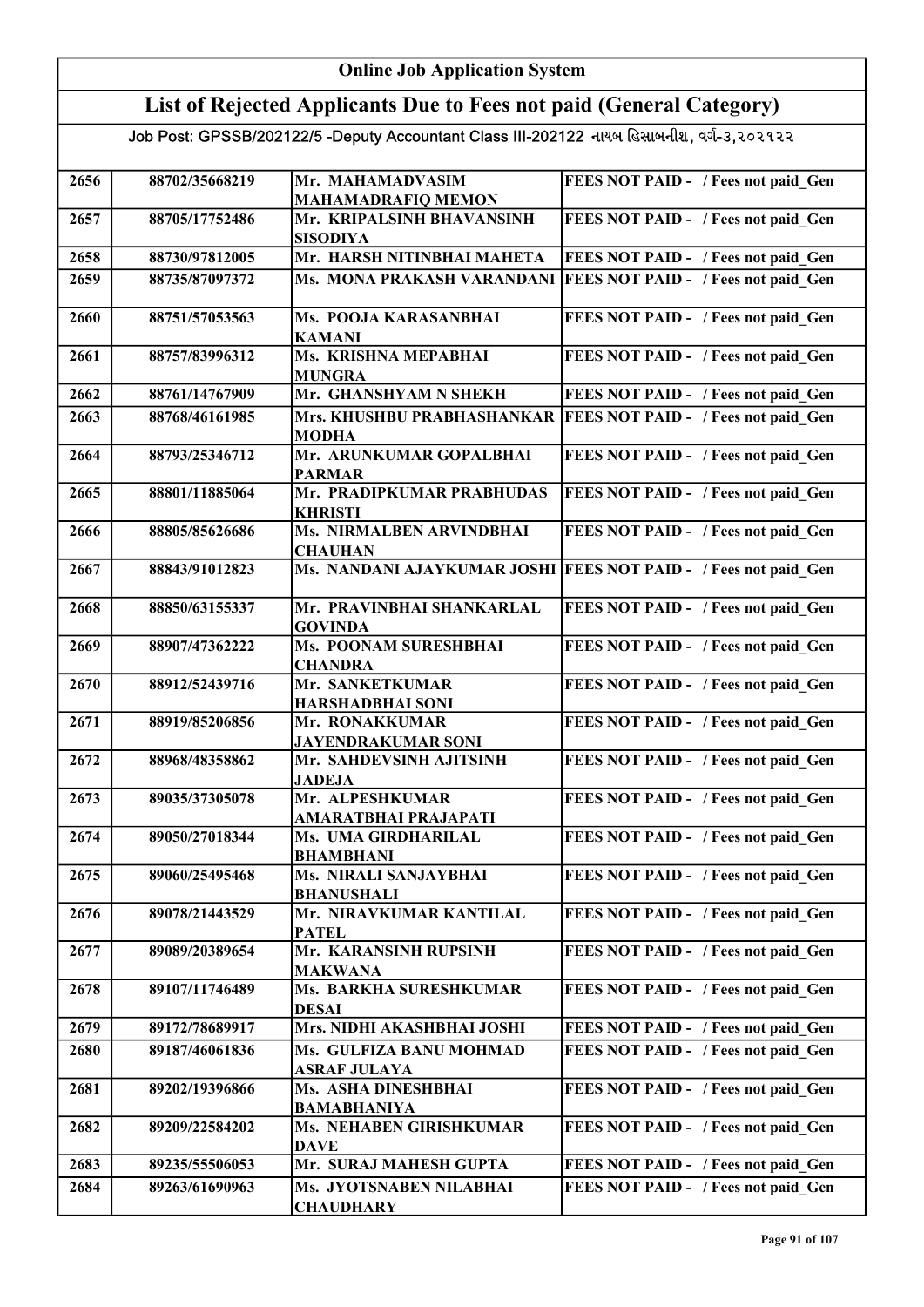# Online Job Application System

## List of Rejected Applicants Due to Fees not paid (General Category)

Job Post: GPSSB/202122/5 -Deputy Accountant Class III-202122 નાયબ હિસાબનીશ, વર્ગ-૩,૨૦૨૧૨૨

| | | | |
|---|---|---|---|
| 2656 | 88702/35668219 | Mr. MAHAMADVASIM MAHAMADRAFIQ MEMON | FEES NOT PAID - / Fees not paid_Gen |
| 2657 | 88705/17752486 | Mr. KRIPALSINH BHAVANSINH SISODIYA | FEES NOT PAID - / Fees not paid_Gen |
| 2658 | 88730/97812005 | Mr. HARSH NITINBHAI MAHETA | FEES NOT PAID - / Fees not paid_Gen |
| 2659 | 88735/87097372 | Ms. MONA PRAKASH VARANDANI | FEES NOT PAID - / Fees not paid_Gen |
| 2660 | 88751/57053563 | Ms. POOJA KARASANBHAI KAMANI | FEES NOT PAID - / Fees not paid_Gen |
| 2661 | 88757/83996312 | Ms. KRISHNA MEPABHAI MUNGRA | FEES NOT PAID - / Fees not paid_Gen |
| 2662 | 88761/14767909 | Mr. GHANSHYAM N SHEKH | FEES NOT PAID - / Fees not paid_Gen |
| 2663 | 88768/46161985 | Mrs. KHUSHBU PRABHASHANKAR MODHA | FEES NOT PAID - / Fees not paid_Gen |
| 2664 | 88793/25346712 | Mr. ARUNKUMAR GOPALBHAI PARMAR | FEES NOT PAID - / Fees not paid_Gen |
| 2665 | 88801/11885064 | Mr. PRADIPKUMAR PRABHUDAS KHRISTI | FEES NOT PAID - / Fees not paid_Gen |
| 2666 | 88805/85626686 | Ms. NIRMALBEN ARVINDBHAI CHAUHAN | FEES NOT PAID - / Fees not paid_Gen |
| 2667 | 88843/91012823 | Ms. NANDANI AJAYKUMAR JOSHI | FEES NOT PAID - / Fees not paid_Gen |
| 2668 | 88850/63155337 | Mr. PRAVINBHAI SHANKARLAL GOVINDA | FEES NOT PAID - / Fees not paid_Gen |
| 2669 | 88907/47362222 | Ms. POONAM SURESHBHAI CHANDRA | FEES NOT PAID - / Fees not paid_Gen |
| 2670 | 88912/52439716 | Mr. SANKETKUMAR HARSHADBHAI SONI | FEES NOT PAID - / Fees not paid_Gen |
| 2671 | 88919/85206856 | Mr. RONAKKUMAR JAYENDRAKUMAR SONI | FEES NOT PAID - / Fees not paid_Gen |
| 2672 | 88968/48358862 | Mr. SAHDEVSINH AJITSINH JADEJA | FEES NOT PAID - / Fees not paid_Gen |
| 2673 | 89035/37305078 | Mr. ALPESHKUMAR AMARATBHAI PRAJAPATI | FEES NOT PAID - / Fees not paid_Gen |
| 2674 | 89050/27018344 | Ms. UMA GIRDHARILAL BHAMBHANI | FEES NOT PAID - / Fees not paid_Gen |
| 2675 | 89060/25495468 | Ms. NIRALI SANJAYBHAI BHANUSHALI | FEES NOT PAID - / Fees not paid_Gen |
| 2676 | 89078/21443529 | Mr. NIRAVKUMAR KANTILAL PATEL | FEES NOT PAID - / Fees not paid_Gen |
| 2677 | 89089/20389654 | Mr. KARANSINH RUPSINH MAKWANA | FEES NOT PAID - / Fees not paid_Gen |
| 2678 | 89107/11746489 | Ms. BARKHA SURESHKUMAR DESAI | FEES NOT PAID - / Fees not paid_Gen |
| 2679 | 89172/78689917 | Mrs. NIDHI AKASHBHAI JOSHI | FEES NOT PAID - / Fees not paid_Gen |
| 2680 | 89187/46061836 | Ms. GULFIZA BANU MOHMAD ASRAF JULAYA | FEES NOT PAID - / Fees not paid_Gen |
| 2681 | 89202/19396866 | Ms. ASHA DINESHBHAI BAMABHANIYA | FEES NOT PAID - / Fees not paid_Gen |
| 2682 | 89209/22584202 | Ms. NEHABEN GIRISHKUMAR DAVE | FEES NOT PAID - / Fees not paid_Gen |
| 2683 | 89235/55506053 | Mr. SURAJ MAHESH GUPTA | FEES NOT PAID - / Fees not paid_Gen |
| 2684 | 89263/61690963 | Ms. JYOTSNABEN NILABHAI CHAUDHARY | FEES NOT PAID - / Fees not paid_Gen |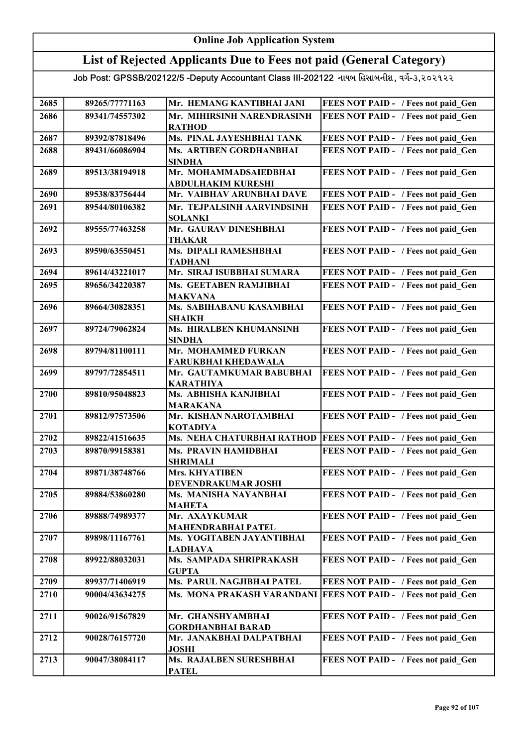# Online Job Application System

## List of Rejected Applicants Due to Fees not paid (General Category)

Job Post: GPSSB/202122/5 -Deputy Accountant Class III-202122 નાયબ હિસાબનીશ, વર્ગ-૩,૨૦૨૧૨૨

| | | | |
|---|---|---|---|
| 2685 | 89265/77771163 | Mr. HEMANG KANTIBHAI JANI | FEES NOT PAID - / Fees not paid_Gen |
| 2686 | 89341/74557302 | Mr. MIHIRSINH NARENDRASINH RATHOD | FEES NOT PAID - / Fees not paid_Gen |
| 2687 | 89392/87818496 | Ms. PINAL JAYESHBHAI TANK | FEES NOT PAID - / Fees not paid_Gen |
| 2688 | 89431/66086904 | Ms. ARTIBEN GORDHANBHAI SINDHA | FEES NOT PAID - / Fees not paid_Gen |
| 2689 | 89513/38194918 | Mr. MOHAMMADSAIEDBHAI ABDULHAKIM KURESHI | FEES NOT PAID - / Fees not paid_Gen |
| 2690 | 89538/83756444 | Mr. VAIBHAV ARUNBHAI DAVE | FEES NOT PAID - / Fees not paid_Gen |
| 2691 | 89544/80106382 | Mr. TEJPALSINH AARVINDSINH SOLANKI | FEES NOT PAID - / Fees not paid_Gen |
| 2692 | 89555/77463258 | Mr. GAURAV DINESHBHAI THAKAR | FEES NOT PAID - / Fees not paid_Gen |
| 2693 | 89590/63550451 | Ms. DIPALI RAMESHBHAI TADHANI | FEES NOT PAID - / Fees not paid_Gen |
| 2694 | 89614/43221017 | Mr. SIRAJ ISUBBHAI SUMARA | FEES NOT PAID - / Fees not paid_Gen |
| 2695 | 89656/34220387 | Ms. GEETABEN RAMJIBHAI MAKVANA | FEES NOT PAID - / Fees not paid_Gen |
| 2696 | 89664/30828351 | Ms. SABIHABANU KASAMBHAI SHAIKH | FEES NOT PAID - / Fees not paid_Gen |
| 2697 | 89724/79062824 | Ms. HIRALBEN KHUMANSINH SINDHA | FEES NOT PAID - / Fees not paid_Gen |
| 2698 | 89794/81100111 | Mr. MOHAMMED FURKAN FARUKBHAI KHEDAWALA | FEES NOT PAID - / Fees not paid_Gen |
| 2699 | 89797/72854511 | Mr. GAUTAMKUMAR BABUBHAI KARATHIYA | FEES NOT PAID - / Fees not paid_Gen |
| 2700 | 89810/95048823 | Ms. ABHISHA KANJIBHAI MARAKANA | FEES NOT PAID - / Fees not paid_Gen |
| 2701 | 89812/97573506 | Mr. KISHAN NAROTAMBHAI KOTADIYA | FEES NOT PAID - / Fees not paid_Gen |
| 2702 | 89822/41516635 | Ms. NEHA CHATURBHAI RATHOD | FEES NOT PAID - / Fees not paid_Gen |
| 2703 | 89870/99158381 | Ms. PRAVIN HAMIDBHAI SHRIMALI | FEES NOT PAID - / Fees not paid_Gen |
| 2704 | 89871/38748766 | Mrs. KHYATIBEN DEVENDRAKUMAR JOSHI | FEES NOT PAID - / Fees not paid_Gen |
| 2705 | 89884/53860280 | Ms. MANISHA NAYANBHAI MAHETA | FEES NOT PAID - / Fees not paid_Gen |
| 2706 | 89888/74989377 | Mr. AXAYKUMAR MAHENDRABHAI PATEL | FEES NOT PAID - / Fees not paid_Gen |
| 2707 | 89898/11167761 | Ms. YOGITABEN JAYANTIBHAI LADHAVA | FEES NOT PAID - / Fees not paid_Gen |
| 2708 | 89922/88032031 | Ms. SAMPADA SHRIPRAKASH GUPTA | FEES NOT PAID - / Fees not paid_Gen |
| 2709 | 89937/71406919 | Ms. PARUL NAGJIBHAI PATEL | FEES NOT PAID - / Fees not paid_Gen |
| 2710 | 90004/43634275 | Ms. MONA PRAKASH VARANDANI | FEES NOT PAID - / Fees not paid_Gen |
| 2711 | 90026/91567829 | Mr. GHANSHYAMBHAI GORDHANBHAI BARAD | FEES NOT PAID - / Fees not paid_Gen |
| 2712 | 90028/76157720 | Mr. JANAKBHAI DALPATBHAI JOSHI | FEES NOT PAID - / Fees not paid_Gen |
| 2713 | 90047/38084117 | Ms. RAJALBEN SURESHBHAI PATEL | FEES NOT PAID - / Fees not paid_Gen |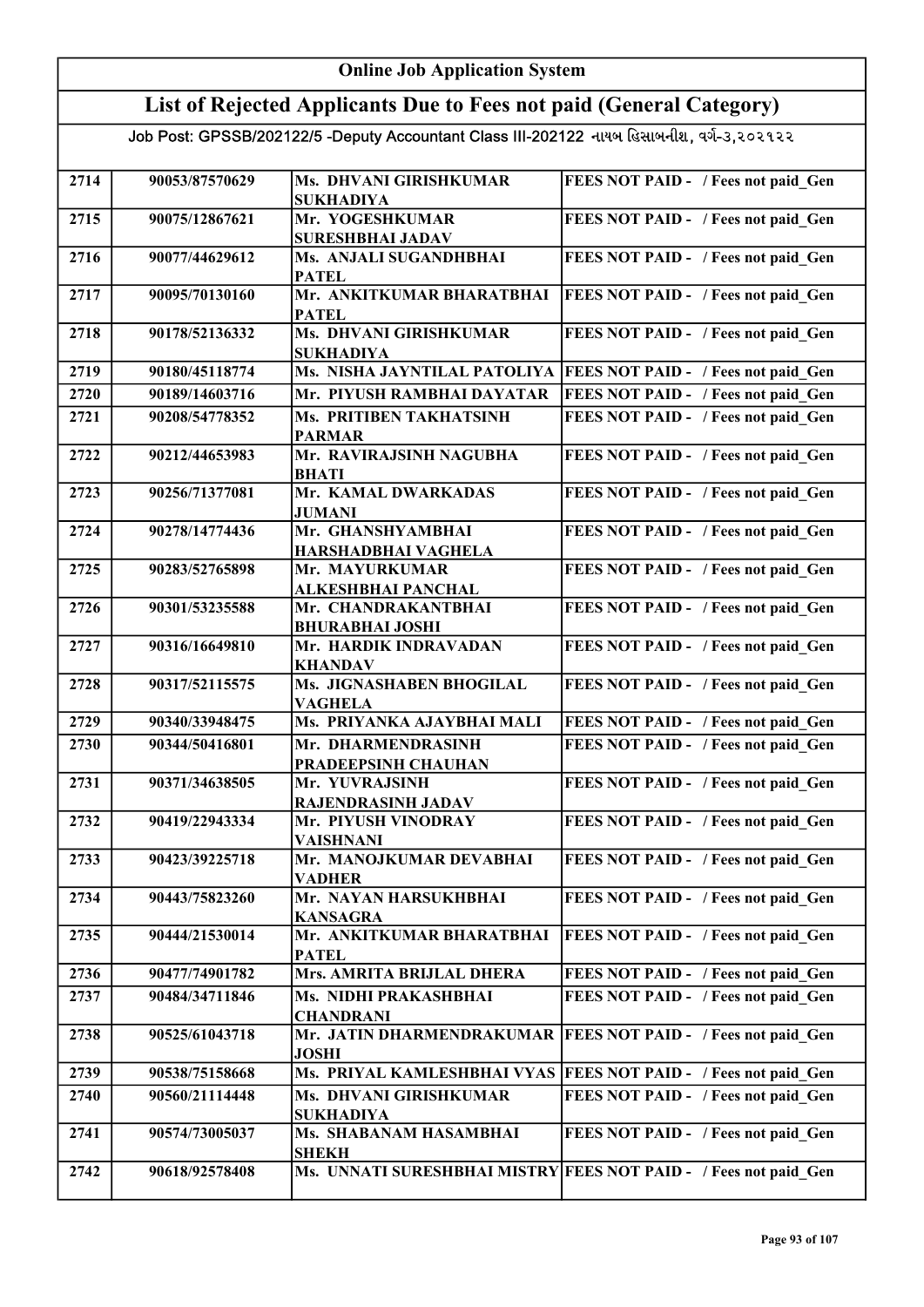# Online Job Application System

## List of Rejected Applicants Due to Fees not paid (General Category)

Job Post: GPSSB/202122/5 -Deputy Accountant Class III-202122 નાયબ હિસાબનીશ, વર્ગ-૩,૨૦૨૧૨૨

| | | | |
|---|---|---|---|
| 2714 | 90053/87570629 | Ms. DHVANI GIRISHKUMAR SUKHADIYA | FEES NOT PAID - / Fees not paid_Gen |
| 2715 | 90075/12867621 | Mr. YOGESHKUMAR SURESHBHAI JADAV | FEES NOT PAID - / Fees not paid_Gen |
| 2716 | 90077/44629612 | Ms. ANJALI SUGANDHBHAI PATEL | FEES NOT PAID - / Fees not paid_Gen |
| 2717 | 90095/70130160 | Mr. ANKITKUMAR BHARATBHAI PATEL | FEES NOT PAID - / Fees not paid_Gen |
| 2718 | 90178/52136332 | Ms. DHVANI GIRISHKUMAR SUKHADIYA | FEES NOT PAID - / Fees not paid_Gen |
| 2719 | 90180/45118774 | Ms. NISHA JAYNTILAL PATOLIYA | FEES NOT PAID - / Fees not paid_Gen |
| 2720 | 90189/14603716 | Mr. PIYUSH RAMBHAI DAYATAR | FEES NOT PAID - / Fees not paid_Gen |
| 2721 | 90208/54778352 | Ms. PRITIBEN TAKHATSINH PARMAR | FEES NOT PAID - / Fees not paid_Gen |
| 2722 | 90212/44653983 | Mr. RAVIRAJSINH NAGUBHA BHATI | FEES NOT PAID - / Fees not paid_Gen |
| 2723 | 90256/71377081 | Mr. KAMAL DWARKADAS JUMANI | FEES NOT PAID - / Fees not paid_Gen |
| 2724 | 90278/14774436 | Mr. GHANSHYAMBHAI HARSHADBHAI VAGHELA | FEES NOT PAID - / Fees not paid_Gen |
| 2725 | 90283/52765898 | Mr. MAYURKUMAR ALKESHBHAI PANCHAL | FEES NOT PAID - / Fees not paid_Gen |
| 2726 | 90301/53235588 | Mr. CHANDRAKANTBHAI BHURABHAI JOSHI | FEES NOT PAID - / Fees not paid_Gen |
| 2727 | 90316/16649810 | Mr. HARDIK INDRAVADAN KHANDAV | FEES NOT PAID - / Fees not paid_Gen |
| 2728 | 90317/52115575 | Ms. JIGNASHABEN BHOGILAL VAGHELA | FEES NOT PAID - / Fees not paid_Gen |
| 2729 | 90340/33948475 | Ms. PRIYANKA AJAYBHAI MALI | FEES NOT PAID - / Fees not paid_Gen |
| 2730 | 90344/50416801 | Mr. DHARMENDRASINH PRADEEPSINH CHAUHAN | FEES NOT PAID - / Fees not paid_Gen |
| 2731 | 90371/34638505 | Mr. YUVRAJSINH RAJENDRASINH JADAV | FEES NOT PAID - / Fees not paid_Gen |
| 2732 | 90419/22943334 | Mr. PIYUSH VINODRAY VAISHNANI | FEES NOT PAID - / Fees not paid_Gen |
| 2733 | 90423/39225718 | Mr. MANOJKUMAR DEVABHAI VADHER | FEES NOT PAID - / Fees not paid_Gen |
| 2734 | 90443/75823260 | Mr. NAYAN HARSUKHBHAI KANSAGRA | FEES NOT PAID - / Fees not paid_Gen |
| 2735 | 90444/21530014 | Mr. ANKITKUMAR BHARATBHAI PATEL | FEES NOT PAID - / Fees not paid_Gen |
| 2736 | 90477/74901782 | Mrs. AMRITA BRIJLAL DHERA | FEES NOT PAID - / Fees not paid_Gen |
| 2737 | 90484/34711846 | Ms. NIDHI PRAKASHBHAI CHANDRANI | FEES NOT PAID - / Fees not paid_Gen |
| 2738 | 90525/61043718 | Mr. JATIN DHARMENDRAKUMAR JOSHI | FEES NOT PAID - / Fees not paid_Gen |
| 2739 | 90538/75158668 | Ms. PRIYAL KAMLESHBHAI VYAS | FEES NOT PAID - / Fees not paid_Gen |
| 2740 | 90560/21114448 | Ms. DHVANI GIRISHKUMAR SUKHADIYA | FEES NOT PAID - / Fees not paid_Gen |
| 2741 | 90574/73005037 | Ms. SHABANAM HASAMBHAI SHEKH | FEES NOT PAID - / Fees not paid_Gen |
| 2742 | 90618/92578408 | Ms. UNNATI SURESHBHAI MISTRY | FEES NOT PAID - / Fees not paid_Gen |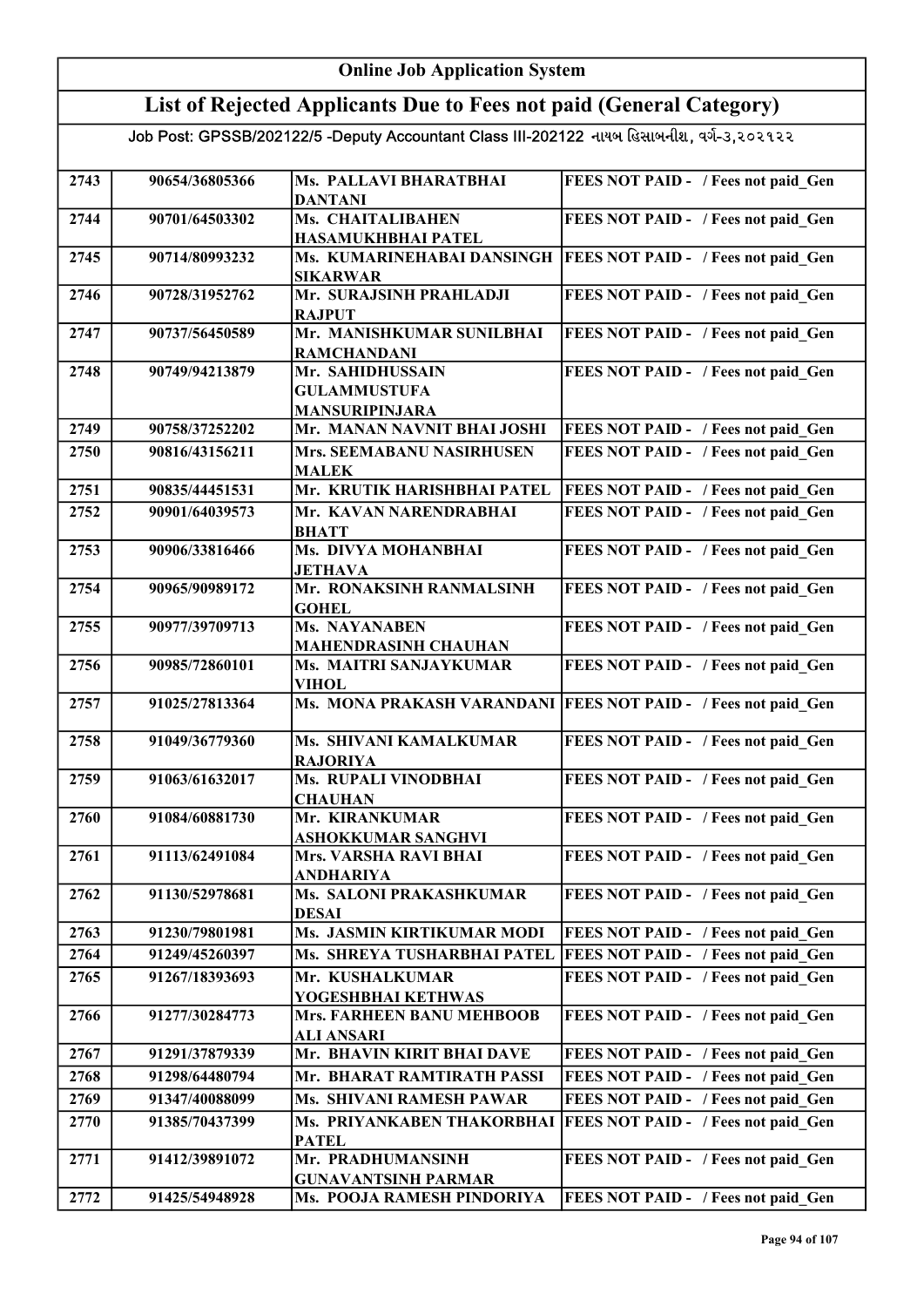# Online Job Application System

## List of Rejected Applicants Due to Fees not paid (General Category)

Job Post: GPSSB/202122/5 -Deputy Accountant Class III-202122 નાયબ હિસાબનીશ, વર્ગ-૩,૨૦૨૧૨૨

| | | | |
|---|---|---|---|
| 2743 | 90654/36805366 | Ms. PALLAVI BHARATBHAI DANTANI | FEES NOT PAID - / Fees not paid_Gen |
| 2744 | 90701/64503302 | Ms. CHAITALIBAHEN HASAMUKHBHAI PATEL | FEES NOT PAID - / Fees not paid_Gen |
| 2745 | 90714/80993232 | Ms. KUMARINEHABAI DANSINGH SIKARWAR | FEES NOT PAID - / Fees not paid_Gen |
| 2746 | 90728/31952762 | Mr. SURAJSINH PRAHLADJI RAJPUT | FEES NOT PAID - / Fees not paid_Gen |
| 2747 | 90737/56450589 | Mr. MANISHKUMAR SUNILBHAI RAMCHANDANI | FEES NOT PAID - / Fees not paid_Gen |
| 2748 | 90749/94213879 | Mr. SAHIDHUSSAIN GULAMMUSTUFA MANSURIPINJARA | FEES NOT PAID - / Fees not paid_Gen |
| 2749 | 90758/37252202 | Mr. MANAN NAVNIT BHAI JOSHI | FEES NOT PAID - / Fees not paid_Gen |
| 2750 | 90816/43156211 | Mrs. SEEMABANU NASIRHUSEN MALEK | FEES NOT PAID - / Fees not paid_Gen |
| 2751 | 90835/44451531 | Mr. KRUTIK HARISHBHAI PATEL | FEES NOT PAID - / Fees not paid_Gen |
| 2752 | 90901/64039573 | Mr. KAVAN NARENDRABHAI BHATT | FEES NOT PAID - / Fees not paid_Gen |
| 2753 | 90906/33816466 | Ms. DIVYA MOHANBHAI JETHAVA | FEES NOT PAID - / Fees not paid_Gen |
| 2754 | 90965/90989172 | Mr. RONAKSINH RANMALSINH GOHEL | FEES NOT PAID - / Fees not paid_Gen |
| 2755 | 90977/39709713 | Ms. NAYANABEN MAHENDRASINH CHAUHAN | FEES NOT PAID - / Fees not paid_Gen |
| 2756 | 90985/72860101 | Ms. MAITRI SANJAYKUMAR VIHOL | FEES NOT PAID - / Fees not paid_Gen |
| 2757 | 91025/27813364 | Ms. MONA PRAKASH VARANDANI | FEES NOT PAID - / Fees not paid_Gen |
| 2758 | 91049/36779360 | Ms. SHIVANI KAMALKUMAR RAJORIYA | FEES NOT PAID - / Fees not paid_Gen |
| 2759 | 91063/61632017 | Ms. RUPALI VINODBHAI CHAUHAN | FEES NOT PAID - / Fees not paid_Gen |
| 2760 | 91084/60881730 | Mr. KIRANKUMAR ASHOKKUMAR SANGHVI | FEES NOT PAID - / Fees not paid_Gen |
| 2761 | 91113/62491084 | Mrs. VARSHA RAVI BHAI ANDHARIYA | FEES NOT PAID - / Fees not paid_Gen |
| 2762 | 91130/52978681 | Ms. SALONI PRAKASHKUMAR DESAI | FEES NOT PAID - / Fees not paid_Gen |
| 2763 | 91230/79801981 | Ms. JASMIN KIRTIKUMAR MODI | FEES NOT PAID - / Fees not paid_Gen |
| 2764 | 91249/45260397 | Ms. SHREYA TUSHARBHAI PATEL | FEES NOT PAID - / Fees not paid_Gen |
| 2765 | 91267/18393693 | Mr. KUSHALKUMAR YOGESHBHAI KETHWAS | FEES NOT PAID - / Fees not paid_Gen |
| 2766 | 91277/30284773 | Mrs. FARHEEN BANU MEHBOOB ALI ANSARI | FEES NOT PAID - / Fees not paid_Gen |
| 2767 | 91291/37879339 | Mr. BHAVIN KIRIT BHAI DAVE | FEES NOT PAID - / Fees not paid_Gen |
| 2768 | 91298/64480794 | Mr. BHARAT RAMTIRATH PASSI | FEES NOT PAID - / Fees not paid_Gen |
| 2769 | 91347/40088099 | Ms. SHIVANI RAMESH PAWAR | FEES NOT PAID - / Fees not paid_Gen |
| 2770 | 91385/70437399 | Ms. PRIYANKABEN THAKORBHAI PATEL | FEES NOT PAID - / Fees not paid_Gen |
| 2771 | 91412/39891072 | Mr. PRADHUMANSINH GUNAVANTSINH PARMAR | FEES NOT PAID - / Fees not paid_Gen |
| 2772 | 91425/54948928 | Ms. POOJA RAMESH PINDORIYA | FEES NOT PAID - / Fees not paid_Gen |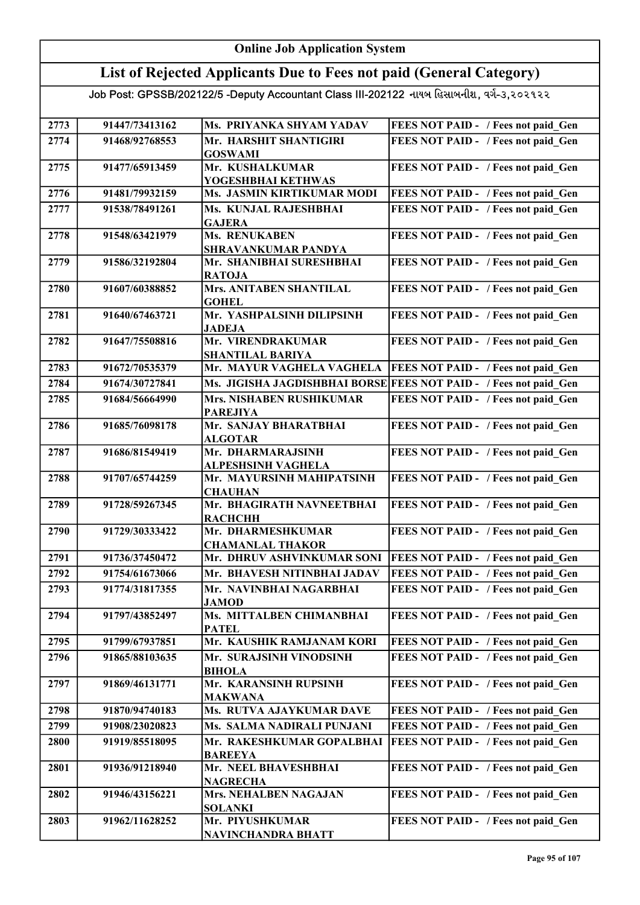# Online Job Application System

## List of Rejected Applicants Due to Fees not paid (General Category)

Job Post: GPSSB/202122/5 -Deputy Accountant Class III-202122 નાયબ હિસાબનીશ, વર્ગ-૩,૨૦૨૧૨૨

| | | | |
|---|---|---|---|
| 2773 | 91447/73413162 | Ms. PRIYANKA SHYAM YADAV | FEES NOT PAID - / Fees not paid_Gen |
| 2774 | 91468/92768553 | Mr. HARSHIT SHANTIGIRI GOSWAMI | FEES NOT PAID - / Fees not paid_Gen |
| 2775 | 91477/65913459 | Mr. KUSHALKUMAR YOGESHBHAI KETHWAS | FEES NOT PAID - / Fees not paid_Gen |
| 2776 | 91481/79932159 | Ms. JASMIN KIRTIKUMAR MODI | FEES NOT PAID - / Fees not paid_Gen |
| 2777 | 91538/78491261 | Ms. KUNJAL RAJESHBHAI GAJERA | FEES NOT PAID - / Fees not paid_Gen |
| 2778 | 91548/63421979 | Ms. RENUKABEN SHRAVANKUMAR PANDYA | FEES NOT PAID - / Fees not paid_Gen |
| 2779 | 91586/32192804 | Mr. SHANIBHAI SURESHBHAI RATOJA | FEES NOT PAID - / Fees not paid_Gen |
| 2780 | 91607/60388852 | Mrs. ANITABEN SHANTILAL GOHEL | FEES NOT PAID - / Fees not paid_Gen |
| 2781 | 91640/67463721 | Mr. YASHPALSINH DILIPSINH JADEJA | FEES NOT PAID - / Fees not paid_Gen |
| 2782 | 91647/75508816 | Mr. VIRENDRAKUMAR SHANTILAL BARIYA | FEES NOT PAID - / Fees not paid_Gen |
| 2783 | 91672/70535379 | Mr. MAYUR VAGHELA VAGHELA | FEES NOT PAID - / Fees not paid_Gen |
| 2784 | 91674/30727841 | Ms. JIGISHA JAGDISHBHAI BORSE | FEES NOT PAID - / Fees not paid_Gen |
| 2785 | 91684/56664990 | Mrs. NISHABEN RUSHIKUMAR PAREJIYA | FEES NOT PAID - / Fees not paid_Gen |
| 2786 | 91685/76098178 | Mr. SANJAY BHARATBHAI ALGOTAR | FEES NOT PAID - / Fees not paid_Gen |
| 2787 | 91686/81549419 | Mr. DHARMARAJSINH ALPESHSINH VAGHELA | FEES NOT PAID - / Fees not paid_Gen |
| 2788 | 91707/65744259 | Mr. MAYURSINH MAHIPATSINH CHAUHAN | FEES NOT PAID - / Fees not paid_Gen |
| 2789 | 91728/59267345 | Mr. BHAGIRATH NAVNEETBHAI RACHCHH | FEES NOT PAID - / Fees not paid_Gen |
| 2790 | 91729/30333422 | Mr. DHARMESHKUMAR CHAMANLAL THAKOR | FEES NOT PAID - / Fees not paid_Gen |
| 2791 | 91736/37450472 | Mr. DHRUV ASHVINKUMAR SONI | FEES NOT PAID - / Fees not paid_Gen |
| 2792 | 91754/61673066 | Mr. BHAVESH NITINBHAI JADAV | FEES NOT PAID - / Fees not paid_Gen |
| 2793 | 91774/31817355 | Mr. NAVINBHAI NAGARBHAI JAMOD | FEES NOT PAID - / Fees not paid_Gen |
| 2794 | 91797/43852497 | Ms. MITTALBEN CHIMANBHAI PATEL | FEES NOT PAID - / Fees not paid_Gen |
| 2795 | 91799/67937851 | Mr. KAUSHIK RAMJANAM KORI | FEES NOT PAID - / Fees not paid_Gen |
| 2796 | 91865/88103635 | Mr. SURAJSINH VINODSINH BIHOLA | FEES NOT PAID - / Fees not paid_Gen |
| 2797 | 91869/46131771 | Mr. KARANSINH RUPSINH MAKWANA | FEES NOT PAID - / Fees not paid_Gen |
| 2798 | 91870/94740183 | Ms. RUTVA AJAYKUMAR DAVE | FEES NOT PAID - / Fees not paid_Gen |
| 2799 | 91908/23020823 | Ms. SALMA NADIRALI PUNJANI | FEES NOT PAID - / Fees not paid_Gen |
| 2800 | 91919/85518095 | Mr. RAKESHKUMAR GOPALBHAI BAREEYA | FEES NOT PAID - / Fees not paid_Gen |
| 2801 | 91936/91218940 | Mr. NEEL BHAVESHBHAI NAGRECHA | FEES NOT PAID - / Fees not paid_Gen |
| 2802 | 91946/43156221 | Mrs. NEHALBEN NAGAJAN SOLANKI | FEES NOT PAID - / Fees not paid_Gen |
| 2803 | 91962/11628252 | Mr. PIYUSHKUMAR NAVINCHANDRA BHATT | FEES NOT PAID - / Fees not paid_Gen |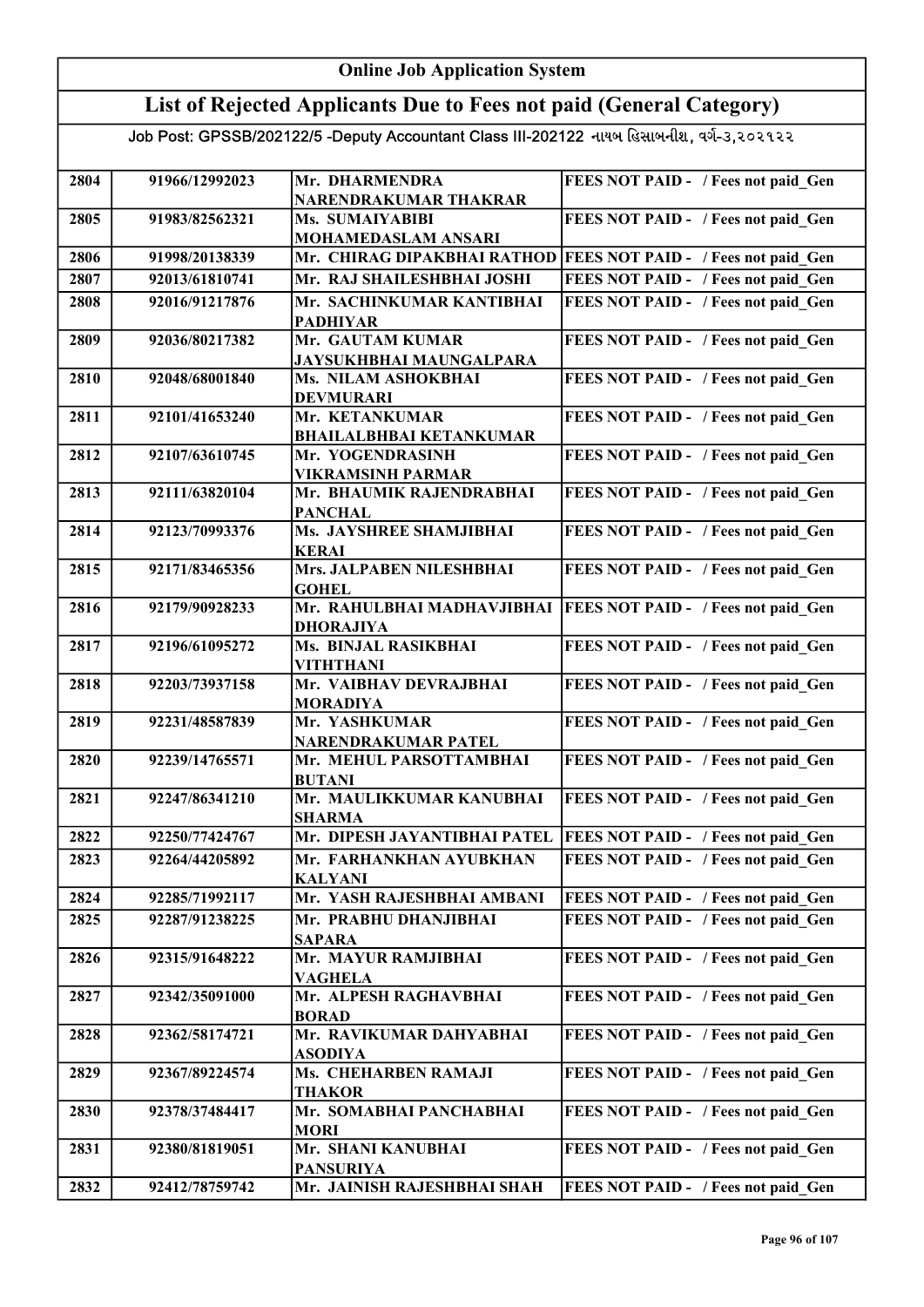# Online Job Application System

## List of Rejected Applicants Due to Fees not paid (General Category)

Job Post: GPSSB/202122/5 -Deputy Accountant Class III-202122 નાયબ હિસાબનીશ, વર્ગ-૩,૨૦૨૧૨૨

| | | | |
|---|---|---|---|
| 2804 | 91966/12992023 | Mr. DHARMENDRA NARENDRAKUMAR THAKRAR | FEES NOT PAID - / Fees not paid_Gen |
| 2805 | 91983/82562321 | Ms. SUMAIYABIBI MOHAMEDASLAM ANSARI | FEES NOT PAID - / Fees not paid_Gen |
| 2806 | 91998/20138339 | Mr. CHIRAG DIPAKBHAI RATHOD | FEES NOT PAID - / Fees not paid_Gen |
| 2807 | 92013/61810741 | Mr. RAJ SHAILESHBHAI JOSHI | FEES NOT PAID - / Fees not paid_Gen |
| 2808 | 92016/91217876 | Mr. SACHINKUMAR KANTIBHAI PADHIYAR | FEES NOT PAID - / Fees not paid_Gen |
| 2809 | 92036/80217382 | Mr. GAUTAM KUMAR JAYSUKHBHAI MAUNGALPARA | FEES NOT PAID - / Fees not paid_Gen |
| 2810 | 92048/68001840 | Ms. NILAM ASHOKBHAI DEVMURARI | FEES NOT PAID - / Fees not paid_Gen |
| 2811 | 92101/41653240 | Mr. KETANKUMAR BHAILALBHBAI KETANKUMAR | FEES NOT PAID - / Fees not paid_Gen |
| 2812 | 92107/63610745 | Mr. YOGENDRASINH VIKRAMSINH PARMAR | FEES NOT PAID - / Fees not paid_Gen |
| 2813 | 92111/63820104 | Mr. BHAUMIK RAJENDRABHAI PANCHAL | FEES NOT PAID - / Fees not paid_Gen |
| 2814 | 92123/70993376 | Ms. JAYSHREE SHAMJIBHAI KERAI | FEES NOT PAID - / Fees not paid_Gen |
| 2815 | 92171/83465356 | Mrs. JALPABEN NILESHBHAI GOHEL | FEES NOT PAID - / Fees not paid_Gen |
| 2816 | 92179/90928233 | Mr. RAHULBHAI MADHAVJIBHAI DHORAJIYA | FEES NOT PAID - / Fees not paid_Gen |
| 2817 | 92196/61095272 | Ms. BINJAL RASIKBHAI VITHTHANI | FEES NOT PAID - / Fees not paid_Gen |
| 2818 | 92203/73937158 | Mr. VAIBHAV DEVRAJBHAI MORADIYA | FEES NOT PAID - / Fees not paid_Gen |
| 2819 | 92231/48587839 | Mr. YASHKUMAR NARENDRAKUMAR PATEL | FEES NOT PAID - / Fees not paid_Gen |
| 2820 | 92239/14765571 | Mr. MEHUL PARSOTTAMBHAI BUTANI | FEES NOT PAID - / Fees not paid_Gen |
| 2821 | 92247/86341210 | Mr. MAULIKKUMAR KANUBHAI SHARMA | FEES NOT PAID - / Fees not paid_Gen |
| 2822 | 92250/77424767 | Mr. DIPESH JAYANTIBHAI PATEL | FEES NOT PAID - / Fees not paid_Gen |
| 2823 | 92264/44205892 | Mr. FARHANKHAN AYUBKHAN KALYANI | FEES NOT PAID - / Fees not paid_Gen |
| 2824 | 92285/71992117 | Mr. YASH RAJESHBHAI AMBANI | FEES NOT PAID - / Fees not paid_Gen |
| 2825 | 92287/91238225 | Mr. PRABHU DHANJIBHAI SAPARA | FEES NOT PAID - / Fees not paid_Gen |
| 2826 | 92315/91648222 | Mr. MAYUR RAMJIBHAI VAGHELA | FEES NOT PAID - / Fees not paid_Gen |
| 2827 | 92342/35091000 | Mr. ALPESH RAGHAVBHAI BORAD | FEES NOT PAID - / Fees not paid_Gen |
| 2828 | 92362/58174721 | Mr. RAVIKUMAR DAHYABHAI ASODIYA | FEES NOT PAID - / Fees not paid_Gen |
| 2829 | 92367/89224574 | Ms. CHEHARBEN RAMAJI THAKOR | FEES NOT PAID - / Fees not paid_Gen |
| 2830 | 92378/37484417 | Mr. SOMABHAI PANCHABHAI MORI | FEES NOT PAID - / Fees not paid_Gen |
| 2831 | 92380/81819051 | Mr. SHANI KANUBHAI PANSURIYA | FEES NOT PAID - / Fees not paid_Gen |
| 2832 | 92412/78759742 | Mr. JAINISH RAJESHBHAI SHAH | FEES NOT PAID - / Fees not paid_Gen |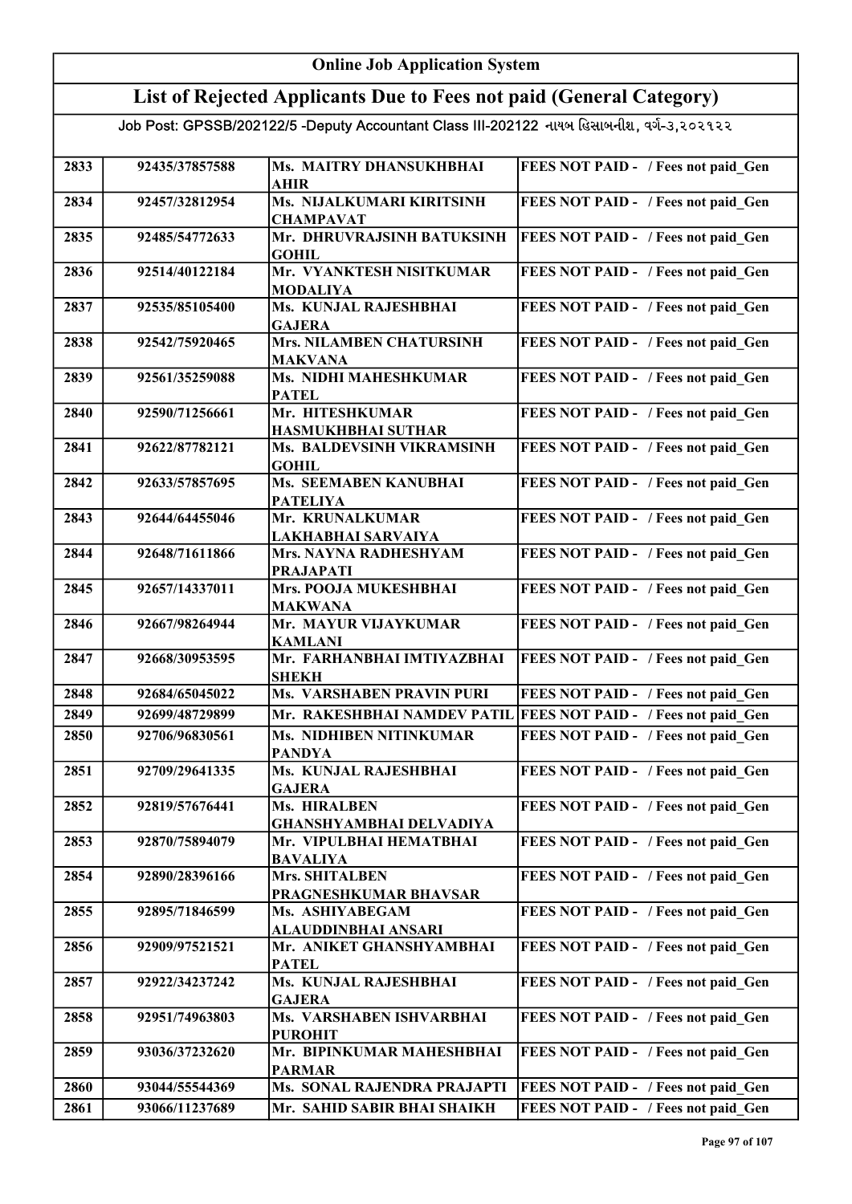# Online Job Application System

## List of Rejected Applicants Due to Fees not paid (General Category)

Job Post: GPSSB/202122/5 -Deputy Accountant Class III-202122 નાયબ હિસાબનીશ, વર્ગ-૩,૨૦૨૧૨૨

| | | | |
|---|---|---|---|
| 2833 | 92435/37857588 | Ms. MAITRY DHANSUKHBHAI AHIR | FEES NOT PAID - / Fees not paid_Gen |
| 2834 | 92457/32812954 | Ms. NIJALKUMARI KIRITSINH CHAMPAVAT | FEES NOT PAID - / Fees not paid_Gen |
| 2835 | 92485/54772633 | Mr. DHRUVRAJSINH BATUKSINH GOHIL | FEES NOT PAID - / Fees not paid_Gen |
| 2836 | 92514/40122184 | Mr. VYANKTESH NISITKUMAR MODALIYA | FEES NOT PAID - / Fees not paid_Gen |
| 2837 | 92535/85105400 | Ms. KUNJAL RAJESHBHAI GAJERA | FEES NOT PAID - / Fees not paid_Gen |
| 2838 | 92542/75920465 | Mrs. NILAMBEN CHATURSINH MAKVANA | FEES NOT PAID - / Fees not paid_Gen |
| 2839 | 92561/35259088 | Ms. NIDHI MAHESHKUMAR PATEL | FEES NOT PAID - / Fees not paid_Gen |
| 2840 | 92590/71256661 | Mr. HITESHKUMAR HASMUKHBHAI SUTHAR | FEES NOT PAID - / Fees not paid_Gen |
| 2841 | 92622/87782121 | Ms. BALDEVSINH VIKRAMSINH GOHIL | FEES NOT PAID - / Fees not paid_Gen |
| 2842 | 92633/57857695 | Ms. SEEMABEN KANUBHAI PATELIYA | FEES NOT PAID - / Fees not paid_Gen |
| 2843 | 92644/64455046 | Mr. KRUNALKUMAR LAKHABHAI SARVAIYA | FEES NOT PAID - / Fees not paid_Gen |
| 2844 | 92648/71611866 | Mrs. NAYNA RADHESHYAM PRAJAPATI | FEES NOT PAID - / Fees not paid_Gen |
| 2845 | 92657/14337011 | Mrs. POOJA MUKESHBHAI MAKWANA | FEES NOT PAID - / Fees not paid_Gen |
| 2846 | 92667/98264944 | Mr. MAYUR VIJAYKUMAR KAMLANI | FEES NOT PAID - / Fees not paid_Gen |
| 2847 | 92668/30953595 | Mr. FARHANBHAI IMTIYAZBHAI SHEKH | FEES NOT PAID - / Fees not paid_Gen |
| 2848 | 92684/65045022 | Ms. VARSHABEN PRAVIN PURI | FEES NOT PAID - / Fees not paid_Gen |
| 2849 | 92699/48729899 | Mr. RAKESHBHAI NAMDEV PATIL | FEES NOT PAID - / Fees not paid_Gen |
| 2850 | 92706/96830561 | Ms. NIDHIBEN NITINKUMAR PANDYA | FEES NOT PAID - / Fees not paid_Gen |
| 2851 | 92709/29641335 | Ms. KUNJAL RAJESHBHAI GAJERA | FEES NOT PAID - / Fees not paid_Gen |
| 2852 | 92819/57676441 | Ms. HIRALBEN GHANSHYAMBHAI DELVADIYA | FEES NOT PAID - / Fees not paid_Gen |
| 2853 | 92870/75894079 | Mr. VIPULBHAI HEMATBHAI BAVALIYA | FEES NOT PAID - / Fees not paid_Gen |
| 2854 | 92890/28396166 | Mrs. SHITALBEN PRAGNESHKUMAR BHAVSAR | FEES NOT PAID - / Fees not paid_Gen |
| 2855 | 92895/71846599 | Ms. ASHIYABEGAM ALAUDDINBHAI ANSARI | FEES NOT PAID - / Fees not paid_Gen |
| 2856 | 92909/97521521 | Mr. ANIKET GHANSHYAMBHAI PATEL | FEES NOT PAID - / Fees not paid_Gen |
| 2857 | 92922/34237242 | Ms. KUNJAL RAJESHBHAI GAJERA | FEES NOT PAID - / Fees not paid_Gen |
| 2858 | 92951/74963803 | Ms. VARSHABEN ISHVARBHAI PUROHIT | FEES NOT PAID - / Fees not paid_Gen |
| 2859 | 93036/37232620 | Mr. BIPINKUMAR MAHESHBHAI PARMAR | FEES NOT PAID - / Fees not paid_Gen |
| 2860 | 93044/55544369 | Ms. SONAL RAJENDRA PRAJAPTI | FEES NOT PAID - / Fees not paid_Gen |
| 2861 | 93066/11237689 | Mr. SAHID SABIR BHAI SHAIKH | FEES NOT PAID - / Fees not paid_Gen |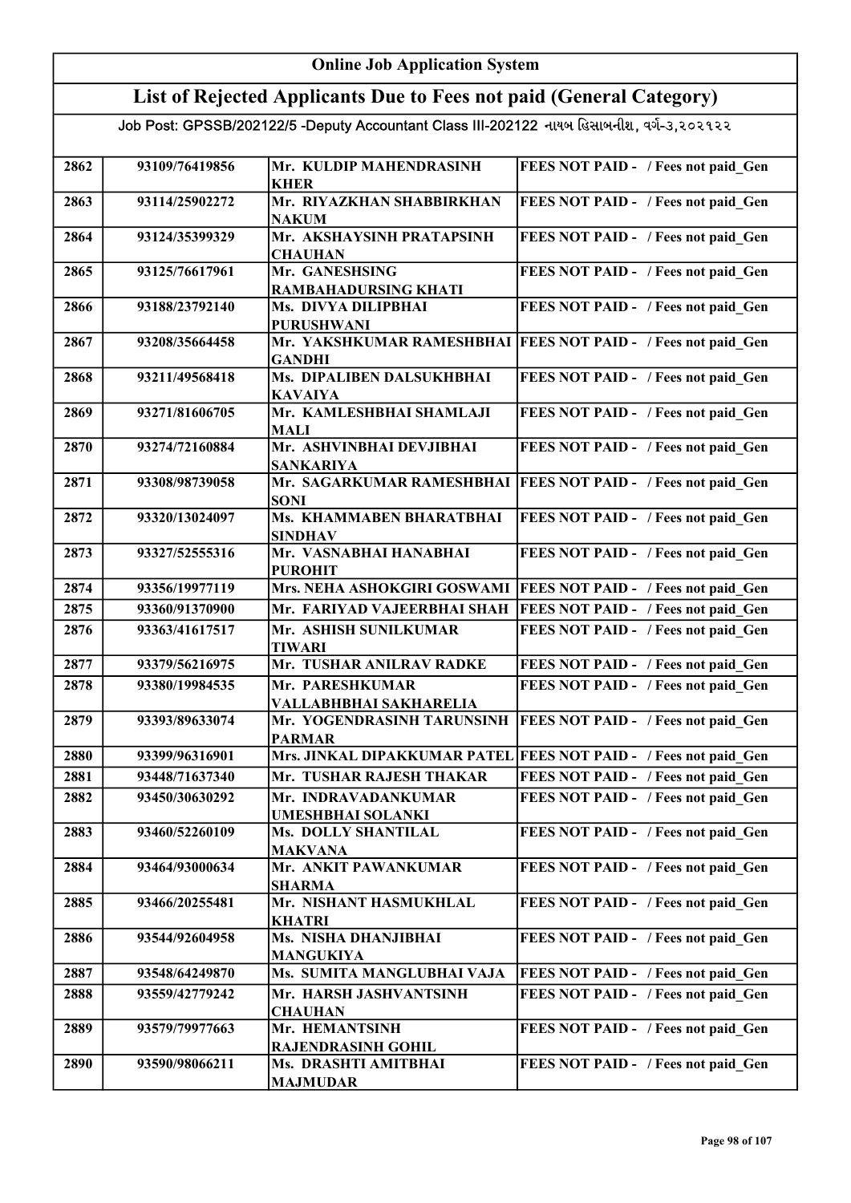## Online Job Application System

## List of Rejected Applicants Due to Fees not paid (General Category)

Job Post: GPSSB/202122/5 -Deputy Accountant Class III-202122 નાયબ હિસાબનીશ, વર્ગ-૩,૨૦૨૧૨૨

| | | | |
|---|---|---|---|
| 2862 | 93109/76419856 | Mr. KULDIP MAHENDRASINH KHER | FEES NOT PAID - / Fees not paid_Gen |
| 2863 | 93114/25902272 | Mr. RIYAZKHAN SHABBIRKHAN NAKUM | FEES NOT PAID - / Fees not paid_Gen |
| 2864 | 93124/35399329 | Mr. AKSHAYSINH PRATAPSINH CHAUHAN | FEES NOT PAID - / Fees not paid_Gen |
| 2865 | 93125/76617961 | Mr. GANESHSING RAMBAHADURSING KHATI | FEES NOT PAID - / Fees not paid_Gen |
| 2866 | 93188/23792140 | Ms. DIVYA DILIPBHAI PURUSHWANI | FEES NOT PAID - / Fees not paid_Gen |
| 2867 | 93208/35664458 | Mr. YAKSHKUMAR RAMESHBHAI GANDHI | FEES NOT PAID - / Fees not paid_Gen |
| 2868 | 93211/49568418 | Ms. DIPALIBEN DALSUKHBHAI KAVAIYA | FEES NOT PAID - / Fees not paid_Gen |
| 2869 | 93271/81606705 | Mr. KAMLESHBHAI SHAMLAJI MALI | FEES NOT PAID - / Fees not paid_Gen |
| 2870 | 93274/72160884 | Mr. ASHVINBHAI DEVJIBHAI SANKARIYA | FEES NOT PAID - / Fees not paid_Gen |
| 2871 | 93308/98739058 | Mr. SAGARKUMAR RAMESHBHAI SONI | FEES NOT PAID - / Fees not paid_Gen |
| 2872 | 93320/13024097 | Ms. KHAMMABEN BHARATBHAI SINDHAV | FEES NOT PAID - / Fees not paid_Gen |
| 2873 | 93327/52555316 | Mr. VASNABHAI HANABHAI PUROHIT | FEES NOT PAID - / Fees not paid_Gen |
| 2874 | 93356/19977119 | Mrs. NEHA ASHOKGIRI GOSWAMI | FEES NOT PAID - / Fees not paid_Gen |
| 2875 | 93360/91370900 | Mr. FARIYAD VAJEERBHAI SHAH | FEES NOT PAID - / Fees not paid_Gen |
| 2876 | 93363/41617517 | Mr. ASHISH SUNILKUMAR TIWARI | FEES NOT PAID - / Fees not paid_Gen |
| 2877 | 93379/56216975 | Mr. TUSHAR ANILRAV RADKE | FEES NOT PAID - / Fees not paid_Gen |
| 2878 | 93380/19984535 | Mr. PARESHKUMAR VALLABHBHAI SAKHARELIA | FEES NOT PAID - / Fees not paid_Gen |
| 2879 | 93393/89633074 | Mr. YOGENDRASINH TARUNSINH PARMAR | FEES NOT PAID - / Fees not paid_Gen |
| 2880 | 93399/96316901 | Mrs. JINKAL DIPAKKUMAR PATEL | FEES NOT PAID - / Fees not paid_Gen |
| 2881 | 93448/71637340 | Mr. TUSHAR RAJESH THAKAR | FEES NOT PAID - / Fees not paid_Gen |
| 2882 | 93450/30630292 | Mr. INDRAVADANKUMAR UMESHBHAI SOLANKI | FEES NOT PAID - / Fees not paid_Gen |
| 2883 | 93460/52260109 | Ms. DOLLY SHANTILAL MAKVANA | FEES NOT PAID - / Fees not paid_Gen |
| 2884 | 93464/93000634 | Mr. ANKIT PAWANKUMAR SHARMA | FEES NOT PAID - / Fees not paid_Gen |
| 2885 | 93466/20255481 | Mr. NISHANT HASMUKHLAL KHATRI | FEES NOT PAID - / Fees not paid_Gen |
| 2886 | 93544/92604958 | Ms. NISHA DHANJIBHAI MANGUKIYA | FEES NOT PAID - / Fees not paid_Gen |
| 2887 | 93548/64249870 | Ms. SUMITA MANGLUBHAI VAJA | FEES NOT PAID - / Fees not paid_Gen |
| 2888 | 93559/42779242 | Mr. HARSH JASHVANTSINH CHAUHAN | FEES NOT PAID - / Fees not paid_Gen |
| 2889 | 93579/79977663 | Mr. HEMANTSINH RAJENDRASINH GOHIL | FEES NOT PAID - / Fees not paid_Gen |
| 2890 | 93590/98066211 | Ms. DRASHTI AMITBHAI MAJMUDAR | FEES NOT PAID - / Fees not paid_Gen |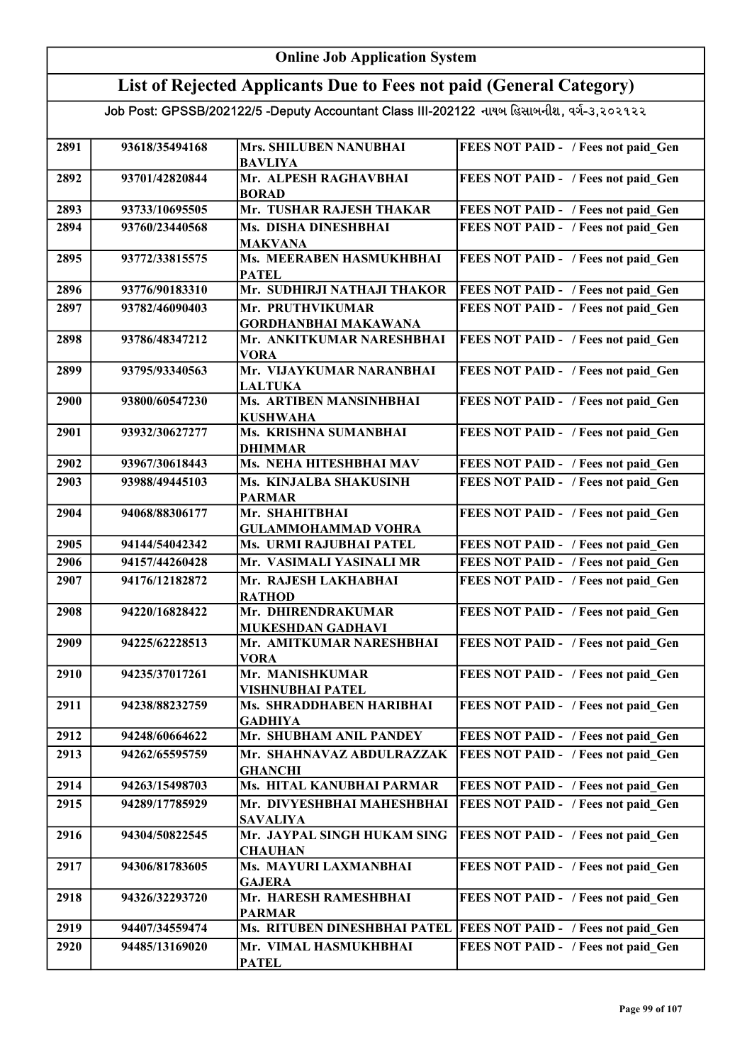# Online Job Application System

## List of Rejected Applicants Due to Fees not paid (General Category)

Job Post: GPSSB/202122/5 -Deputy Accountant Class III-202122 નાયબ હિસાબનીશ, વર્ગ-૩,૨૦૨૧૨૨

| | | | |
|---|---|---|---|
| 2891 | 93618/35494168 | Mrs. SHILUBEN NANUBHAI BAVLIYA | FEES NOT PAID - / Fees not paid_Gen |
| 2892 | 93701/42820844 | Mr. ALPESH RAGHAVBHAI BORAD | FEES NOT PAID - / Fees not paid_Gen |
| 2893 | 93733/10695505 | Mr. TUSHAR RAJESH THAKAR | FEES NOT PAID - / Fees not paid_Gen |
| 2894 | 93760/23440568 | Ms. DISHA DINESHBHAI MAKVANA | FEES NOT PAID - / Fees not paid_Gen |
| 2895 | 93772/33815575 | Ms. MEERABEN HASMUKHBHAI PATEL | FEES NOT PAID - / Fees not paid_Gen |
| 2896 | 93776/90183310 | Mr. SUDHIRJI NATHAJI THAKOR | FEES NOT PAID - / Fees not paid_Gen |
| 2897 | 93782/46090403 | Mr. PRUTHVIKUMAR GORDHANBHAI MAKAWANA | FEES NOT PAID - / Fees not paid_Gen |
| 2898 | 93786/48347212 | Mr. ANKITKUMAR NARESHBHAI VORA | FEES NOT PAID - / Fees not paid_Gen |
| 2899 | 93795/93340563 | Mr. VIJAYKUMAR NARANBHAI LALTUKA | FEES NOT PAID - / Fees not paid_Gen |
| 2900 | 93800/60547230 | Ms. ARTIBEN MANSINHBHAI KUSHWAHA | FEES NOT PAID - / Fees not paid_Gen |
| 2901 | 93932/30627277 | Ms. KRISHNA SUMANBHAI DHIMMAR | FEES NOT PAID - / Fees not paid_Gen |
| 2902 | 93967/30618443 | Ms. NEHA HITESHBHAI MAV | FEES NOT PAID - / Fees not paid_Gen |
| 2903 | 93988/49445103 | Ms. KINJALBA SHAKUSINH PARMAR | FEES NOT PAID - / Fees not paid_Gen |
| 2904 | 94068/88306177 | Mr. SHAHITBHAI GULAMMOHAMMAD VOHRA | FEES NOT PAID - / Fees not paid_Gen |
| 2905 | 94144/54042342 | Ms. URMI RAJUBHAI PATEL | FEES NOT PAID - / Fees not paid_Gen |
| 2906 | 94157/44260428 | Mr. VASIMALI YASINALI MR | FEES NOT PAID - / Fees not paid_Gen |
| 2907 | 94176/12182872 | Mr. RAJESH LAKHABHAI RATHOD | FEES NOT PAID - / Fees not paid_Gen |
| 2908 | 94220/16828422 | Mr. DHIRENDRAKUMAR MUKESHDAN GADHAVI | FEES NOT PAID - / Fees not paid_Gen |
| 2909 | 94225/62228513 | Mr. AMITKUMAR NARESHBHAI VORA | FEES NOT PAID - / Fees not paid_Gen |
| 2910 | 94235/37017261 | Mr. MANISHKUMAR VISHNUBHAI PATEL | FEES NOT PAID - / Fees not paid_Gen |
| 2911 | 94238/88232759 | Ms. SHRADDHABEN HARIBHAI GADHIYA | FEES NOT PAID - / Fees not paid_Gen |
| 2912 | 94248/60664622 | Mr. SHUBHAM ANIL PANDEY | FEES NOT PAID - / Fees not paid_Gen |
| 2913 | 94262/65595759 | Mr. SHAHNAVAZ ABDULRAZZAK GHANCHI | FEES NOT PAID - / Fees not paid_Gen |
| 2914 | 94263/15498703 | Ms. HITAL KANUBHAI PARMAR | FEES NOT PAID - / Fees not paid_Gen |
| 2915 | 94289/17785929 | Mr. DIVYESHBHAI MAHESHBHAI SAVALIYA | FEES NOT PAID - / Fees not paid_Gen |
| 2916 | 94304/50822545 | Mr. JAYPAL SINGH HUKAM SING CHAUHAN | FEES NOT PAID - / Fees not paid_Gen |
| 2917 | 94306/81783605 | Ms. MAYURI LAXMANBHAI GAJERA | FEES NOT PAID - / Fees not paid_Gen |
| 2918 | 94326/32293720 | Mr. HARESH RAMESHBHAI PARMAR | FEES NOT PAID - / Fees not paid_Gen |
| 2919 | 94407/34559474 | Ms. RITUBEN DINESHBHAI PATEL | FEES NOT PAID - / Fees not paid_Gen |
| 2920 | 94485/13169020 | Mr. VIMAL HASMUKHBHAI PATEL | FEES NOT PAID - / Fees not paid_Gen |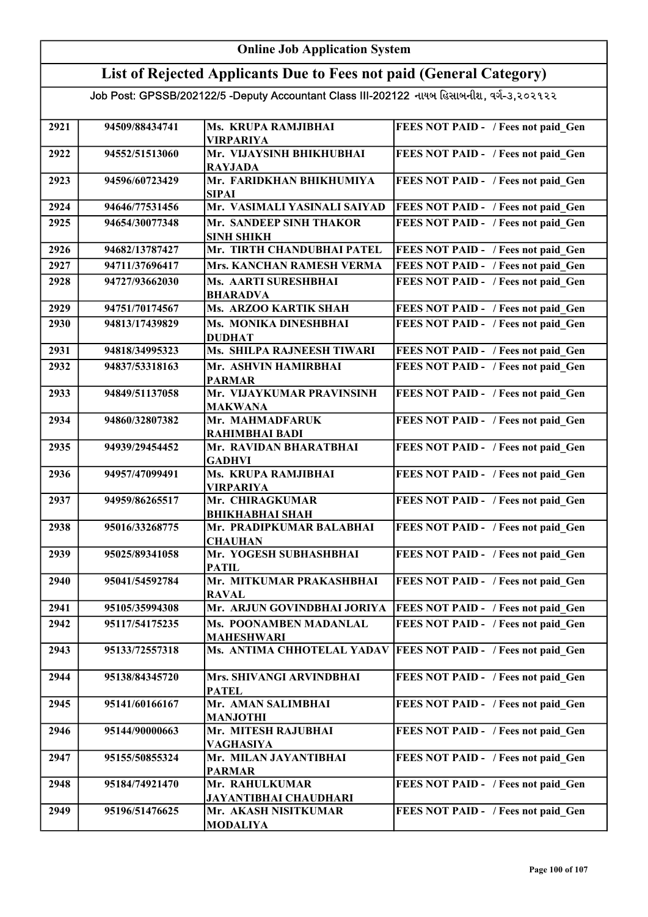# Online Job Application System

## List of Rejected Applicants Due to Fees not paid (General Category)

### Job Post: GPSSB/202122/5 -Deputy Accountant Class III-202122 નાયબ હિસાબનીશ, વર્ગ-૩,૨૦૨૧૨૨

| | | | |
|---|---|---|---|
| 2921 | 94509/88434741 | Ms. KRUPA RAMJIBHAI VIRPARIYA | FEES NOT PAID - / Fees not paid_Gen |
| 2922 | 94552/51513060 | Mr. VIJAYSINH BHIKHUBHAI RAYJADA | FEES NOT PAID - / Fees not paid_Gen |
| 2923 | 94596/60723429 | Mr. FARIDKHAN BHIKHUMIYA SIPAI | FEES NOT PAID - / Fees not paid_Gen |
| 2924 | 94646/77531456 | Mr. VASIMALI YASINALI SAIYAD | FEES NOT PAID - / Fees not paid_Gen |
| 2925 | 94654/30077348 | Mr. SANDEEP SINH THAKOR SINH SHIKH | FEES NOT PAID - / Fees not paid_Gen |
| 2926 | 94682/13787427 | Mr. TIRTH CHANDUBHAI PATEL | FEES NOT PAID - / Fees not paid_Gen |
| 2927 | 94711/37696417 | Mrs. KANCHAN RAMESH VERMA | FEES NOT PAID - / Fees not paid_Gen |
| 2928 | 94727/93662030 | Ms. AARTI SURESHBHAI BHARADVA | FEES NOT PAID - / Fees not paid_Gen |
| 2929 | 94751/70174567 | Ms. ARZOO KARTIK SHAH | FEES NOT PAID - / Fees not paid_Gen |
| 2930 | 94813/17439829 | Ms. MONIKA DINESHBHAI DUDHAT | FEES NOT PAID - / Fees not paid_Gen |
| 2931 | 94818/34995323 | Ms. SHILPA RAJNEESH TIWARI | FEES NOT PAID - / Fees not paid_Gen |
| 2932 | 94837/53318163 | Mr. ASHVIN HAMIRBHAI PARMAR | FEES NOT PAID - / Fees not paid_Gen |
| 2933 | 94849/51137058 | Mr. VIJAYKUMAR PRAVINSINH MAKWANA | FEES NOT PAID - / Fees not paid_Gen |
| 2934 | 94860/32807382 | Mr. MAHMADFARUK RAHIMBHAI BADI | FEES NOT PAID - / Fees not paid_Gen |
| 2935 | 94939/29454452 | Mr. RAVIDAN BHARATBHAI GADHVI | FEES NOT PAID - / Fees not paid_Gen |
| 2936 | 94957/47099491 | Ms. KRUPA RAMJIBHAI VIRPARIYA | FEES NOT PAID - / Fees not paid_Gen |
| 2937 | 94959/86265517 | Mr. CHIRAGKUMAR BHIKHABHAI SHAH | FEES NOT PAID - / Fees not paid_Gen |
| 2938 | 95016/33268775 | Mr. PRADIPKUMAR BALABHAI CHAUHAN | FEES NOT PAID - / Fees not paid_Gen |
| 2939 | 95025/89341058 | Mr. YOGESH SUBHASHBHAI PATIL | FEES NOT PAID - / Fees not paid_Gen |
| 2940 | 95041/54592784 | Mr. MITKUMAR PRAKASHBHAI RAVAL | FEES NOT PAID - / Fees not paid_Gen |
| 2941 | 95105/35994308 | Mr. ARJUN GOVINDBHAI JORIYA | FEES NOT PAID - / Fees not paid_Gen |
| 2942 | 95117/54175235 | Ms. POONAMBEN MADANLAL MAHESHWARI | FEES NOT PAID - / Fees not paid_Gen |
| 2943 | 95133/72557318 | Ms. ANTIMA CHHOTELAL YADAV | FEES NOT PAID - / Fees not paid_Gen |
| 2944 | 95138/84345720 | Mrs. SHIVANGI ARVINDBHAI PATEL | FEES NOT PAID - / Fees not paid_Gen |
| 2945 | 95141/60166167 | Mr. AMAN SALIMBHAI MANJOTHI | FEES NOT PAID - / Fees not paid_Gen |
| 2946 | 95144/90000663 | Mr. MITESH RAJUBHAI VAGHASIYA | FEES NOT PAID - / Fees not paid_Gen |
| 2947 | 95155/50855324 | Mr. MILAN JAYANTIBHAI PARMAR | FEES NOT PAID - / Fees not paid_Gen |
| 2948 | 95184/74921470 | Mr. RAHULKUMAR JAYANTIBHAI CHAUDHARI | FEES NOT PAID - / Fees not paid_Gen |
| 2949 | 95196/51476625 | Mr. AKASH NISITKUMAR MODALIYA | FEES NOT PAID - / Fees not paid_Gen |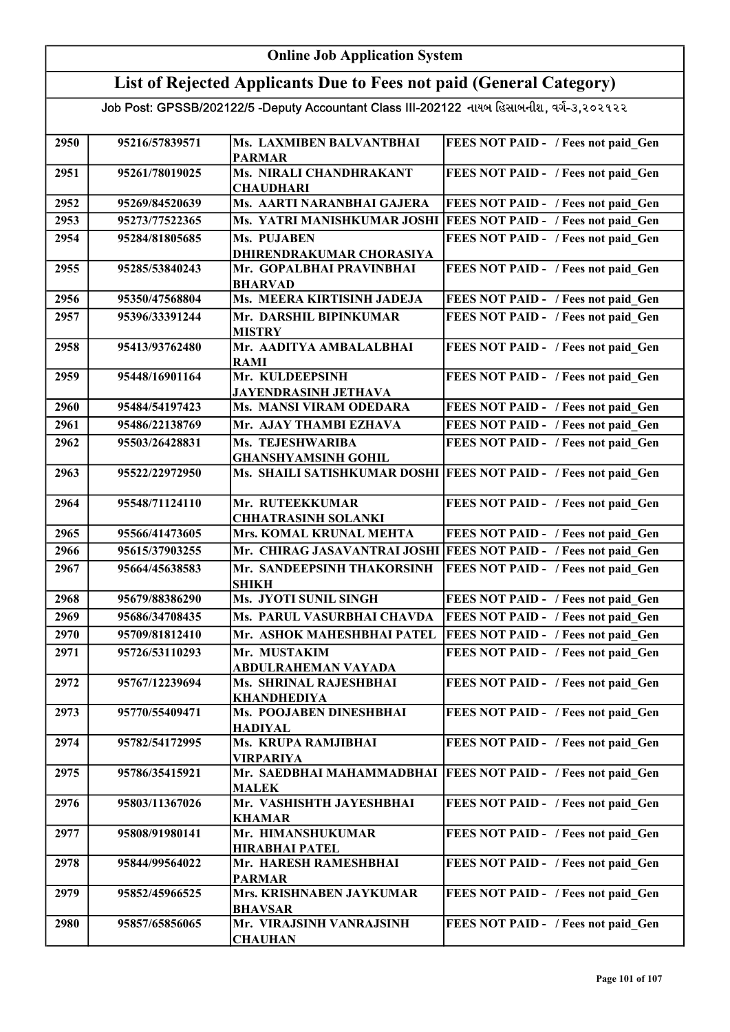# Online Job Application System

## List of Rejected Applicants Due to Fees not paid (General Category)

Job Post: GPSSB/202122/5 -Deputy Accountant Class III-202122 નાયબ હિસાબનીશ, વર્ગ-૩,૨૦૨૧૨૨

| | | | |
|---|---|---|---|
| 2950 | 95216/57839571 | Ms. LAXMIBEN BALVANTBHAI PARMAR | FEES NOT PAID - / Fees not paid_Gen |
| 2951 | 95261/78019025 | Ms. NIRALI CHANDHRAKANT CHAUDHARI | FEES NOT PAID - / Fees not paid_Gen |
| 2952 | 95269/84520639 | Ms. AARTI NARANBHAI GAJERA | FEES NOT PAID - / Fees not paid_Gen |
| 2953 | 95273/77522365 | Ms. YATRI MANISHKUMAR JOSHI | FEES NOT PAID - / Fees not paid_Gen |
| 2954 | 95284/81805685 | Ms. PUJABEN DHIRENDRAKUMAR CHORASIYA | FEES NOT PAID - / Fees not paid_Gen |
| 2955 | 95285/53840243 | Mr. GOPALBHAI PRAVINBHAI BHARVAD | FEES NOT PAID - / Fees not paid_Gen |
| 2956 | 95350/47568804 | Ms. MEERA KIRTISINH JADEJA | FEES NOT PAID - / Fees not paid_Gen |
| 2957 | 95396/33391244 | Mr. DARSHIL BIPINKUMAR MISTRY | FEES NOT PAID - / Fees not paid_Gen |
| 2958 | 95413/93762480 | Mr. AADITYA AMBALALBHAI RAMI | FEES NOT PAID - / Fees not paid_Gen |
| 2959 | 95448/16901164 | Mr. KULDEEPSINH JAYENDRASINH JETHAVA | FEES NOT PAID - / Fees not paid_Gen |
| 2960 | 95484/54197423 | Ms. MANSI VIRAM ODEDARA | FEES NOT PAID - / Fees not paid_Gen |
| 2961 | 95486/22138769 | Mr. AJAY THAMBI EZHAVA | FEES NOT PAID - / Fees not paid_Gen |
| 2962 | 95503/26428831 | Ms. TEJESHWARIBA GHANSHYAMSINH GOHIL | FEES NOT PAID - / Fees not paid_Gen |
| 2963 | 95522/22972950 | Ms. SHAILI SATISHKUMAR DOSHI | FEES NOT PAID - / Fees not paid_Gen |
| 2964 | 95548/71124110 | Mr. RUTEEKKUMAR CHHATRASINH SOLANKI | FEES NOT PAID - / Fees not paid_Gen |
| 2965 | 95566/41473605 | Mrs. KOMAL KRUNAL MEHTA | FEES NOT PAID - / Fees not paid_Gen |
| 2966 | 95615/37903255 | Mr. CHIRAG JASAVANTRAI JOSHI | FEES NOT PAID - / Fees not paid_Gen |
| 2967 | 95664/45638583 | Mr. SANDEEPSINH THAKORSINH SHIKH | FEES NOT PAID - / Fees not paid_Gen |
| 2968 | 95679/88386290 | Ms. JYOTI SUNIL SINGH | FEES NOT PAID - / Fees not paid_Gen |
| 2969 | 95686/34708435 | Ms. PARUL VASURBHAI CHAVDA | FEES NOT PAID - / Fees not paid_Gen |
| 2970 | 95709/81812410 | Mr. ASHOK MAHESHBHAI PATEL | FEES NOT PAID - / Fees not paid_Gen |
| 2971 | 95726/53110293 | Mr. MUSTAKIM ABDULRAHEMAN VAYADA | FEES NOT PAID - / Fees not paid_Gen |
| 2972 | 95767/12239694 | Ms. SHRINAL RAJESHBHAI KHANDHEDIYA | FEES NOT PAID - / Fees not paid_Gen |
| 2973 | 95770/55409471 | Ms. POOJABEN DINESHBHAI HADIYAL | FEES NOT PAID - / Fees not paid_Gen |
| 2974 | 95782/54172995 | Ms. KRUPA RAMJIBHAI VIRPARIYA | FEES NOT PAID - / Fees not paid_Gen |
| 2975 | 95786/35415921 | Mr. SAEDBHAI MAHAMMADBHAI MALEK | FEES NOT PAID - / Fees not paid_Gen |
| 2976 | 95803/11367026 | Mr. VASHISHTH JAYESHBHAI KHAMAR | FEES NOT PAID - / Fees not paid_Gen |
| 2977 | 95808/91980141 | Mr. HIMANSHUKUMAR HIRABHAI PATEL | FEES NOT PAID - / Fees not paid_Gen |
| 2978 | 95844/99564022 | Mr. HARESH RAMESHBHAI PARMAR | FEES NOT PAID - / Fees not paid_Gen |
| 2979 | 95852/45966525 | Mrs. KRISHNABEN JAYKUMAR BHAVSAR | FEES NOT PAID - / Fees not paid_Gen |
| 2980 | 95857/65856065 | Mr. VIRAJSINH VANRAJSINH CHAUHAN | FEES NOT PAID - / Fees not paid_Gen |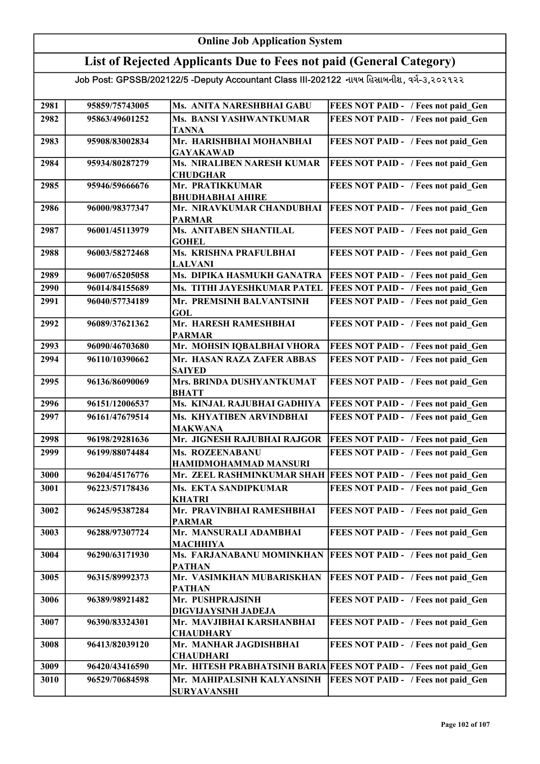# Online Job Application System

## List of Rejected Applicants Due to Fees not paid (General Category)

Job Post: GPSSB/202122/5 -Deputy Accountant Class III-202122 નાયબ હિસાબનીશ, વર્ગ-૩,૨૦૨૧૨૨

| | | | |
|---|---|---|---|
| 2981 | 95859/75743005 | Ms. ANITA NARESHBHAI GABU | FEES NOT PAID - / Fees not paid_Gen |
| 2982 | 95863/49601252 | Ms. BANSI YASHWANTKUMAR TANNA | FEES NOT PAID - / Fees not paid_Gen |
| 2983 | 95908/83002834 | Mr. HARISHBHAI MOHANBHAI GAYAKAWAD | FEES NOT PAID - / Fees not paid_Gen |
| 2984 | 95934/80287279 | Ms. NIRALIBEN NARESH KUMAR CHUDGHAR | FEES NOT PAID - / Fees not paid_Gen |
| 2985 | 95946/59666676 | Mr. PRATIKKUMAR BHUDHABHAI AHIRE | FEES NOT PAID - / Fees not paid_Gen |
| 2986 | 96000/98377347 | Mr. NIRAVKUMAR CHANDUBHAI PARMAR | FEES NOT PAID - / Fees not paid_Gen |
| 2987 | 96001/45113979 | Ms. ANITABEN SHANTILAL GOHEL | FEES NOT PAID - / Fees not paid_Gen |
| 2988 | 96003/58272468 | Ms. KRISHNA PRAFULBHAI LALVANI | FEES NOT PAID - / Fees not paid_Gen |
| 2989 | 96007/65205058 | Ms. DIPIKA HASMUKH GANATRA | FEES NOT PAID - / Fees not paid_Gen |
| 2990 | 96014/84155689 | Ms. TITHI JAYESHKUMAR PATEL | FEES NOT PAID - / Fees not paid_Gen |
| 2991 | 96040/57734189 | Mr. PREMSINH BALVANTSINH GOL | FEES NOT PAID - / Fees not paid_Gen |
| 2992 | 96089/37621362 | Mr. HARESH RAMESHBHAI PARMAR | FEES NOT PAID - / Fees not paid_Gen |
| 2993 | 96090/46703680 | Mr. MOHSIN IQBALBHAI VHORA | FEES NOT PAID - / Fees not paid_Gen |
| 2994 | 96110/10390662 | Mr. HASAN RAZA ZAFER ABBAS SAIYED | FEES NOT PAID - / Fees not paid_Gen |
| 2995 | 96136/86090069 | Mrs. BRINDA DUSHYANTKUMAT BHATT | FEES NOT PAID - / Fees not paid_Gen |
| 2996 | 96151/12006537 | Ms. KINJAL RAJUBHAI GADHIYA | FEES NOT PAID - / Fees not paid_Gen |
| 2997 | 96161/47679514 | Ms. KHYATIBEN ARVINDBHAI MAKWANA | FEES NOT PAID - / Fees not paid_Gen |
| 2998 | 96198/29281636 | Mr. JIGNESH RAJUBHAI RAJGOR | FEES NOT PAID - / Fees not paid_Gen |
| 2999 | 96199/88074484 | Ms. ROZEENABANU HAMIDMOHAMMAD MANSURI | FEES NOT PAID - / Fees not paid_Gen |
| 3000 | 96204/45176776 | Mr. ZEEL RASHMINKUMAR SHAH | FEES NOT PAID - / Fees not paid_Gen |
| 3001 | 96223/57178436 | Ms. EKTA SANDIPKUMAR KHATRI | FEES NOT PAID - / Fees not paid_Gen |
| 3002 | 96245/95387284 | Mr. PRAVINBHAI RAMESHBHAI PARMAR | FEES NOT PAID - / Fees not paid_Gen |
| 3003 | 96288/97307724 | Mr. MANSURALI ADAMBHAI MACHHIYA | FEES NOT PAID - / Fees not paid_Gen |
| 3004 | 96290/63171930 | Ms. FARJANABANU MOMINKHAN PATHAN | FEES NOT PAID - / Fees not paid_Gen |
| 3005 | 96315/89992373 | Mr. VASIMKHAN MUBARISKHAN PATHAN | FEES NOT PAID - / Fees not paid_Gen |
| 3006 | 96389/98921482 | Mr. PUSHPRAJSINH DIGVIJAYSINH JADEJA | FEES NOT PAID - / Fees not paid_Gen |
| 3007 | 96390/83324301 | Mr. MAVJIBHAI KARSHANBHAI CHAUDHARY | FEES NOT PAID - / Fees not paid_Gen |
| 3008 | 96413/82039120 | Mr. MANHAR JAGDISHBHAI CHAUDHARI | FEES NOT PAID - / Fees not paid_Gen |
| 3009 | 96420/43416590 | Mr. HITESH PRABHATSINH BARIA | FEES NOT PAID - / Fees not paid_Gen |
| 3010 | 96529/70684598 | Mr. MAHIPALSINH KALYANSINH SURYAVANSHI | FEES NOT PAID - / Fees not paid_Gen |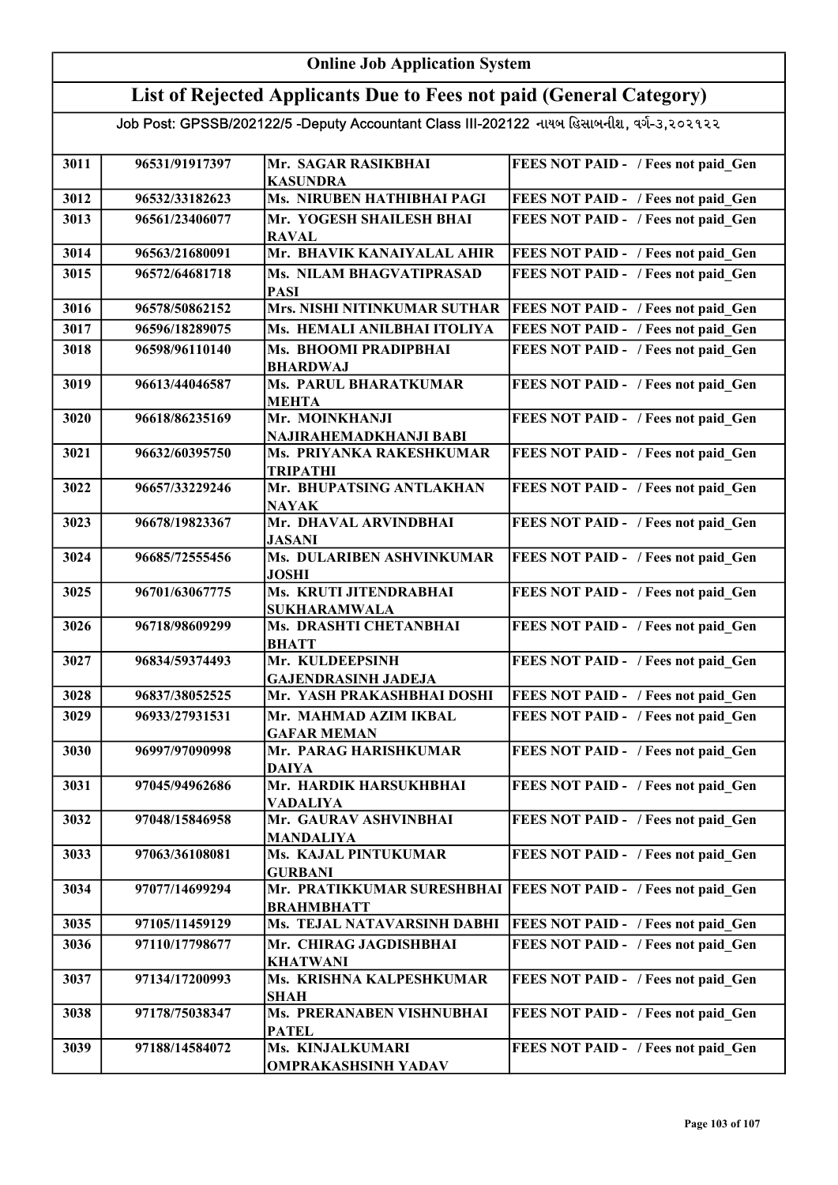# Online Job Application System

## List of Rejected Applicants Due to Fees not paid (General Category)

Job Post: GPSSB/202122/5 -Deputy Accountant Class III-202122 નાયબ હિસાબનીશ, વર્ગ-૩,૨૦૨૧૨૨

| | | | |
|---|---|---|---|
| 3011 | 96531/91917397 | Mr. SAGAR RASIKBHAI KASUNDRA | FEES NOT PAID - / Fees not paid_Gen |
| 3012 | 96532/33182623 | Ms. NIRUBEN HATHIBHAI PAGI | FEES NOT PAID - / Fees not paid_Gen |
| 3013 | 96561/23406077 | Mr. YOGESH SHAILESH BHAI RAVAL | FEES NOT PAID - / Fees not paid_Gen |
| 3014 | 96563/21680091 | Mr. BHAVIK KANAIYALAL AHIR | FEES NOT PAID - / Fees not paid_Gen |
| 3015 | 96572/64681718 | Ms. NILAM BHAGVATIPRASAD PASI | FEES NOT PAID - / Fees not paid_Gen |
| 3016 | 96578/50862152 | Mrs. NISHI NITINKUMAR SUTHAR | FEES NOT PAID - / Fees not paid_Gen |
| 3017 | 96596/18289075 | Ms. HEMALI ANILBHAI ITOLIYA | FEES NOT PAID - / Fees not paid_Gen |
| 3018 | 96598/96110140 | Ms. BHOOMI PRADIPBHAI BHARDWAJ | FEES NOT PAID - / Fees not paid_Gen |
| 3019 | 96613/44046587 | Ms. PARUL BHARATKUMAR MEHTA | FEES NOT PAID - / Fees not paid_Gen |
| 3020 | 96618/86235169 | Mr. MOINKHANJI NAJIRAHEMADKHANJI BABI | FEES NOT PAID - / Fees not paid_Gen |
| 3021 | 96632/60395750 | Ms. PRIYANKA RAKESHKUMAR TRIPATHI | FEES NOT PAID - / Fees not paid_Gen |
| 3022 | 96657/33229246 | Mr. BHUPATSING ANTLAKHAN NAYAK | FEES NOT PAID - / Fees not paid_Gen |
| 3023 | 96678/19823367 | Mr. DHAVAL ARVINDBHAI JASANI | FEES NOT PAID - / Fees not paid_Gen |
| 3024 | 96685/72555456 | Ms. DULARIBEN ASHVINKUMAR JOSHI | FEES NOT PAID - / Fees not paid_Gen |
| 3025 | 96701/63067775 | Ms. KRUTI JITENDRABHAI SUKHARAMWALA | FEES NOT PAID - / Fees not paid_Gen |
| 3026 | 96718/98609299 | Ms. DRASHTI CHETANBHAI BHATT | FEES NOT PAID - / Fees not paid_Gen |
| 3027 | 96834/59374493 | Mr. KULDEEPSINH GAJENDRASINH JADEJA | FEES NOT PAID - / Fees not paid_Gen |
| 3028 | 96837/38052525 | Mr. YASH PRAKASHBHAI DOSHI | FEES NOT PAID - / Fees not paid_Gen |
| 3029 | 96933/27931531 | Mr. MAHMAD AZIM IKBAL GAFAR MEMAN | FEES NOT PAID - / Fees not paid_Gen |
| 3030 | 96997/97090998 | Mr. PARAG HARISHKUMAR DAIYA | FEES NOT PAID - / Fees not paid_Gen |
| 3031 | 97045/94962686 | Mr. HARDIK HARSUKHBHAI VADALIYA | FEES NOT PAID - / Fees not paid_Gen |
| 3032 | 97048/15846958 | Mr. GAURAV ASHVINBHAI MANDALIYA | FEES NOT PAID - / Fees not paid_Gen |
| 3033 | 97063/36108081 | Ms. KAJAL PINTUKUMAR GURBANI | FEES NOT PAID - / Fees not paid_Gen |
| 3034 | 97077/14699294 | Mr. PRATIKKUMAR SURESHBHAI BRAHMBHATT | FEES NOT PAID - / Fees not paid_Gen |
| 3035 | 97105/11459129 | Ms. TEJAL NATAVARSINH DABHI | FEES NOT PAID - / Fees not paid_Gen |
| 3036 | 97110/17798677 | Mr. CHIRAG JAGDISHBHAI KHATWANI | FEES NOT PAID - / Fees not paid_Gen |
| 3037 | 97134/17200993 | Ms. KRISHNA KALPESHKUMAR SHAH | FEES NOT PAID - / Fees not paid_Gen |
| 3038 | 97178/75038347 | Ms. PRERANABEN VISHNUBHAI PATEL | FEES NOT PAID - / Fees not paid_Gen |
| 3039 | 97188/14584072 | Ms. KINJALKUMARI OMPRAKASHSINH YADAV | FEES NOT PAID - / Fees not paid_Gen |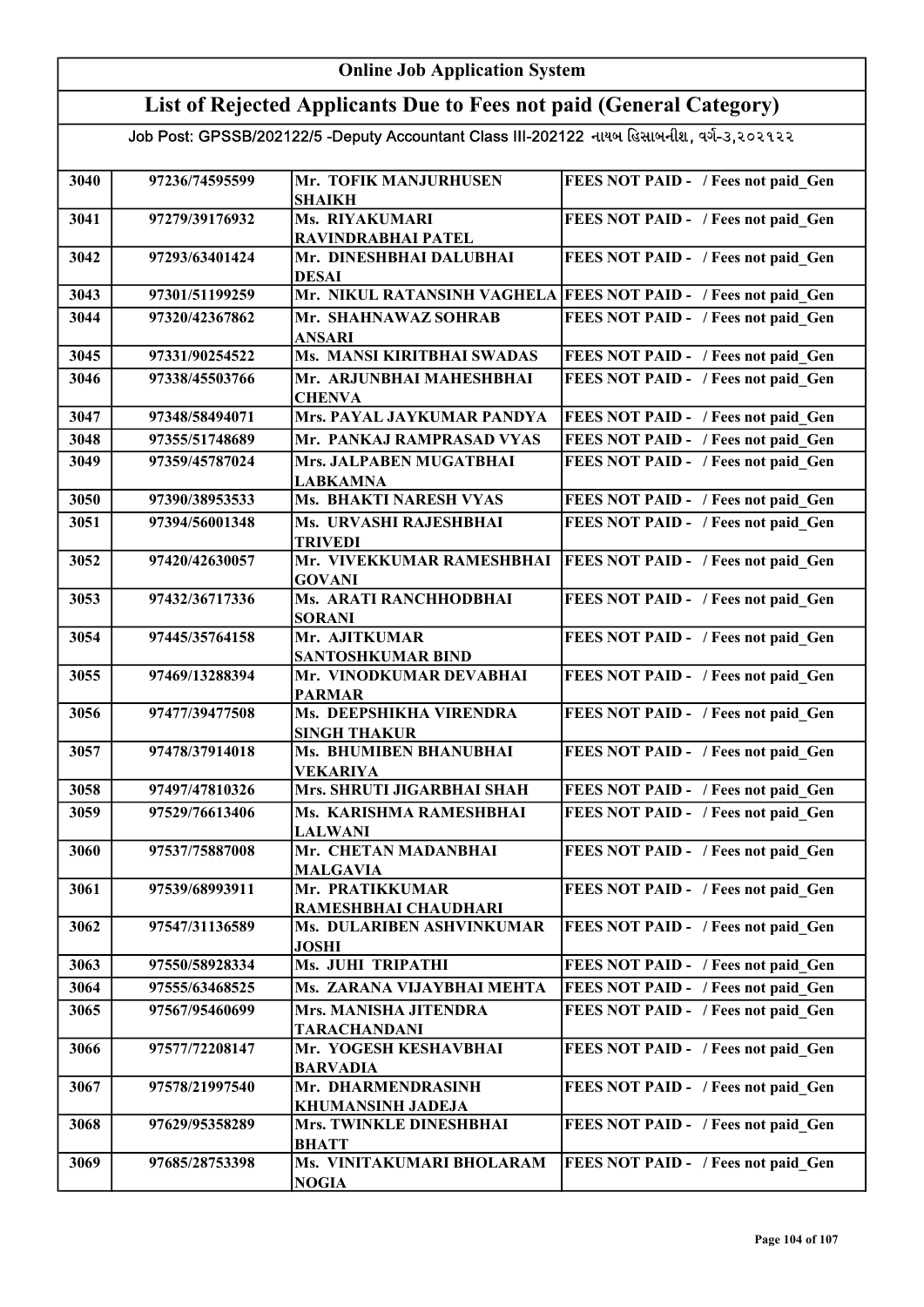# Online Job Application System

## List of Rejected Applicants Due to Fees not paid (General Category)

Job Post: GPSSB/202122/5 -Deputy Accountant Class III-202122 નાયબ હિસાબનીશ, વર્ગ-૩,૨૦૨૧૨૨

| | | | |
|---|---|---|---|
| 3040 | 97236/74595599 | Mr. TOFIK MANJURHUSEN SHAIKH | FEES NOT PAID - / Fees not paid_Gen |
| 3041 | 97279/39176932 | Ms. RIYAKUMARI RAVINDRABHAI PATEL | FEES NOT PAID - / Fees not paid_Gen |
| 3042 | 97293/63401424 | Mr. DINESHBHAI DALUBHAI DESAI | FEES NOT PAID - / Fees not paid_Gen |
| 3043 | 97301/51199259 | Mr. NIKUL RATANSINH VAGHELA | FEES NOT PAID - / Fees not paid_Gen |
| 3044 | 97320/42367862 | Mr. SHAHNAWAZ SOHRAB ANSARI | FEES NOT PAID - / Fees not paid_Gen |
| 3045 | 97331/90254522 | Ms. MANSI KIRITBHAI SWADAS | FEES NOT PAID - / Fees not paid_Gen |
| 3046 | 97338/45503766 | Mr. ARJUNBHAI MAHESHBHAI CHENVA | FEES NOT PAID - / Fees not paid_Gen |
| 3047 | 97348/58494071 | Mrs. PAYAL JAYKUMAR PANDYA | FEES NOT PAID - / Fees not paid_Gen |
| 3048 | 97355/51748689 | Mr. PANKAJ RAMPRASAD VYAS | FEES NOT PAID - / Fees not paid_Gen |
| 3049 | 97359/45787024 | Mrs. JALPABEN MUGATBHAI LABKAMNA | FEES NOT PAID - / Fees not paid_Gen |
| 3050 | 97390/38953533 | Ms. BHAKTI NARESH VYAS | FEES NOT PAID - / Fees not paid_Gen |
| 3051 | 97394/56001348 | Ms. URVASHI RAJESHBHAI TRIVEDI | FEES NOT PAID - / Fees not paid_Gen |
| 3052 | 97420/42630057 | Mr. VIVEKKUMAR RAMESHBHAI GOVANI | FEES NOT PAID - / Fees not paid_Gen |
| 3053 | 97432/36717336 | Ms. ARATI RANCHHODBHAI SORANI | FEES NOT PAID - / Fees not paid_Gen |
| 3054 | 97445/35764158 | Mr. AJITKUMAR SANTOSHKUMAR BIND | FEES NOT PAID - / Fees not paid_Gen |
| 3055 | 97469/13288394 | Mr. VINODKUMAR DEVABHAI PARMAR | FEES NOT PAID - / Fees not paid_Gen |
| 3056 | 97477/39477508 | Ms. DEEPSHIKHA VIRENDRA SINGH THAKUR | FEES NOT PAID - / Fees not paid_Gen |
| 3057 | 97478/37914018 | Ms. BHUMIBEN BHANUBHAI VEKARIYA | FEES NOT PAID - / Fees not paid_Gen |
| 3058 | 97497/47810326 | Mrs. SHRUTI JIGARBHAI SHAH | FEES NOT PAID - / Fees not paid_Gen |
| 3059 | 97529/76613406 | Ms. KARISHMA RAMESHBHAI LALWANI | FEES NOT PAID - / Fees not paid_Gen |
| 3060 | 97537/75887008 | Mr. CHETAN MADANBHAI MALGAVIA | FEES NOT PAID - / Fees not paid_Gen |
| 3061 | 97539/68993911 | Mr. PRATIKKUMAR RAMESHBHAI CHAUDHARI | FEES NOT PAID - / Fees not paid_Gen |
| 3062 | 97547/31136589 | Ms. DULARIBEN ASHVINKUMAR JOSHI | FEES NOT PAID - / Fees not paid_Gen |
| 3063 | 97550/58928334 | Ms. JUHI TRIPATHI | FEES NOT PAID - / Fees not paid_Gen |
| 3064 | 97555/63468525 | Ms. ZARANA VIJAYBHAI MEHTA | FEES NOT PAID - / Fees not paid_Gen |
| 3065 | 97567/95460699 | Mrs. MANISHA JITENDRA TARACHANDANI | FEES NOT PAID - / Fees not paid_Gen |
| 3066 | 97577/72208147 | Mr. YOGESH KESHAVBHAI BARVADIA | FEES NOT PAID - / Fees not paid_Gen |
| 3067 | 97578/21997540 | Mr. DHARMENDRASINH KHUMANSINH JADEJA | FEES NOT PAID - / Fees not paid_Gen |
| 3068 | 97629/95358289 | Mrs. TWINKLE DINESHBHAI BHATT | FEES NOT PAID - / Fees not paid_Gen |
| 3069 | 97685/28753398 | Ms. VINITAKUMARI BHOLARAM NOGIA | FEES NOT PAID - / Fees not paid_Gen |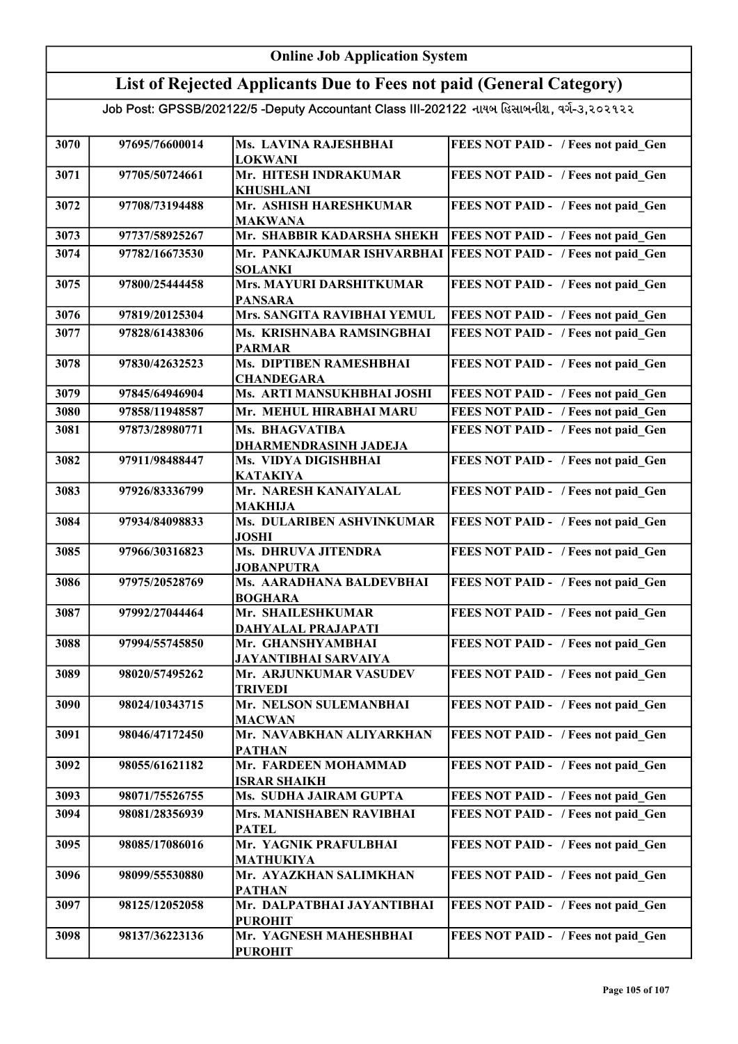# Online Job Application System

## List of Rejected Applicants Due to Fees not paid (General Category)

Job Post: GPSSB/202122/5 -Deputy Accountant Class III-202122 નાયબ હિસાબનીશ, વર્ગ-૩,૨૦૨૧૨૨

| | | | |
|---|---|---|---|
| 3070 | 97695/76600014 | Ms. LAVINA RAJESHBHAI LOKWANI | FEES NOT PAID - / Fees not paid_Gen |
| 3071 | 97705/50724661 | Mr. HITESH INDRAKUMAR KHUSHLANI | FEES NOT PAID - / Fees not paid_Gen |
| 3072 | 97708/73194488 | Mr. ASHISH HARESHKUMAR MAKWANA | FEES NOT PAID - / Fees not paid_Gen |
| 3073 | 97737/58925267 | Mr. SHABBIR KADARSHA SHEKH | FEES NOT PAID - / Fees not paid_Gen |
| 3074 | 97782/16673530 | Mr. PANKAJKUMAR ISHVARBHAI SOLANKI | FEES NOT PAID - / Fees not paid_Gen |
| 3075 | 97800/25444458 | Mrs. MAYURI DARSHITKUMAR PANSARA | FEES NOT PAID - / Fees not paid_Gen |
| 3076 | 97819/20125304 | Mrs. SANGITA RAVIBHAI YEMUL | FEES NOT PAID - / Fees not paid_Gen |
| 3077 | 97828/61438306 | Ms. KRISHNABA RAMSINGBHAI PARMAR | FEES NOT PAID - / Fees not paid_Gen |
| 3078 | 97830/42632523 | Ms. DIPTIBEN RAMESHBHAI CHANDEGARA | FEES NOT PAID - / Fees not paid_Gen |
| 3079 | 97845/64946904 | Ms. ARTI MANSUKHBHAI JOSHI | FEES NOT PAID - / Fees not paid_Gen |
| 3080 | 97858/11948587 | Mr. MEHUL HIRABHAI MARU | FEES NOT PAID - / Fees not paid_Gen |
| 3081 | 97873/28980771 | Ms. BHAGVATIBA DHARMENDRASINH JADEJA | FEES NOT PAID - / Fees not paid_Gen |
| 3082 | 97911/98488447 | Ms. VIDYA DIGISHBHAI KATAKIYA | FEES NOT PAID - / Fees not paid_Gen |
| 3083 | 97926/83336799 | Mr. NARESH KANAIYALAL MAKHIJA | FEES NOT PAID - / Fees not paid_Gen |
| 3084 | 97934/84098833 | Ms. DULARIBEN ASHVINKUMAR JOSHI | FEES NOT PAID - / Fees not paid_Gen |
| 3085 | 97966/30316823 | Ms. DHRUVA JITENDRA JOBANPUTRA | FEES NOT PAID - / Fees not paid_Gen |
| 3086 | 97975/20528769 | Ms. AARADHANA BALDEVBHAI BOGHARA | FEES NOT PAID - / Fees not paid_Gen |
| 3087 | 97992/27044464 | Mr. SHAILESHKUMAR DAHYALAL PRAJAPATI | FEES NOT PAID - / Fees not paid_Gen |
| 3088 | 97994/55745850 | Mr. GHANSHYAMBHAI JAYANTIBHAI SARVAIYA | FEES NOT PAID - / Fees not paid_Gen |
| 3089 | 98020/57495262 | Mr. ARJUNKUMAR VASUDEV TRIVEDI | FEES NOT PAID - / Fees not paid_Gen |
| 3090 | 98024/10343715 | Mr. NELSON SULEMANBHAI MACWAN | FEES NOT PAID - / Fees not paid_Gen |
| 3091 | 98046/47172450 | Mr. NAVABKHAN ALIYARKHAN PATHAN | FEES NOT PAID - / Fees not paid_Gen |
| 3092 | 98055/61621182 | Mr. FARDEEN MOHAMMAD ISRAR SHAIKH | FEES NOT PAID - / Fees not paid_Gen |
| 3093 | 98071/75526755 | Ms. SUDHA JAIRAM GUPTA | FEES NOT PAID - / Fees not paid_Gen |
| 3094 | 98081/28356939 | Mrs. MANISHABEN RAVIBHAI PATEL | FEES NOT PAID - / Fees not paid_Gen |
| 3095 | 98085/17086016 | Mr. YAGNIK PRAFULBHAI MATHUKIYA | FEES NOT PAID - / Fees not paid_Gen |
| 3096 | 98099/55530880 | Mr. AYAZKHAN SALIMKHAN PATHAN | FEES NOT PAID - / Fees not paid_Gen |
| 3097 | 98125/12052058 | Mr. DALPATBHAI JAYANTIBHAI PUROHIT | FEES NOT PAID - / Fees not paid_Gen |
| 3098 | 98137/36223136 | Mr. YAGNESH MAHESHBHAI PUROHIT | FEES NOT PAID - / Fees not paid_Gen |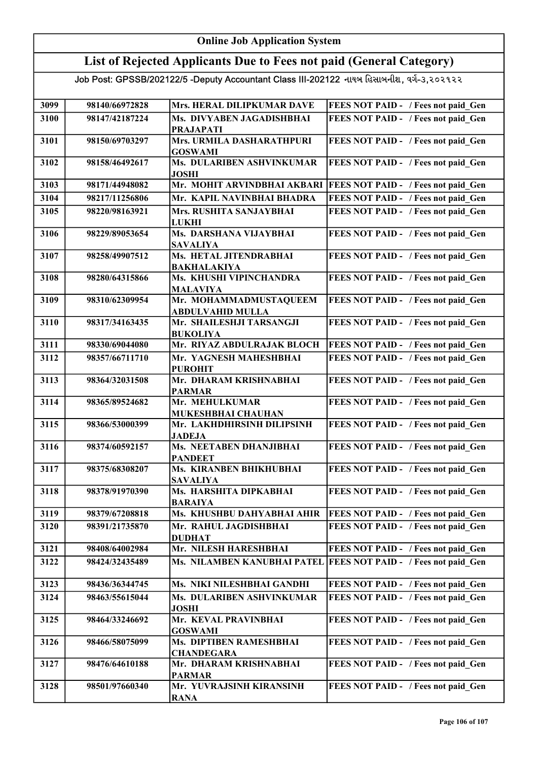# Online Job Application System

## List of Rejected Applicants Due to Fees not paid (General Category)

### Job Post: GPSSB/202122/5 -Deputy Accountant Class III-202122 નાયબ હિસાબનીશ, વર્ગ-૩,૨૦૨૧૨૨

| | | | |
|---|---|---|---|
| 3099 | 98140/66972828 | Mrs. HERAL DILIPKUMAR DAVE | FEES NOT PAID - / Fees not paid_Gen |
| 3100 | 98147/42187224 | Ms. DIVYABEN JAGADISHBHAI PRAJAPATI | FEES NOT PAID - / Fees not paid_Gen |
| 3101 | 98150/69703297 | Mrs. URMILA DASHARATHPURI GOSWAMI | FEES NOT PAID - / Fees not paid_Gen |
| 3102 | 98158/46492617 | Ms. DULARIBEN ASHVINKUMAR JOSHI | FEES NOT PAID - / Fees not paid_Gen |
| 3103 | 98171/44948082 | Mr. MOHIT ARVINDBHAI AKBARI | FEES NOT PAID - / Fees not paid_Gen |
| 3104 | 98217/11256806 | Mr. KAPIL NAVINBHAI BHADRA | FEES NOT PAID - / Fees not paid_Gen |
| 3105 | 98220/98163921 | Mrs. RUSHITA SANJAYBHAI LUKHI | FEES NOT PAID - / Fees not paid_Gen |
| 3106 | 98229/89053654 | Ms. DARSHANA VIJAYBHAI SAVALIYA | FEES NOT PAID - / Fees not paid_Gen |
| 3107 | 98258/49907512 | Ms. HETAL JITENDRABHAI BAKHALAKIYA | FEES NOT PAID - / Fees not paid_Gen |
| 3108 | 98280/64315866 | Ms. KHUSHI VIPINCHANDRA MALAVIYA | FEES NOT PAID - / Fees not paid_Gen |
| 3109 | 98310/62309954 | Mr. MOHAMMADMUSTAQUEEM ABDULVAHID MULLA | FEES NOT PAID - / Fees not paid_Gen |
| 3110 | 98317/34163435 | Mr. SHAILESHJI TARSANGJI BUKOLIYA | FEES NOT PAID - / Fees not paid_Gen |
| 3111 | 98330/69044080 | Mr. RIYAZ ABDULRAJAK BLOCH | FEES NOT PAID - / Fees not paid_Gen |
| 3112 | 98357/66711710 | Mr. YAGNESH MAHESHBHAI PUROHIT | FEES NOT PAID - / Fees not paid_Gen |
| 3113 | 98364/32031508 | Mr. DHARAM KRISHNABHAI PARMAR | FEES NOT PAID - / Fees not paid_Gen |
| 3114 | 98365/89524682 | Mr. MEHULKUMAR MUKESHBHAI CHAUHAN | FEES NOT PAID - / Fees not paid_Gen |
| 3115 | 98366/53000399 | Mr. LAKHDHIRSINH DILIPSINH JADEJA | FEES NOT PAID - / Fees not paid_Gen |
| 3116 | 98374/60592157 | Ms. NEETABEN DHANJIBHAI PANDEET | FEES NOT PAID - / Fees not paid_Gen |
| 3117 | 98375/68308207 | Ms. KIRANBEN BHIKHUBHAI SAVALIYA | FEES NOT PAID - / Fees not paid_Gen |
| 3118 | 98378/91970390 | Ms. HARSHITA DIPKABHAI BARAIYA | FEES NOT PAID - / Fees not paid_Gen |
| 3119 | 98379/67208818 | Ms. KHUSHBU DAHYABHAI AHIR | FEES NOT PAID - / Fees not paid_Gen |
| 3120 | 98391/21735870 | Mr. RAHUL JAGDISHBHAI DUDHAT | FEES NOT PAID - / Fees not paid_Gen |
| 3121 | 98408/64002984 | Mr. NILESH HARESHBHAI | FEES NOT PAID - / Fees not paid_Gen |
| 3122 | 98424/32435489 | Ms. NILAMBEN KANUBHAI PATEL | FEES NOT PAID - / Fees not paid_Gen |
| 3123 | 98436/36344745 | Ms. NIKI NILESHBHAI GANDHI | FEES NOT PAID - / Fees not paid_Gen |
| 3124 | 98463/55615044 | Ms. DULARIBEN ASHVINKUMAR JOSHI | FEES NOT PAID - / Fees not paid_Gen |
| 3125 | 98464/33246692 | Mr. KEVAL PRAVINBHAI GOSWAMI | FEES NOT PAID - / Fees not paid_Gen |
| 3126 | 98466/58075099 | Ms. DIPTIBEN RAMESHBHAI CHANDEGARA | FEES NOT PAID - / Fees not paid_Gen |
| 3127 | 98476/64610188 | Mr. DHARAM KRISHNABHAI PARMAR | FEES NOT PAID - / Fees not paid_Gen |
| 3128 | 98501/97660340 | Mr. YUVRAJSINH KIRANSINH RANA | FEES NOT PAID - / Fees not paid_Gen |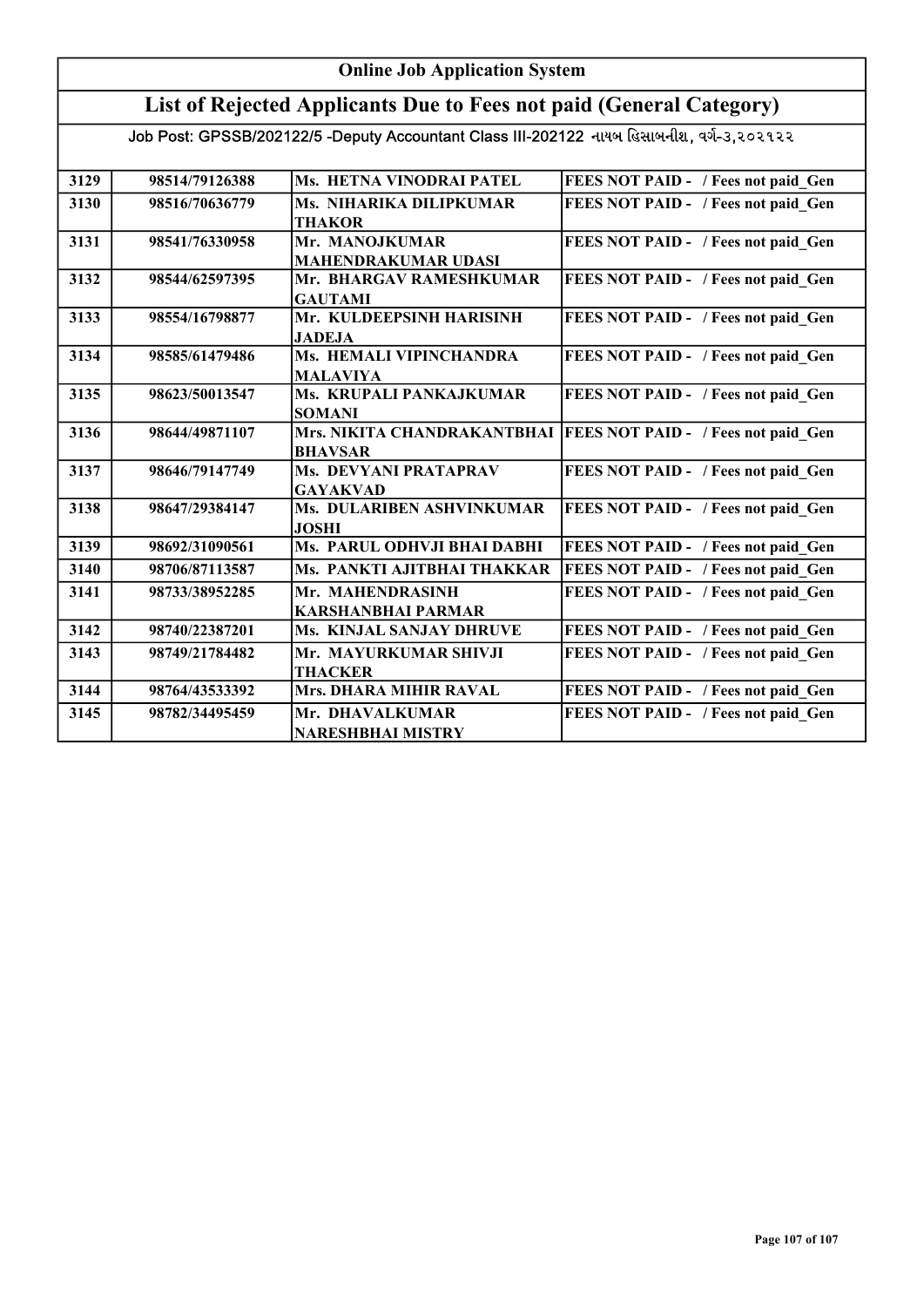# Online Job Application System

## List of Rejected Applicants Due to Fees not paid (General Category)

Job Post: GPSSB/202122/5 -Deputy Accountant Class III-202122 નાયબ હિસાબનીશ, વર્ગ-૩,૨૦૨૧૨૨

| | | | |
|---|---|---|---|
| 3129 | 98514/79126388 | Ms. HETNA VINODRAI PATEL | FEES NOT PAID - / Fees not paid_Gen |
| 3130 | 98516/70636779 | Ms. NIHARIKA DILIPKUMAR THAKOR | FEES NOT PAID - / Fees not paid_Gen |
| 3131 | 98541/76330958 | Mr. MANOJKUMAR MAHENDRAKUMAR UDASI | FEES NOT PAID - / Fees not paid_Gen |
| 3132 | 98544/62597395 | Mr. BHARGAV RAMESHKUMAR GAUTAMI | FEES NOT PAID - / Fees not paid_Gen |
| 3133 | 98554/16798877 | Mr. KULDEEPSINH HARISINH JADEJA | FEES NOT PAID - / Fees not paid_Gen |
| 3134 | 98585/61479486 | Ms. HEMALI VIPINCHANDRA MALAVIYA | FEES NOT PAID - / Fees not paid_Gen |
| 3135 | 98623/50013547 | Ms. KRUPALI PANKAJKUMAR SOMANI | FEES NOT PAID - / Fees not paid_Gen |
| 3136 | 98644/49871107 | Mrs. NIKITA CHANDRAKANTBHAI BHAVSAR | FEES NOT PAID - / Fees not paid_Gen |
| 3137 | 98646/79147749 | Ms. DEVYANI PRATAPRAV GAYAKVAD | FEES NOT PAID - / Fees not paid_Gen |
| 3138 | 98647/29384147 | Ms. DULARIBEN ASHVINKUMAR JOSHI | FEES NOT PAID - / Fees not paid_Gen |
| 3139 | 98692/31090561 | Ms. PARUL ODHVJI BHAI DABHI | FEES NOT PAID - / Fees not paid_Gen |
| 3140 | 98706/87113587 | Ms. PANKTI AJITBHAI THAKKAR | FEES NOT PAID - / Fees not paid_Gen |
| 3141 | 98733/38952285 | Mr. MAHENDRASINH KARSHANBHAI PARMAR | FEES NOT PAID - / Fees not paid_Gen |
| 3142 | 98740/22387201 | Ms. KINJAL SANJAY DHRUVE | FEES NOT PAID - / Fees not paid_Gen |
| 3143 | 98749/21784482 | Mr. MAYURKUMAR SHIVJI THACKER | FEES NOT PAID - / Fees not paid_Gen |
| 3144 | 98764/43533392 | Mrs. DHARA MIHIR RAVAL | FEES NOT PAID - / Fees not paid_Gen |
| 3145 | 98782/34495459 | Mr. DHAVALKUMAR NARESHBHAI MISTRY | FEES NOT PAID - / Fees not paid_Gen |